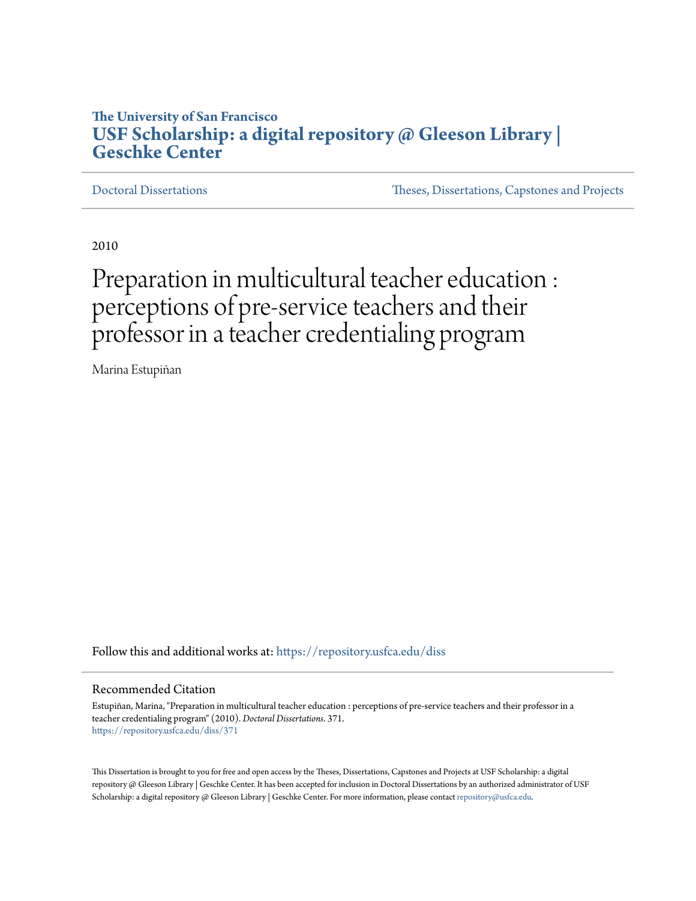The University of San Francisco
**USF Scholarship: a digital repository @ Gleeson Library | Geschke Center**

Doctoral Dissertations | Theses, Dissertations, Capstones and Projects

2010

# Preparation in multicultural teacher education : perceptions of pre-service teachers and their professor in a teacher credentialing program

Marina Estupiñan

Follow this and additional works at: https://repository.usfca.edu/diss

## Recommended Citation

Estupiñan, Marina, "Preparation in multicultural teacher education : perceptions of pre-service teachers and their professor in a teacher credentialing program" (2010). *Doctoral Dissertations*. 371.
https://repository.usfca.edu/diss/371

This Dissertation is brought to you for free and open access by the Theses, Dissertations, Capstones and Projects at USF Scholarship: a digital repository @ Gleeson Library | Geschke Center. It has been accepted for inclusion in Doctoral Dissertations by an authorized administrator of USF Scholarship: a digital repository @ Gleeson Library | Geschke Center. For more information, please contact repository@usfca.edu.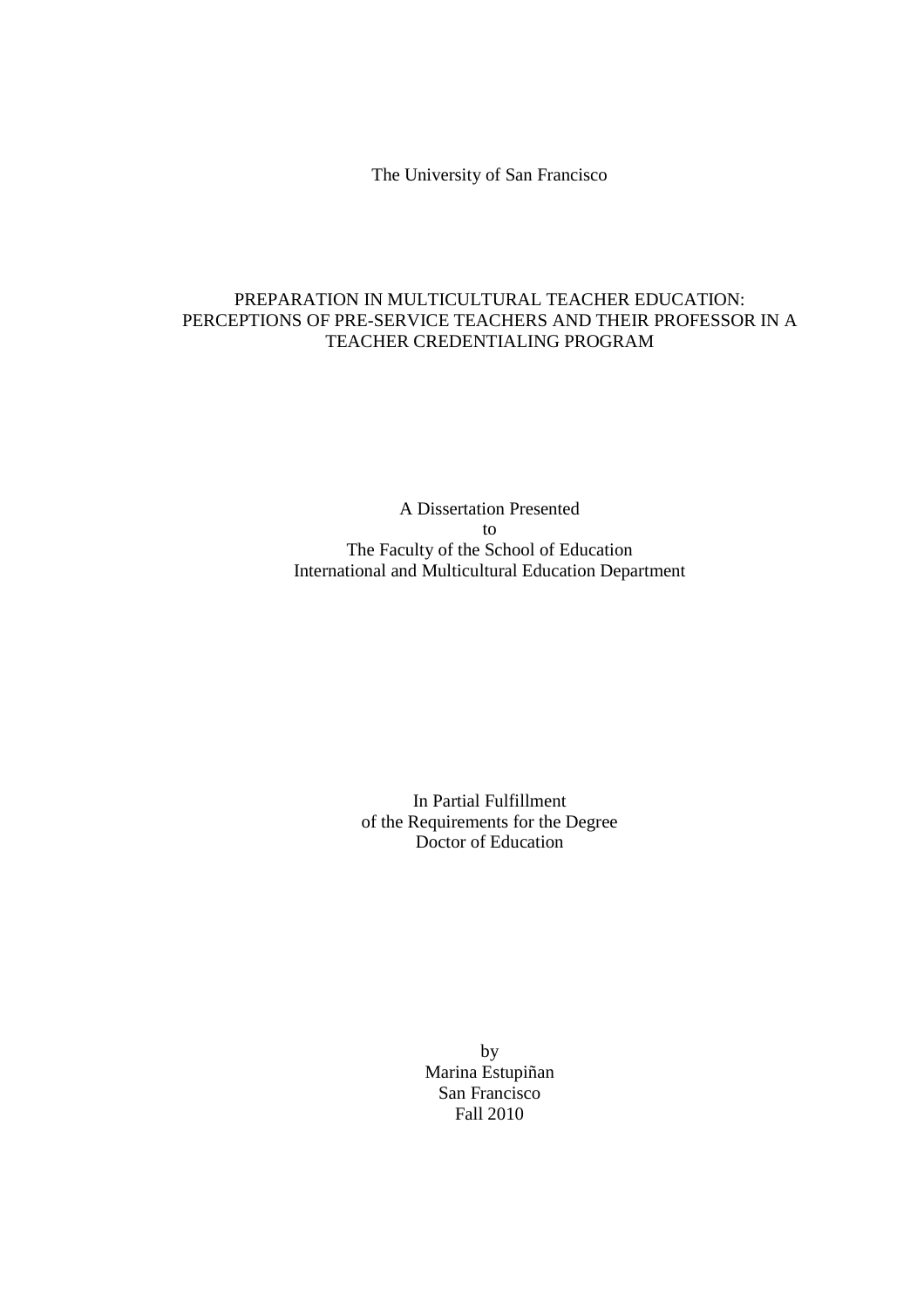The University of San Francisco

PREPARATION IN MULTICULTURAL TEACHER EDUCATION:
PERCEPTIONS OF PRE-SERVICE TEACHERS AND THEIR PROFESSOR IN A TEACHER CREDENTIALING PROGRAM

A Dissertation Presented
to
The Faculty of the School of Education
International and Multicultural Education Department

In Partial Fulfillment
of the Requirements for the Degree
Doctor of Education

by
Marina Estupiñan
San Francisco
Fall 2010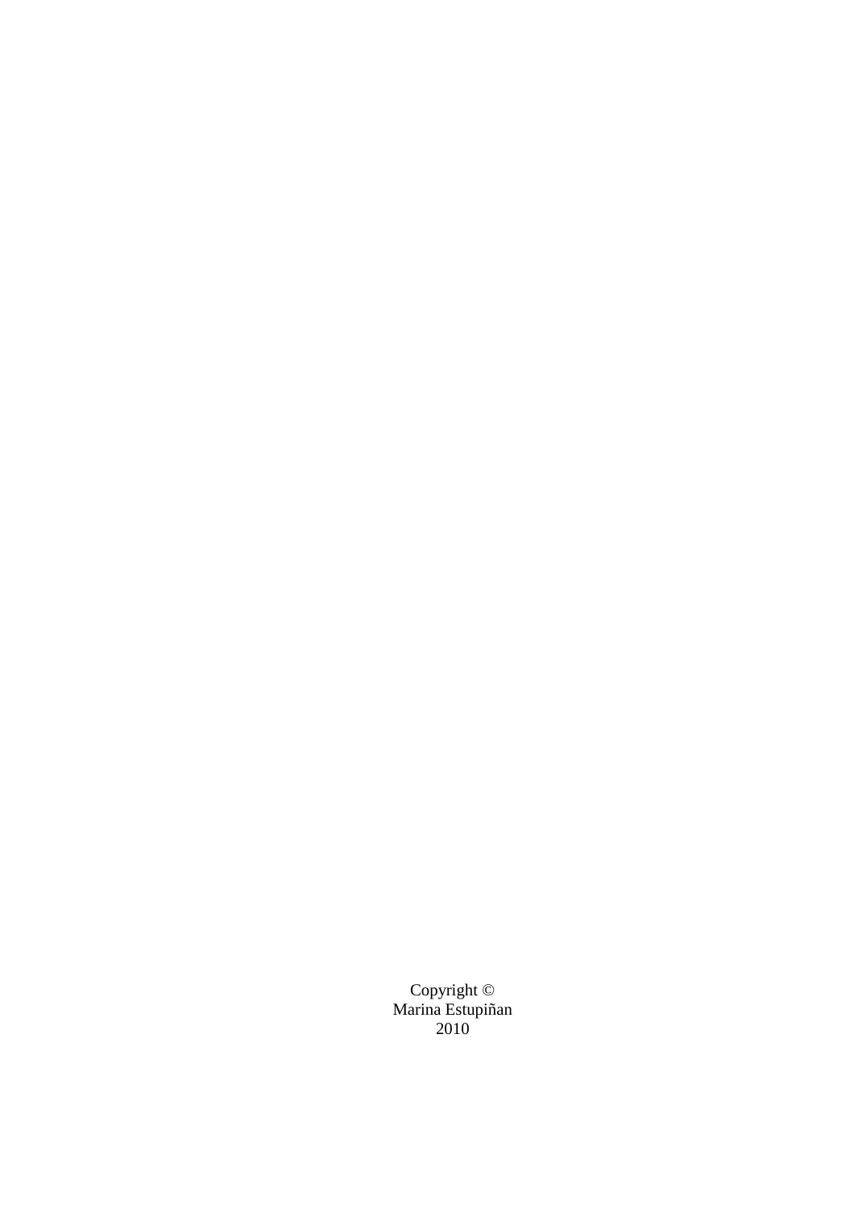Copyright ©
Marina Estupiñan
2010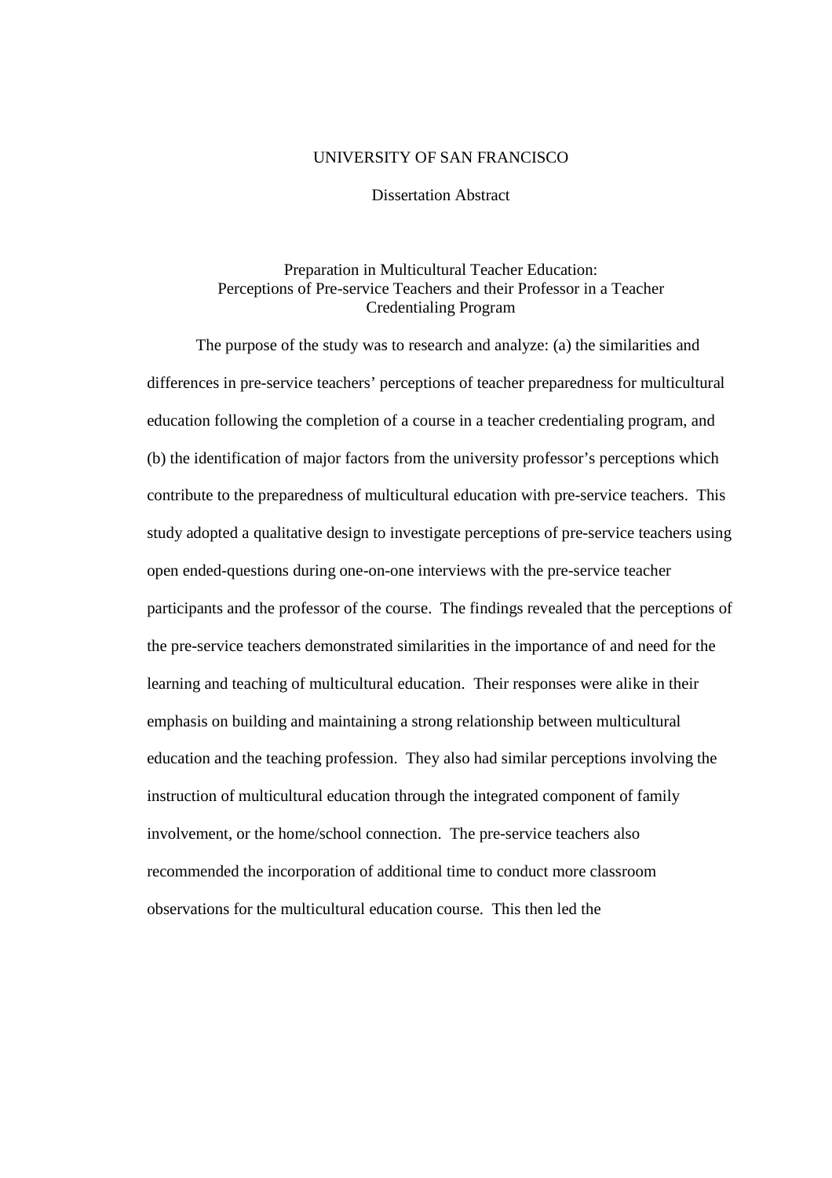UNIVERSITY OF SAN FRANCISCO

Dissertation Abstract

Preparation in Multicultural Teacher Education:
Perceptions of Pre-service Teachers and their Professor in a Teacher Credentialing Program

The purpose of the study was to research and analyze: (a) the similarities and differences in pre-service teachers' perceptions of teacher preparedness for multicultural education following the completion of a course in a teacher credentialing program, and (b) the identification of major factors from the university professor's perceptions which contribute to the preparedness of multicultural education with pre-service teachers. This study adopted a qualitative design to investigate perceptions of pre-service teachers using open ended-questions during one-on-one interviews with the pre-service teacher participants and the professor of the course. The findings revealed that the perceptions of the pre-service teachers demonstrated similarities in the importance of and need for the learning and teaching of multicultural education. Their responses were alike in their emphasis on building and maintaining a strong relationship between multicultural education and the teaching profession. They also had similar perceptions involving the instruction of multicultural education through the integrated component of family involvement, or the home/school connection. The pre-service teachers also recommended the incorporation of additional time to conduct more classroom observations for the multicultural education course. This then led the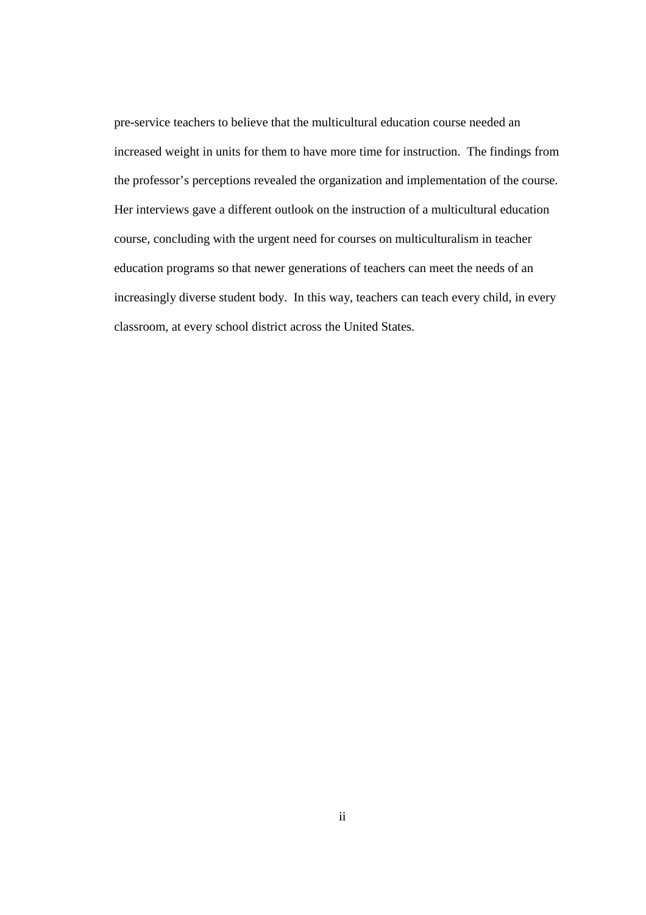pre-service teachers to believe that the multicultural education course needed an increased weight in units for them to have more time for instruction. The findings from the professor's perceptions revealed the organization and implementation of the course. Her interviews gave a different outlook on the instruction of a multicultural education course, concluding with the urgent need for courses on multiculturalism in teacher education programs so that newer generations of teachers can meet the needs of an increasingly diverse student body. In this way, teachers can teach every child, in every classroom, at every school district across the United States.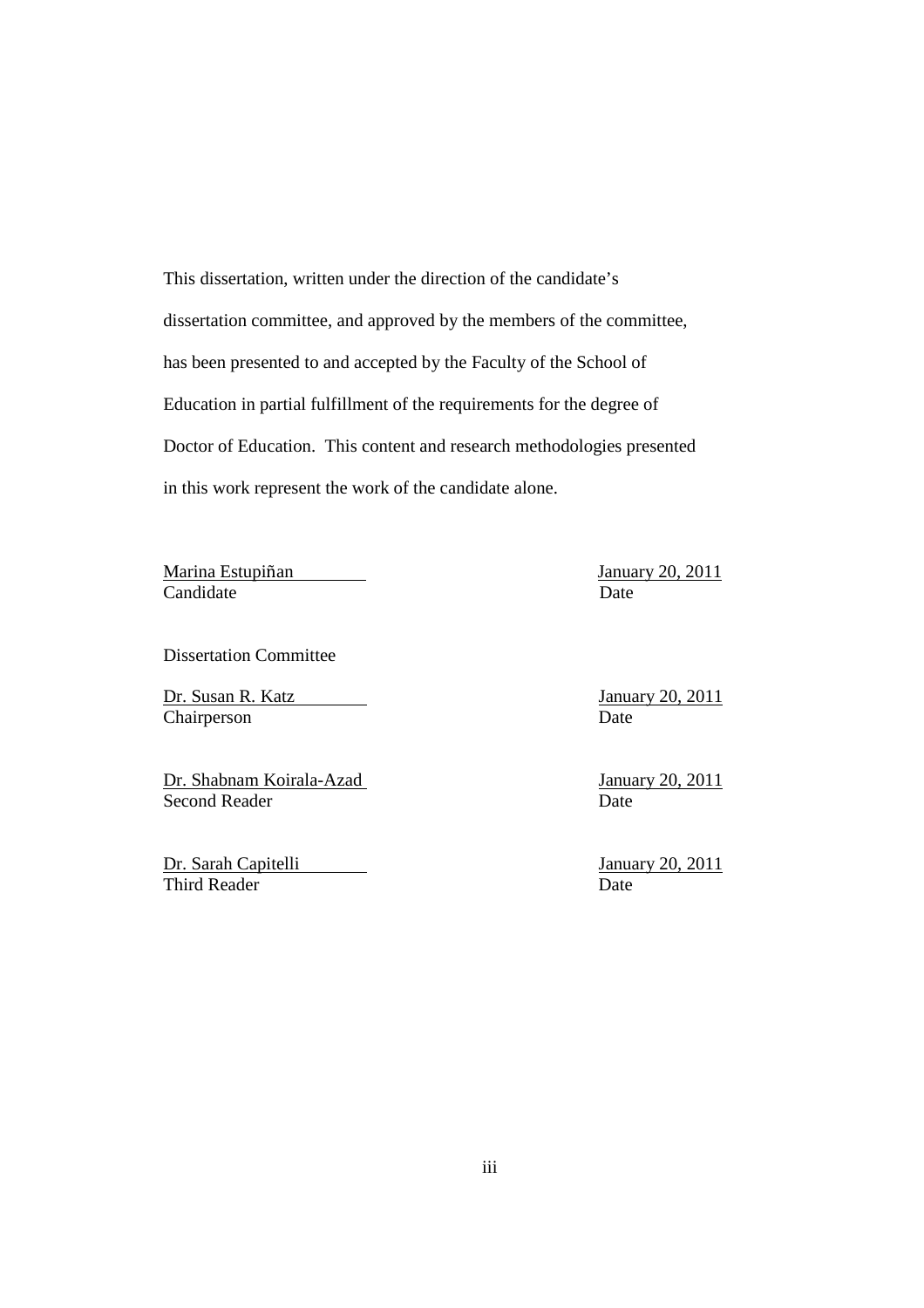This dissertation, written under the direction of the candidate's dissertation committee, and approved by the members of the committee, has been presented to and accepted by the Faculty of the School of Education in partial fulfillment of the requirements for the degree of Doctor of Education. This content and research methodologies presented in this work represent the work of the candidate alone.

| | |
|---|---|
| Marina Estupiñan | January 20, 2011 |
| Candidate | Date |

Dissertation Committee

| | |
|---|---|
| Dr. Susan R. Katz | January 20, 2011 |
| Chairperson | Date |
| | |
| Dr. Shabnam Koirala-Azad | January 20, 2011 |
| Second Reader | Date |
| | |
| Dr. Sarah Capitelli | January 20, 2011 |
| Third Reader | Date |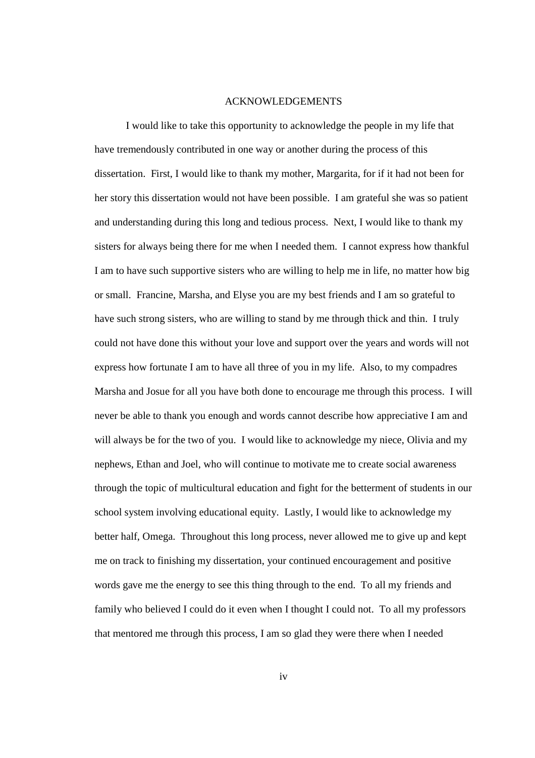# ACKNOWLEDGEMENTS

I would like to take this opportunity to acknowledge the people in my life that have tremendously contributed in one way or another during the process of this dissertation. First, I would like to thank my mother, Margarita, for if it had not been for her story this dissertation would not have been possible. I am grateful she was so patient and understanding during this long and tedious process. Next, I would like to thank my sisters for always being there for me when I needed them. I cannot express how thankful I am to have such supportive sisters who are willing to help me in life, no matter how big or small. Francine, Marsha, and Elyse you are my best friends and I am so grateful to have such strong sisters, who are willing to stand by me through thick and thin. I truly could not have done this without your love and support over the years and words will not express how fortunate I am to have all three of you in my life. Also, to my compadres Marsha and Josue for all you have both done to encourage me through this process. I will never be able to thank you enough and words cannot describe how appreciative I am and will always be for the two of you. I would like to acknowledge my niece, Olivia and my nephews, Ethan and Joel, who will continue to motivate me to create social awareness through the topic of multicultural education and fight for the betterment of students in our school system involving educational equity. Lastly, I would like to acknowledge my better half, Omega. Throughout this long process, never allowed me to give up and kept me on track to finishing my dissertation, your continued encouragement and positive words gave me the energy to see this thing through to the end. To all my friends and family who believed I could do it even when I thought I could not. To all my professors that mentored me through this process, I am so glad they were there when I needed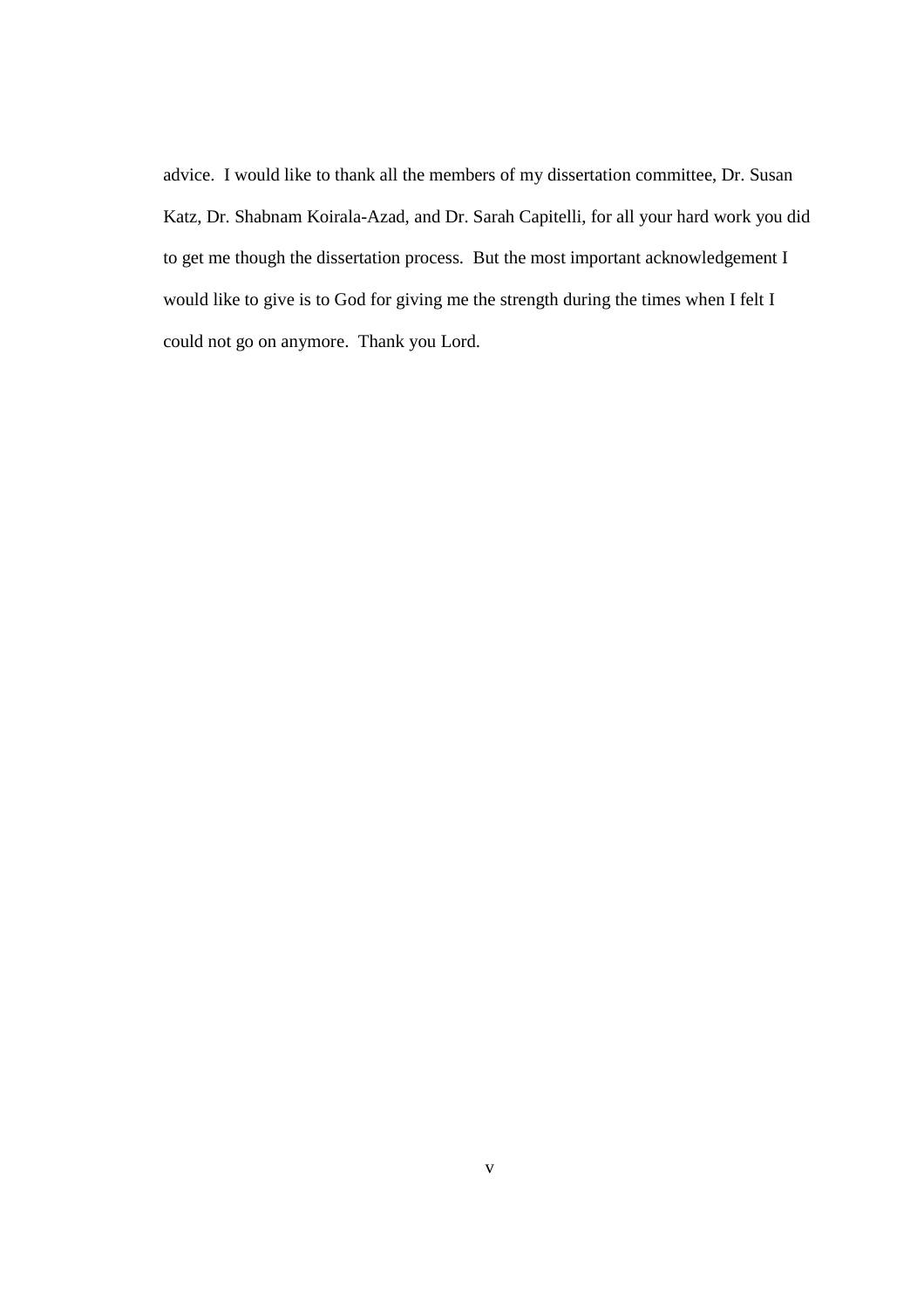advice. I would like to thank all the members of my dissertation committee, Dr. Susan Katz, Dr. Shabnam Koirala-Azad, and Dr. Sarah Capitelli, for all your hard work you did to get me though the dissertation process. But the most important acknowledgement I would like to give is to God for giving me the strength during the times when I felt I could not go on anymore. Thank you Lord.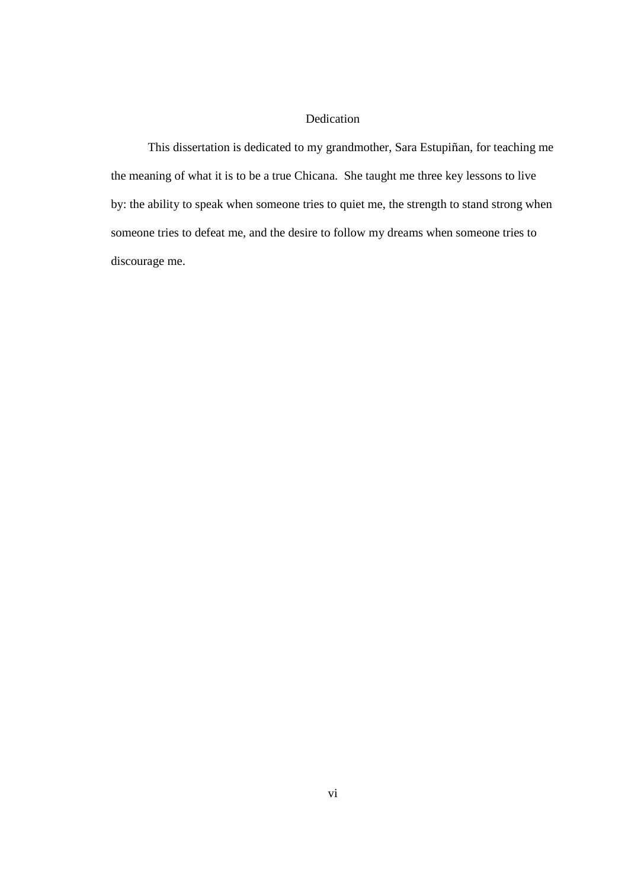# Dedication

This dissertation is dedicated to my grandmother, Sara Estupiñan, for teaching me the meaning of what it is to be a true Chicana.  She taught me three key lessons to live by: the ability to speak when someone tries to quiet me, the strength to stand strong when someone tries to defeat me, and the desire to follow my dreams when someone tries to discourage me.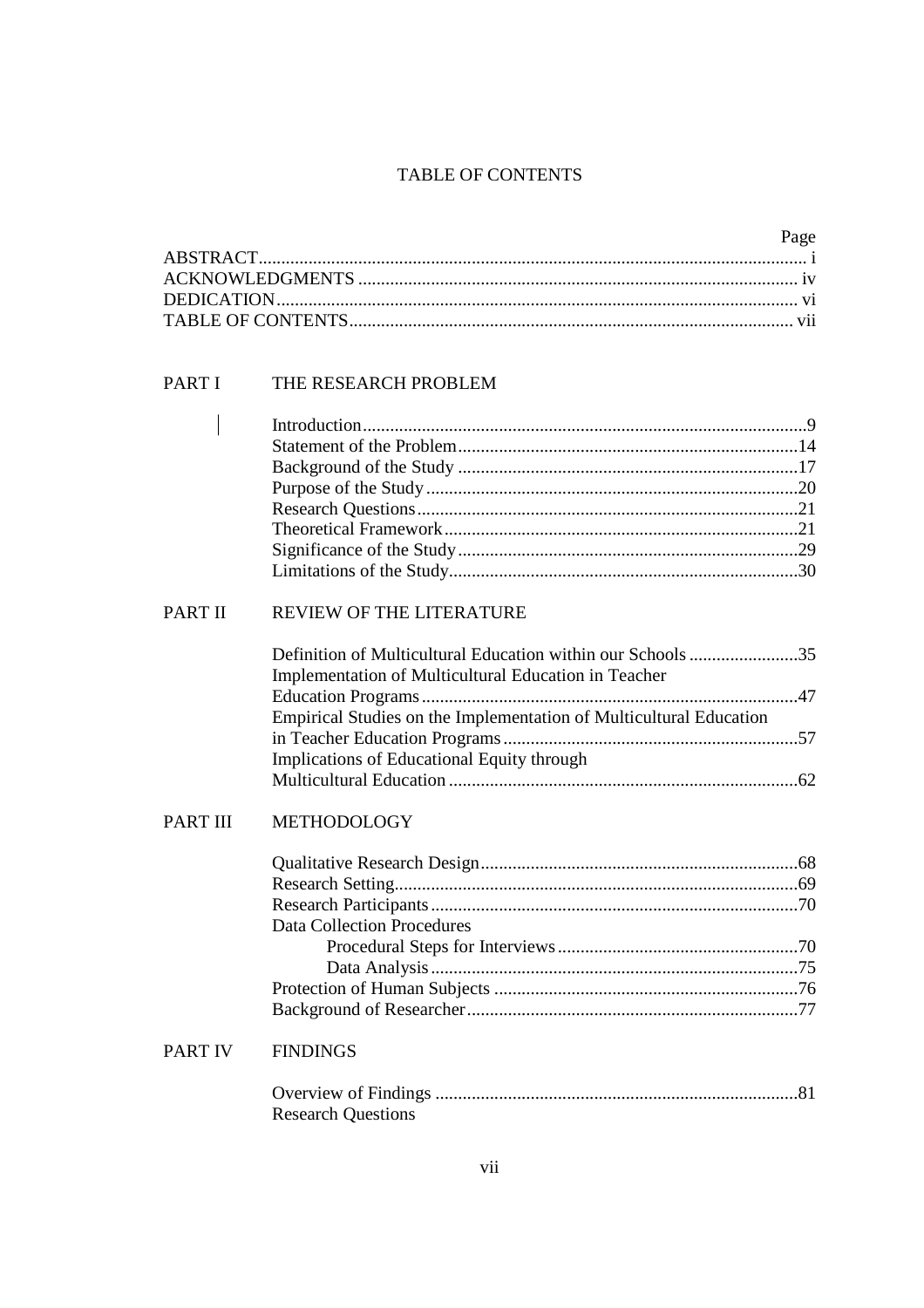# TABLE OF CONTENTS

| | Page |
|---|---|
| ABSTRACT | i |
| ACKNOWLEDGMENTS | iv |
| DEDICATION | vi |
| TABLE OF CONTENTS | vii |

PART I THE RESEARCH PROBLEM

| | |
|---|---|
| Introduction | 9 |
| Statement of the Problem | 14 |
| Background of the Study | 17 |
| Purpose of the Study | 20 |
| Research Questions | 21 |
| Theoretical Framework | 21 |
| Significance of the Study | 29 |
| Limitations of the Study | 30 |

PART II REVIEW OF THE LITERATURE

| | |
|---|---|
| Definition of Multicultural Education within our Schools | 35 |
| Implementation of Multicultural Education in Teacher Education Programs | 47 |
| Empirical Studies on the Implementation of Multicultural Education in Teacher Education Programs | 57 |
| Implications of Educational Equity through Multicultural Education | 62 |

PART III METHODOLOGY

| | |
|---|---|
| Qualitative Research Design | 68 |
| Research Setting | 69 |
| Research Participants | 70 |
| Data Collection Procedures | |
| Procedural Steps for Interviews | 70 |
| Data Analysis | 75 |
| Protection of Human Subjects | 76 |
| Background of Researcher | 77 |

PART IV FINDINGS

| | |
|---|---|
| Overview of Findings | 81 |
| Research Questions | |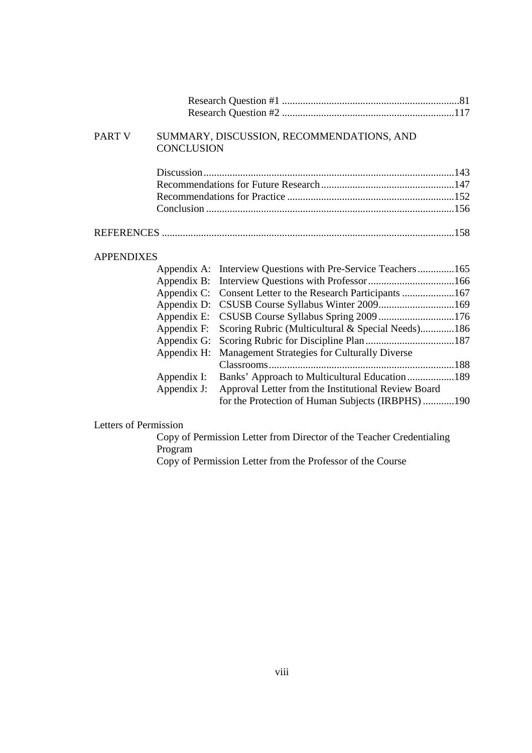Research Question #1 ....................................................................81
Research Question #2 ..................................................................117

PART V SUMMARY, DISCUSSION, RECOMMENDATIONS, AND CONCLUSION

Discussion..............................................................................................143
Recommendations for Future Research...................................................147
Recommendations for Practice ...............................................................152
Conclusion ..............................................................................................156

REFERENCES ...............................................................................................................158

APPENDIXES

Appendix A: Interview Questions with Pre-Service Teachers..............165
Appendix B: Interview Questions with Professor.................................166
Appendix C: Consent Letter to the Research Participants ....................167
Appendix D: CSUSB Course Syllabus Winter 2009.............................169
Appendix E: CSUSB Course Syllabus Spring 2009.............................176
Appendix F: Scoring Rubric (Multicultural & Special Needs).............186
Appendix G: Scoring Rubric for Discipline Plan..................................187
Appendix H: Management Strategies for Culturally Diverse Classrooms......................................................................188
Appendix I: Banks' Approach to Multicultural Education..................189
Appendix J: Approval Letter from the Institutional Review Board for the Protection of Human Subjects (IRBPHS) ............190

Letters of Permission

Copy of Permission Letter from Director of the Teacher Credentialing Program

Copy of Permission Letter from the Professor of the Course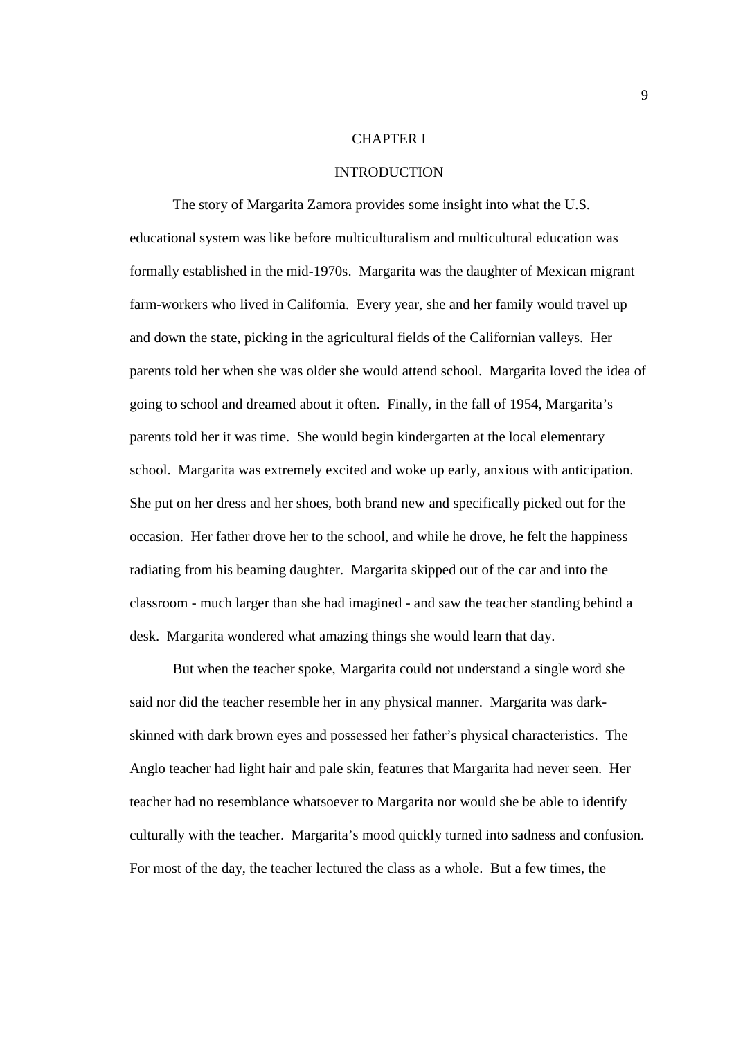# CHAPTER I

# INTRODUCTION

The story of Margarita Zamora provides some insight into what the U.S. educational system was like before multiculturalism and multicultural education was formally established in the mid-1970s. Margarita was the daughter of Mexican migrant farm-workers who lived in California. Every year, she and her family would travel up and down the state, picking in the agricultural fields of the Californian valleys. Her parents told her when she was older she would attend school. Margarita loved the idea of going to school and dreamed about it often. Finally, in the fall of 1954, Margarita's parents told her it was time. She would begin kindergarten at the local elementary school. Margarita was extremely excited and woke up early, anxious with anticipation. She put on her dress and her shoes, both brand new and specifically picked out for the occasion. Her father drove her to the school, and while he drove, he felt the happiness radiating from his beaming daughter. Margarita skipped out of the car and into the classroom - much larger than she had imagined - and saw the teacher standing behind a desk. Margarita wondered what amazing things she would learn that day.

But when the teacher spoke, Margarita could not understand a single word she said nor did the teacher resemble her in any physical manner. Margarita was dark-skinned with dark brown eyes and possessed her father's physical characteristics. The Anglo teacher had light hair and pale skin, features that Margarita had never seen. Her teacher had no resemblance whatsoever to Margarita nor would she be able to identify culturally with the teacher. Margarita's mood quickly turned into sadness and confusion. For most of the day, the teacher lectured the class as a whole. But a few times, the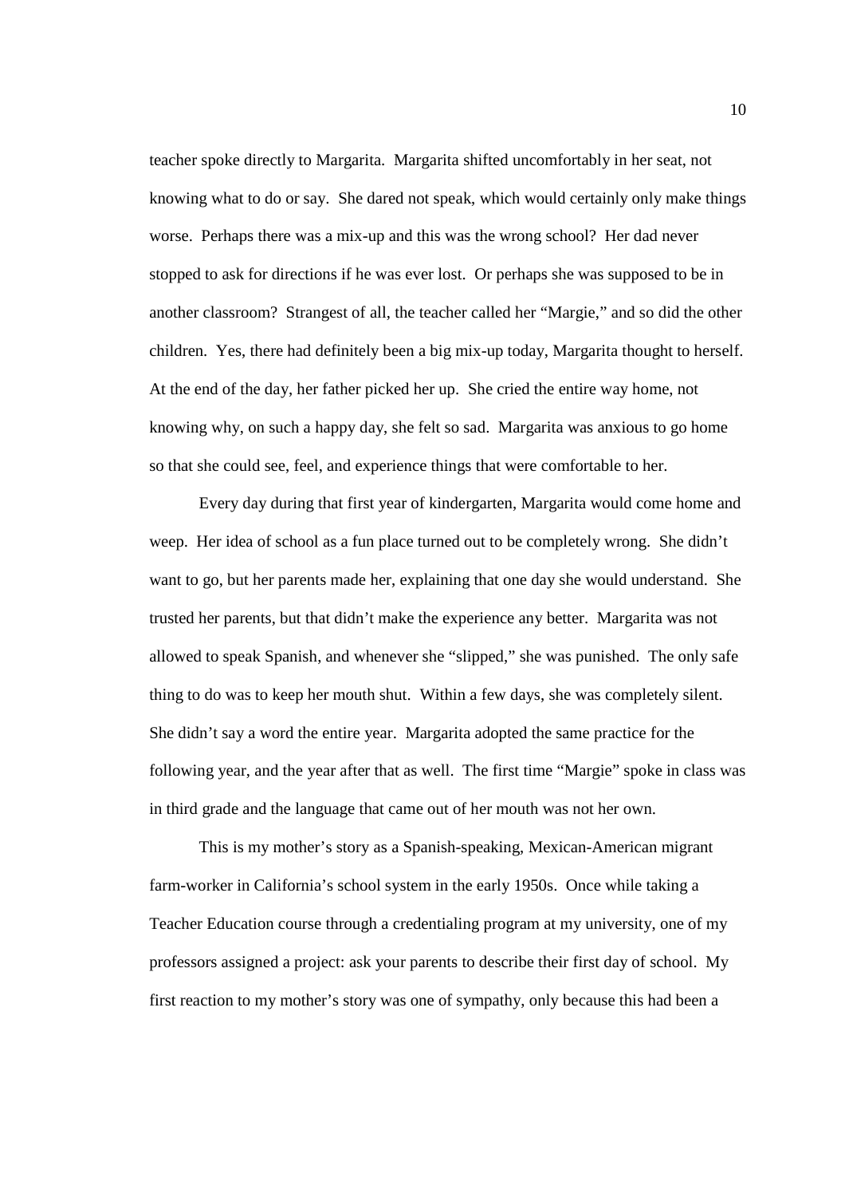teacher spoke directly to Margarita. Margarita shifted uncomfortably in her seat, not knowing what to do or say. She dared not speak, which would certainly only make things worse. Perhaps there was a mix-up and this was the wrong school? Her dad never stopped to ask for directions if he was ever lost. Or perhaps she was supposed to be in another classroom? Strangest of all, the teacher called her "Margie," and so did the other children. Yes, there had definitely been a big mix-up today, Margarita thought to herself. At the end of the day, her father picked her up. She cried the entire way home, not knowing why, on such a happy day, she felt so sad. Margarita was anxious to go home so that she could see, feel, and experience things that were comfortable to her.

Every day during that first year of kindergarten, Margarita would come home and weep. Her idea of school as a fun place turned out to be completely wrong. She didn't want to go, but her parents made her, explaining that one day she would understand. She trusted her parents, but that didn't make the experience any better. Margarita was not allowed to speak Spanish, and whenever she "slipped," she was punished. The only safe thing to do was to keep her mouth shut. Within a few days, she was completely silent. She didn't say a word the entire year. Margarita adopted the same practice for the following year, and the year after that as well. The first time "Margie" spoke in class was in third grade and the language that came out of her mouth was not her own.

This is my mother's story as a Spanish-speaking, Mexican-American migrant farm-worker in California's school system in the early 1950s. Once while taking a Teacher Education course through a credentialing program at my university, one of my professors assigned a project: ask your parents to describe their first day of school. My first reaction to my mother's story was one of sympathy, only because this had been a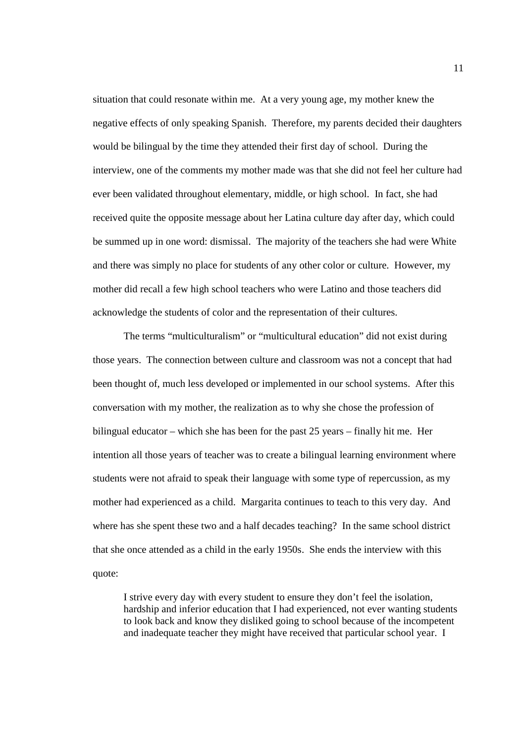situation that could resonate within me. At a very young age, my mother knew the negative effects of only speaking Spanish. Therefore, my parents decided their daughters would be bilingual by the time they attended their first day of school. During the interview, one of the comments my mother made was that she did not feel her culture had ever been validated throughout elementary, middle, or high school. In fact, she had received quite the opposite message about her Latina culture day after day, which could be summed up in one word: dismissal. The majority of the teachers she had were White and there was simply no place for students of any other color or culture. However, my mother did recall a few high school teachers who were Latino and those teachers did acknowledge the students of color and the representation of their cultures.

The terms "multiculturalism" or "multicultural education" did not exist during those years. The connection between culture and classroom was not a concept that had been thought of, much less developed or implemented in our school systems. After this conversation with my mother, the realization as to why she chose the profession of bilingual educator – which she has been for the past 25 years – finally hit me. Her intention all those years of teacher was to create a bilingual learning environment where students were not afraid to speak their language with some type of repercussion, as my mother had experienced as a child. Margarita continues to teach to this very day. And where has she spent these two and a half decades teaching? In the same school district that she once attended as a child in the early 1950s. She ends the interview with this quote:

> I strive every day with every student to ensure they don't feel the isolation, hardship and inferior education that I had experienced, not ever wanting students to look back and know they disliked going to school because of the incompetent and inadequate teacher they might have received that particular school year. I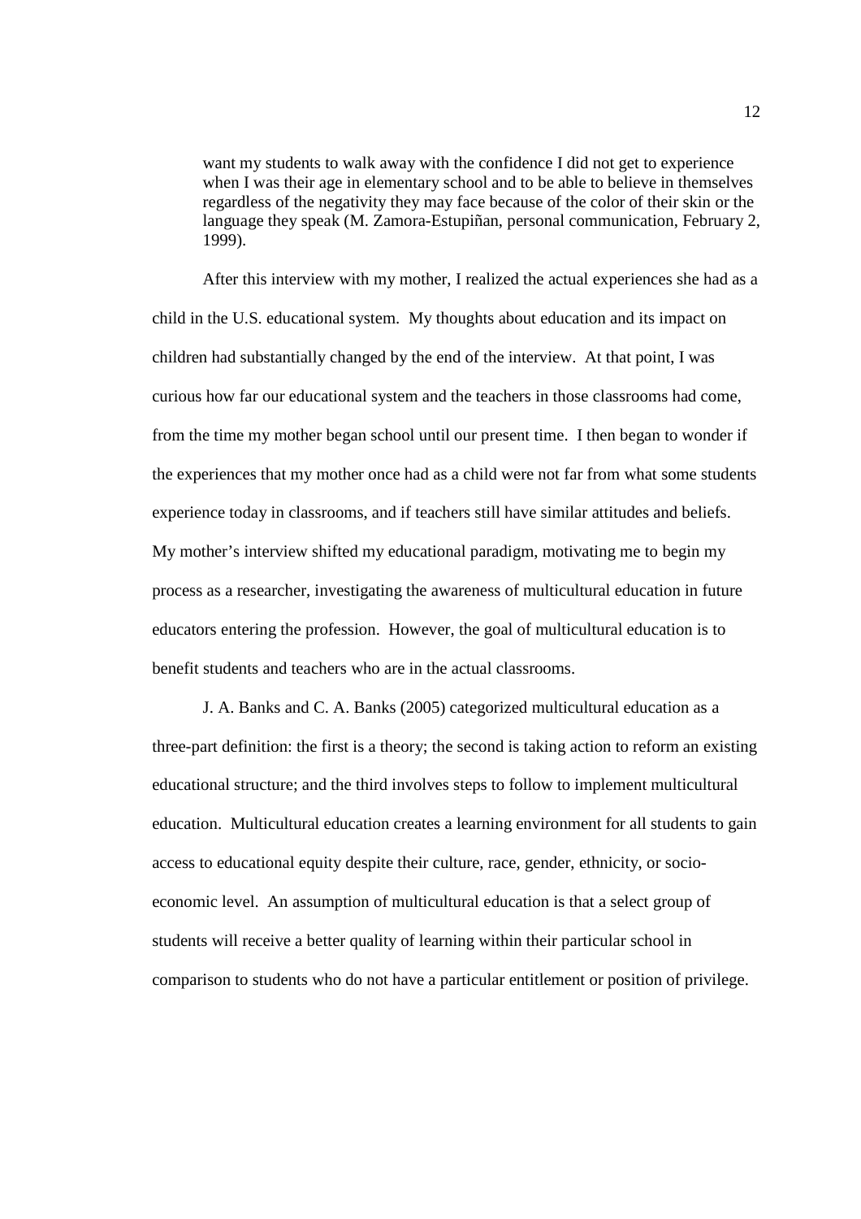> want my students to walk away with the confidence I did not get to experience when I was their age in elementary school and to be able to believe in themselves regardless of the negativity they may face because of the color of their skin or the language they speak (M. Zamora-Estupiñan, personal communication, February 2, 1999).

After this interview with my mother, I realized the actual experiences she had as a child in the U.S. educational system. My thoughts about education and its impact on children had substantially changed by the end of the interview. At that point, I was curious how far our educational system and the teachers in those classrooms had come, from the time my mother began school until our present time. I then began to wonder if the experiences that my mother once had as a child were not far from what some students experience today in classrooms, and if teachers still have similar attitudes and beliefs. My mother's interview shifted my educational paradigm, motivating me to begin my process as a researcher, investigating the awareness of multicultural education in future educators entering the profession. However, the goal of multicultural education is to benefit students and teachers who are in the actual classrooms.

J. A. Banks and C. A. Banks (2005) categorized multicultural education as a three-part definition: the first is a theory; the second is taking action to reform an existing educational structure; and the third involves steps to follow to implement multicultural education. Multicultural education creates a learning environment for all students to gain access to educational equity despite their culture, race, gender, ethnicity, or socio-economic level. An assumption of multicultural education is that a select group of students will receive a better quality of learning within their particular school in comparison to students who do not have a particular entitlement or position of privilege.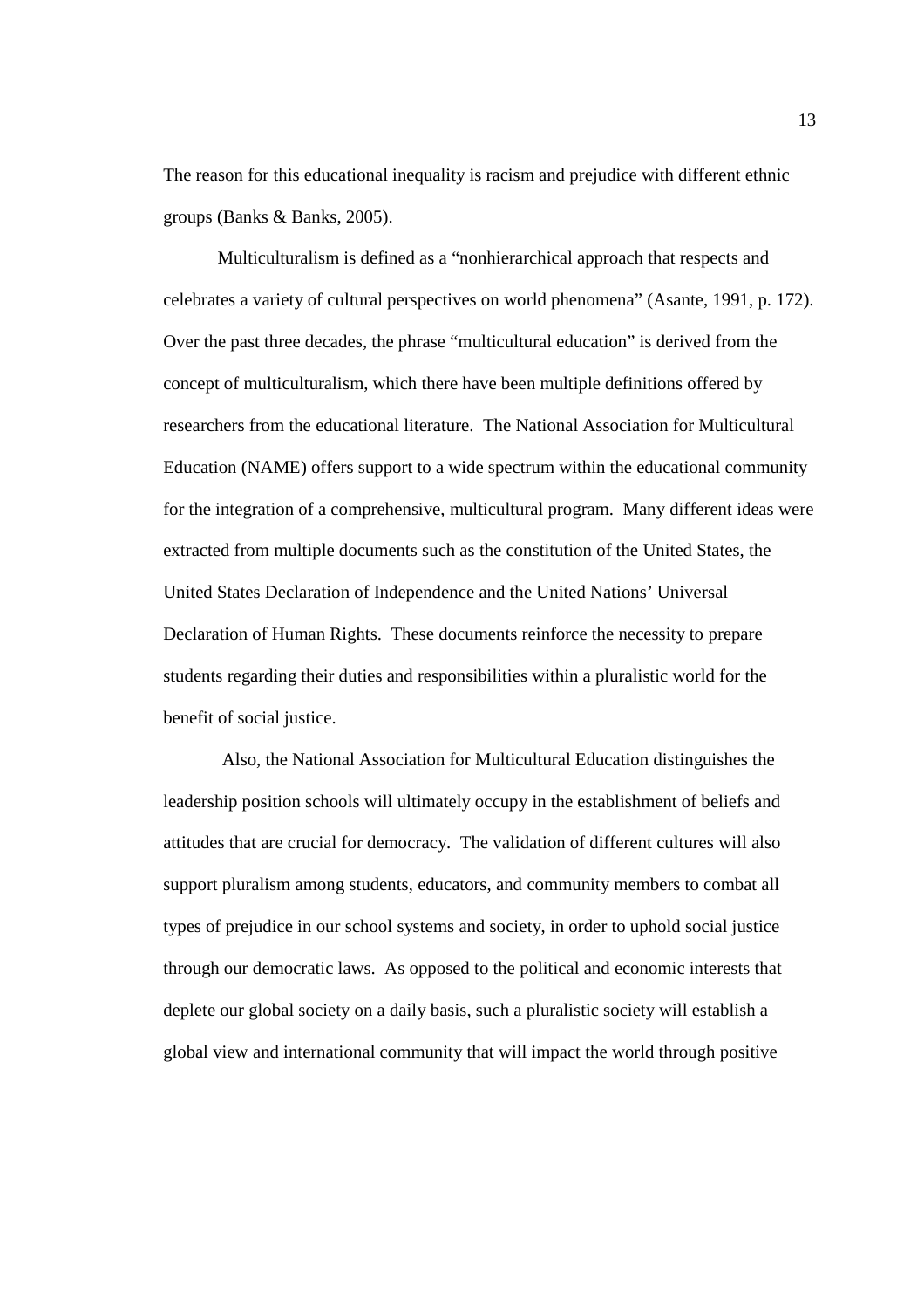The reason for this educational inequality is racism and prejudice with different ethnic groups (Banks & Banks, 2005).

Multiculturalism is defined as a "nonhierarchical approach that respects and celebrates a variety of cultural perspectives on world phenomena" (Asante, 1991, p. 172). Over the past three decades, the phrase "multicultural education" is derived from the concept of multiculturalism, which there have been multiple definitions offered by researchers from the educational literature. The National Association for Multicultural Education (NAME) offers support to a wide spectrum within the educational community for the integration of a comprehensive, multicultural program. Many different ideas were extracted from multiple documents such as the constitution of the United States, the United States Declaration of Independence and the United Nations' Universal Declaration of Human Rights. These documents reinforce the necessity to prepare students regarding their duties and responsibilities within a pluralistic world for the benefit of social justice.

Also, the National Association for Multicultural Education distinguishes the leadership position schools will ultimately occupy in the establishment of beliefs and attitudes that are crucial for democracy. The validation of different cultures will also support pluralism among students, educators, and community members to combat all types of prejudice in our school systems and society, in order to uphold social justice through our democratic laws. As opposed to the political and economic interests that deplete our global society on a daily basis, such a pluralistic society will establish a global view and international community that will impact the world through positive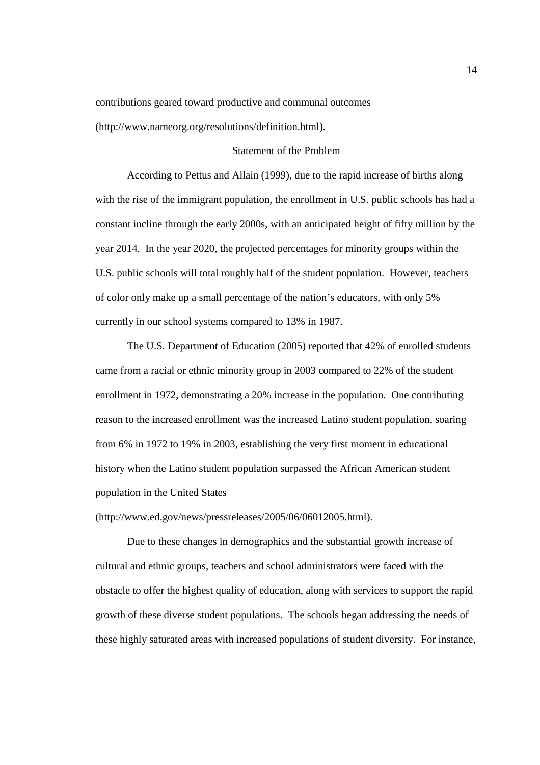contributions geared toward productive and communal outcomes (http://www.nameorg.org/resolutions/definition.html).

## Statement of the Problem

According to Pettus and Allain (1999), due to the rapid increase of births along with the rise of the immigrant population, the enrollment in U.S. public schools has had a constant incline through the early 2000s, with an anticipated height of fifty million by the year 2014. In the year 2020, the projected percentages for minority groups within the U.S. public schools will total roughly half of the student population. However, teachers of color only make up a small percentage of the nation's educators, with only 5% currently in our school systems compared to 13% in 1987.

The U.S. Department of Education (2005) reported that 42% of enrolled students came from a racial or ethnic minority group in 2003 compared to 22% of the student enrollment in 1972, demonstrating a 20% increase in the population. One contributing reason to the increased enrollment was the increased Latino student population, soaring from 6% in 1972 to 19% in 2003, establishing the very first moment in educational history when the Latino student population surpassed the African American student population in the United States (http://www.ed.gov/news/pressreleases/2005/06/06012005.html).

Due to these changes in demographics and the substantial growth increase of cultural and ethnic groups, teachers and school administrators were faced with the obstacle to offer the highest quality of education, along with services to support the rapid growth of these diverse student populations. The schools began addressing the needs of these highly saturated areas with increased populations of student diversity. For instance,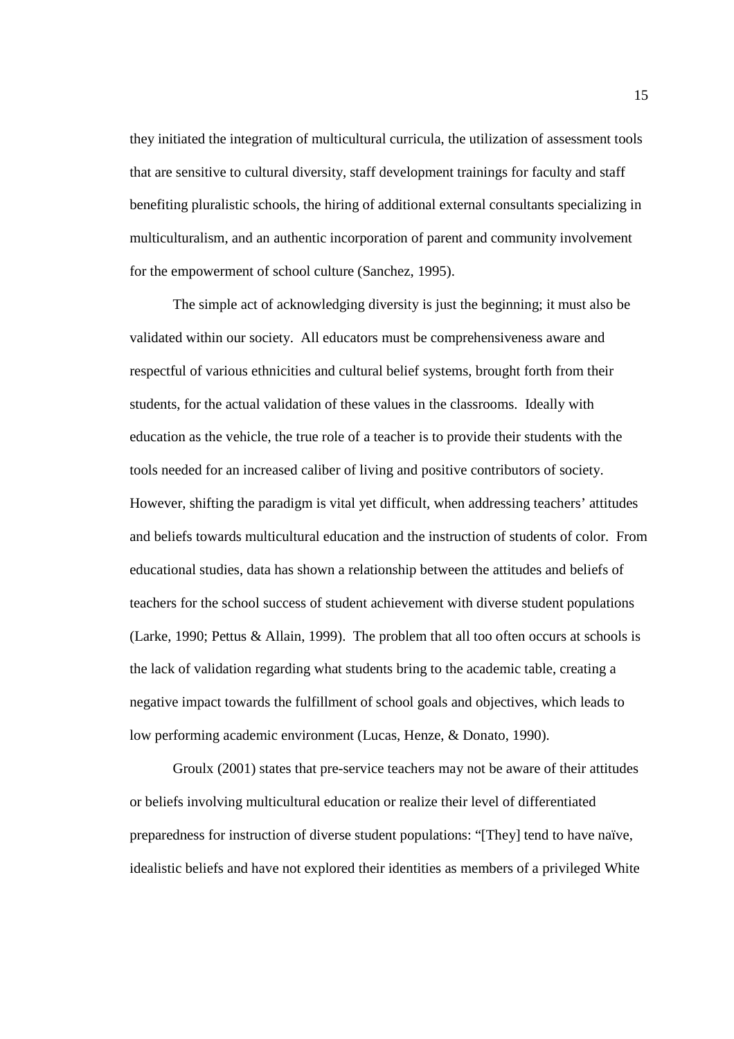they initiated the integration of multicultural curricula, the utilization of assessment tools that are sensitive to cultural diversity, staff development trainings for faculty and staff benefiting pluralistic schools, the hiring of additional external consultants specializing in multiculturalism, and an authentic incorporation of parent and community involvement for the empowerment of school culture (Sanchez, 1995).

The simple act of acknowledging diversity is just the beginning; it must also be validated within our society. All educators must be comprehensiveness aware and respectful of various ethnicities and cultural belief systems, brought forth from their students, for the actual validation of these values in the classrooms. Ideally with education as the vehicle, the true role of a teacher is to provide their students with the tools needed for an increased caliber of living and positive contributors of society. However, shifting the paradigm is vital yet difficult, when addressing teachers' attitudes and beliefs towards multicultural education and the instruction of students of color. From educational studies, data has shown a relationship between the attitudes and beliefs of teachers for the school success of student achievement with diverse student populations (Larke, 1990; Pettus & Allain, 1999). The problem that all too often occurs at schools is the lack of validation regarding what students bring to the academic table, creating a negative impact towards the fulfillment of school goals and objectives, which leads to low performing academic environment (Lucas, Henze, & Donato, 1990).

Groulx (2001) states that pre-service teachers may not be aware of their attitudes or beliefs involving multicultural education or realize their level of differentiated preparedness for instruction of diverse student populations: "[They] tend to have naïve, idealistic beliefs and have not explored their identities as members of a privileged White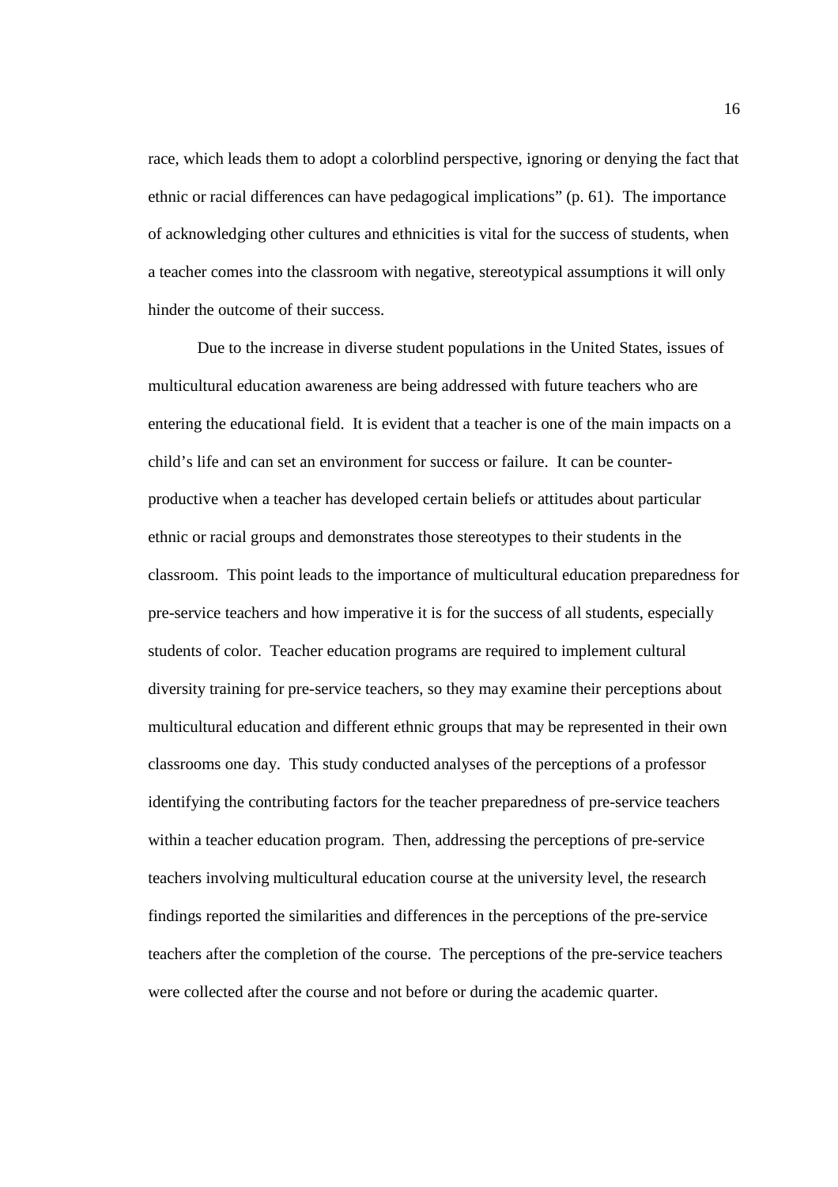race, which leads them to adopt a colorblind perspective, ignoring or denying the fact that ethnic or racial differences can have pedagogical implications" (p. 61). The importance of acknowledging other cultures and ethnicities is vital for the success of students, when a teacher comes into the classroom with negative, stereotypical assumptions it will only hinder the outcome of their success.

Due to the increase in diverse student populations in the United States, issues of multicultural education awareness are being addressed with future teachers who are entering the educational field. It is evident that a teacher is one of the main impacts on a child's life and can set an environment for success or failure. It can be counter-productive when a teacher has developed certain beliefs or attitudes about particular ethnic or racial groups and demonstrates those stereotypes to their students in the classroom. This point leads to the importance of multicultural education preparedness for pre-service teachers and how imperative it is for the success of all students, especially students of color. Teacher education programs are required to implement cultural diversity training for pre-service teachers, so they may examine their perceptions about multicultural education and different ethnic groups that may be represented in their own classrooms one day. This study conducted analyses of the perceptions of a professor identifying the contributing factors for the teacher preparedness of pre-service teachers within a teacher education program. Then, addressing the perceptions of pre-service teachers involving multicultural education course at the university level, the research findings reported the similarities and differences in the perceptions of the pre-service teachers after the completion of the course. The perceptions of the pre-service teachers were collected after the course and not before or during the academic quarter.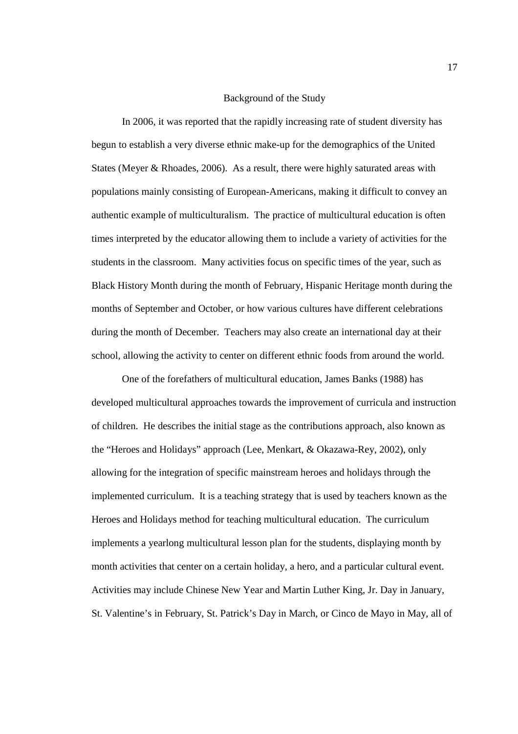## Background of the Study

In 2006, it was reported that the rapidly increasing rate of student diversity has begun to establish a very diverse ethnic make-up for the demographics of the United States (Meyer & Rhoades, 2006). As a result, there were highly saturated areas with populations mainly consisting of European-Americans, making it difficult to convey an authentic example of multiculturalism. The practice of multicultural education is often times interpreted by the educator allowing them to include a variety of activities for the students in the classroom. Many activities focus on specific times of the year, such as Black History Month during the month of February, Hispanic Heritage month during the months of September and October, or how various cultures have different celebrations during the month of December. Teachers may also create an international day at their school, allowing the activity to center on different ethnic foods from around the world.

One of the forefathers of multicultural education, James Banks (1988) has developed multicultural approaches towards the improvement of curricula and instruction of children. He describes the initial stage as the contributions approach, also known as the "Heroes and Holidays" approach (Lee, Menkart, & Okazawa-Rey, 2002), only allowing for the integration of specific mainstream heroes and holidays through the implemented curriculum. It is a teaching strategy that is used by teachers known as the Heroes and Holidays method for teaching multicultural education. The curriculum implements a yearlong multicultural lesson plan for the students, displaying month by month activities that center on a certain holiday, a hero, and a particular cultural event. Activities may include Chinese New Year and Martin Luther King, Jr. Day in January, St. Valentine's in February, St. Patrick's Day in March, or Cinco de Mayo in May, all of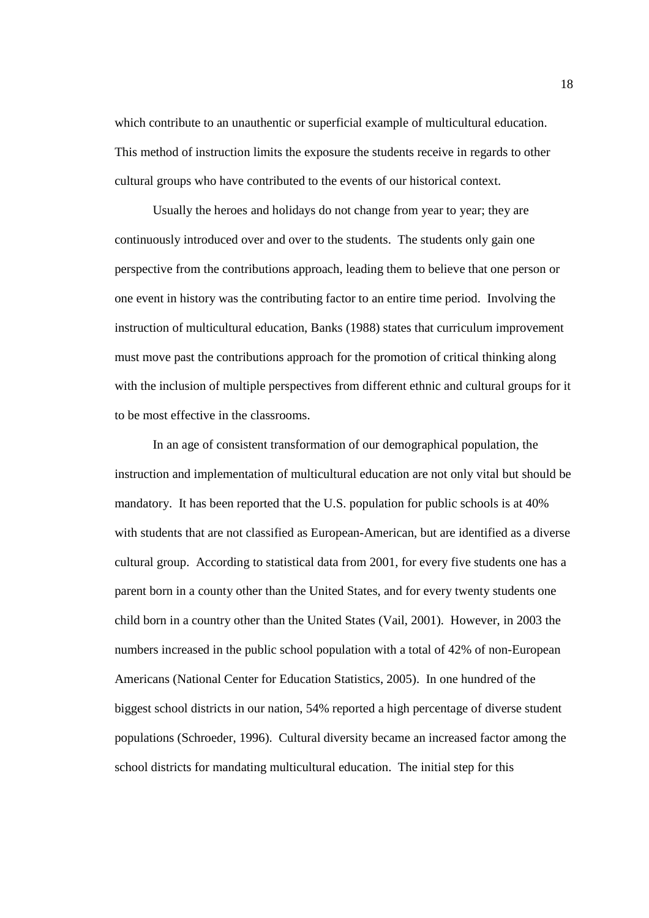which contribute to an unauthentic or superficial example of multicultural education. This method of instruction limits the exposure the students receive in regards to other cultural groups who have contributed to the events of our historical context.

Usually the heroes and holidays do not change from year to year; they are continuously introduced over and over to the students. The students only gain one perspective from the contributions approach, leading them to believe that one person or one event in history was the contributing factor to an entire time period. Involving the instruction of multicultural education, Banks (1988) states that curriculum improvement must move past the contributions approach for the promotion of critical thinking along with the inclusion of multiple perspectives from different ethnic and cultural groups for it to be most effective in the classrooms.

In an age of consistent transformation of our demographical population, the instruction and implementation of multicultural education are not only vital but should be mandatory. It has been reported that the U.S. population for public schools is at 40% with students that are not classified as European-American, but are identified as a diverse cultural group. According to statistical data from 2001, for every five students one has a parent born in a county other than the United States, and for every twenty students one child born in a country other than the United States (Vail, 2001). However, in 2003 the numbers increased in the public school population with a total of 42% of non-European Americans (National Center for Education Statistics, 2005). In one hundred of the biggest school districts in our nation, 54% reported a high percentage of diverse student populations (Schroeder, 1996). Cultural diversity became an increased factor among the school districts for mandating multicultural education. The initial step for this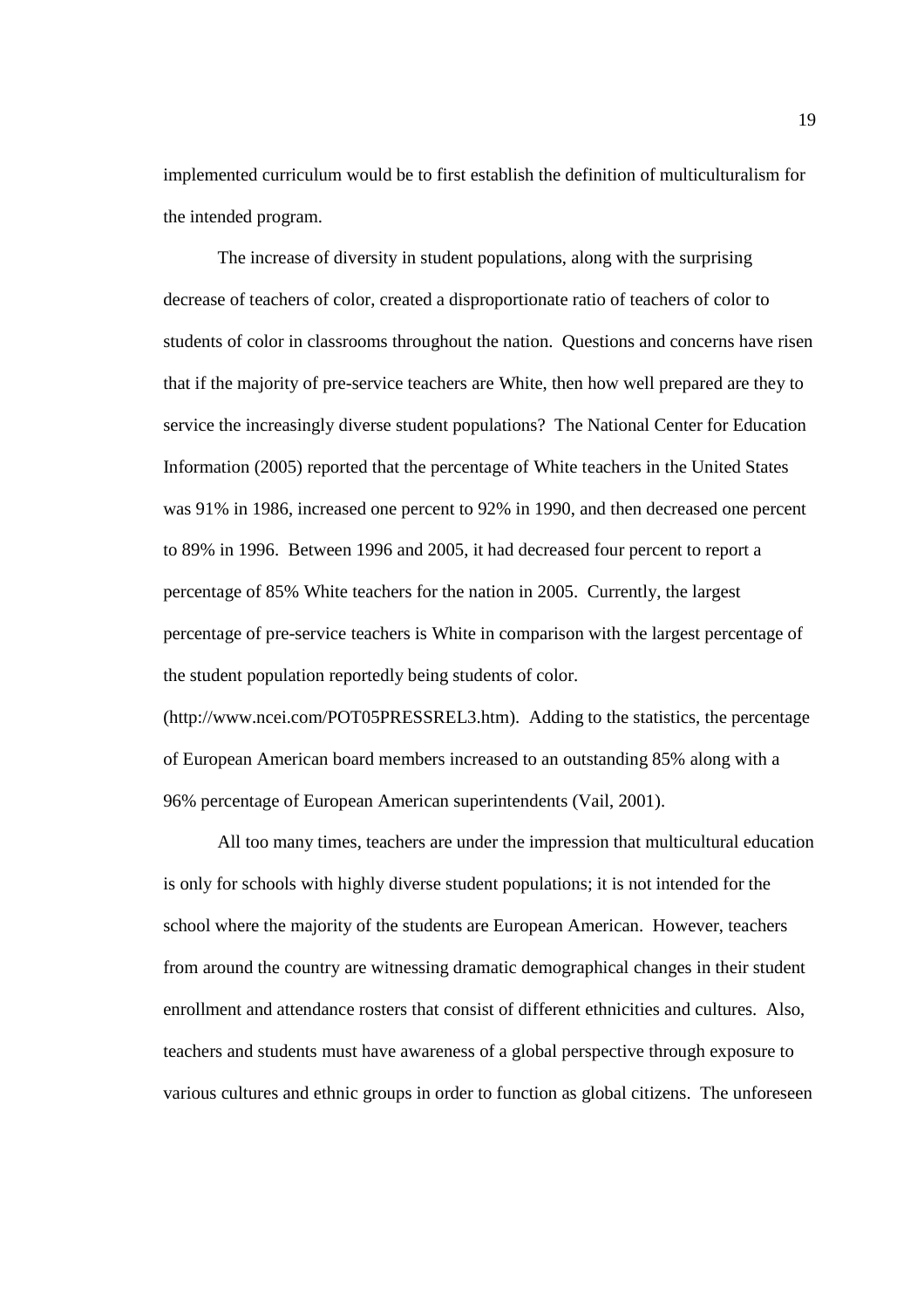implemented curriculum would be to first establish the definition of multiculturalism for the intended program.

The increase of diversity in student populations, along with the surprising decrease of teachers of color, created a disproportionate ratio of teachers of color to students of color in classrooms throughout the nation. Questions and concerns have risen that if the majority of pre-service teachers are White, then how well prepared are they to service the increasingly diverse student populations? The National Center for Education Information (2005) reported that the percentage of White teachers in the United States was 91% in 1986, increased one percent to 92% in 1990, and then decreased one percent to 89% in 1996. Between 1996 and 2005, it had decreased four percent to report a percentage of 85% White teachers for the nation in 2005. Currently, the largest percentage of pre-service teachers is White in comparison with the largest percentage of the student population reportedly being students of color. (http://www.ncei.com/POT05PRESSREL3.htm). Adding to the statistics, the percentage of European American board members increased to an outstanding 85% along with a 96% percentage of European American superintendents (Vail, 2001).

All too many times, teachers are under the impression that multicultural education is only for schools with highly diverse student populations; it is not intended for the school where the majority of the students are European American. However, teachers from around the country are witnessing dramatic demographical changes in their student enrollment and attendance rosters that consist of different ethnicities and cultures. Also, teachers and students must have awareness of a global perspective through exposure to various cultures and ethnic groups in order to function as global citizens. The unforeseen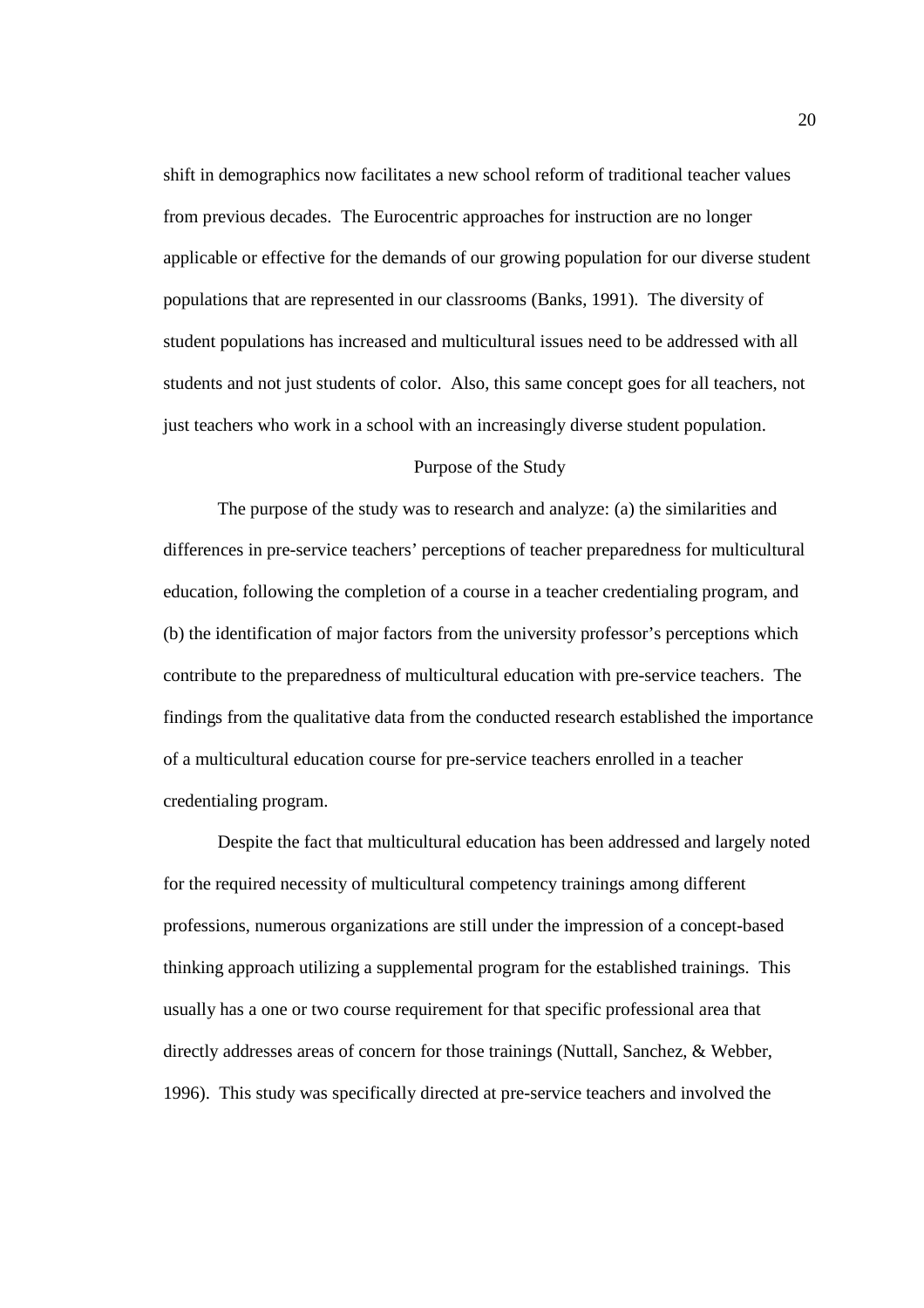shift in demographics now facilitates a new school reform of traditional teacher values from previous decades. The Eurocentric approaches for instruction are no longer applicable or effective for the demands of our growing population for our diverse student populations that are represented in our classrooms (Banks, 1991). The diversity of student populations has increased and multicultural issues need to be addressed with all students and not just students of color. Also, this same concept goes for all teachers, not just teachers who work in a school with an increasingly diverse student population.

## Purpose of the Study

The purpose of the study was to research and analyze: (a) the similarities and differences in pre-service teachers' perceptions of teacher preparedness for multicultural education, following the completion of a course in a teacher credentialing program, and (b) the identification of major factors from the university professor's perceptions which contribute to the preparedness of multicultural education with pre-service teachers. The findings from the qualitative data from the conducted research established the importance of a multicultural education course for pre-service teachers enrolled in a teacher credentialing program.

Despite the fact that multicultural education has been addressed and largely noted for the required necessity of multicultural competency trainings among different professions, numerous organizations are still under the impression of a concept-based thinking approach utilizing a supplemental program for the established trainings. This usually has a one or two course requirement for that specific professional area that directly addresses areas of concern for those trainings (Nuttall, Sanchez, & Webber, 1996). This study was specifically directed at pre-service teachers and involved the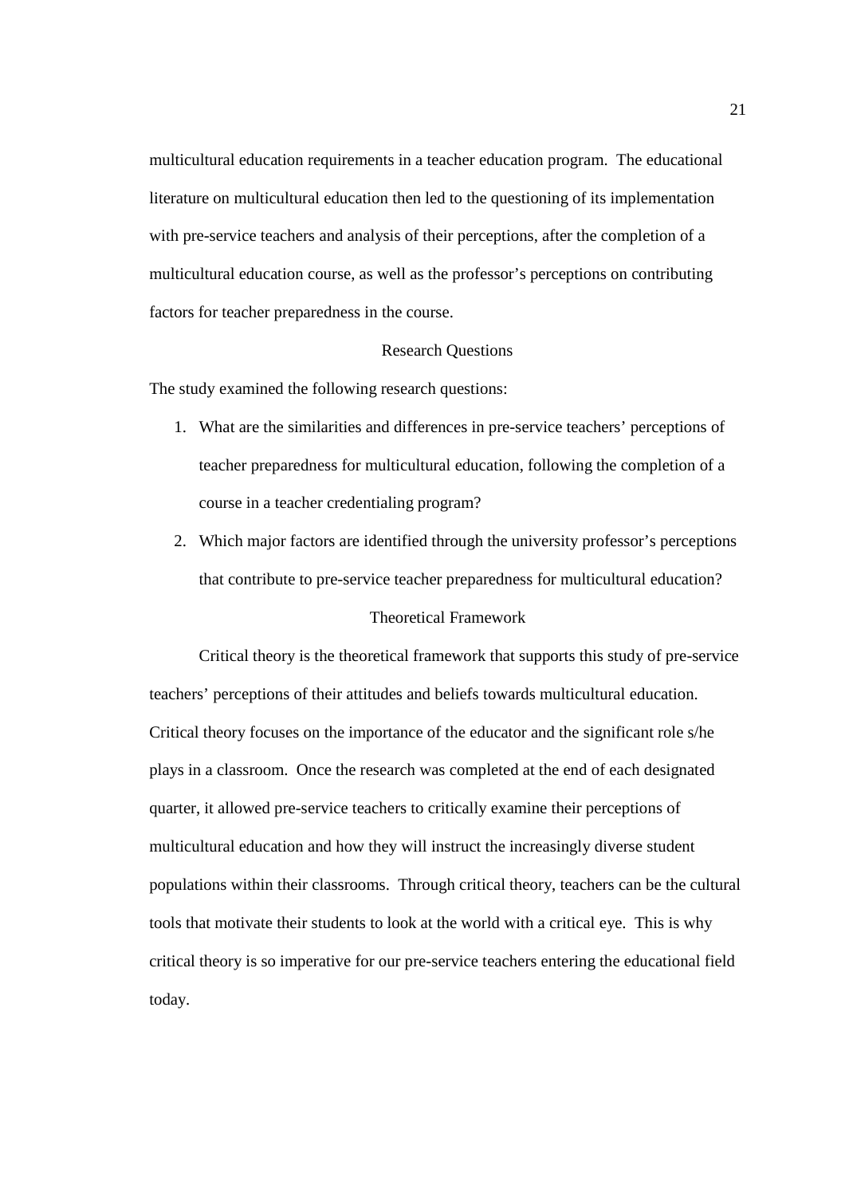multicultural education requirements in a teacher education program. The educational literature on multicultural education then led to the questioning of its implementation with pre-service teachers and analysis of their perceptions, after the completion of a multicultural education course, as well as the professor's perceptions on contributing factors for teacher preparedness in the course.

## Research Questions

The study examined the following research questions:

1. What are the similarities and differences in pre-service teachers' perceptions of teacher preparedness for multicultural education, following the completion of a course in a teacher credentialing program?
2. Which major factors are identified through the university professor's perceptions that contribute to pre-service teacher preparedness for multicultural education?

## Theoretical Framework

Critical theory is the theoretical framework that supports this study of pre-service teachers' perceptions of their attitudes and beliefs towards multicultural education. Critical theory focuses on the importance of the educator and the significant role s/he plays in a classroom. Once the research was completed at the end of each designated quarter, it allowed pre-service teachers to critically examine their perceptions of multicultural education and how they will instruct the increasingly diverse student populations within their classrooms. Through critical theory, teachers can be the cultural tools that motivate their students to look at the world with a critical eye. This is why critical theory is so imperative for our pre-service teachers entering the educational field today.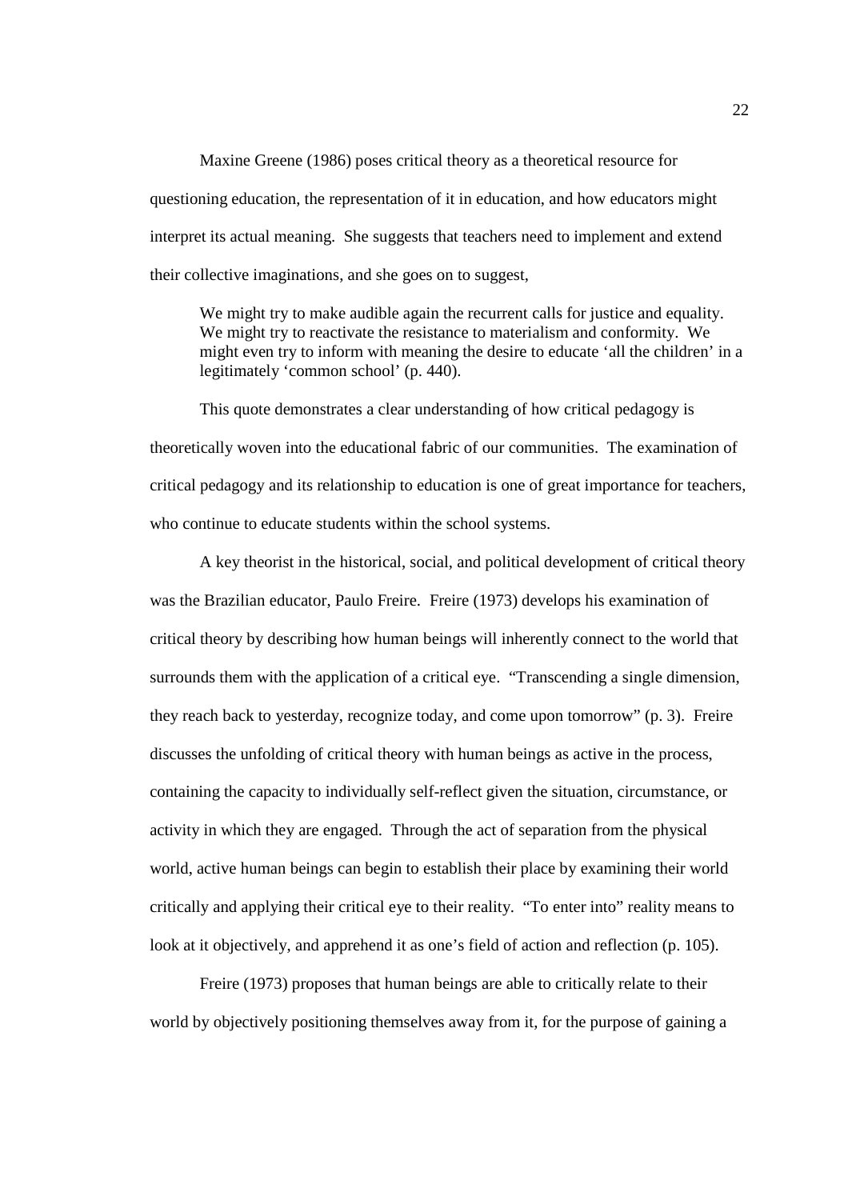Maxine Greene (1986) poses critical theory as a theoretical resource for questioning education, the representation of it in education, and how educators might interpret its actual meaning. She suggests that teachers need to implement and extend their collective imaginations, and she goes on to suggest,

> We might try to make audible again the recurrent calls for justice and equality. We might try to reactivate the resistance to materialism and conformity. We might even try to inform with meaning the desire to educate 'all the children' in a legitimately 'common school' (p. 440).

This quote demonstrates a clear understanding of how critical pedagogy is theoretically woven into the educational fabric of our communities. The examination of critical pedagogy and its relationship to education is one of great importance for teachers, who continue to educate students within the school systems.

A key theorist in the historical, social, and political development of critical theory was the Brazilian educator, Paulo Freire. Freire (1973) develops his examination of critical theory by describing how human beings will inherently connect to the world that surrounds them with the application of a critical eye. "Transcending a single dimension, they reach back to yesterday, recognize today, and come upon tomorrow" (p. 3). Freire discusses the unfolding of critical theory with human beings as active in the process, containing the capacity to individually self-reflect given the situation, circumstance, or activity in which they are engaged. Through the act of separation from the physical world, active human beings can begin to establish their place by examining their world critically and applying their critical eye to their reality. "To enter into" reality means to look at it objectively, and apprehend it as one's field of action and reflection (p. 105).

Freire (1973) proposes that human beings are able to critically relate to their world by objectively positioning themselves away from it, for the purpose of gaining a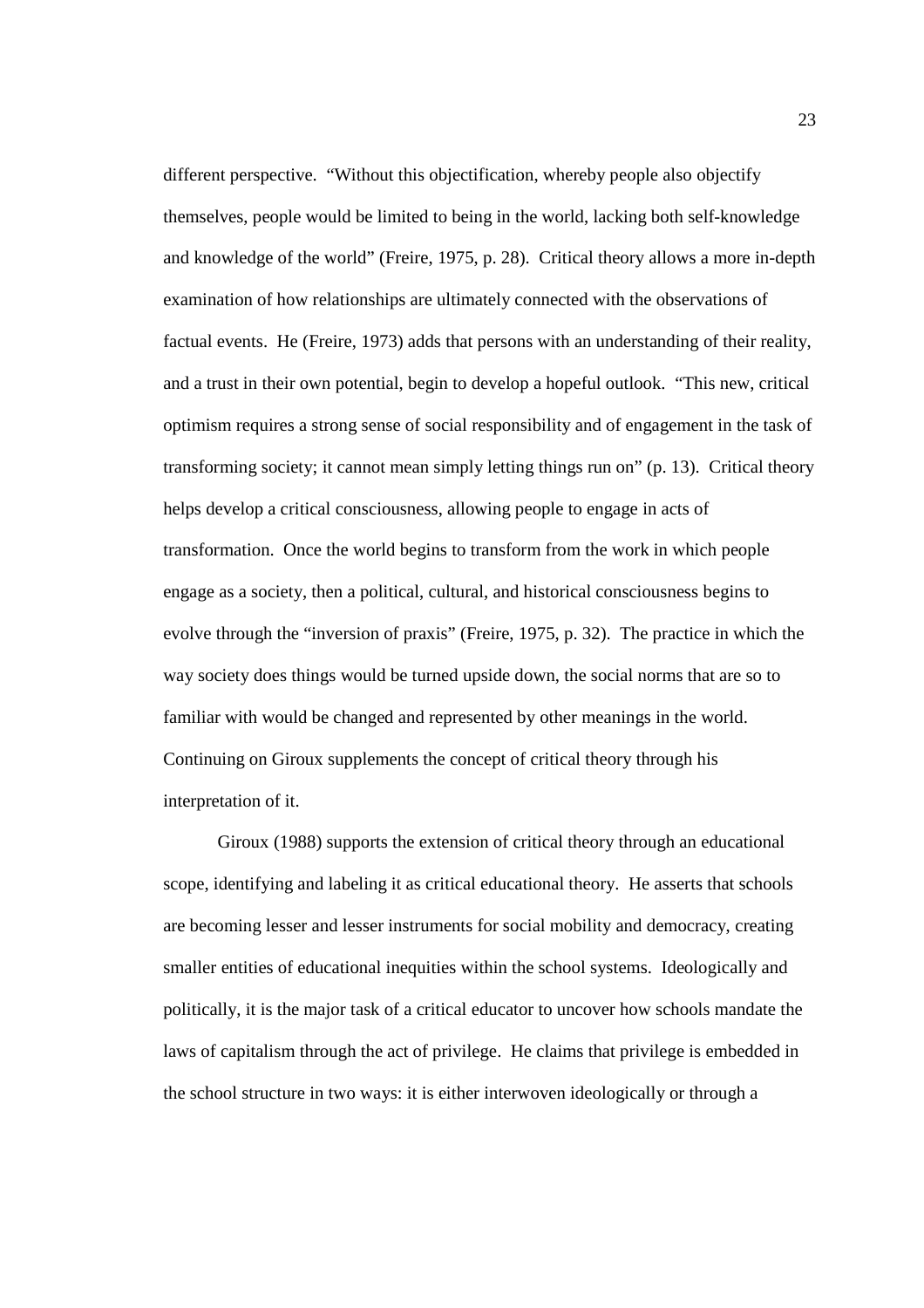different perspective. "Without this objectification, whereby people also objectify themselves, people would be limited to being in the world, lacking both self-knowledge and knowledge of the world" (Freire, 1975, p. 28). Critical theory allows a more in-depth examination of how relationships are ultimately connected with the observations of factual events. He (Freire, 1973) adds that persons with an understanding of their reality, and a trust in their own potential, begin to develop a hopeful outlook. "This new, critical optimism requires a strong sense of social responsibility and of engagement in the task of transforming society; it cannot mean simply letting things run on" (p. 13). Critical theory helps develop a critical consciousness, allowing people to engage in acts of transformation. Once the world begins to transform from the work in which people engage as a society, then a political, cultural, and historical consciousness begins to evolve through the "inversion of praxis" (Freire, 1975, p. 32). The practice in which the way society does things would be turned upside down, the social norms that are so to familiar with would be changed and represented by other meanings in the world. Continuing on Giroux supplements the concept of critical theory through his interpretation of it.

Giroux (1988) supports the extension of critical theory through an educational scope, identifying and labeling it as critical educational theory. He asserts that schools are becoming lesser and lesser instruments for social mobility and democracy, creating smaller entities of educational inequities within the school systems. Ideologically and politically, it is the major task of a critical educator to uncover how schools mandate the laws of capitalism through the act of privilege. He claims that privilege is embedded in the school structure in two ways: it is either interwoven ideologically or through a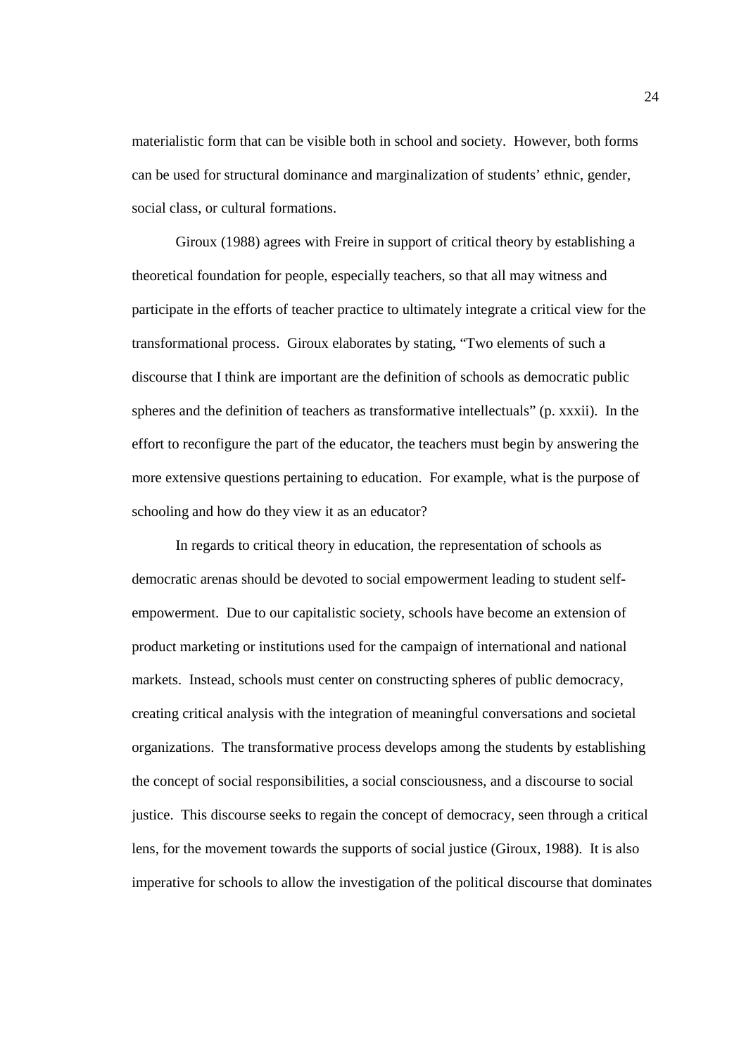materialistic form that can be visible both in school and society. However, both forms can be used for structural dominance and marginalization of students' ethnic, gender, social class, or cultural formations.

Giroux (1988) agrees with Freire in support of critical theory by establishing a theoretical foundation for people, especially teachers, so that all may witness and participate in the efforts of teacher practice to ultimately integrate a critical view for the transformational process. Giroux elaborates by stating, "Two elements of such a discourse that I think are important are the definition of schools as democratic public spheres and the definition of teachers as transformative intellectuals" (p. xxxii). In the effort to reconfigure the part of the educator, the teachers must begin by answering the more extensive questions pertaining to education. For example, what is the purpose of schooling and how do they view it as an educator?

In regards to critical theory in education, the representation of schools as democratic arenas should be devoted to social empowerment leading to student self-empowerment. Due to our capitalistic society, schools have become an extension of product marketing or institutions used for the campaign of international and national markets. Instead, schools must center on constructing spheres of public democracy, creating critical analysis with the integration of meaningful conversations and societal organizations. The transformative process develops among the students by establishing the concept of social responsibilities, a social consciousness, and a discourse to social justice. This discourse seeks to regain the concept of democracy, seen through a critical lens, for the movement towards the supports of social justice (Giroux, 1988). It is also imperative for schools to allow the investigation of the political discourse that dominates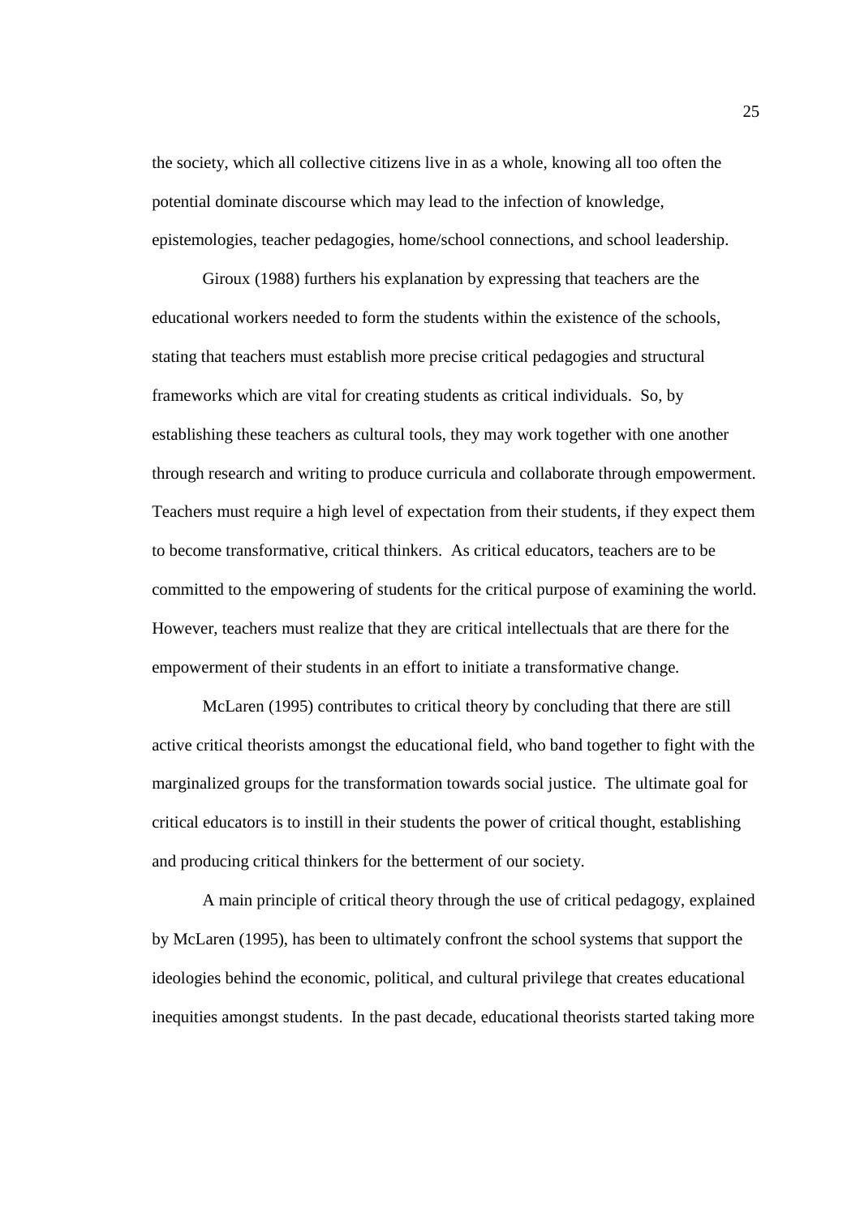the society, which all collective citizens live in as a whole, knowing all too often the potential dominate discourse which may lead to the infection of knowledge, epistemologies, teacher pedagogies, home/school connections, and school leadership.

Giroux (1988) furthers his explanation by expressing that teachers are the educational workers needed to form the students within the existence of the schools, stating that teachers must establish more precise critical pedagogies and structural frameworks which are vital for creating students as critical individuals. So, by establishing these teachers as cultural tools, they may work together with one another through research and writing to produce curricula and collaborate through empowerment. Teachers must require a high level of expectation from their students, if they expect them to become transformative, critical thinkers. As critical educators, teachers are to be committed to the empowering of students for the critical purpose of examining the world. However, teachers must realize that they are critical intellectuals that are there for the empowerment of their students in an effort to initiate a transformative change.

McLaren (1995) contributes to critical theory by concluding that there are still active critical theorists amongst the educational field, who band together to fight with the marginalized groups for the transformation towards social justice. The ultimate goal for critical educators is to instill in their students the power of critical thought, establishing and producing critical thinkers for the betterment of our society.

A main principle of critical theory through the use of critical pedagogy, explained by McLaren (1995), has been to ultimately confront the school systems that support the ideologies behind the economic, political, and cultural privilege that creates educational inequities amongst students. In the past decade, educational theorists started taking more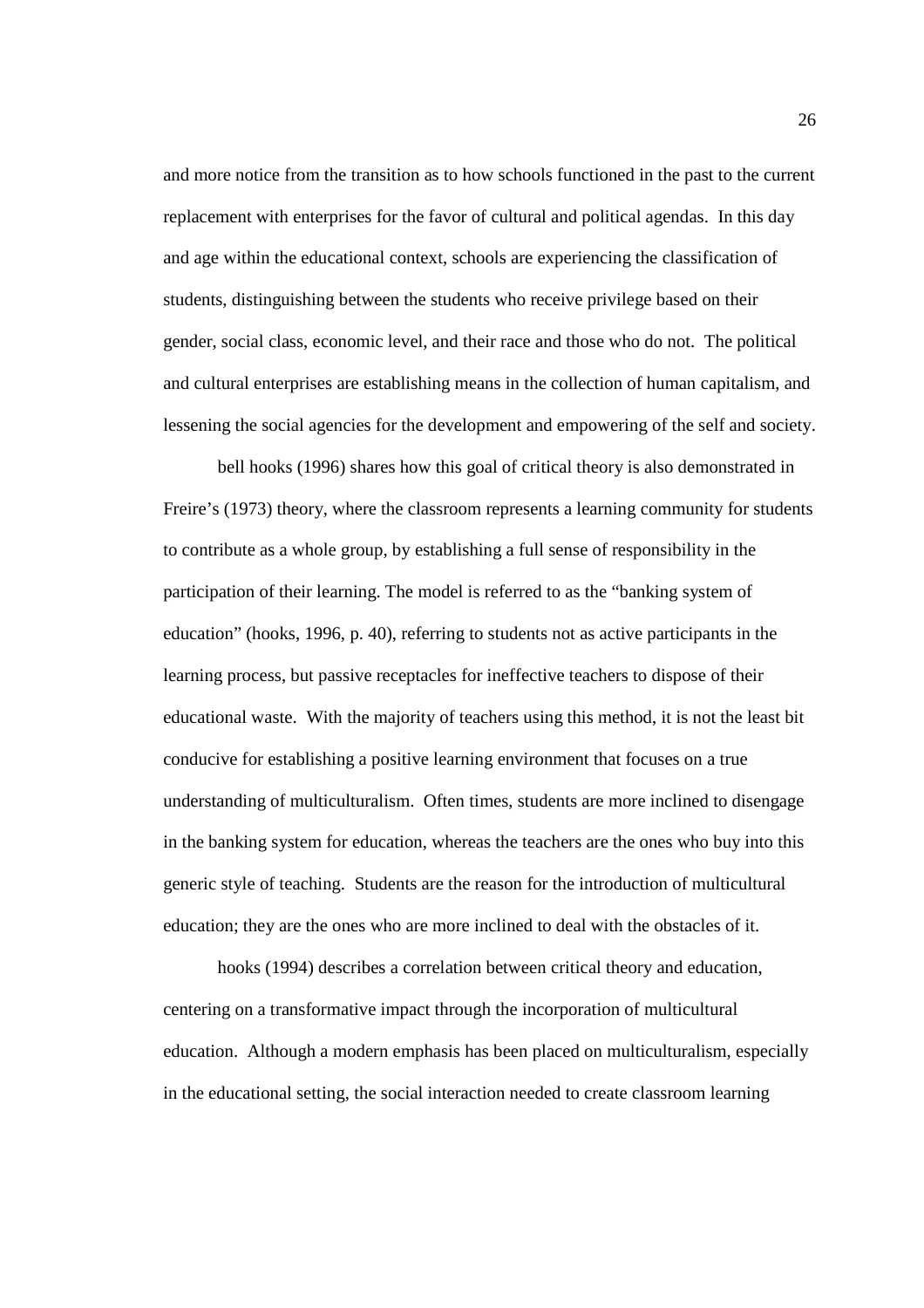and more notice from the transition as to how schools functioned in the past to the current replacement with enterprises for the favor of cultural and political agendas. In this day and age within the educational context, schools are experiencing the classification of students, distinguishing between the students who receive privilege based on their gender, social class, economic level, and their race and those who do not. The political and cultural enterprises are establishing means in the collection of human capitalism, and lessening the social agencies for the development and empowering of the self and society.

bell hooks (1996) shares how this goal of critical theory is also demonstrated in Freire's (1973) theory, where the classroom represents a learning community for students to contribute as a whole group, by establishing a full sense of responsibility in the participation of their learning. The model is referred to as the "banking system of education" (hooks, 1996, p. 40), referring to students not as active participants in the learning process, but passive receptacles for ineffective teachers to dispose of their educational waste. With the majority of teachers using this method, it is not the least bit conducive for establishing a positive learning environment that focuses on a true understanding of multiculturalism. Often times, students are more inclined to disengage in the banking system for education, whereas the teachers are the ones who buy into this generic style of teaching. Students are the reason for the introduction of multicultural education; they are the ones who are more inclined to deal with the obstacles of it.

hooks (1994) describes a correlation between critical theory and education, centering on a transformative impact through the incorporation of multicultural education. Although a modern emphasis has been placed on multiculturalism, especially in the educational setting, the social interaction needed to create classroom learning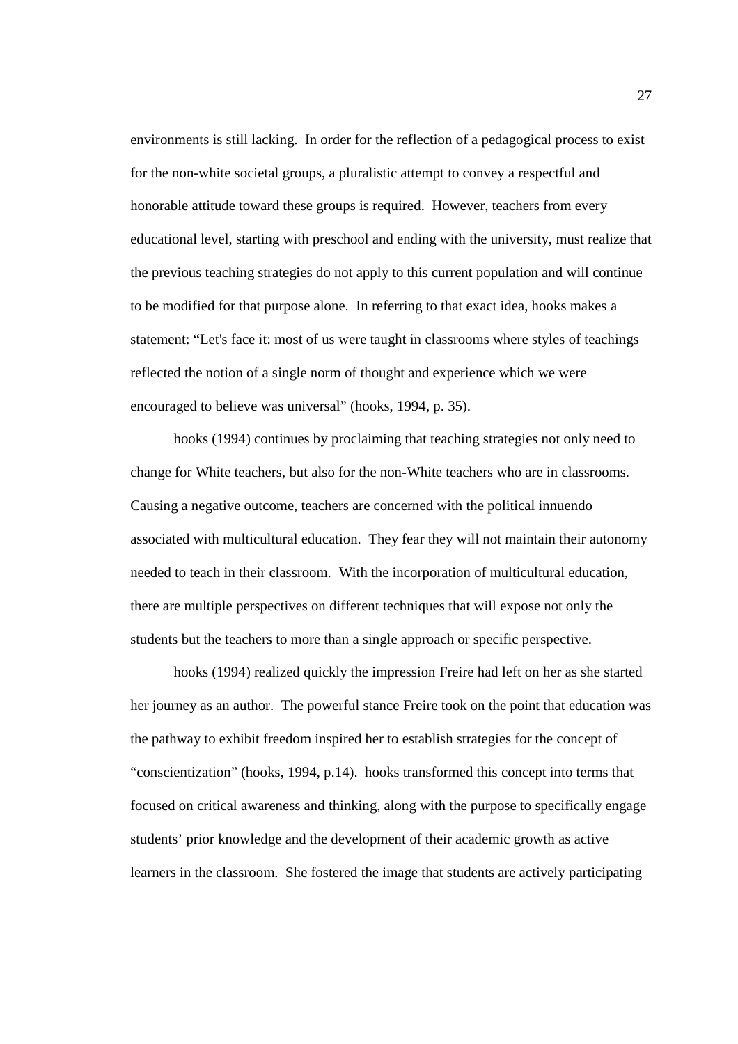environments is still lacking. In order for the reflection of a pedagogical process to exist for the non-white societal groups, a pluralistic attempt to convey a respectful and honorable attitude toward these groups is required. However, teachers from every educational level, starting with preschool and ending with the university, must realize that the previous teaching strategies do not apply to this current population and will continue to be modified for that purpose alone. In referring to that exact idea, hooks makes a statement: "Let's face it: most of us were taught in classrooms where styles of teachings reflected the notion of a single norm of thought and experience which we were encouraged to believe was universal" (hooks, 1994, p. 35).

hooks (1994) continues by proclaiming that teaching strategies not only need to change for White teachers, but also for the non-White teachers who are in classrooms. Causing a negative outcome, teachers are concerned with the political innuendo associated with multicultural education. They fear they will not maintain their autonomy needed to teach in their classroom. With the incorporation of multicultural education, there are multiple perspectives on different techniques that will expose not only the students but the teachers to more than a single approach or specific perspective.

hooks (1994) realized quickly the impression Freire had left on her as she started her journey as an author. The powerful stance Freire took on the point that education was the pathway to exhibit freedom inspired her to establish strategies for the concept of "conscientization" (hooks, 1994, p.14). hooks transformed this concept into terms that focused on critical awareness and thinking, along with the purpose to specifically engage students' prior knowledge and the development of their academic growth as active learners in the classroom. She fostered the image that students are actively participating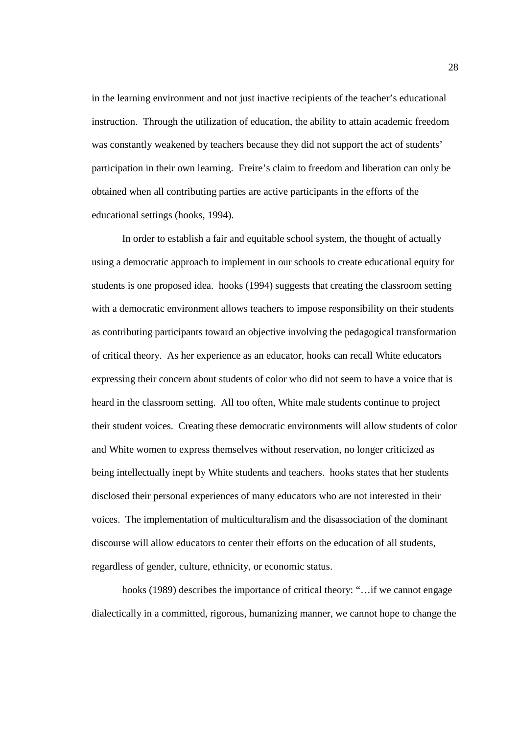in the learning environment and not just inactive recipients of the teacher's educational instruction. Through the utilization of education, the ability to attain academic freedom was constantly weakened by teachers because they did not support the act of students' participation in their own learning. Freire's claim to freedom and liberation can only be obtained when all contributing parties are active participants in the efforts of the educational settings (hooks, 1994).

In order to establish a fair and equitable school system, the thought of actually using a democratic approach to implement in our schools to create educational equity for students is one proposed idea. hooks (1994) suggests that creating the classroom setting with a democratic environment allows teachers to impose responsibility on their students as contributing participants toward an objective involving the pedagogical transformation of critical theory. As her experience as an educator, hooks can recall White educators expressing their concern about students of color who did not seem to have a voice that is heard in the classroom setting. All too often, White male students continue to project their student voices. Creating these democratic environments will allow students of color and White women to express themselves without reservation, no longer criticized as being intellectually inept by White students and teachers. hooks states that her students disclosed their personal experiences of many educators who are not interested in their voices. The implementation of multiculturalism and the disassociation of the dominant discourse will allow educators to center their efforts on the education of all students, regardless of gender, culture, ethnicity, or economic status.

hooks (1989) describes the importance of critical theory: "…if we cannot engage dialectically in a committed, rigorous, humanizing manner, we cannot hope to change the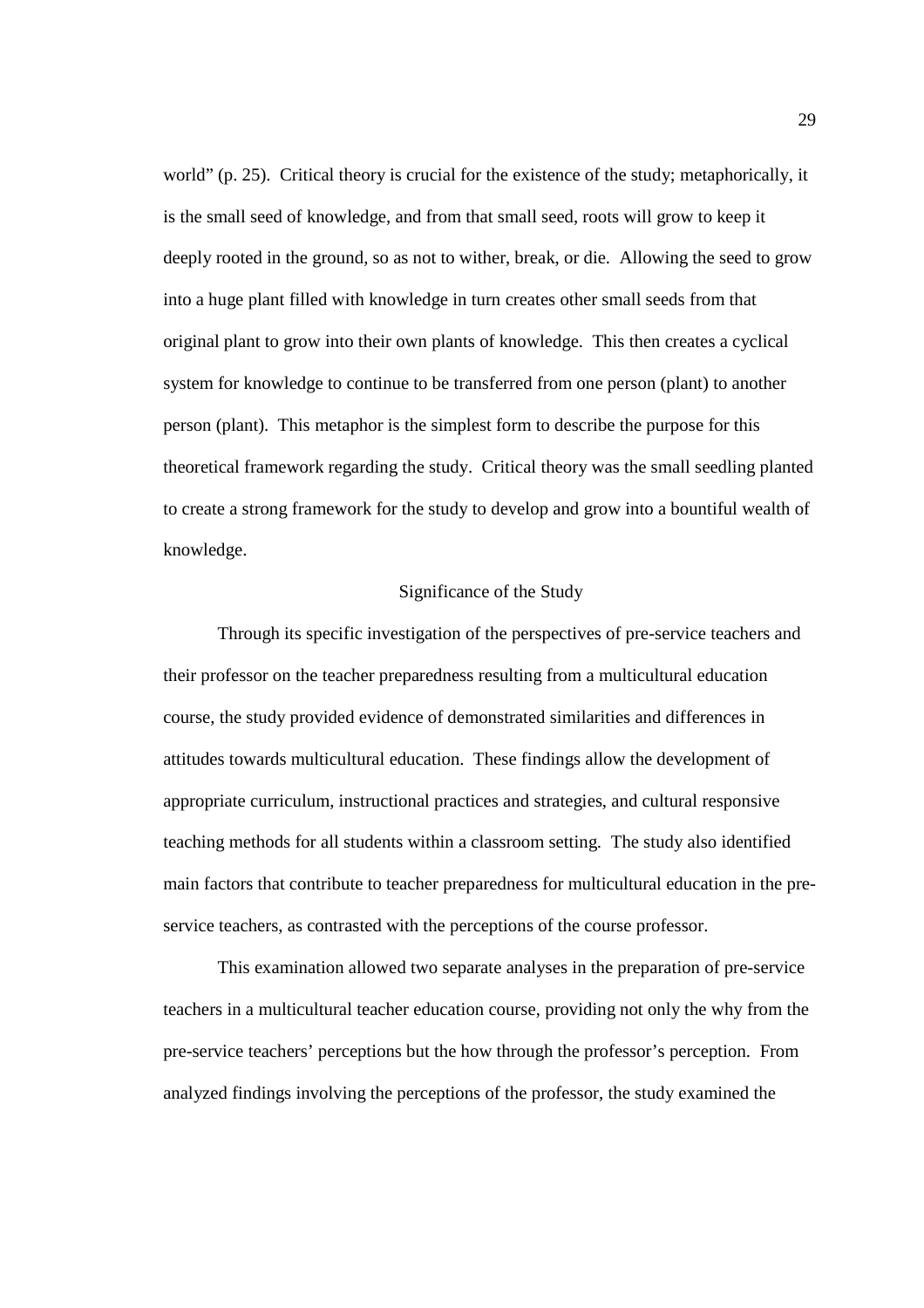world" (p. 25). Critical theory is crucial for the existence of the study; metaphorically, it is the small seed of knowledge, and from that small seed, roots will grow to keep it deeply rooted in the ground, so as not to wither, break, or die. Allowing the seed to grow into a huge plant filled with knowledge in turn creates other small seeds from that original plant to grow into their own plants of knowledge. This then creates a cyclical system for knowledge to continue to be transferred from one person (plant) to another person (plant). This metaphor is the simplest form to describe the purpose for this theoretical framework regarding the study. Critical theory was the small seedling planted to create a strong framework for the study to develop and grow into a bountiful wealth of knowledge.

## Significance of the Study

Through its specific investigation of the perspectives of pre-service teachers and their professor on the teacher preparedness resulting from a multicultural education course, the study provided evidence of demonstrated similarities and differences in attitudes towards multicultural education. These findings allow the development of appropriate curriculum, instructional practices and strategies, and cultural responsive teaching methods for all students within a classroom setting. The study also identified main factors that contribute to teacher preparedness for multicultural education in the pre-service teachers, as contrasted with the perceptions of the course professor.

This examination allowed two separate analyses in the preparation of pre-service teachers in a multicultural teacher education course, providing not only the why from the pre-service teachers' perceptions but the how through the professor's perception. From analyzed findings involving the perceptions of the professor, the study examined the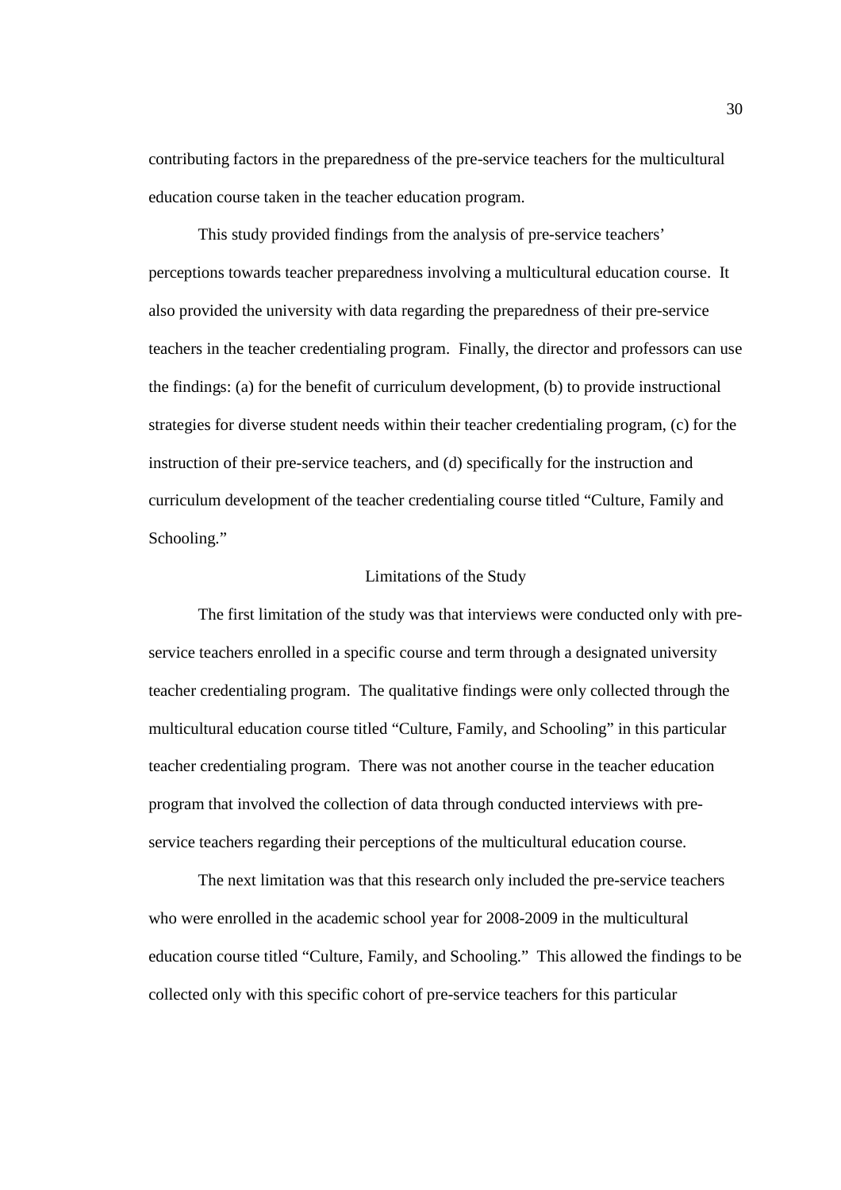contributing factors in the preparedness of the pre-service teachers for the multicultural education course taken in the teacher education program.

This study provided findings from the analysis of pre-service teachers' perceptions towards teacher preparedness involving a multicultural education course. It also provided the university with data regarding the preparedness of their pre-service teachers in the teacher credentialing program. Finally, the director and professors can use the findings: (a) for the benefit of curriculum development, (b) to provide instructional strategies for diverse student needs within their teacher credentialing program, (c) for the instruction of their pre-service teachers, and (d) specifically for the instruction and curriculum development of the teacher credentialing course titled "Culture, Family and Schooling."

## Limitations of the Study

The first limitation of the study was that interviews were conducted only with pre-service teachers enrolled in a specific course and term through a designated university teacher credentialing program. The qualitative findings were only collected through the multicultural education course titled "Culture, Family, and Schooling" in this particular teacher credentialing program. There was not another course in the teacher education program that involved the collection of data through conducted interviews with pre-service teachers regarding their perceptions of the multicultural education course.

The next limitation was that this research only included the pre-service teachers who were enrolled in the academic school year for 2008-2009 in the multicultural education course titled "Culture, Family, and Schooling." This allowed the findings to be collected only with this specific cohort of pre-service teachers for this particular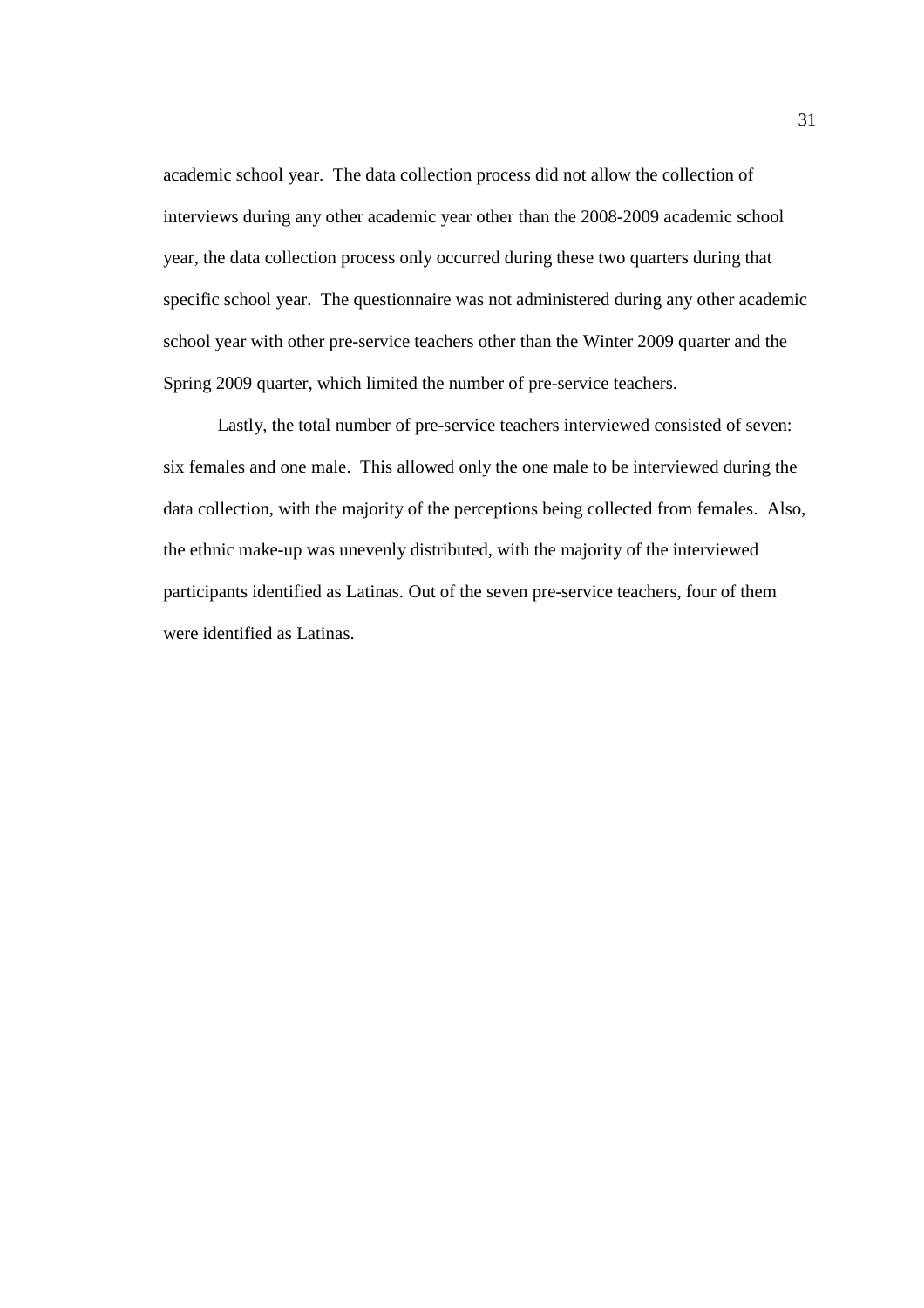academic school year. The data collection process did not allow the collection of interviews during any other academic year other than the 2008-2009 academic school year, the data collection process only occurred during these two quarters during that specific school year. The questionnaire was not administered during any other academic school year with other pre-service teachers other than the Winter 2009 quarter and the Spring 2009 quarter, which limited the number of pre-service teachers.

Lastly, the total number of pre-service teachers interviewed consisted of seven: six females and one male. This allowed only the one male to be interviewed during the data collection, with the majority of the perceptions being collected from females. Also, the ethnic make-up was unevenly distributed, with the majority of the interviewed participants identified as Latinas. Out of the seven pre-service teachers, four of them were identified as Latinas.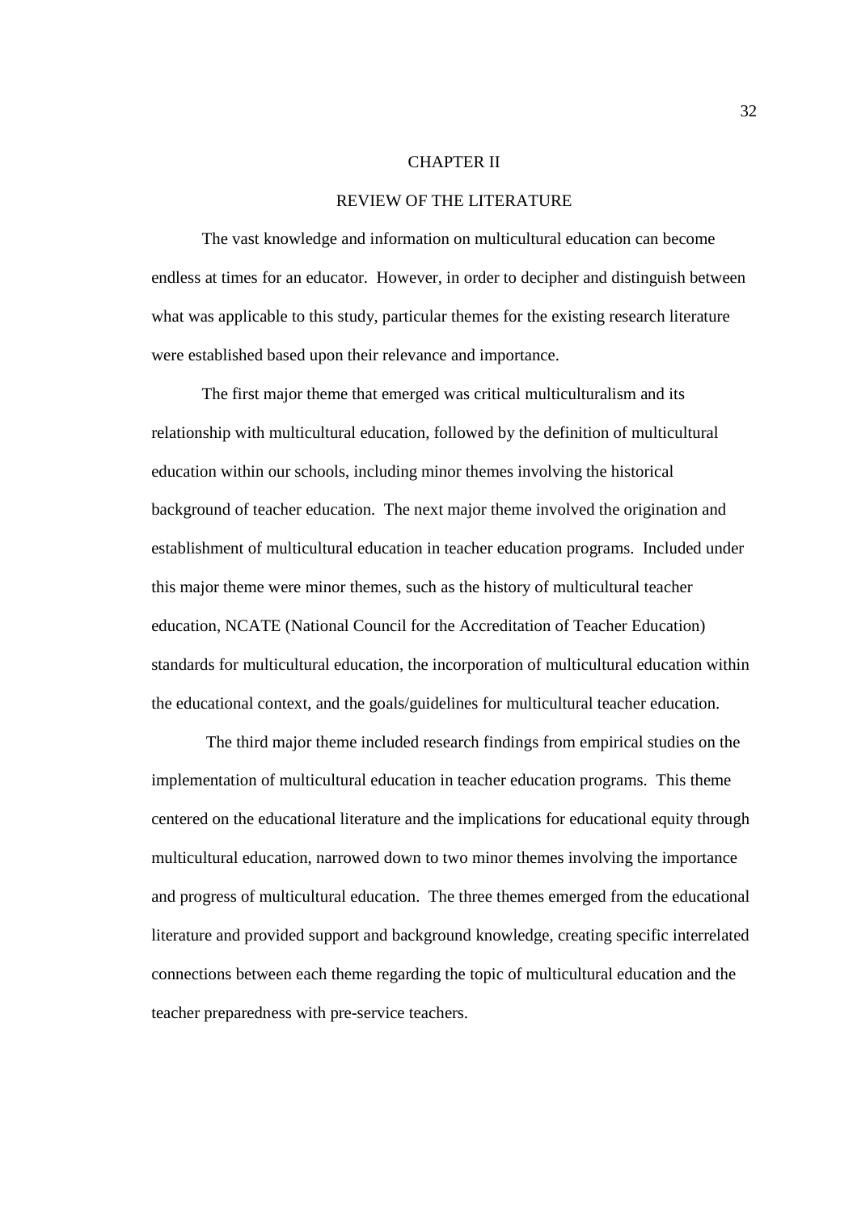# CHAPTER II

## REVIEW OF THE LITERATURE

The vast knowledge and information on multicultural education can become endless at times for an educator. However, in order to decipher and distinguish between what was applicable to this study, particular themes for the existing research literature were established based upon their relevance and importance.

The first major theme that emerged was critical multiculturalism and its relationship with multicultural education, followed by the definition of multicultural education within our schools, including minor themes involving the historical background of teacher education. The next major theme involved the origination and establishment of multicultural education in teacher education programs. Included under this major theme were minor themes, such as the history of multicultural teacher education, NCATE (National Council for the Accreditation of Teacher Education) standards for multicultural education, the incorporation of multicultural education within the educational context, and the goals/guidelines for multicultural teacher education.

The third major theme included research findings from empirical studies on the implementation of multicultural education in teacher education programs. This theme centered on the educational literature and the implications for educational equity through multicultural education, narrowed down to two minor themes involving the importance and progress of multicultural education. The three themes emerged from the educational literature and provided support and background knowledge, creating specific interrelated connections between each theme regarding the topic of multicultural education and the teacher preparedness with pre-service teachers.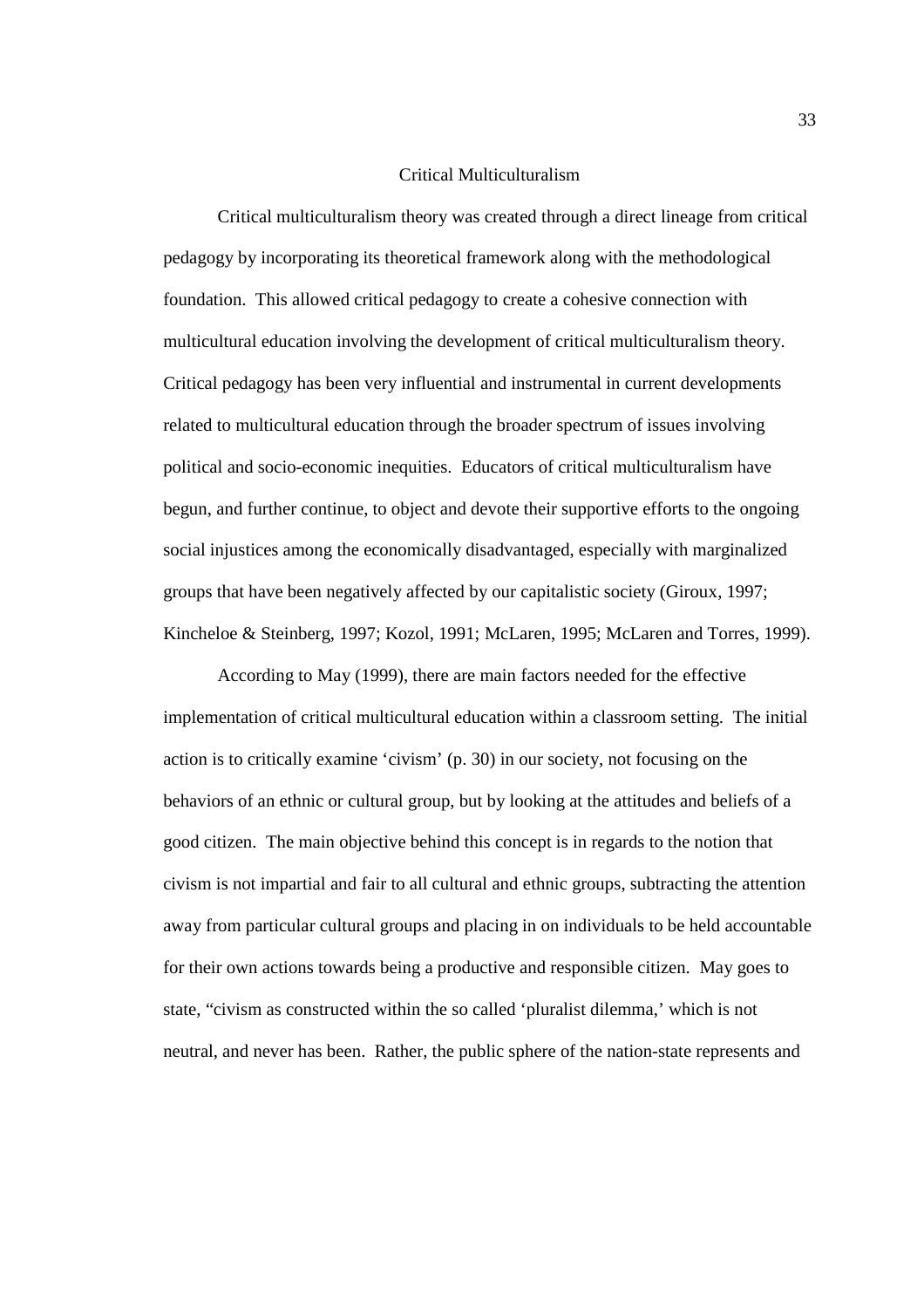## Critical Multiculturalism

Critical multiculturalism theory was created through a direct lineage from critical pedagogy by incorporating its theoretical framework along with the methodological foundation. This allowed critical pedagogy to create a cohesive connection with multicultural education involving the development of critical multiculturalism theory. Critical pedagogy has been very influential and instrumental in current developments related to multicultural education through the broader spectrum of issues involving political and socio-economic inequities. Educators of critical multiculturalism have begun, and further continue, to object and devote their supportive efforts to the ongoing social injustices among the economically disadvantaged, especially with marginalized groups that have been negatively affected by our capitalistic society (Giroux, 1997; Kincheloe & Steinberg, 1997; Kozol, 1991; McLaren, 1995; McLaren and Torres, 1999).

According to May (1999), there are main factors needed for the effective implementation of critical multicultural education within a classroom setting. The initial action is to critically examine 'civism' (p. 30) in our society, not focusing on the behaviors of an ethnic or cultural group, but by looking at the attitudes and beliefs of a good citizen. The main objective behind this concept is in regards to the notion that civism is not impartial and fair to all cultural and ethnic groups, subtracting the attention away from particular cultural groups and placing in on individuals to be held accountable for their own actions towards being a productive and responsible citizen. May goes to state, "civism as constructed within the so called 'pluralist dilemma,' which is not neutral, and never has been. Rather, the public sphere of the nation-state represents and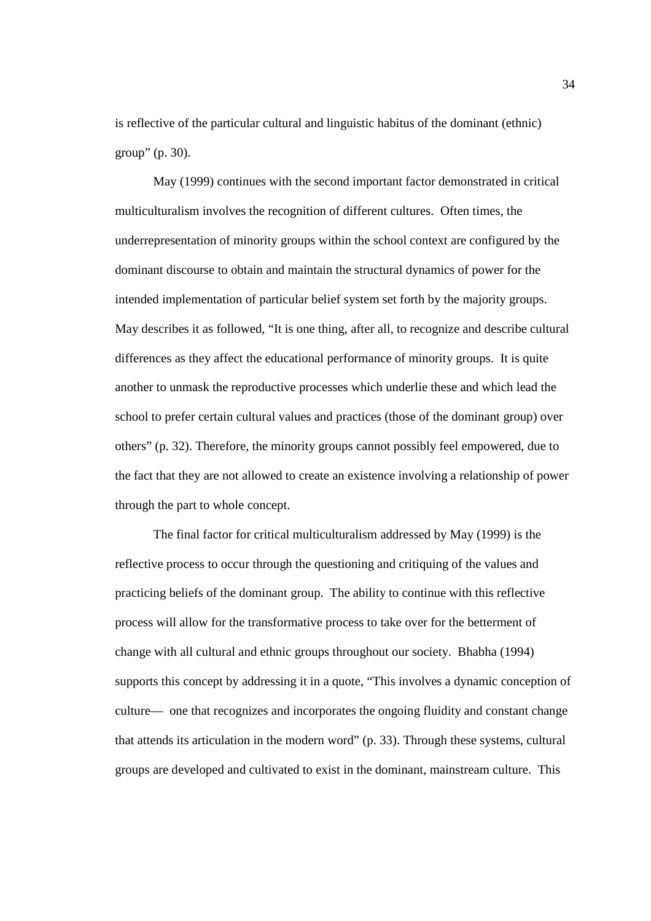is reflective of the particular cultural and linguistic habitus of the dominant (ethnic) group" (p. 30).

May (1999) continues with the second important factor demonstrated in critical multiculturalism involves the recognition of different cultures. Often times, the underrepresentation of minority groups within the school context are configured by the dominant discourse to obtain and maintain the structural dynamics of power for the intended implementation of particular belief system set forth by the majority groups. May describes it as followed, "It is one thing, after all, to recognize and describe cultural differences as they affect the educational performance of minority groups. It is quite another to unmask the reproductive processes which underlie these and which lead the school to prefer certain cultural values and practices (those of the dominant group) over others" (p. 32). Therefore, the minority groups cannot possibly feel empowered, due to the fact that they are not allowed to create an existence involving a relationship of power through the part to whole concept.

The final factor for critical multiculturalism addressed by May (1999) is the reflective process to occur through the questioning and critiquing of the values and practicing beliefs of the dominant group. The ability to continue with this reflective process will allow for the transformative process to take over for the betterment of change with all cultural and ethnic groups throughout our society. Bhabha (1994) supports this concept by addressing it in a quote, "This involves a dynamic conception of culture— one that recognizes and incorporates the ongoing fluidity and constant change that attends its articulation in the modern word" (p. 33). Through these systems, cultural groups are developed and cultivated to exist in the dominant, mainstream culture. This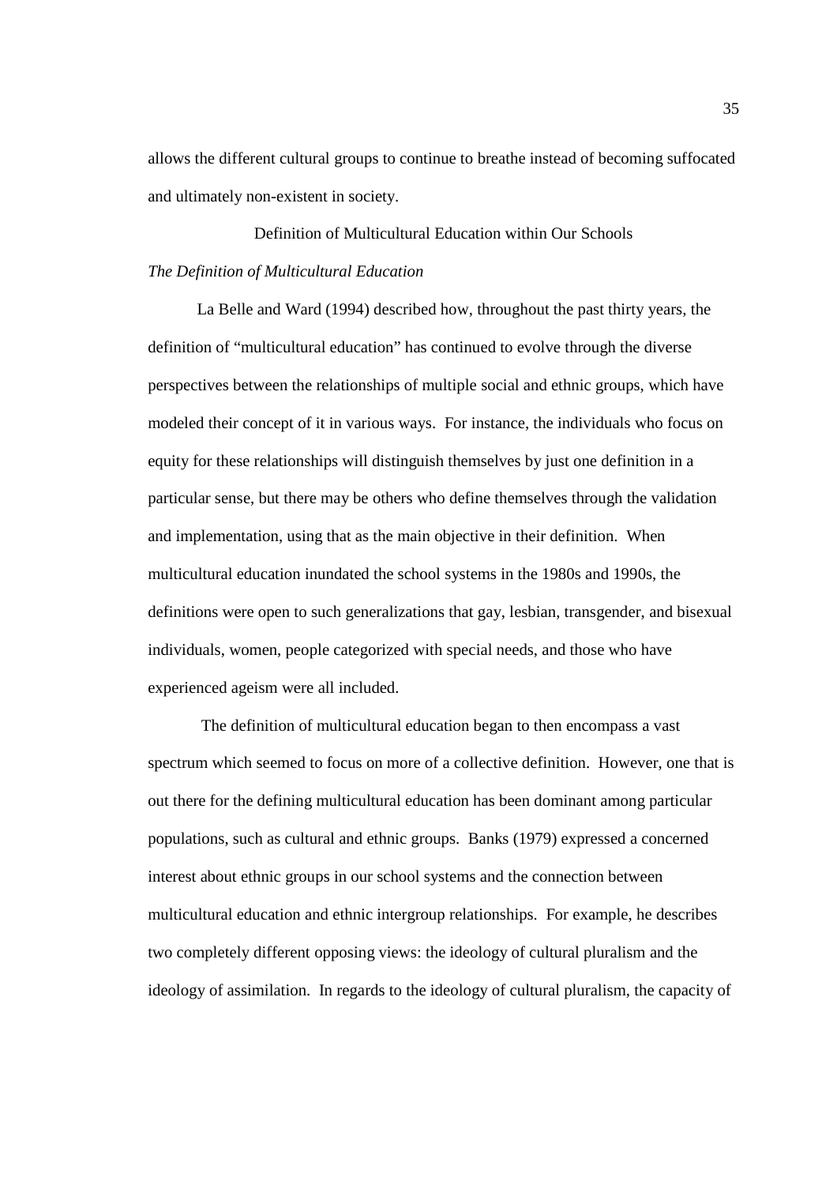allows the different cultural groups to continue to breathe instead of becoming suffocated and ultimately non-existent in society.

## Definition of Multicultural Education within Our Schools

### *The Definition of Multicultural Education*

La Belle and Ward (1994) described how, throughout the past thirty years, the definition of "multicultural education" has continued to evolve through the diverse perspectives between the relationships of multiple social and ethnic groups, which have modeled their concept of it in various ways. For instance, the individuals who focus on equity for these relationships will distinguish themselves by just one definition in a particular sense, but there may be others who define themselves through the validation and implementation, using that as the main objective in their definition. When multicultural education inundated the school systems in the 1980s and 1990s, the definitions were open to such generalizations that gay, lesbian, transgender, and bisexual individuals, women, people categorized with special needs, and those who have experienced ageism were all included.

The definition of multicultural education began to then encompass a vast spectrum which seemed to focus on more of a collective definition. However, one that is out there for the defining multicultural education has been dominant among particular populations, such as cultural and ethnic groups. Banks (1979) expressed a concerned interest about ethnic groups in our school systems and the connection between multicultural education and ethnic intergroup relationships. For example, he describes two completely different opposing views: the ideology of cultural pluralism and the ideology of assimilation. In regards to the ideology of cultural pluralism, the capacity of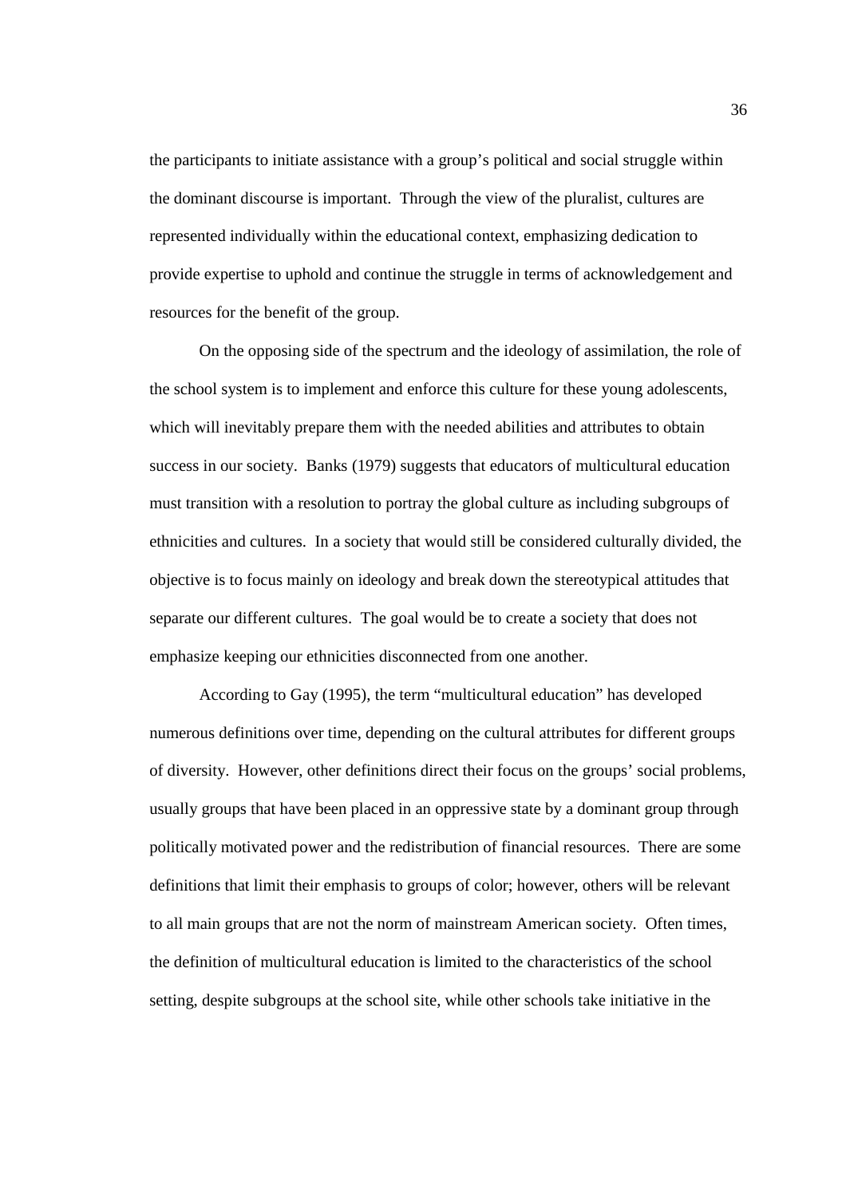the participants to initiate assistance with a group's political and social struggle within the dominant discourse is important. Through the view of the pluralist, cultures are represented individually within the educational context, emphasizing dedication to provide expertise to uphold and continue the struggle in terms of acknowledgement and resources for the benefit of the group.

On the opposing side of the spectrum and the ideology of assimilation, the role of the school system is to implement and enforce this culture for these young adolescents, which will inevitably prepare them with the needed abilities and attributes to obtain success in our society. Banks (1979) suggests that educators of multicultural education must transition with a resolution to portray the global culture as including subgroups of ethnicities and cultures. In a society that would still be considered culturally divided, the objective is to focus mainly on ideology and break down the stereotypical attitudes that separate our different cultures. The goal would be to create a society that does not emphasize keeping our ethnicities disconnected from one another.

According to Gay (1995), the term "multicultural education" has developed numerous definitions over time, depending on the cultural attributes for different groups of diversity. However, other definitions direct their focus on the groups' social problems, usually groups that have been placed in an oppressive state by a dominant group through politically motivated power and the redistribution of financial resources. There are some definitions that limit their emphasis to groups of color; however, others will be relevant to all main groups that are not the norm of mainstream American society. Often times, the definition of multicultural education is limited to the characteristics of the school setting, despite subgroups at the school site, while other schools take initiative in the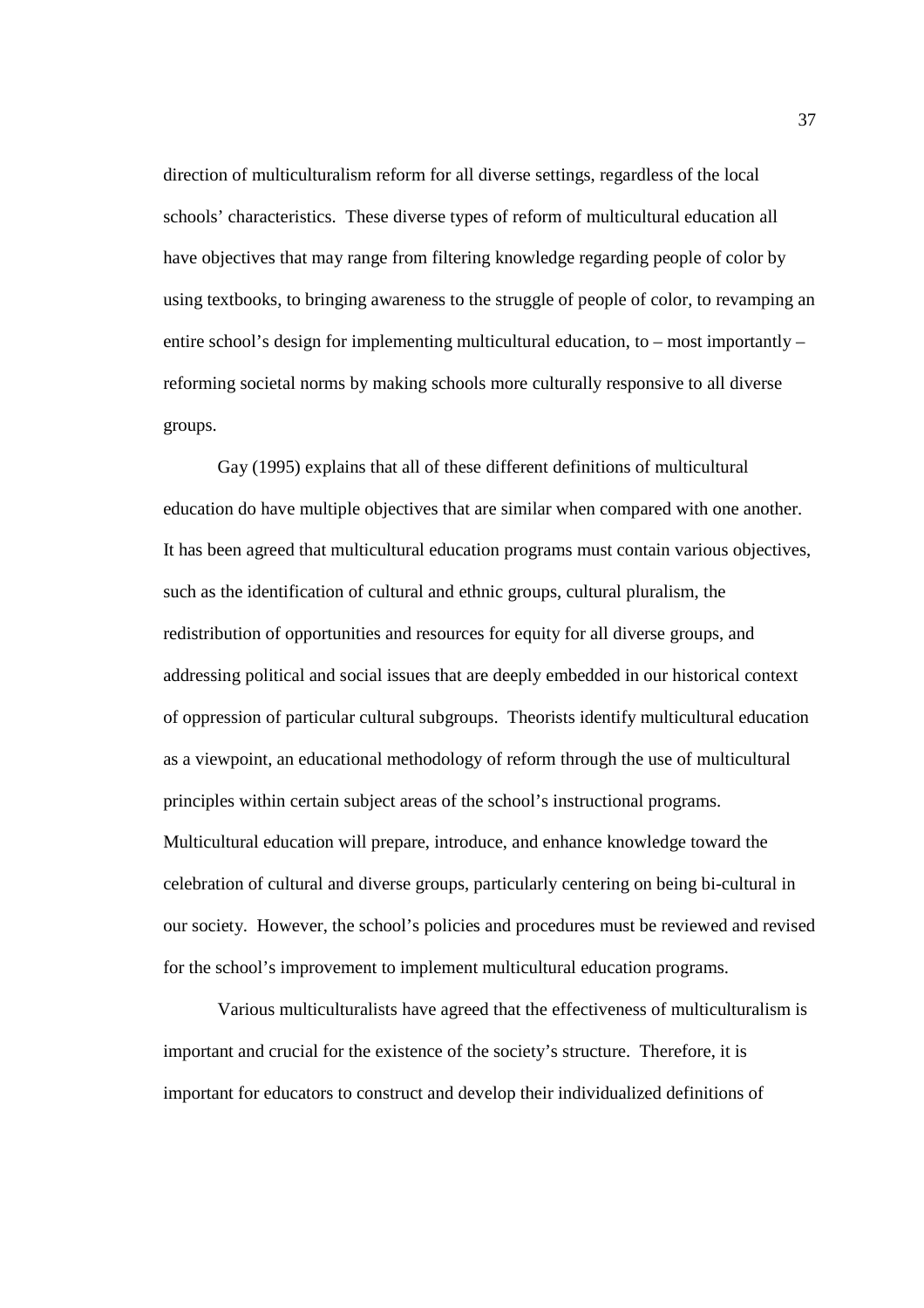direction of multiculturalism reform for all diverse settings, regardless of the local schools' characteristics. These diverse types of reform of multicultural education all have objectives that may range from filtering knowledge regarding people of color by using textbooks, to bringing awareness to the struggle of people of color, to revamping an entire school's design for implementing multicultural education, to – most importantly – reforming societal norms by making schools more culturally responsive to all diverse groups.

Gay (1995) explains that all of these different definitions of multicultural education do have multiple objectives that are similar when compared with one another. It has been agreed that multicultural education programs must contain various objectives, such as the identification of cultural and ethnic groups, cultural pluralism, the redistribution of opportunities and resources for equity for all diverse groups, and addressing political and social issues that are deeply embedded in our historical context of oppression of particular cultural subgroups. Theorists identify multicultural education as a viewpoint, an educational methodology of reform through the use of multicultural principles within certain subject areas of the school's instructional programs. Multicultural education will prepare, introduce, and enhance knowledge toward the celebration of cultural and diverse groups, particularly centering on being bi-cultural in our society. However, the school's policies and procedures must be reviewed and revised for the school's improvement to implement multicultural education programs.

Various multiculturalists have agreed that the effectiveness of multiculturalism is important and crucial for the existence of the society's structure. Therefore, it is important for educators to construct and develop their individualized definitions of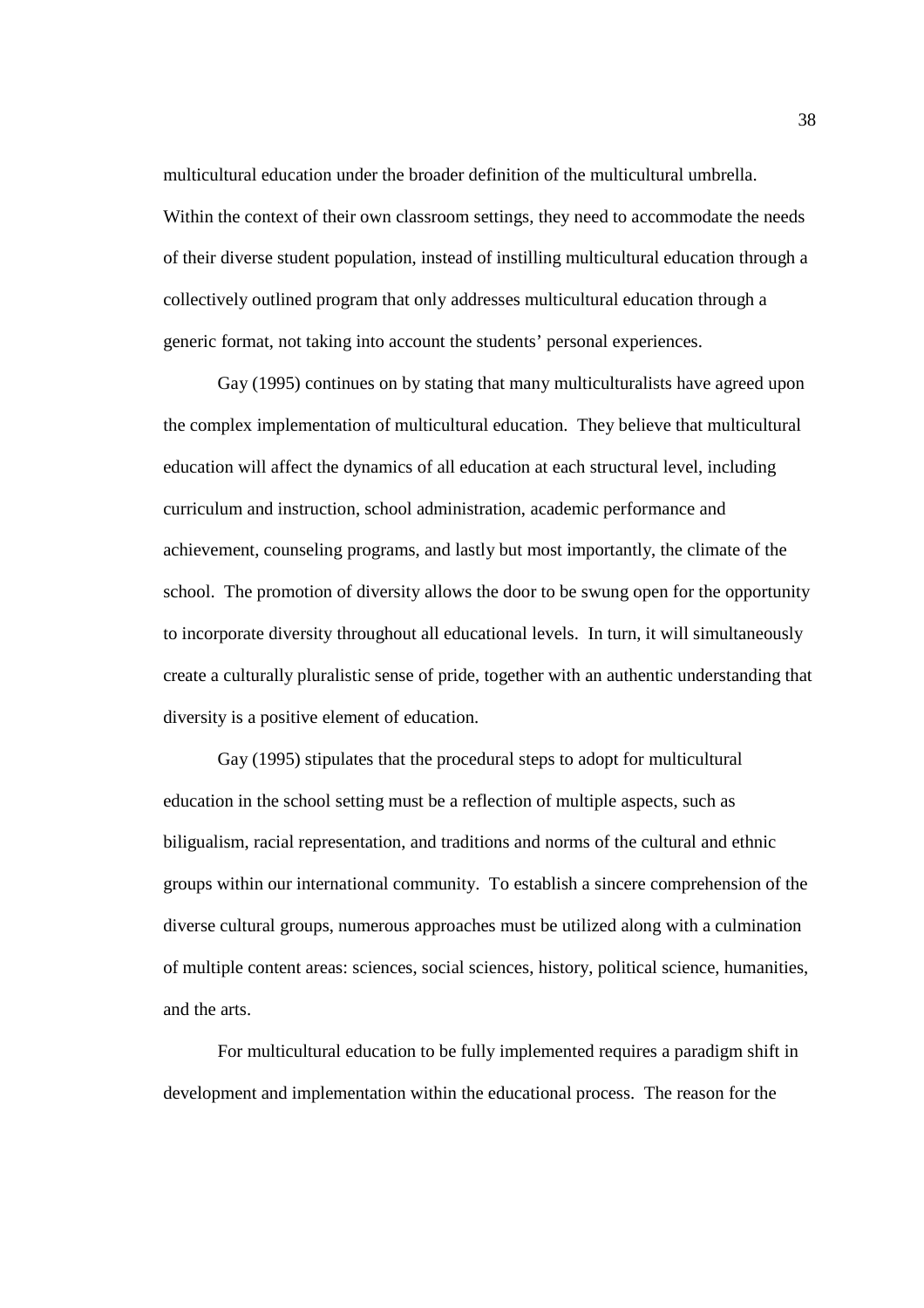multicultural education under the broader definition of the multicultural umbrella. Within the context of their own classroom settings, they need to accommodate the needs of their diverse student population, instead of instilling multicultural education through a collectively outlined program that only addresses multicultural education through a generic format, not taking into account the students' personal experiences.

Gay (1995) continues on by stating that many multiculturalists have agreed upon the complex implementation of multicultural education. They believe that multicultural education will affect the dynamics of all education at each structural level, including curriculum and instruction, school administration, academic performance and achievement, counseling programs, and lastly but most importantly, the climate of the school. The promotion of diversity allows the door to be swung open for the opportunity to incorporate diversity throughout all educational levels. In turn, it will simultaneously create a culturally pluralistic sense of pride, together with an authentic understanding that diversity is a positive element of education.

Gay (1995) stipulates that the procedural steps to adopt for multicultural education in the school setting must be a reflection of multiple aspects, such as biligualism, racial representation, and traditions and norms of the cultural and ethnic groups within our international community. To establish a sincere comprehension of the diverse cultural groups, numerous approaches must be utilized along with a culmination of multiple content areas: sciences, social sciences, history, political science, humanities, and the arts.

For multicultural education to be fully implemented requires a paradigm shift in development and implementation within the educational process. The reason for the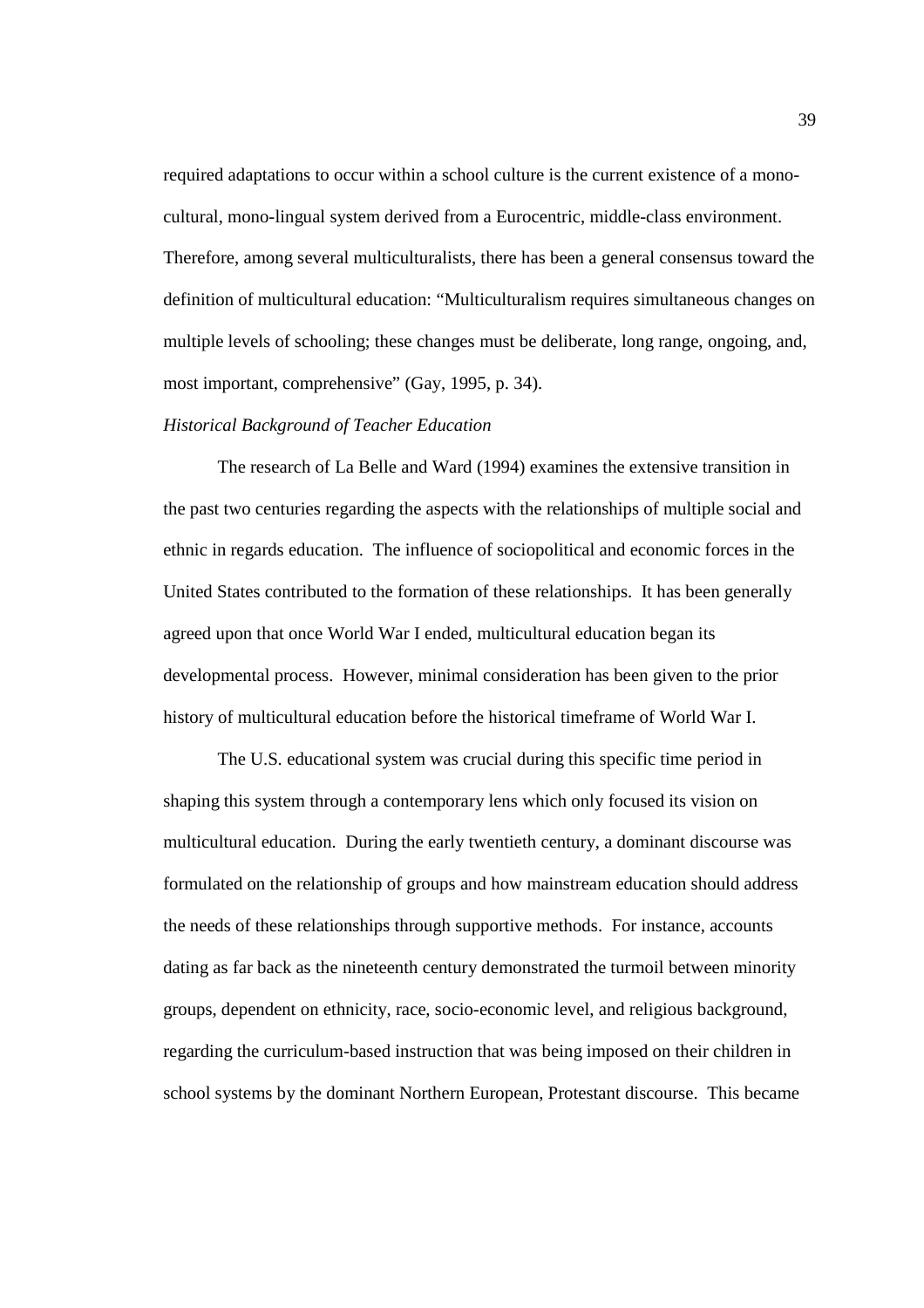required adaptations to occur within a school culture is the current existence of a mono-cultural, mono-lingual system derived from a Eurocentric, middle-class environment. Therefore, among several multiculturalists, there has been a general consensus toward the definition of multicultural education: "Multiculturalism requires simultaneous changes on multiple levels of schooling; these changes must be deliberate, long range, ongoing, and, most important, comprehensive" (Gay, 1995, p. 34).

*Historical Background of Teacher Education*

The research of La Belle and Ward (1994) examines the extensive transition in the past two centuries regarding the aspects with the relationships of multiple social and ethnic in regards education. The influence of sociopolitical and economic forces in the United States contributed to the formation of these relationships. It has been generally agreed upon that once World War I ended, multicultural education began its developmental process. However, minimal consideration has been given to the prior history of multicultural education before the historical timeframe of World War I.

The U.S. educational system was crucial during this specific time period in shaping this system through a contemporary lens which only focused its vision on multicultural education. During the early twentieth century, a dominant discourse was formulated on the relationship of groups and how mainstream education should address the needs of these relationships through supportive methods. For instance, accounts dating as far back as the nineteenth century demonstrated the turmoil between minority groups, dependent on ethnicity, race, socio-economic level, and religious background, regarding the curriculum-based instruction that was being imposed on their children in school systems by the dominant Northern European, Protestant discourse. This became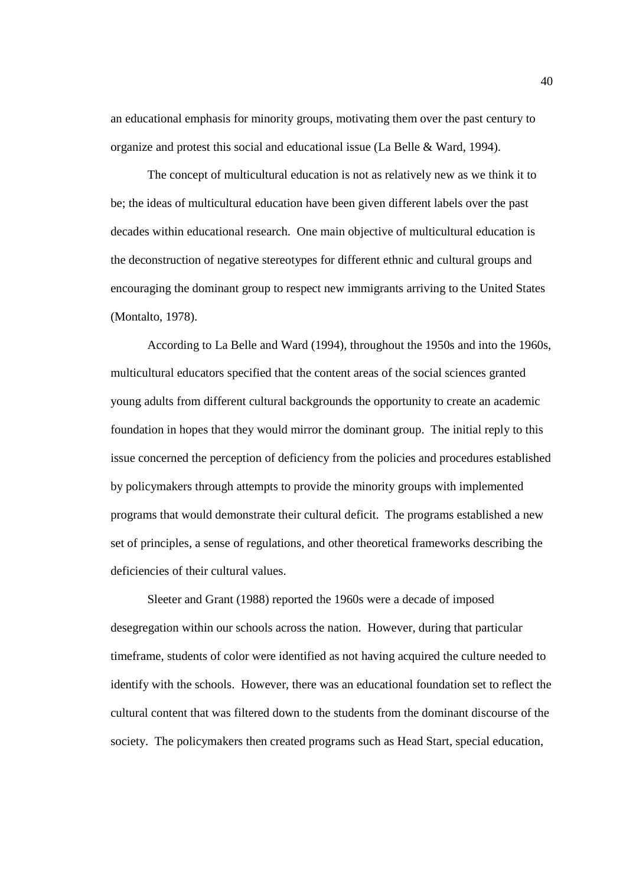an educational emphasis for minority groups, motivating them over the past century to organize and protest this social and educational issue (La Belle & Ward, 1994).

The concept of multicultural education is not as relatively new as we think it to be; the ideas of multicultural education have been given different labels over the past decades within educational research. One main objective of multicultural education is the deconstruction of negative stereotypes for different ethnic and cultural groups and encouraging the dominant group to respect new immigrants arriving to the United States (Montalto, 1978).

According to La Belle and Ward (1994), throughout the 1950s and into the 1960s, multicultural educators specified that the content areas of the social sciences granted young adults from different cultural backgrounds the opportunity to create an academic foundation in hopes that they would mirror the dominant group. The initial reply to this issue concerned the perception of deficiency from the policies and procedures established by policymakers through attempts to provide the minority groups with implemented programs that would demonstrate their cultural deficit. The programs established a new set of principles, a sense of regulations, and other theoretical frameworks describing the deficiencies of their cultural values.

Sleeter and Grant (1988) reported the 1960s were a decade of imposed desegregation within our schools across the nation. However, during that particular timeframe, students of color were identified as not having acquired the culture needed to identify with the schools. However, there was an educational foundation set to reflect the cultural content that was filtered down to the students from the dominant discourse of the society. The policymakers then created programs such as Head Start, special education,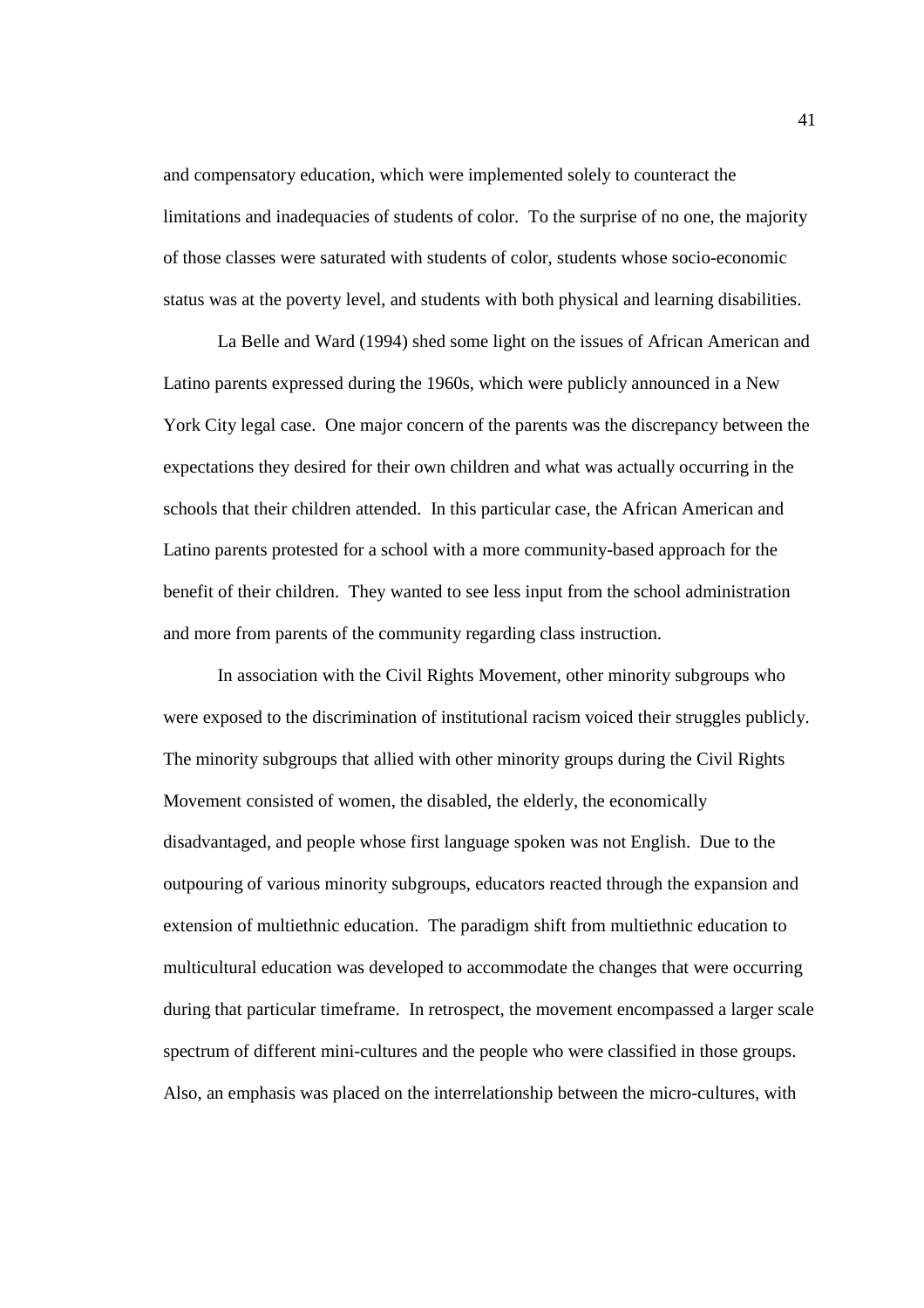and compensatory education, which were implemented solely to counteract the limitations and inadequacies of students of color. To the surprise of no one, the majority of those classes were saturated with students of color, students whose socio-economic status was at the poverty level, and students with both physical and learning disabilities.

La Belle and Ward (1994) shed some light on the issues of African American and Latino parents expressed during the 1960s, which were publicly announced in a New York City legal case. One major concern of the parents was the discrepancy between the expectations they desired for their own children and what was actually occurring in the schools that their children attended. In this particular case, the African American and Latino parents protested for a school with a more community-based approach for the benefit of their children. They wanted to see less input from the school administration and more from parents of the community regarding class instruction.

In association with the Civil Rights Movement, other minority subgroups who were exposed to the discrimination of institutional racism voiced their struggles publicly. The minority subgroups that allied with other minority groups during the Civil Rights Movement consisted of women, the disabled, the elderly, the economically disadvantaged, and people whose first language spoken was not English. Due to the outpouring of various minority subgroups, educators reacted through the expansion and extension of multiethnic education. The paradigm shift from multiethnic education to multicultural education was developed to accommodate the changes that were occurring during that particular timeframe. In retrospect, the movement encompassed a larger scale spectrum of different mini-cultures and the people who were classified in those groups. Also, an emphasis was placed on the interrelationship between the micro-cultures, with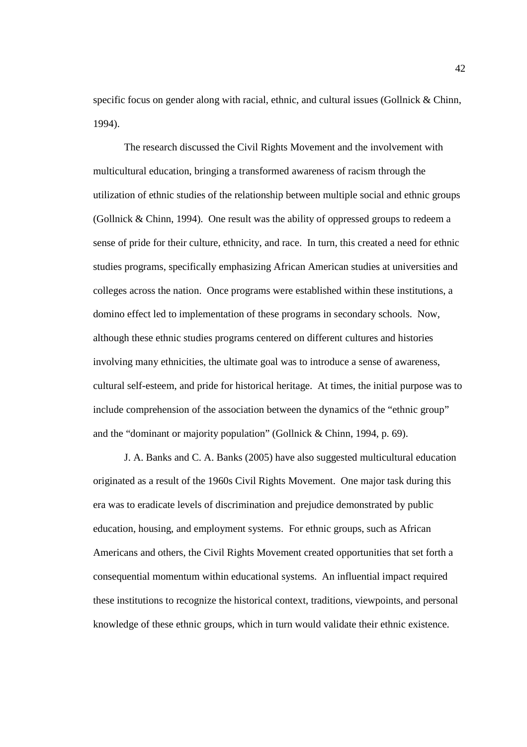specific focus on gender along with racial, ethnic, and cultural issues (Gollnick & Chinn, 1994).

The research discussed the Civil Rights Movement and the involvement with multicultural education, bringing a transformed awareness of racism through the utilization of ethnic studies of the relationship between multiple social and ethnic groups (Gollnick & Chinn, 1994). One result was the ability of oppressed groups to redeem a sense of pride for their culture, ethnicity, and race. In turn, this created a need for ethnic studies programs, specifically emphasizing African American studies at universities and colleges across the nation. Once programs were established within these institutions, a domino effect led to implementation of these programs in secondary schools. Now, although these ethnic studies programs centered on different cultures and histories involving many ethnicities, the ultimate goal was to introduce a sense of awareness, cultural self-esteem, and pride for historical heritage. At times, the initial purpose was to include comprehension of the association between the dynamics of the "ethnic group" and the "dominant or majority population" (Gollnick & Chinn, 1994, p. 69).

J. A. Banks and C. A. Banks (2005) have also suggested multicultural education originated as a result of the 1960s Civil Rights Movement. One major task during this era was to eradicate levels of discrimination and prejudice demonstrated by public education, housing, and employment systems. For ethnic groups, such as African Americans and others, the Civil Rights Movement created opportunities that set forth a consequential momentum within educational systems. An influential impact required these institutions to recognize the historical context, traditions, viewpoints, and personal knowledge of these ethnic groups, which in turn would validate their ethnic existence.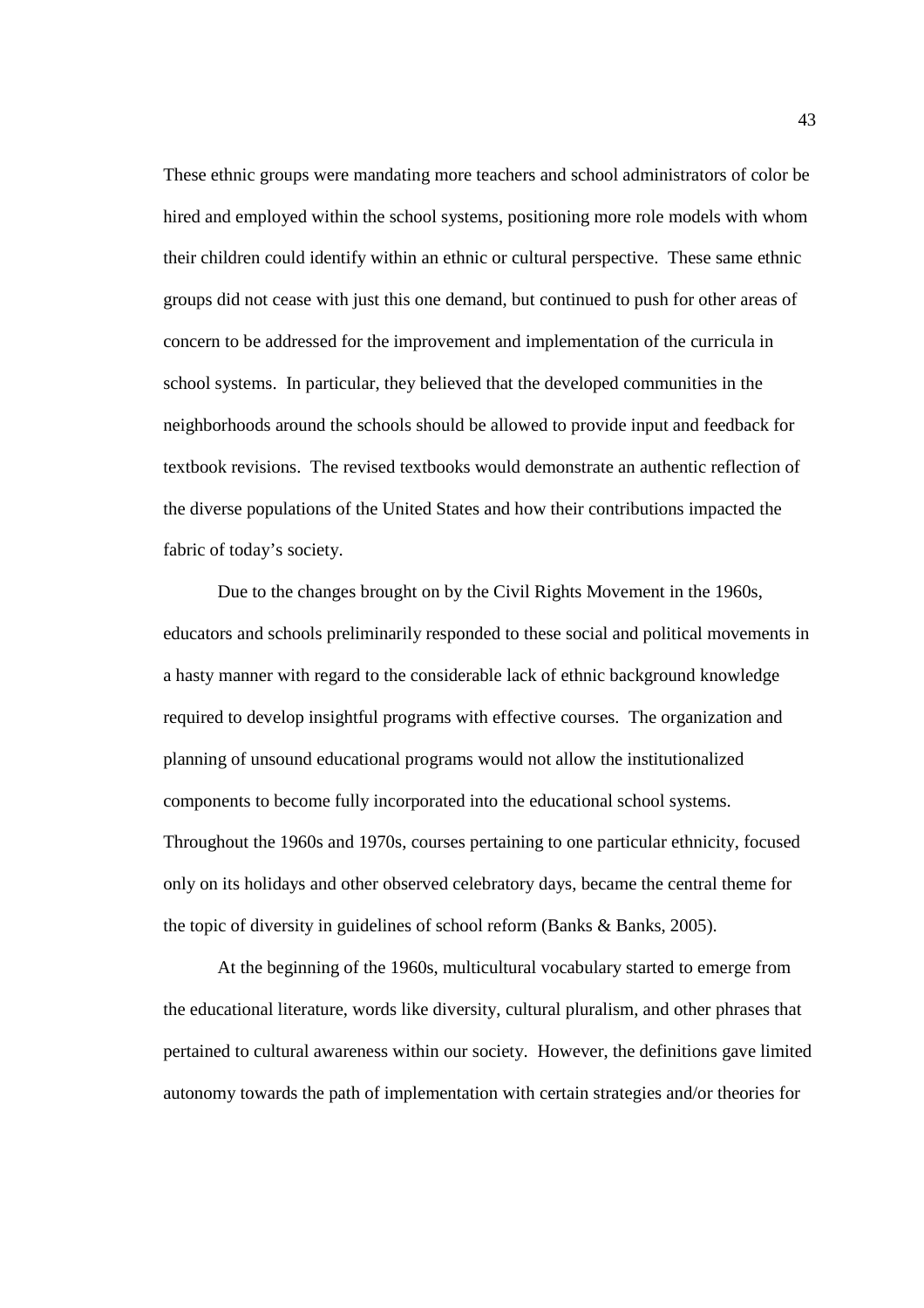These ethnic groups were mandating more teachers and school administrators of color be hired and employed within the school systems, positioning more role models with whom their children could identify within an ethnic or cultural perspective. These same ethnic groups did not cease with just this one demand, but continued to push for other areas of concern to be addressed for the improvement and implementation of the curricula in school systems. In particular, they believed that the developed communities in the neighborhoods around the schools should be allowed to provide input and feedback for textbook revisions. The revised textbooks would demonstrate an authentic reflection of the diverse populations of the United States and how their contributions impacted the fabric of today's society.

Due to the changes brought on by the Civil Rights Movement in the 1960s, educators and schools preliminarily responded to these social and political movements in a hasty manner with regard to the considerable lack of ethnic background knowledge required to develop insightful programs with effective courses. The organization and planning of unsound educational programs would not allow the institutionalized components to become fully incorporated into the educational school systems. Throughout the 1960s and 1970s, courses pertaining to one particular ethnicity, focused only on its holidays and other observed celebratory days, became the central theme for the topic of diversity in guidelines of school reform (Banks & Banks, 2005).

At the beginning of the 1960s, multicultural vocabulary started to emerge from the educational literature, words like diversity, cultural pluralism, and other phrases that pertained to cultural awareness within our society. However, the definitions gave limited autonomy towards the path of implementation with certain strategies and/or theories for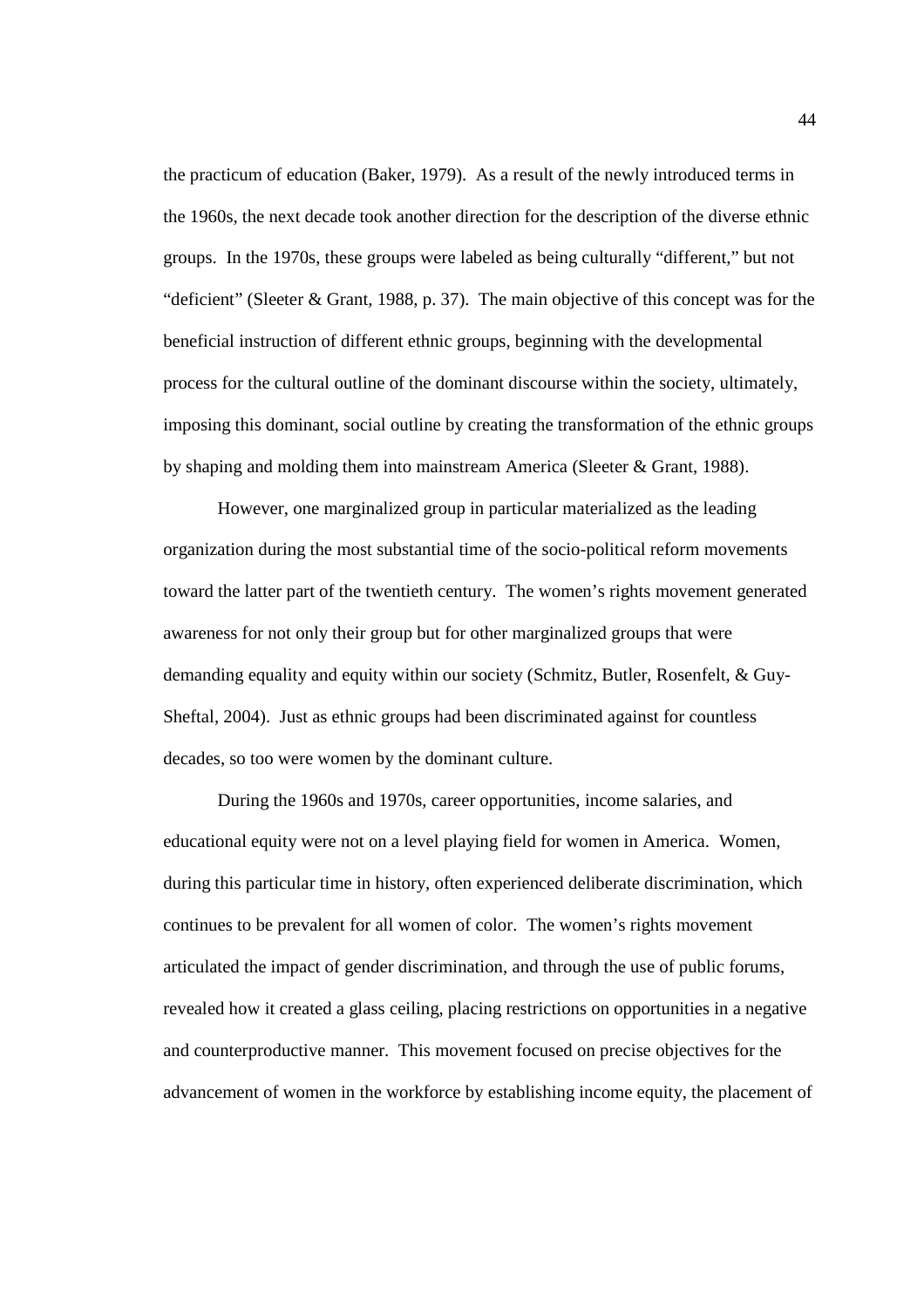the practicum of education (Baker, 1979). As a result of the newly introduced terms in the 1960s, the next decade took another direction for the description of the diverse ethnic groups. In the 1970s, these groups were labeled as being culturally "different," but not "deficient" (Sleeter & Grant, 1988, p. 37). The main objective of this concept was for the beneficial instruction of different ethnic groups, beginning with the developmental process for the cultural outline of the dominant discourse within the society, ultimately, imposing this dominant, social outline by creating the transformation of the ethnic groups by shaping and molding them into mainstream America (Sleeter & Grant, 1988).

However, one marginalized group in particular materialized as the leading organization during the most substantial time of the socio-political reform movements toward the latter part of the twentieth century. The women's rights movement generated awareness for not only their group but for other marginalized groups that were demanding equality and equity within our society (Schmitz, Butler, Rosenfelt, & Guy-Sheftal, 2004). Just as ethnic groups had been discriminated against for countless decades, so too were women by the dominant culture.

During the 1960s and 1970s, career opportunities, income salaries, and educational equity were not on a level playing field for women in America. Women, during this particular time in history, often experienced deliberate discrimination, which continues to be prevalent for all women of color. The women's rights movement articulated the impact of gender discrimination, and through the use of public forums, revealed how it created a glass ceiling, placing restrictions on opportunities in a negative and counterproductive manner. This movement focused on precise objectives for the advancement of women in the workforce by establishing income equity, the placement of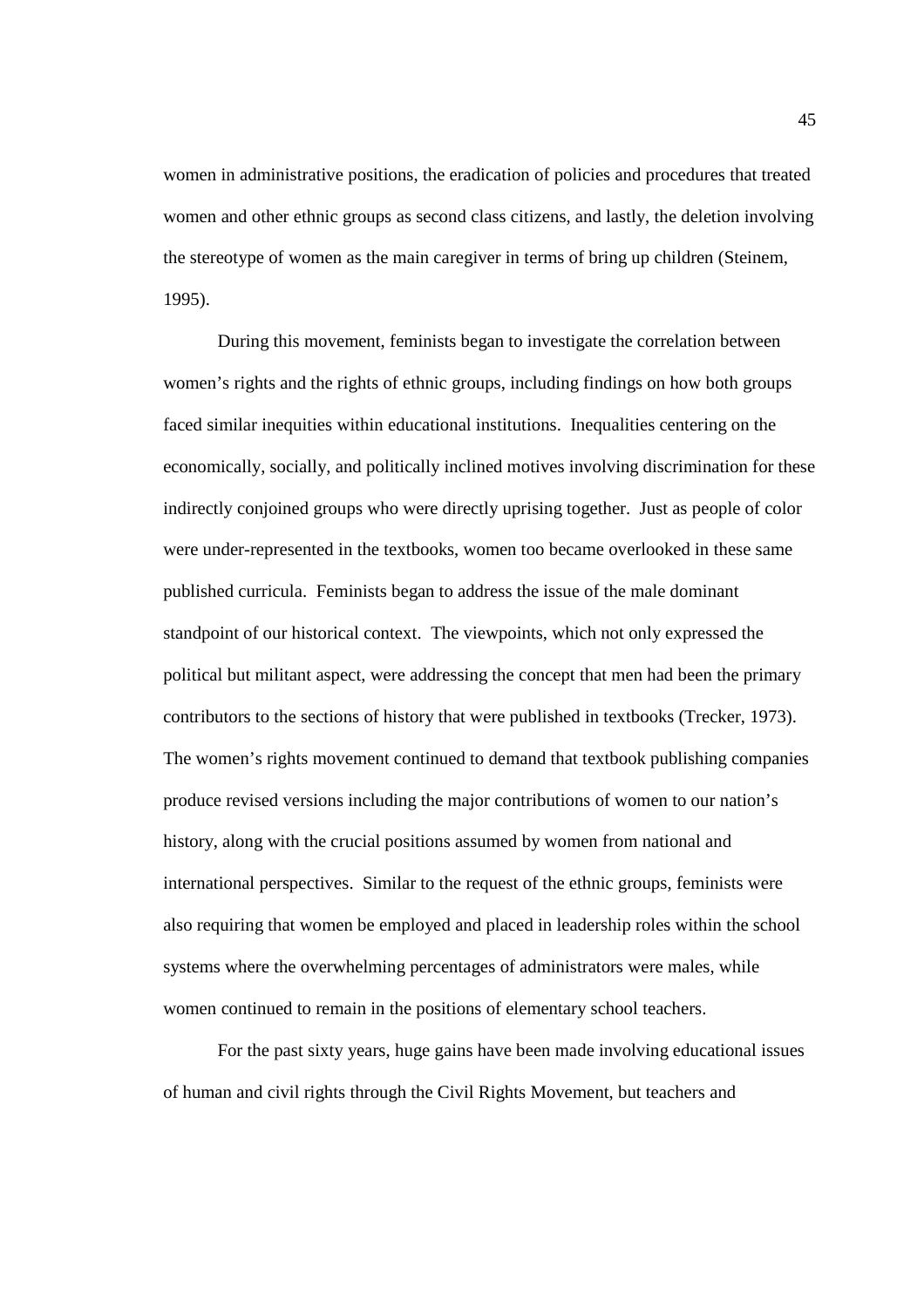women in administrative positions, the eradication of policies and procedures that treated women and other ethnic groups as second class citizens, and lastly, the deletion involving the stereotype of women as the main caregiver in terms of bring up children (Steinem, 1995).

During this movement, feminists began to investigate the correlation between women's rights and the rights of ethnic groups, including findings on how both groups faced similar inequities within educational institutions. Inequalities centering on the economically, socially, and politically inclined motives involving discrimination for these indirectly conjoined groups who were directly uprising together. Just as people of color were under-represented in the textbooks, women too became overlooked in these same published curricula. Feminists began to address the issue of the male dominant standpoint of our historical context. The viewpoints, which not only expressed the political but militant aspect, were addressing the concept that men had been the primary contributors to the sections of history that were published in textbooks (Trecker, 1973). The women's rights movement continued to demand that textbook publishing companies produce revised versions including the major contributions of women to our nation's history, along with the crucial positions assumed by women from national and international perspectives. Similar to the request of the ethnic groups, feminists were also requiring that women be employed and placed in leadership roles within the school systems where the overwhelming percentages of administrators were males, while women continued to remain in the positions of elementary school teachers.

For the past sixty years, huge gains have been made involving educational issues of human and civil rights through the Civil Rights Movement, but teachers and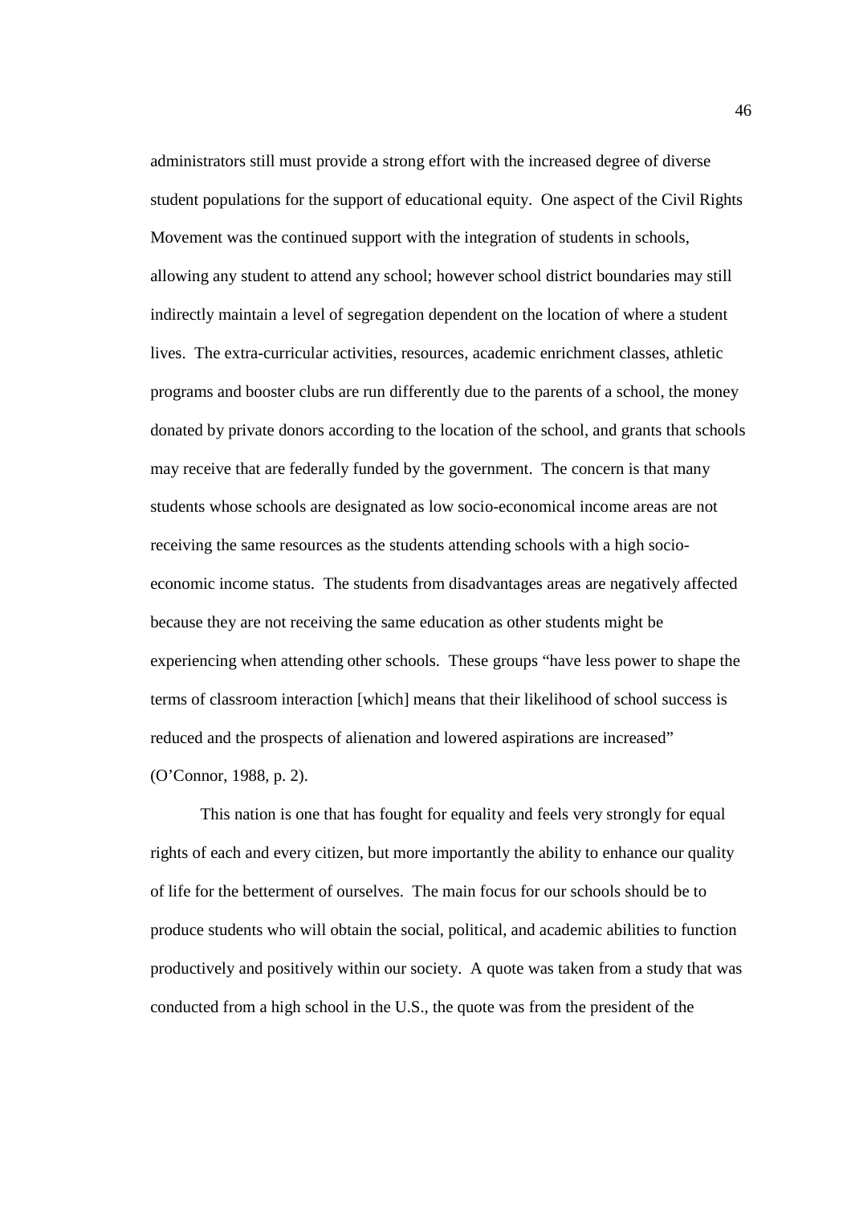administrators still must provide a strong effort with the increased degree of diverse student populations for the support of educational equity. One aspect of the Civil Rights Movement was the continued support with the integration of students in schools, allowing any student to attend any school; however school district boundaries may still indirectly maintain a level of segregation dependent on the location of where a student lives. The extra-curricular activities, resources, academic enrichment classes, athletic programs and booster clubs are run differently due to the parents of a school, the money donated by private donors according to the location of the school, and grants that schools may receive that are federally funded by the government. The concern is that many students whose schools are designated as low socio-economical income areas are not receiving the same resources as the students attending schools with a high socio-economic income status. The students from disadvantages areas are negatively affected because they are not receiving the same education as other students might be experiencing when attending other schools. These groups "have less power to shape the terms of classroom interaction [which] means that their likelihood of school success is reduced and the prospects of alienation and lowered aspirations are increased" (O'Connor, 1988, p. 2).

This nation is one that has fought for equality and feels very strongly for equal rights of each and every citizen, but more importantly the ability to enhance our quality of life for the betterment of ourselves. The main focus for our schools should be to produce students who will obtain the social, political, and academic abilities to function productively and positively within our society. A quote was taken from a study that was conducted from a high school in the U.S., the quote was from the president of the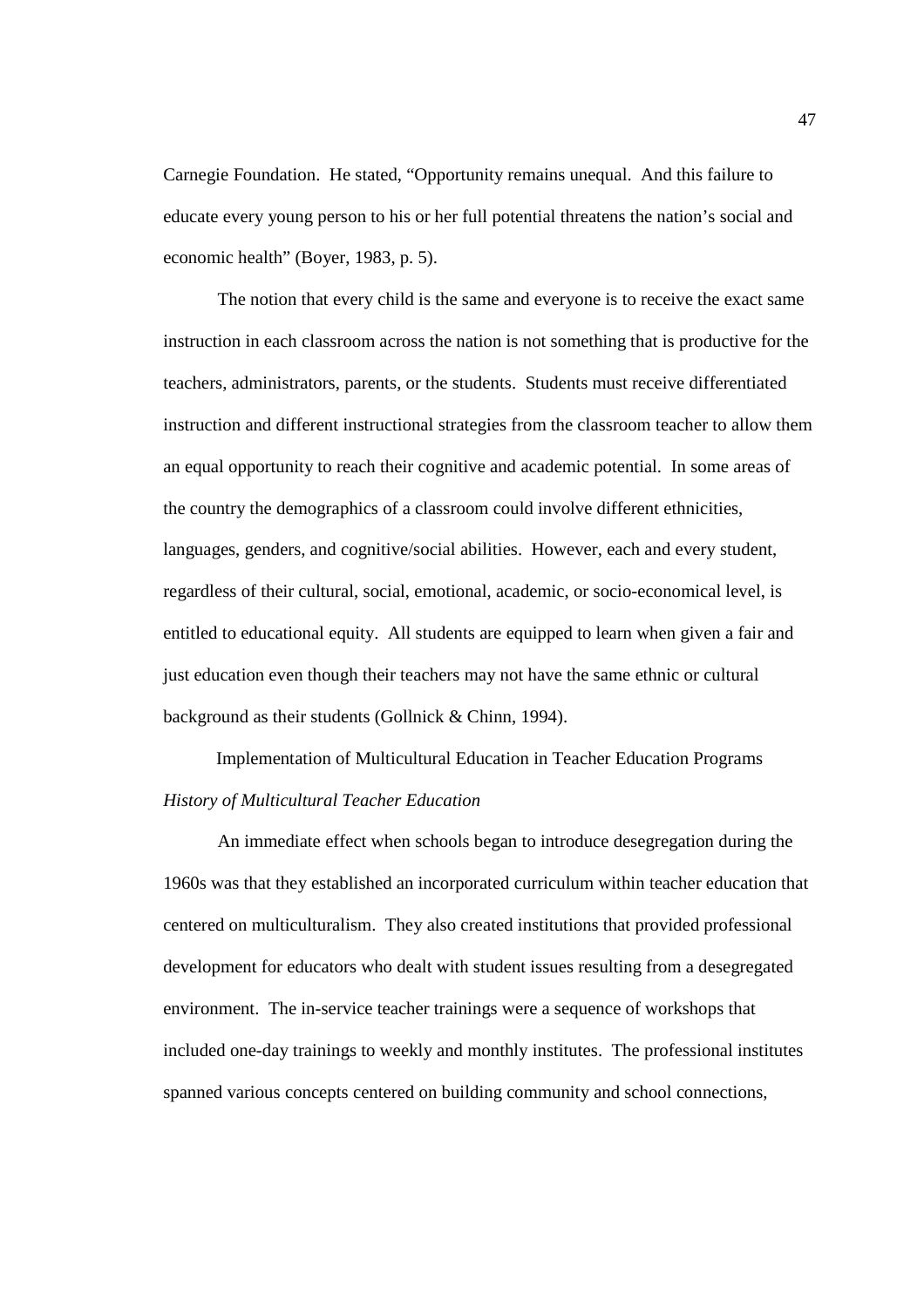Carnegie Foundation. He stated, "Opportunity remains unequal. And this failure to educate every young person to his or her full potential threatens the nation's social and economic health" (Boyer, 1983, p. 5).

The notion that every child is the same and everyone is to receive the exact same instruction in each classroom across the nation is not something that is productive for the teachers, administrators, parents, or the students. Students must receive differentiated instruction and different instructional strategies from the classroom teacher to allow them an equal opportunity to reach their cognitive and academic potential. In some areas of the country the demographics of a classroom could involve different ethnicities, languages, genders, and cognitive/social abilities. However, each and every student, regardless of their cultural, social, emotional, academic, or socio-economical level, is entitled to educational equity. All students are equipped to learn when given a fair and just education even though their teachers may not have the same ethnic or cultural background as their students (Gollnick & Chinn, 1994).

## Implementation of Multicultural Education in Teacher Education Programs

### *History of Multicultural Teacher Education*

An immediate effect when schools began to introduce desegregation during the 1960s was that they established an incorporated curriculum within teacher education that centered on multiculturalism. They also created institutions that provided professional development for educators who dealt with student issues resulting from a desegregated environment. The in-service teacher trainings were a sequence of workshops that included one-day trainings to weekly and monthly institutes. The professional institutes spanned various concepts centered on building community and school connections,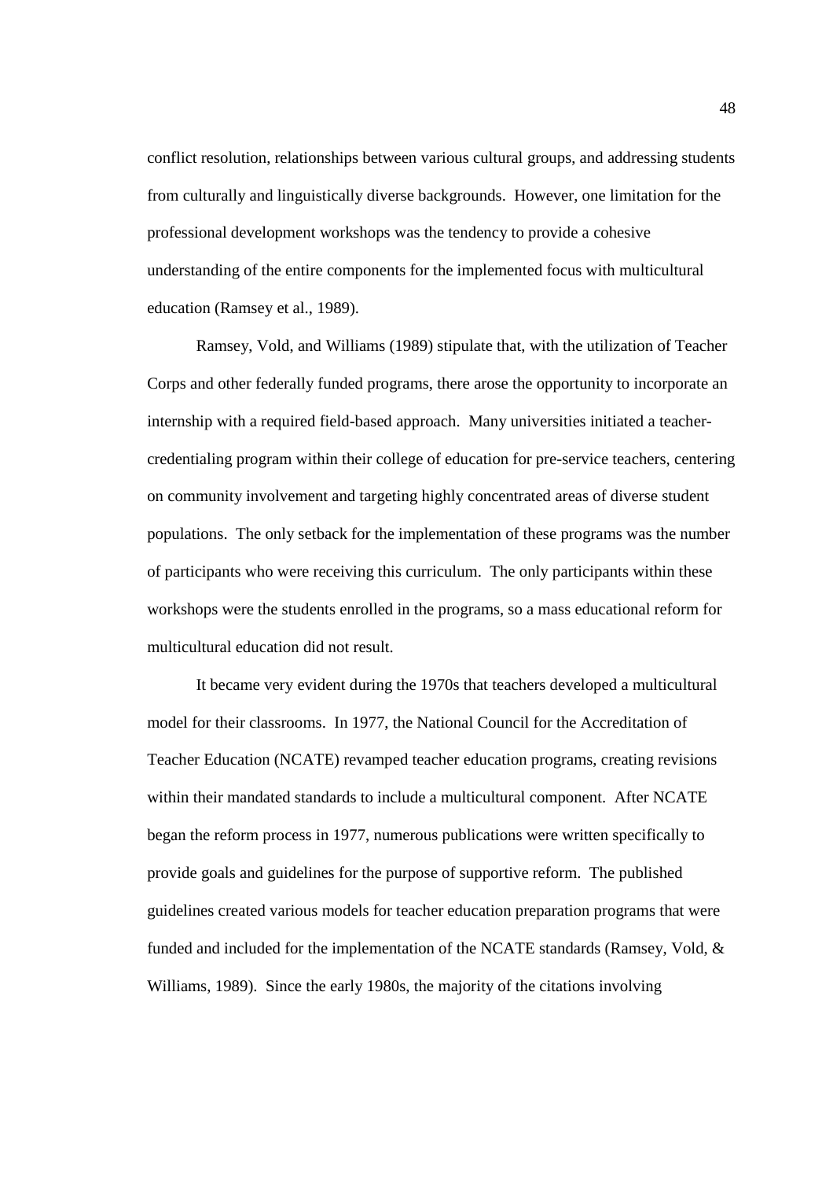conflict resolution, relationships between various cultural groups, and addressing students from culturally and linguistically diverse backgrounds. However, one limitation for the professional development workshops was the tendency to provide a cohesive understanding of the entire components for the implemented focus with multicultural education (Ramsey et al., 1989).

Ramsey, Vold, and Williams (1989) stipulate that, with the utilization of Teacher Corps and other federally funded programs, there arose the opportunity to incorporate an internship with a required field-based approach. Many universities initiated a teacher-credentialing program within their college of education for pre-service teachers, centering on community involvement and targeting highly concentrated areas of diverse student populations. The only setback for the implementation of these programs was the number of participants who were receiving this curriculum. The only participants within these workshops were the students enrolled in the programs, so a mass educational reform for multicultural education did not result.

It became very evident during the 1970s that teachers developed a multicultural model for their classrooms. In 1977, the National Council for the Accreditation of Teacher Education (NCATE) revamped teacher education programs, creating revisions within their mandated standards to include a multicultural component. After NCATE began the reform process in 1977, numerous publications were written specifically to provide goals and guidelines for the purpose of supportive reform. The published guidelines created various models for teacher education preparation programs that were funded and included for the implementation of the NCATE standards (Ramsey, Vold, & Williams, 1989). Since the early 1980s, the majority of the citations involving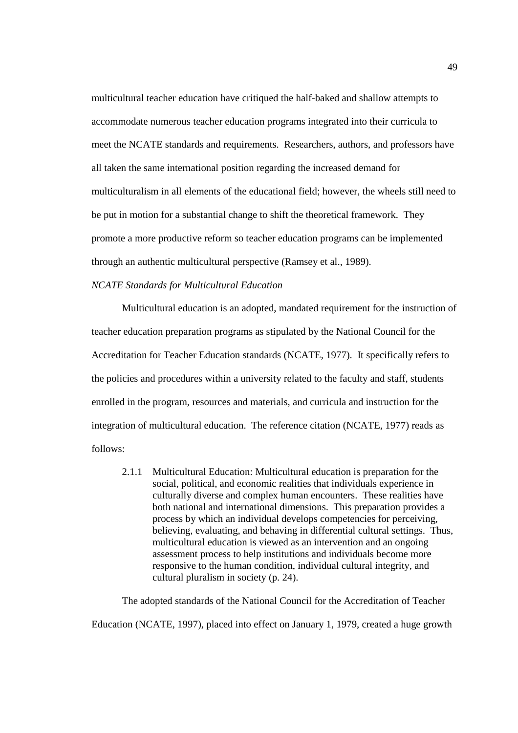multicultural teacher education have critiqued the half-baked and shallow attempts to accommodate numerous teacher education programs integrated into their curricula to meet the NCATE standards and requirements. Researchers, authors, and professors have all taken the same international position regarding the increased demand for multiculturalism in all elements of the educational field; however, the wheels still need to be put in motion for a substantial change to shift the theoretical framework. They promote a more productive reform so teacher education programs can be implemented through an authentic multicultural perspective (Ramsey et al., 1989).

*NCATE Standards for Multicultural Education*

Multicultural education is an adopted, mandated requirement for the instruction of teacher education preparation programs as stipulated by the National Council for the Accreditation for Teacher Education standards (NCATE, 1977). It specifically refers to the policies and procedures within a university related to the faculty and staff, students enrolled in the program, resources and materials, and curricula and instruction for the integration of multicultural education. The reference citation (NCATE, 1977) reads as follows:

> 2.1.1 Multicultural Education: Multicultural education is preparation for the social, political, and economic realities that individuals experience in culturally diverse and complex human encounters. These realities have both national and international dimensions. This preparation provides a process by which an individual develops competencies for perceiving, believing, evaluating, and behaving in differential cultural settings. Thus, multicultural education is viewed as an intervention and an ongoing assessment process to help institutions and individuals become more responsive to the human condition, individual cultural integrity, and cultural pluralism in society (p. 24).

The adopted standards of the National Council for the Accreditation of Teacher Education (NCATE, 1997), placed into effect on January 1, 1979, created a huge growth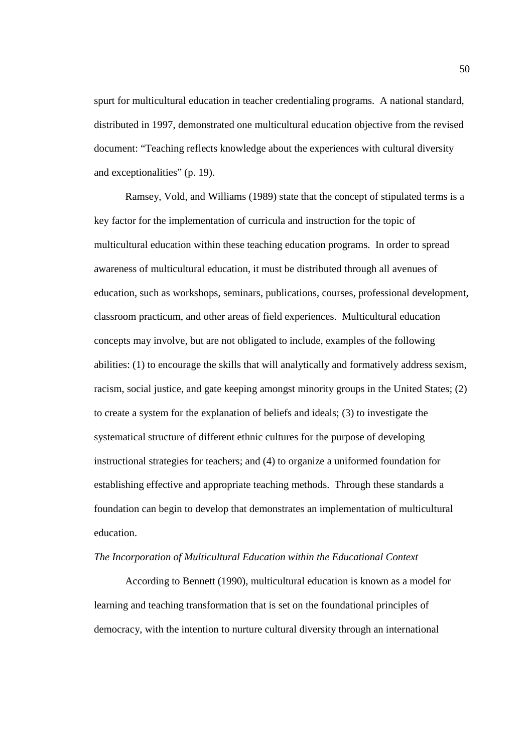spurt for multicultural education in teacher credentialing programs. A national standard, distributed in 1997, demonstrated one multicultural education objective from the revised document: "Teaching reflects knowledge about the experiences with cultural diversity and exceptionalities" (p. 19).

Ramsey, Vold, and Williams (1989) state that the concept of stipulated terms is a key factor for the implementation of curricula and instruction for the topic of multicultural education within these teaching education programs. In order to spread awareness of multicultural education, it must be distributed through all avenues of education, such as workshops, seminars, publications, courses, professional development, classroom practicum, and other areas of field experiences. Multicultural education concepts may involve, but are not obligated to include, examples of the following abilities: (1) to encourage the skills that will analytically and formatively address sexism, racism, social justice, and gate keeping amongst minority groups in the United States; (2) to create a system for the explanation of beliefs and ideals; (3) to investigate the systematical structure of different ethnic cultures for the purpose of developing instructional strategies for teachers; and (4) to organize a uniformed foundation for establishing effective and appropriate teaching methods. Through these standards a foundation can begin to develop that demonstrates an implementation of multicultural education.

*The Incorporation of Multicultural Education within the Educational Context*

According to Bennett (1990), multicultural education is known as a model for learning and teaching transformation that is set on the foundational principles of democracy, with the intention to nurture cultural diversity through an international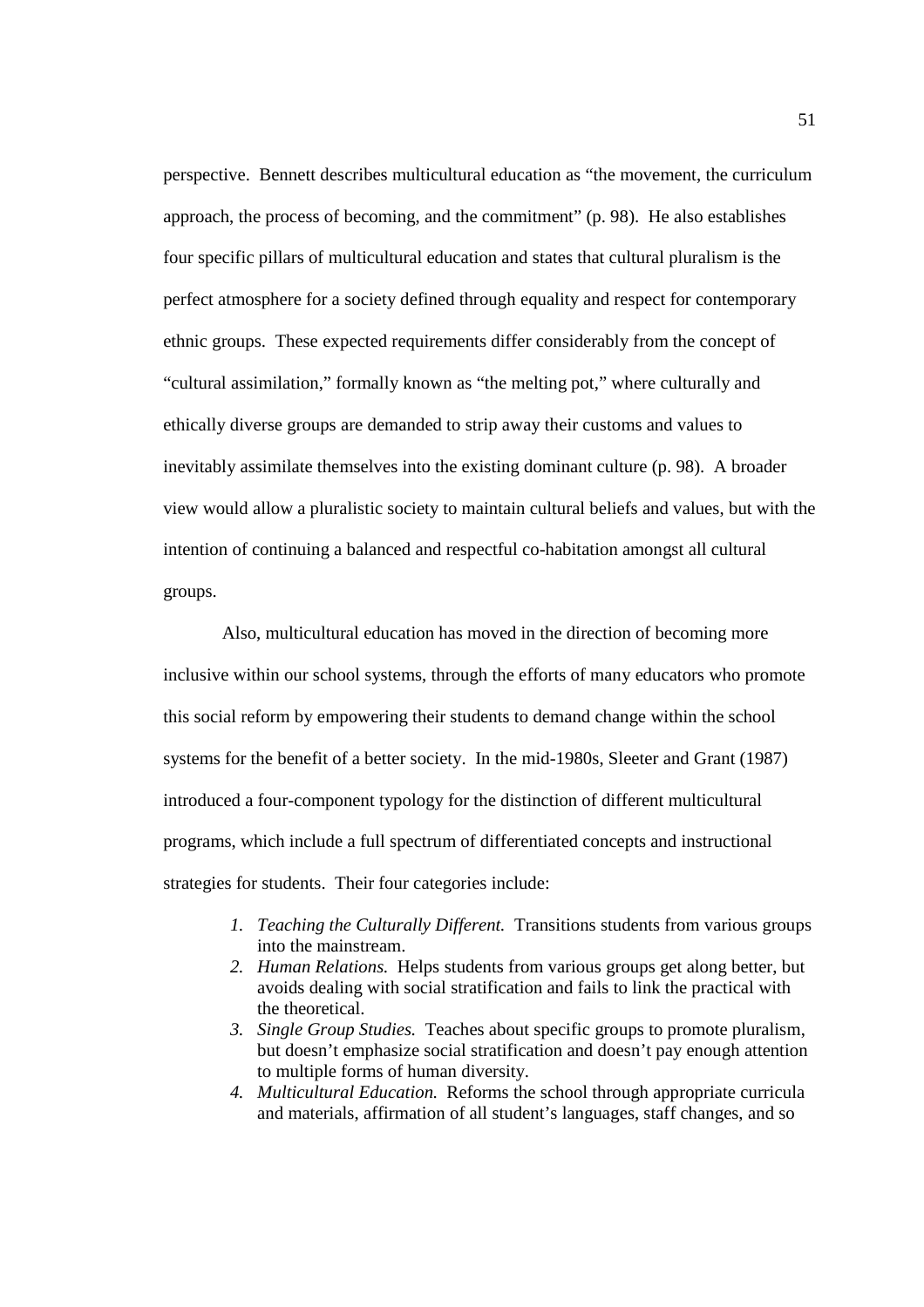perspective. Bennett describes multicultural education as "the movement, the curriculum approach, the process of becoming, and the commitment" (p. 98). He also establishes four specific pillars of multicultural education and states that cultural pluralism is the perfect atmosphere for a society defined through equality and respect for contemporary ethnic groups. These expected requirements differ considerably from the concept of "cultural assimilation," formally known as "the melting pot," where culturally and ethically diverse groups are demanded to strip away their customs and values to inevitably assimilate themselves into the existing dominant culture (p. 98). A broader view would allow a pluralistic society to maintain cultural beliefs and values, but with the intention of continuing a balanced and respectful co-habitation amongst all cultural groups.

Also, multicultural education has moved in the direction of becoming more inclusive within our school systems, through the efforts of many educators who promote this social reform by empowering their students to demand change within the school systems for the benefit of a better society. In the mid-1980s, Sleeter and Grant (1987) introduced a four-component typology for the distinction of different multicultural programs, which include a full spectrum of differentiated concepts and instructional strategies for students. Their four categories include:

1. *Teaching the Culturally Different.* Transitions students from various groups into the mainstream.
2. *Human Relations.* Helps students from various groups get along better, but avoids dealing with social stratification and fails to link the practical with the theoretical.
3. *Single Group Studies.* Teaches about specific groups to promote pluralism, but doesn't emphasize social stratification and doesn't pay enough attention to multiple forms of human diversity.
4. *Multicultural Education.* Reforms the school through appropriate curricula and materials, affirmation of all student's languages, staff changes, and so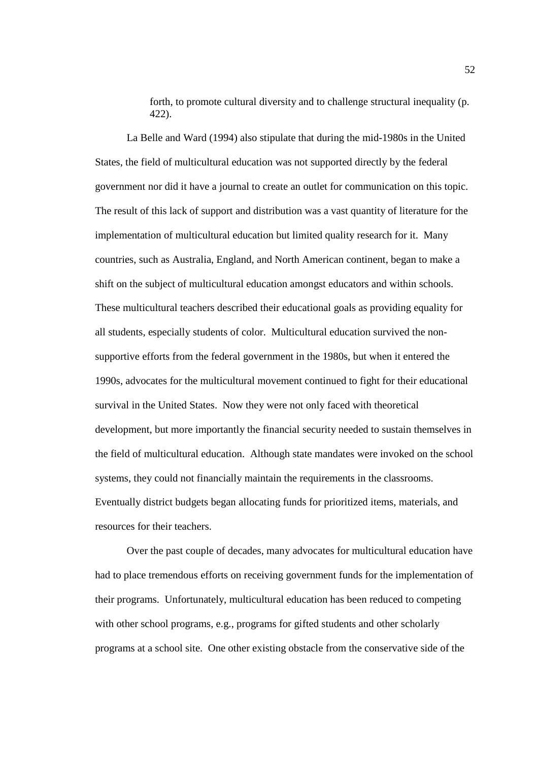> forth, to promote cultural diversity and to challenge structural inequality (p. 422).

La Belle and Ward (1994) also stipulate that during the mid-1980s in the United States, the field of multicultural education was not supported directly by the federal government nor did it have a journal to create an outlet for communication on this topic. The result of this lack of support and distribution was a vast quantity of literature for the implementation of multicultural education but limited quality research for it. Many countries, such as Australia, England, and North American continent, began to make a shift on the subject of multicultural education amongst educators and within schools. These multicultural teachers described their educational goals as providing equality for all students, especially students of color. Multicultural education survived the non-supportive efforts from the federal government in the 1980s, but when it entered the 1990s, advocates for the multicultural movement continued to fight for their educational survival in the United States. Now they were not only faced with theoretical development, but more importantly the financial security needed to sustain themselves in the field of multicultural education. Although state mandates were invoked on the school systems, they could not financially maintain the requirements in the classrooms. Eventually district budgets began allocating funds for prioritized items, materials, and resources for their teachers.

Over the past couple of decades, many advocates for multicultural education have had to place tremendous efforts on receiving government funds for the implementation of their programs. Unfortunately, multicultural education has been reduced to competing with other school programs, e.g., programs for gifted students and other scholarly programs at a school site. One other existing obstacle from the conservative side of the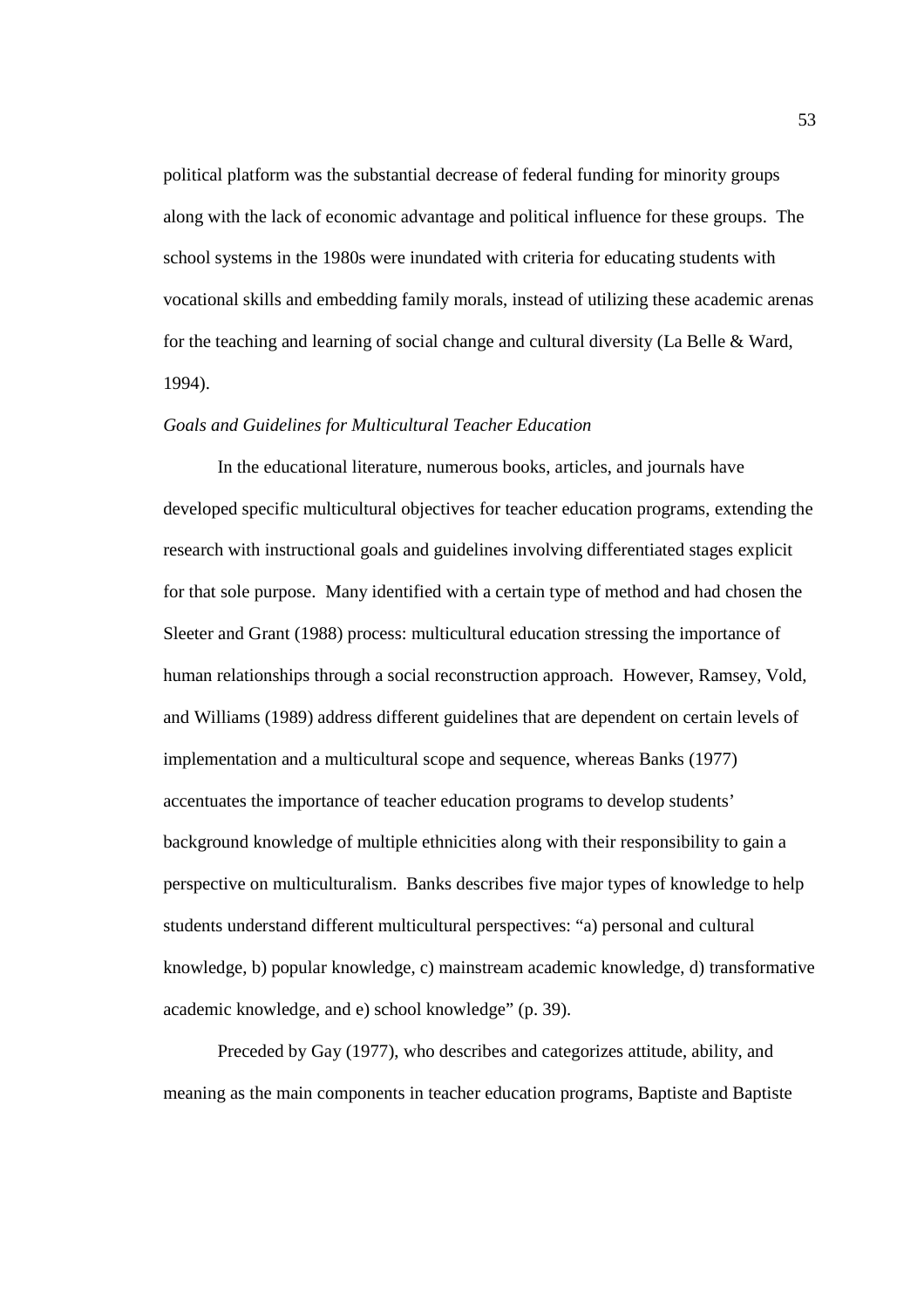political platform was the substantial decrease of federal funding for minority groups along with the lack of economic advantage and political influence for these groups. The school systems in the 1980s were inundated with criteria for educating students with vocational skills and embedding family morals, instead of utilizing these academic arenas for the teaching and learning of social change and cultural diversity (La Belle & Ward, 1994).

*Goals and Guidelines for Multicultural Teacher Education*

In the educational literature, numerous books, articles, and journals have developed specific multicultural objectives for teacher education programs, extending the research with instructional goals and guidelines involving differentiated stages explicit for that sole purpose. Many identified with a certain type of method and had chosen the Sleeter and Grant (1988) process: multicultural education stressing the importance of human relationships through a social reconstruction approach. However, Ramsey, Vold, and Williams (1989) address different guidelines that are dependent on certain levels of implementation and a multicultural scope and sequence, whereas Banks (1977) accentuates the importance of teacher education programs to develop students' background knowledge of multiple ethnicities along with their responsibility to gain a perspective on multiculturalism. Banks describes five major types of knowledge to help students understand different multicultural perspectives: "a) personal and cultural knowledge, b) popular knowledge, c) mainstream academic knowledge, d) transformative academic knowledge, and e) school knowledge" (p. 39).

Preceded by Gay (1977), who describes and categorizes attitude, ability, and meaning as the main components in teacher education programs, Baptiste and Baptiste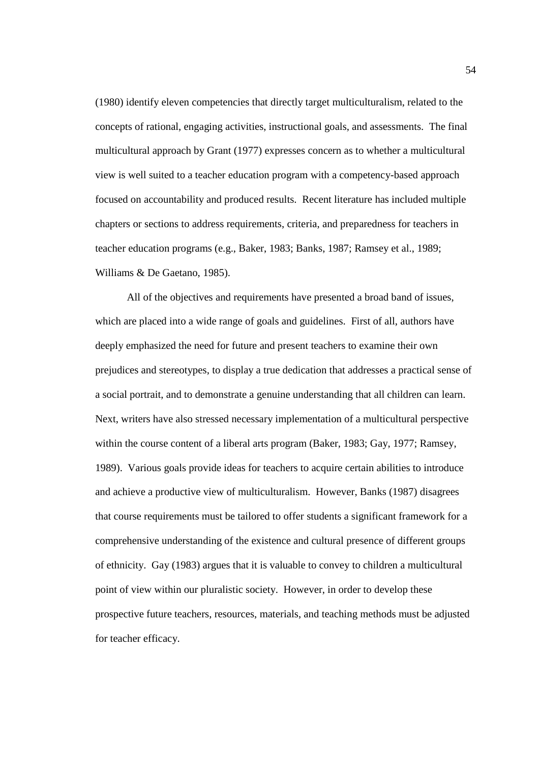(1980) identify eleven competencies that directly target multiculturalism, related to the concepts of rational, engaging activities, instructional goals, and assessments. The final multicultural approach by Grant (1977) expresses concern as to whether a multicultural view is well suited to a teacher education program with a competency-based approach focused on accountability and produced results. Recent literature has included multiple chapters or sections to address requirements, criteria, and preparedness for teachers in teacher education programs (e.g., Baker, 1983; Banks, 1987; Ramsey et al., 1989; Williams & De Gaetano, 1985).

All of the objectives and requirements have presented a broad band of issues, which are placed into a wide range of goals and guidelines. First of all, authors have deeply emphasized the need for future and present teachers to examine their own prejudices and stereotypes, to display a true dedication that addresses a practical sense of a social portrait, and to demonstrate a genuine understanding that all children can learn. Next, writers have also stressed necessary implementation of a multicultural perspective within the course content of a liberal arts program (Baker, 1983; Gay, 1977; Ramsey, 1989). Various goals provide ideas for teachers to acquire certain abilities to introduce and achieve a productive view of multiculturalism. However, Banks (1987) disagrees that course requirements must be tailored to offer students a significant framework for a comprehensive understanding of the existence and cultural presence of different groups of ethnicity. Gay (1983) argues that it is valuable to convey to children a multicultural point of view within our pluralistic society. However, in order to develop these prospective future teachers, resources, materials, and teaching methods must be adjusted for teacher efficacy.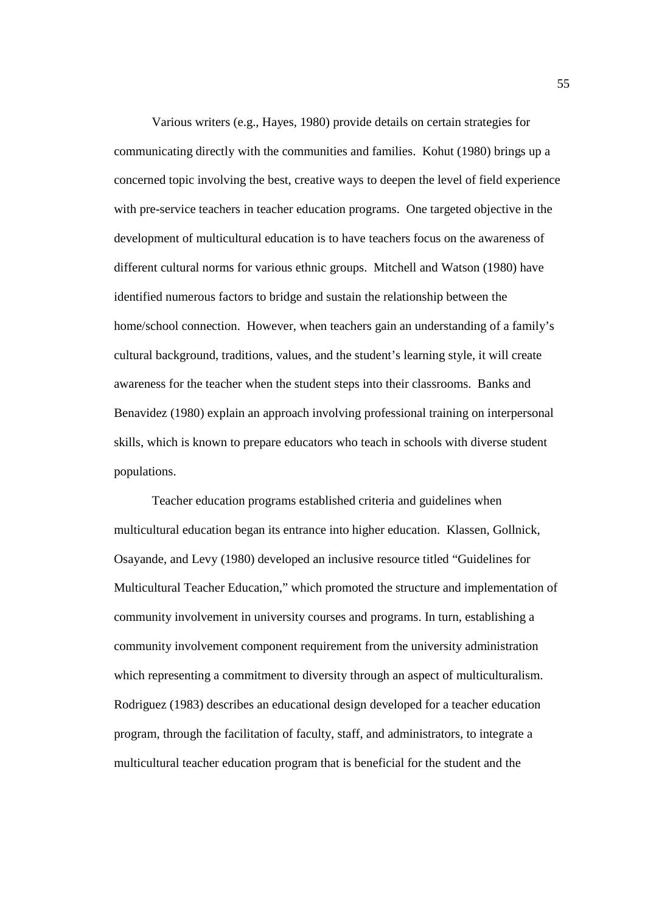Various writers (e.g., Hayes, 1980) provide details on certain strategies for communicating directly with the communities and families. Kohut (1980) brings up a concerned topic involving the best, creative ways to deepen the level of field experience with pre-service teachers in teacher education programs. One targeted objective in the development of multicultural education is to have teachers focus on the awareness of different cultural norms for various ethnic groups. Mitchell and Watson (1980) have identified numerous factors to bridge and sustain the relationship between the home/school connection. However, when teachers gain an understanding of a family's cultural background, traditions, values, and the student's learning style, it will create awareness for the teacher when the student steps into their classrooms. Banks and Benavidez (1980) explain an approach involving professional training on interpersonal skills, which is known to prepare educators who teach in schools with diverse student populations.

Teacher education programs established criteria and guidelines when multicultural education began its entrance into higher education. Klassen, Gollnick, Osayande, and Levy (1980) developed an inclusive resource titled "Guidelines for Multicultural Teacher Education," which promoted the structure and implementation of community involvement in university courses and programs. In turn, establishing a community involvement component requirement from the university administration which representing a commitment to diversity through an aspect of multiculturalism. Rodriguez (1983) describes an educational design developed for a teacher education program, through the facilitation of faculty, staff, and administrators, to integrate a multicultural teacher education program that is beneficial for the student and the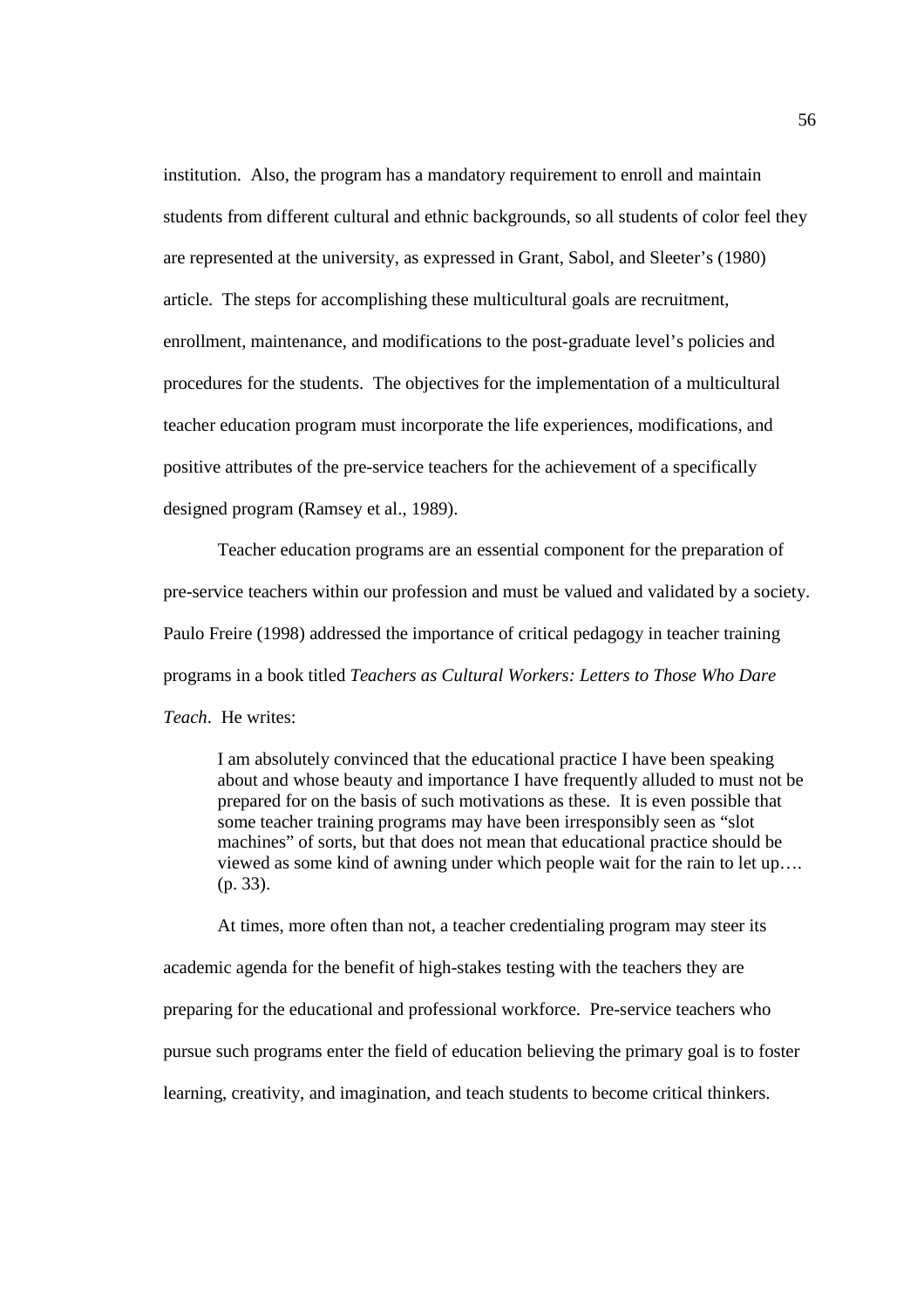institution. Also, the program has a mandatory requirement to enroll and maintain students from different cultural and ethnic backgrounds, so all students of color feel they are represented at the university, as expressed in Grant, Sabol, and Sleeter's (1980) article. The steps for accomplishing these multicultural goals are recruitment, enrollment, maintenance, and modifications to the post-graduate level's policies and procedures for the students. The objectives for the implementation of a multicultural teacher education program must incorporate the life experiences, modifications, and positive attributes of the pre-service teachers for the achievement of a specifically designed program (Ramsey et al., 1989).

Teacher education programs are an essential component for the preparation of pre-service teachers within our profession and must be valued and validated by a society. Paulo Freire (1998) addressed the importance of critical pedagogy in teacher training programs in a book titled *Teachers as Cultural Workers: Letters to Those Who Dare Teach*. He writes:

> I am absolutely convinced that the educational practice I have been speaking about and whose beauty and importance I have frequently alluded to must not be prepared for on the basis of such motivations as these. It is even possible that some teacher training programs may have been irresponsibly seen as "slot machines" of sorts, but that does not mean that educational practice should be viewed as some kind of awning under which people wait for the rain to let up…. (p. 33).

At times, more often than not, a teacher credentialing program may steer its academic agenda for the benefit of high-stakes testing with the teachers they are preparing for the educational and professional workforce. Pre-service teachers who pursue such programs enter the field of education believing the primary goal is to foster learning, creativity, and imagination, and teach students to become critical thinkers.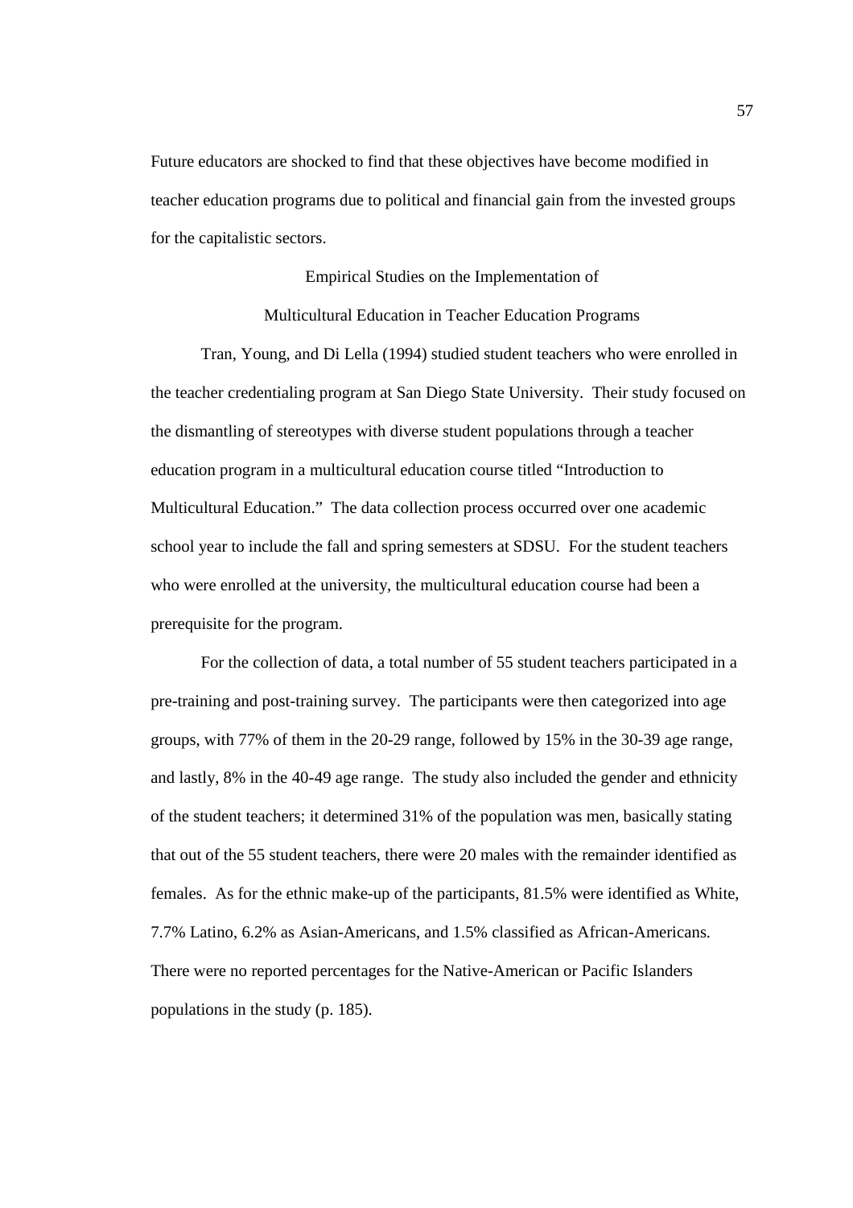Future educators are shocked to find that these objectives have become modified in teacher education programs due to political and financial gain from the invested groups for the capitalistic sectors.

## Empirical Studies on the Implementation of Multicultural Education in Teacher Education Programs

Tran, Young, and Di Lella (1994) studied student teachers who were enrolled in the teacher credentialing program at San Diego State University. Their study focused on the dismantling of stereotypes with diverse student populations through a teacher education program in a multicultural education course titled "Introduction to Multicultural Education." The data collection process occurred over one academic school year to include the fall and spring semesters at SDSU. For the student teachers who were enrolled at the university, the multicultural education course had been a prerequisite for the program.

For the collection of data, a total number of 55 student teachers participated in a pre-training and post-training survey. The participants were then categorized into age groups, with 77% of them in the 20-29 range, followed by 15% in the 30-39 age range, and lastly, 8% in the 40-49 age range. The study also included the gender and ethnicity of the student teachers; it determined 31% of the population was men, basically stating that out of the 55 student teachers, there were 20 males with the remainder identified as females. As for the ethnic make-up of the participants, 81.5% were identified as White, 7.7% Latino, 6.2% as Asian-Americans, and 1.5% classified as African-Americans. There were no reported percentages for the Native-American or Pacific Islanders populations in the study (p. 185).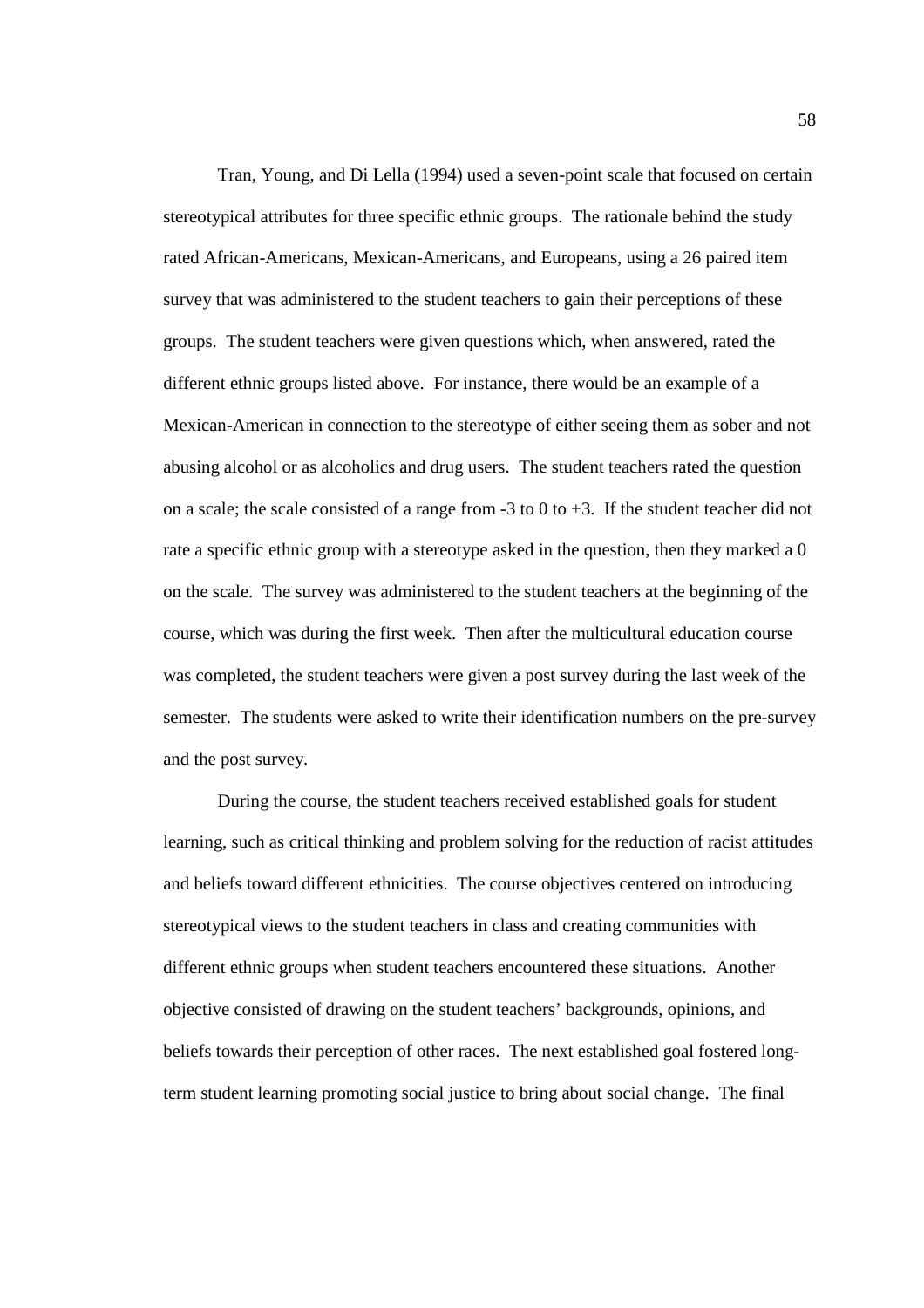Tran, Young, and Di Lella (1994) used a seven-point scale that focused on certain stereotypical attributes for three specific ethnic groups. The rationale behind the study rated African-Americans, Mexican-Americans, and Europeans, using a 26 paired item survey that was administered to the student teachers to gain their perceptions of these groups. The student teachers were given questions which, when answered, rated the different ethnic groups listed above. For instance, there would be an example of a Mexican-American in connection to the stereotype of either seeing them as sober and not abusing alcohol or as alcoholics and drug users. The student teachers rated the question on a scale; the scale consisted of a range from -3 to 0 to +3. If the student teacher did not rate a specific ethnic group with a stereotype asked in the question, then they marked a 0 on the scale. The survey was administered to the student teachers at the beginning of the course, which was during the first week. Then after the multicultural education course was completed, the student teachers were given a post survey during the last week of the semester. The students were asked to write their identification numbers on the pre-survey and the post survey.

During the course, the student teachers received established goals for student learning, such as critical thinking and problem solving for the reduction of racist attitudes and beliefs toward different ethnicities. The course objectives centered on introducing stereotypical views to the student teachers in class and creating communities with different ethnic groups when student teachers encountered these situations. Another objective consisted of drawing on the student teachers' backgrounds, opinions, and beliefs towards their perception of other races. The next established goal fostered long-term student learning promoting social justice to bring about social change. The final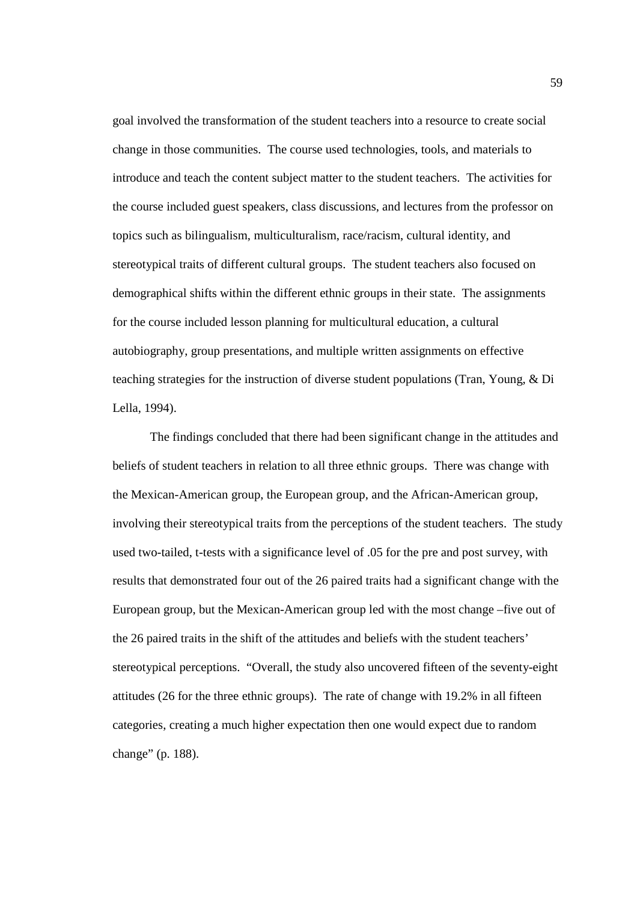goal involved the transformation of the student teachers into a resource to create social change in those communities. The course used technologies, tools, and materials to introduce and teach the content subject matter to the student teachers. The activities for the course included guest speakers, class discussions, and lectures from the professor on topics such as bilingualism, multiculturalism, race/racism, cultural identity, and stereotypical traits of different cultural groups. The student teachers also focused on demographical shifts within the different ethnic groups in their state. The assignments for the course included lesson planning for multicultural education, a cultural autobiography, group presentations, and multiple written assignments on effective teaching strategies for the instruction of diverse student populations (Tran, Young, & Di Lella, 1994).

The findings concluded that there had been significant change in the attitudes and beliefs of student teachers in relation to all three ethnic groups. There was change with the Mexican-American group, the European group, and the African-American group, involving their stereotypical traits from the perceptions of the student teachers. The study used two-tailed, t-tests with a significance level of .05 for the pre and post survey, with results that demonstrated four out of the 26 paired traits had a significant change with the European group, but the Mexican-American group led with the most change –five out of the 26 paired traits in the shift of the attitudes and beliefs with the student teachers' stereotypical perceptions. "Overall, the study also uncovered fifteen of the seventy-eight attitudes (26 for the three ethnic groups). The rate of change with 19.2% in all fifteen categories, creating a much higher expectation then one would expect due to random change" (p. 188).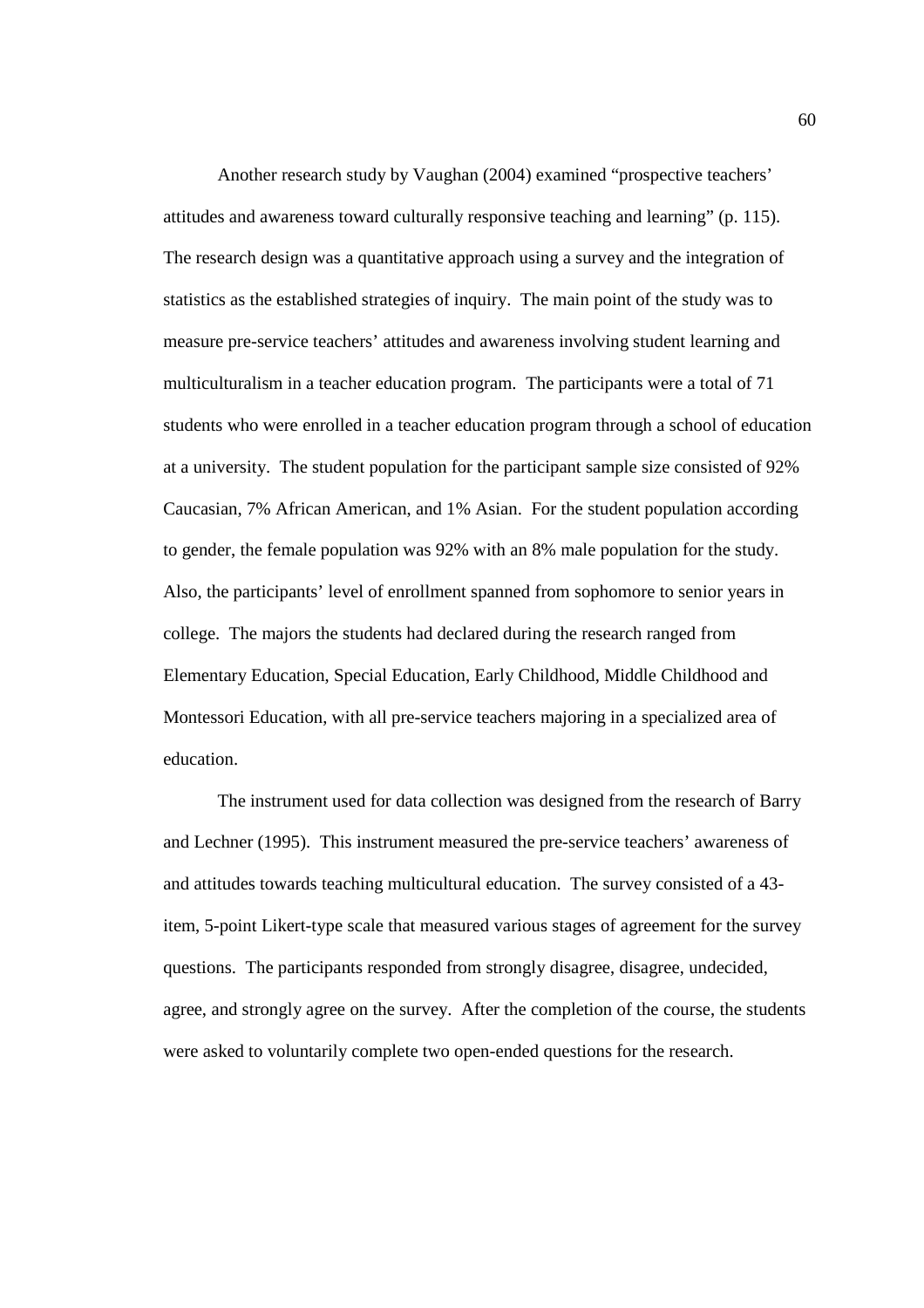Another research study by Vaughan (2004) examined "prospective teachers' attitudes and awareness toward culturally responsive teaching and learning" (p. 115). The research design was a quantitative approach using a survey and the integration of statistics as the established strategies of inquiry. The main point of the study was to measure pre-service teachers' attitudes and awareness involving student learning and multiculturalism in a teacher education program. The participants were a total of 71 students who were enrolled in a teacher education program through a school of education at a university. The student population for the participant sample size consisted of 92% Caucasian, 7% African American, and 1% Asian. For the student population according to gender, the female population was 92% with an 8% male population for the study. Also, the participants' level of enrollment spanned from sophomore to senior years in college. The majors the students had declared during the research ranged from Elementary Education, Special Education, Early Childhood, Middle Childhood and Montessori Education, with all pre-service teachers majoring in a specialized area of education.

The instrument used for data collection was designed from the research of Barry and Lechner (1995). This instrument measured the pre-service teachers' awareness of and attitudes towards teaching multicultural education. The survey consisted of a 43-item, 5-point Likert-type scale that measured various stages of agreement for the survey questions. The participants responded from strongly disagree, disagree, undecided, agree, and strongly agree on the survey. After the completion of the course, the students were asked to voluntarily complete two open-ended questions for the research.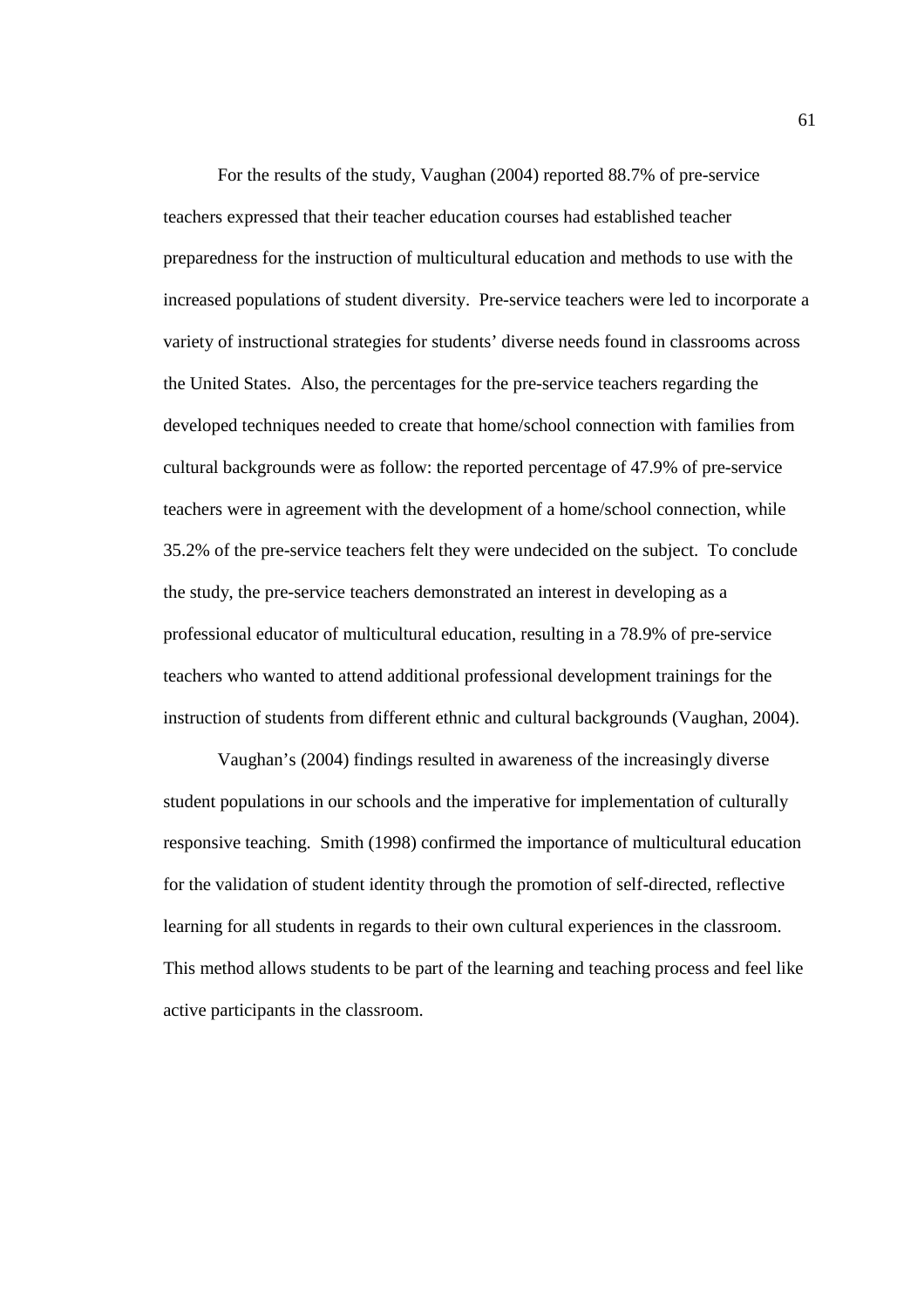For the results of the study, Vaughan (2004) reported 88.7% of pre-service teachers expressed that their teacher education courses had established teacher preparedness for the instruction of multicultural education and methods to use with the increased populations of student diversity. Pre-service teachers were led to incorporate a variety of instructional strategies for students' diverse needs found in classrooms across the United States. Also, the percentages for the pre-service teachers regarding the developed techniques needed to create that home/school connection with families from cultural backgrounds were as follow: the reported percentage of 47.9% of pre-service teachers were in agreement with the development of a home/school connection, while 35.2% of the pre-service teachers felt they were undecided on the subject. To conclude the study, the pre-service teachers demonstrated an interest in developing as a professional educator of multicultural education, resulting in a 78.9% of pre-service teachers who wanted to attend additional professional development trainings for the instruction of students from different ethnic and cultural backgrounds (Vaughan, 2004).

Vaughan's (2004) findings resulted in awareness of the increasingly diverse student populations in our schools and the imperative for implementation of culturally responsive teaching. Smith (1998) confirmed the importance of multicultural education for the validation of student identity through the promotion of self-directed, reflective learning for all students in regards to their own cultural experiences in the classroom. This method allows students to be part of the learning and teaching process and feel like active participants in the classroom.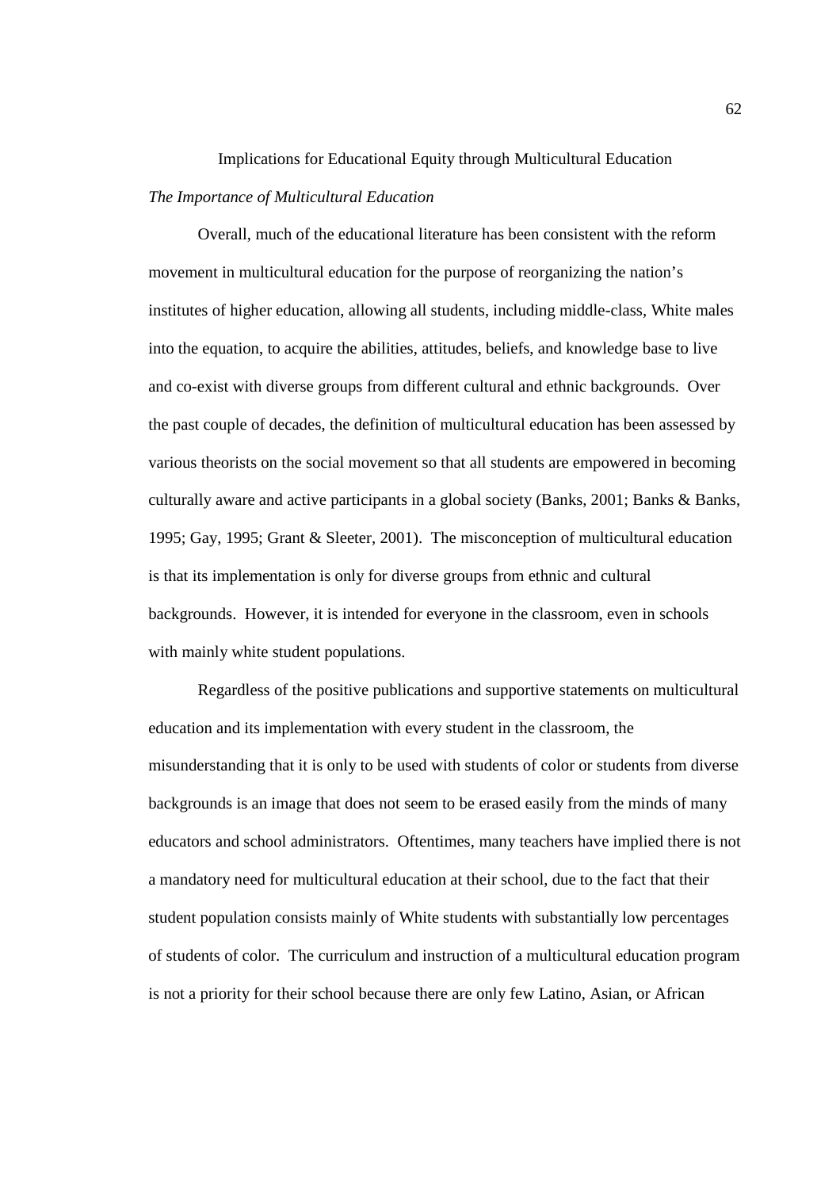## Implications for Educational Equity through Multicultural Education

### *The Importance of Multicultural Education*

Overall, much of the educational literature has been consistent with the reform movement in multicultural education for the purpose of reorganizing the nation's institutes of higher education, allowing all students, including middle-class, White males into the equation, to acquire the abilities, attitudes, beliefs, and knowledge base to live and co-exist with diverse groups from different cultural and ethnic backgrounds. Over the past couple of decades, the definition of multicultural education has been assessed by various theorists on the social movement so that all students are empowered in becoming culturally aware and active participants in a global society (Banks, 2001; Banks & Banks, 1995; Gay, 1995; Grant & Sleeter, 2001). The misconception of multicultural education is that its implementation is only for diverse groups from ethnic and cultural backgrounds. However, it is intended for everyone in the classroom, even in schools with mainly white student populations.

Regardless of the positive publications and supportive statements on multicultural education and its implementation with every student in the classroom, the misunderstanding that it is only to be used with students of color or students from diverse backgrounds is an image that does not seem to be erased easily from the minds of many educators and school administrators. Oftentimes, many teachers have implied there is not a mandatory need for multicultural education at their school, due to the fact that their student population consists mainly of White students with substantially low percentages of students of color. The curriculum and instruction of a multicultural education program is not a priority for their school because there are only few Latino, Asian, or African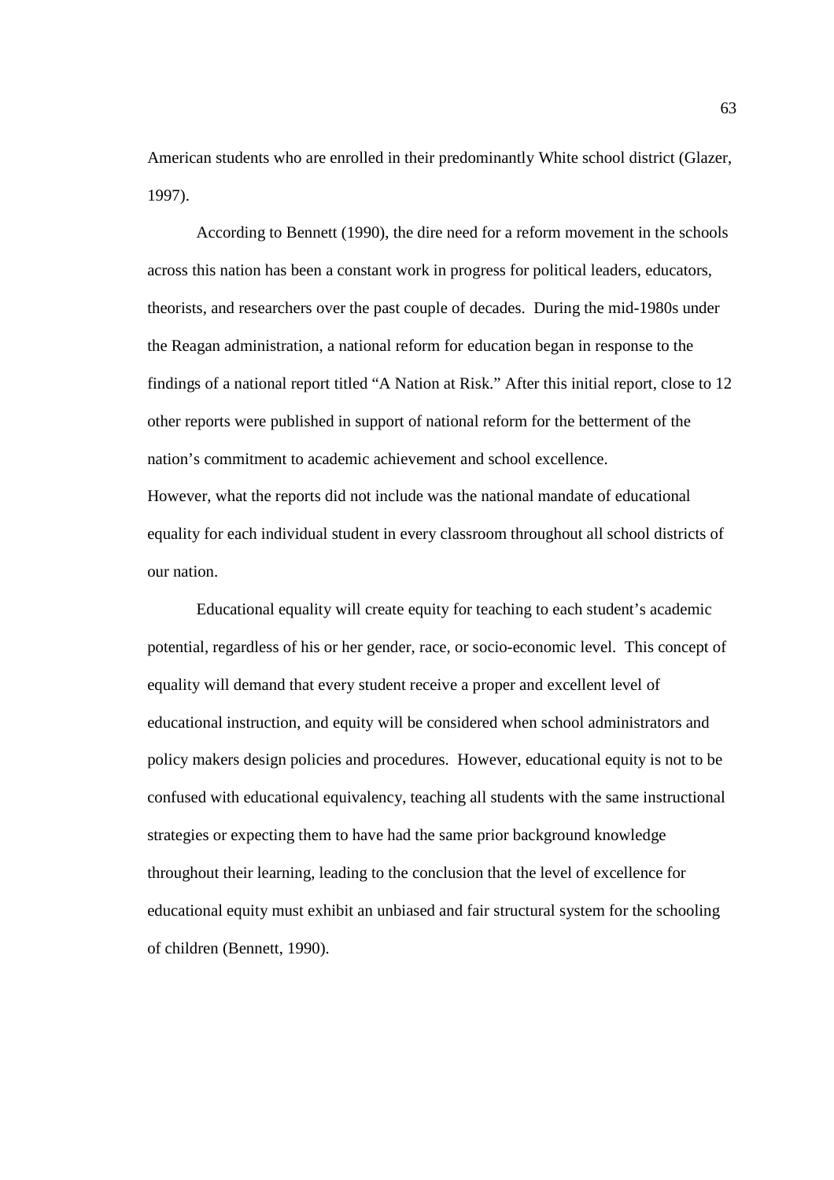American students who are enrolled in their predominantly White school district (Glazer, 1997).

According to Bennett (1990), the dire need for a reform movement in the schools across this nation has been a constant work in progress for political leaders, educators, theorists, and researchers over the past couple of decades. During the mid-1980s under the Reagan administration, a national reform for education began in response to the findings of a national report titled "A Nation at Risk." After this initial report, close to 12 other reports were published in support of national reform for the betterment of the nation's commitment to academic achievement and school excellence.
However, what the reports did not include was the national mandate of educational equality for each individual student in every classroom throughout all school districts of our nation.

Educational equality will create equity for teaching to each student's academic potential, regardless of his or her gender, race, or socio-economic level. This concept of equality will demand that every student receive a proper and excellent level of educational instruction, and equity will be considered when school administrators and policy makers design policies and procedures. However, educational equity is not to be confused with educational equivalency, teaching all students with the same instructional strategies or expecting them to have had the same prior background knowledge throughout their learning, leading to the conclusion that the level of excellence for educational equity must exhibit an unbiased and fair structural system for the schooling of children (Bennett, 1990).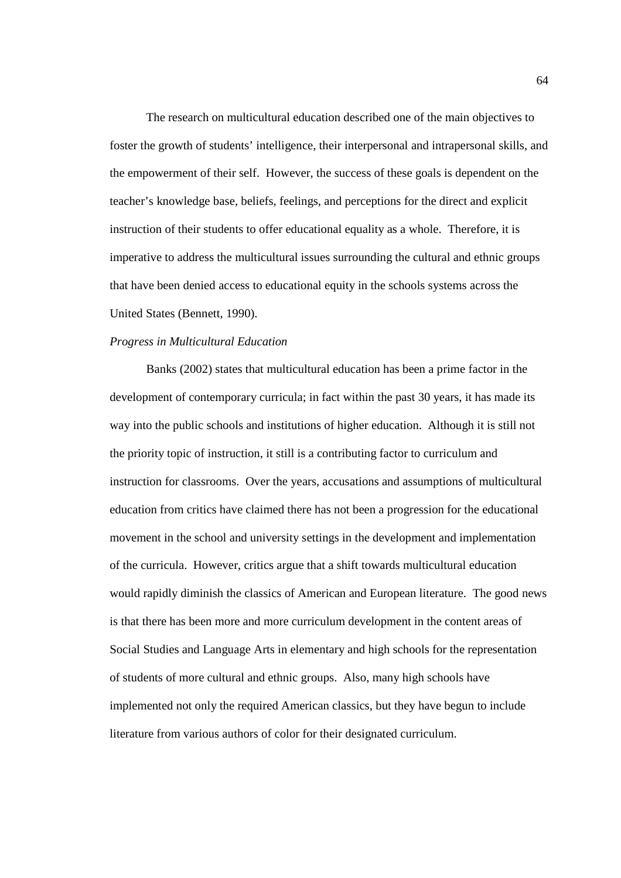The research on multicultural education described one of the main objectives to foster the growth of students' intelligence, their interpersonal and intrapersonal skills, and the empowerment of their self. However, the success of these goals is dependent on the teacher's knowledge base, beliefs, feelings, and perceptions for the direct and explicit instruction of their students to offer educational equality as a whole. Therefore, it is imperative to address the multicultural issues surrounding the cultural and ethnic groups that have been denied access to educational equity in the schools systems across the United States (Bennett, 1990).

*Progress in Multicultural Education*

Banks (2002) states that multicultural education has been a prime factor in the development of contemporary curricula; in fact within the past 30 years, it has made its way into the public schools and institutions of higher education. Although it is still not the priority topic of instruction, it still is a contributing factor to curriculum and instruction for classrooms. Over the years, accusations and assumptions of multicultural education from critics have claimed there has not been a progression for the educational movement in the school and university settings in the development and implementation of the curricula. However, critics argue that a shift towards multicultural education would rapidly diminish the classics of American and European literature. The good news is that there has been more and more curriculum development in the content areas of Social Studies and Language Arts in elementary and high schools for the representation of students of more cultural and ethnic groups. Also, many high schools have implemented not only the required American classics, but they have begun to include literature from various authors of color for their designated curriculum.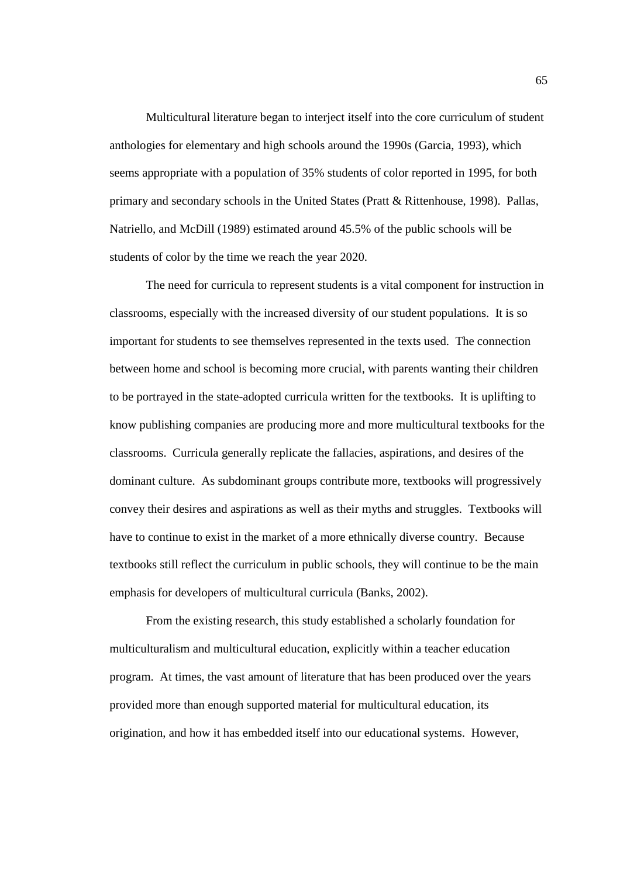Multicultural literature began to interject itself into the core curriculum of student anthologies for elementary and high schools around the 1990s (Garcia, 1993), which seems appropriate with a population of 35% students of color reported in 1995, for both primary and secondary schools in the United States (Pratt & Rittenhouse, 1998). Pallas, Natriello, and McDill (1989) estimated around 45.5% of the public schools will be students of color by the time we reach the year 2020.

The need for curricula to represent students is a vital component for instruction in classrooms, especially with the increased diversity of our student populations. It is so important for students to see themselves represented in the texts used. The connection between home and school is becoming more crucial, with parents wanting their children to be portrayed in the state-adopted curricula written for the textbooks. It is uplifting to know publishing companies are producing more and more multicultural textbooks for the classrooms. Curricula generally replicate the fallacies, aspirations, and desires of the dominant culture. As subdominant groups contribute more, textbooks will progressively convey their desires and aspirations as well as their myths and struggles. Textbooks will have to continue to exist in the market of a more ethnically diverse country. Because textbooks still reflect the curriculum in public schools, they will continue to be the main emphasis for developers of multicultural curricula (Banks, 2002).

From the existing research, this study established a scholarly foundation for multiculturalism and multicultural education, explicitly within a teacher education program. At times, the vast amount of literature that has been produced over the years provided more than enough supported material for multicultural education, its origination, and how it has embedded itself into our educational systems. However,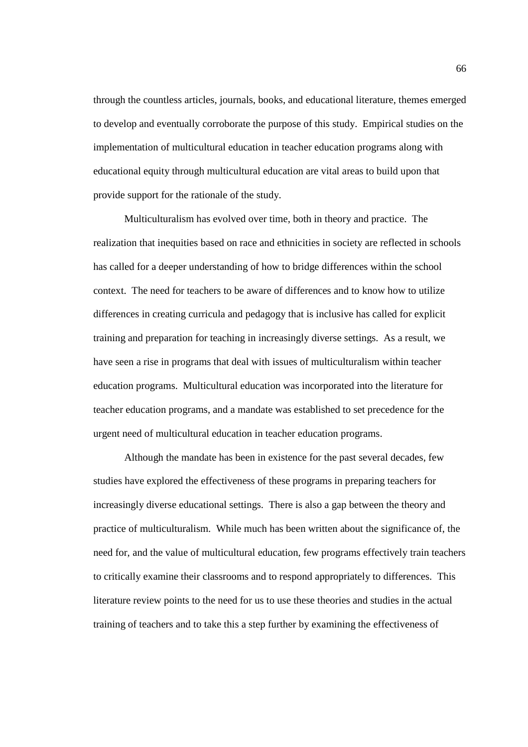through the countless articles, journals, books, and educational literature, themes emerged to develop and eventually corroborate the purpose of this study. Empirical studies on the implementation of multicultural education in teacher education programs along with educational equity through multicultural education are vital areas to build upon that provide support for the rationale of the study.

Multiculturalism has evolved over time, both in theory and practice. The realization that inequities based on race and ethnicities in society are reflected in schools has called for a deeper understanding of how to bridge differences within the school context. The need for teachers to be aware of differences and to know how to utilize differences in creating curricula and pedagogy that is inclusive has called for explicit training and preparation for teaching in increasingly diverse settings. As a result, we have seen a rise in programs that deal with issues of multiculturalism within teacher education programs. Multicultural education was incorporated into the literature for teacher education programs, and a mandate was established to set precedence for the urgent need of multicultural education in teacher education programs.

Although the mandate has been in existence for the past several decades, few studies have explored the effectiveness of these programs in preparing teachers for increasingly diverse educational settings. There is also a gap between the theory and practice of multiculturalism. While much has been written about the significance of, the need for, and the value of multicultural education, few programs effectively train teachers to critically examine their classrooms and to respond appropriately to differences. This literature review points to the need for us to use these theories and studies in the actual training of teachers and to take this a step further by examining the effectiveness of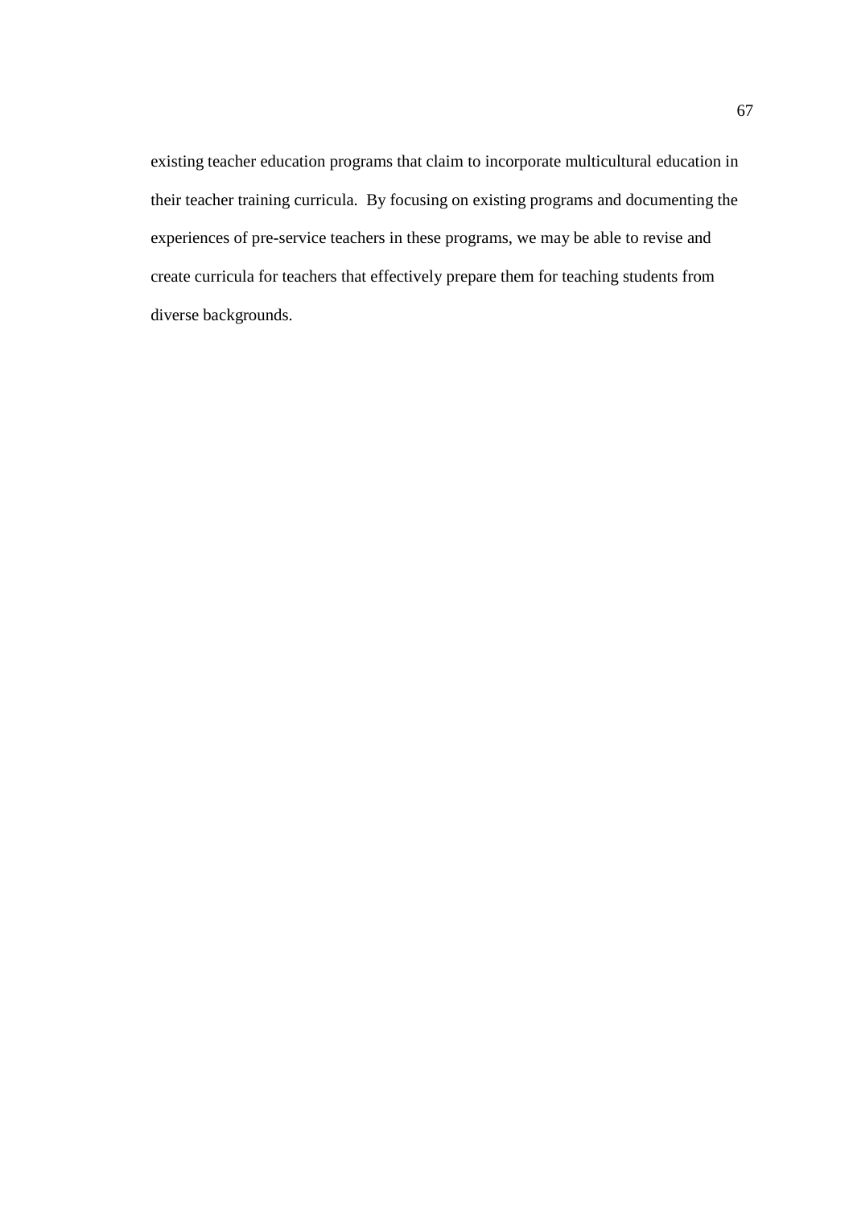existing teacher education programs that claim to incorporate multicultural education in their teacher training curricula. By focusing on existing programs and documenting the experiences of pre-service teachers in these programs, we may be able to revise and create curricula for teachers that effectively prepare them for teaching students from diverse backgrounds.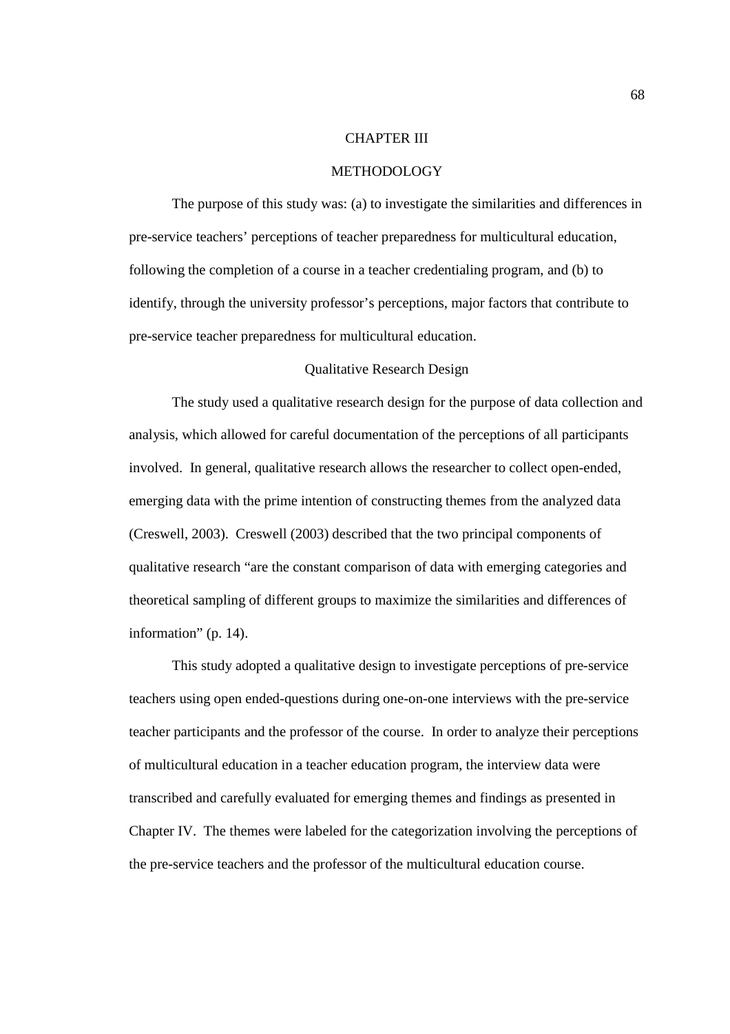# CHAPTER III

# METHODOLOGY

The purpose of this study was: (a) to investigate the similarities and differences in pre-service teachers' perceptions of teacher preparedness for multicultural education, following the completion of a course in a teacher credentialing program, and (b) to identify, through the university professor's perceptions, major factors that contribute to pre-service teacher preparedness for multicultural education.

## Qualitative Research Design

The study used a qualitative research design for the purpose of data collection and analysis, which allowed for careful documentation of the perceptions of all participants involved. In general, qualitative research allows the researcher to collect open-ended, emerging data with the prime intention of constructing themes from the analyzed data (Creswell, 2003). Creswell (2003) described that the two principal components of qualitative research "are the constant comparison of data with emerging categories and theoretical sampling of different groups to maximize the similarities and differences of information" (p. 14).

This study adopted a qualitative design to investigate perceptions of pre-service teachers using open ended-questions during one-on-one interviews with the pre-service teacher participants and the professor of the course. In order to analyze their perceptions of multicultural education in a teacher education program, the interview data were transcribed and carefully evaluated for emerging themes and findings as presented in Chapter IV. The themes were labeled for the categorization involving the perceptions of the pre-service teachers and the professor of the multicultural education course.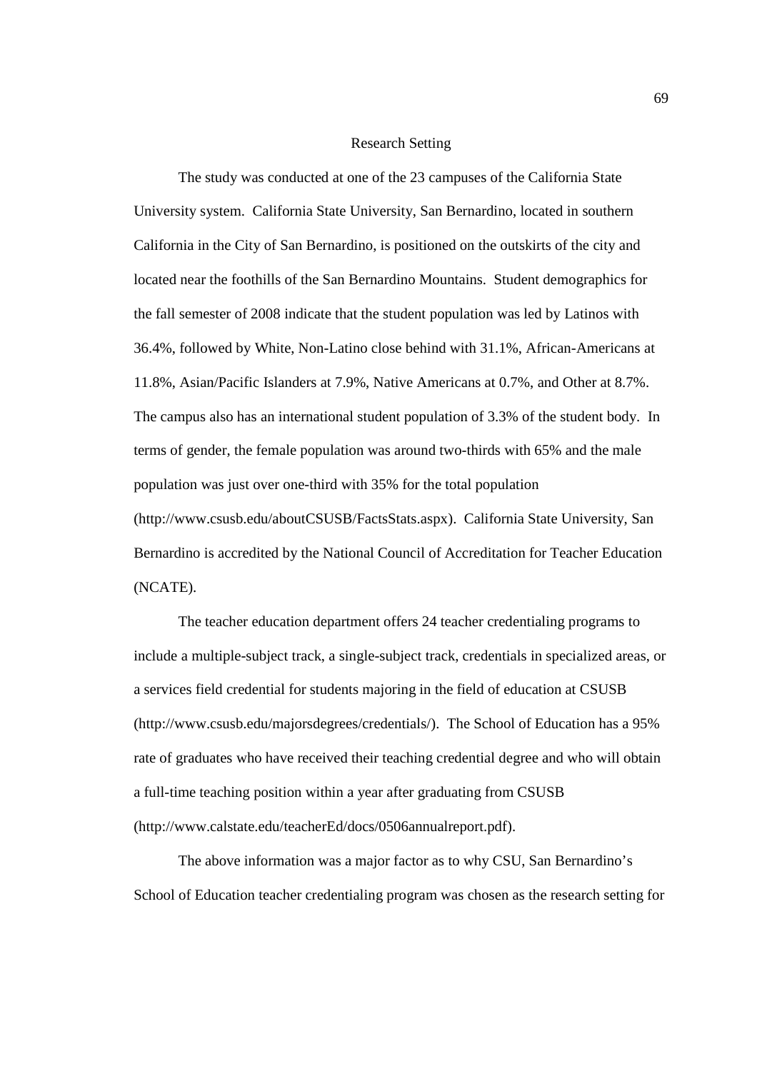## Research Setting

The study was conducted at one of the 23 campuses of the California State University system. California State University, San Bernardino, located in southern California in the City of San Bernardino, is positioned on the outskirts of the city and located near the foothills of the San Bernardino Mountains. Student demographics for the fall semester of 2008 indicate that the student population was led by Latinos with 36.4%, followed by White, Non-Latino close behind with 31.1%, African-Americans at 11.8%, Asian/Pacific Islanders at 7.9%, Native Americans at 0.7%, and Other at 8.7%. The campus also has an international student population of 3.3% of the student body. In terms of gender, the female population was around two-thirds with 65% and the male population was just over one-third with 35% for the total population (http://www.csusb.edu/aboutCSUSB/FactsStats.aspx). California State University, San Bernardino is accredited by the National Council of Accreditation for Teacher Education (NCATE).

The teacher education department offers 24 teacher credentialing programs to include a multiple-subject track, a single-subject track, credentials in specialized areas, or a services field credential for students majoring in the field of education at CSUSB (http://www.csusb.edu/majorsdegrees/credentials/). The School of Education has a 95% rate of graduates who have received their teaching credential degree and who will obtain a full-time teaching position within a year after graduating from CSUSB (http://www.calstate.edu/teacherEd/docs/0506annualreport.pdf).

The above information was a major factor as to why CSU, San Bernardino's School of Education teacher credentialing program was chosen as the research setting for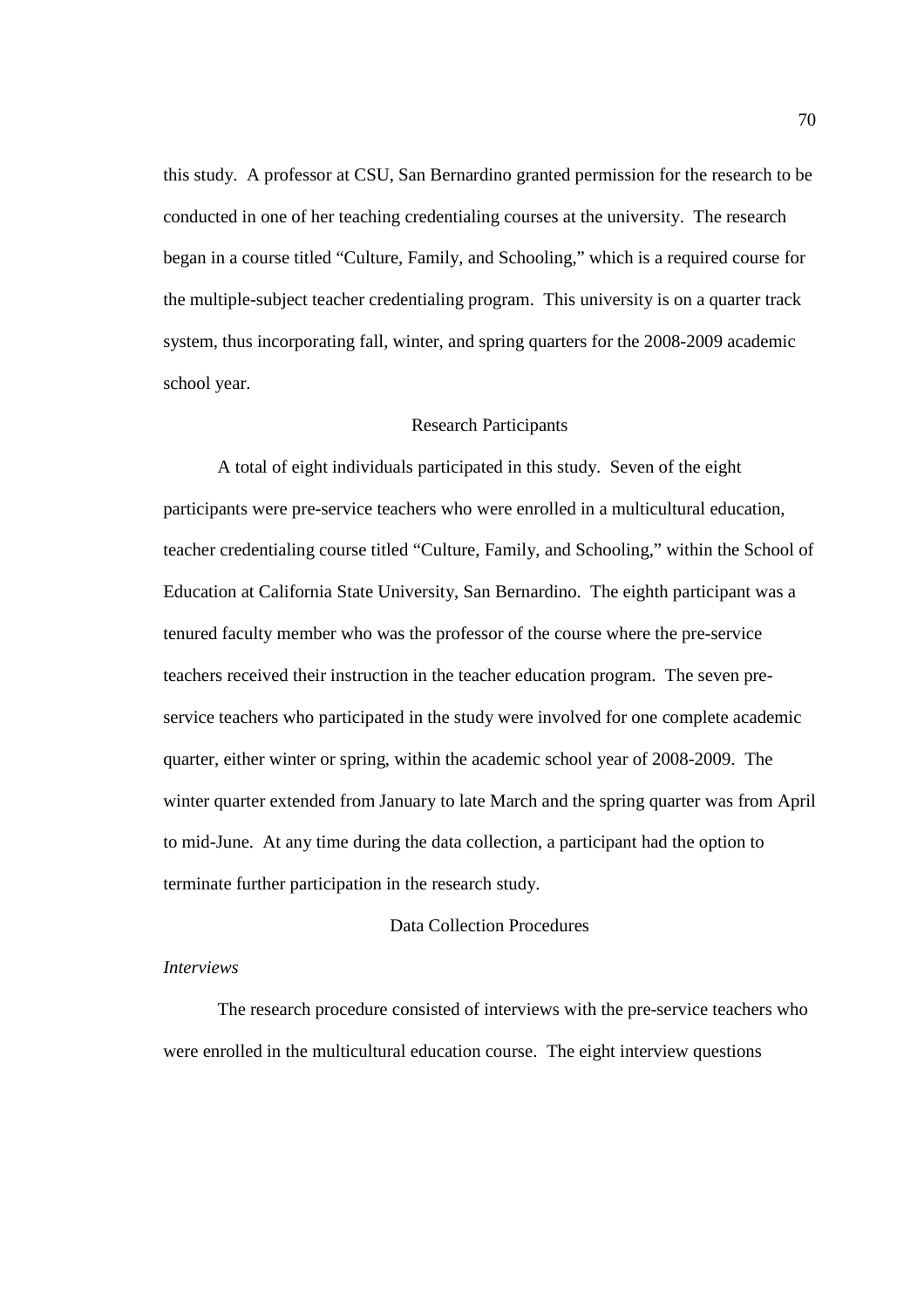this study. A professor at CSU, San Bernardino granted permission for the research to be conducted in one of her teaching credentialing courses at the university. The research began in a course titled "Culture, Family, and Schooling," which is a required course for the multiple-subject teacher credentialing program. This university is on a quarter track system, thus incorporating fall, winter, and spring quarters for the 2008-2009 academic school year.

## Research Participants

A total of eight individuals participated in this study. Seven of the eight participants were pre-service teachers who were enrolled in a multicultural education, teacher credentialing course titled "Culture, Family, and Schooling," within the School of Education at California State University, San Bernardino. The eighth participant was a tenured faculty member who was the professor of the course where the pre-service teachers received their instruction in the teacher education program. The seven pre-service teachers who participated in the study were involved for one complete academic quarter, either winter or spring, within the academic school year of 2008-2009. The winter quarter extended from January to late March and the spring quarter was from April to mid-June. At any time during the data collection, a participant had the option to terminate further participation in the research study.

## Data Collection Procedures

### *Interviews*

The research procedure consisted of interviews with the pre-service teachers who were enrolled in the multicultural education course. The eight interview questions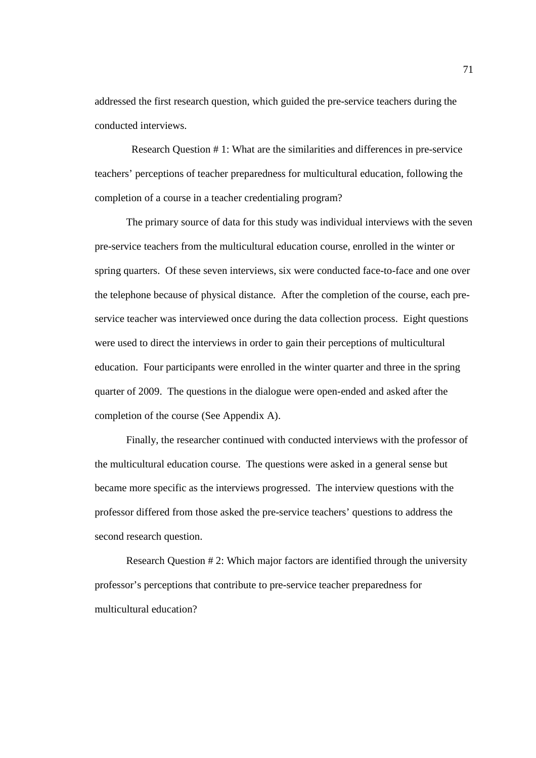addressed the first research question, which guided the pre-service teachers during the conducted interviews.

Research Question # 1: What are the similarities and differences in pre-service teachers' perceptions of teacher preparedness for multicultural education, following the completion of a course in a teacher credentialing program?

The primary source of data for this study was individual interviews with the seven pre-service teachers from the multicultural education course, enrolled in the winter or spring quarters. Of these seven interviews, six were conducted face-to-face and one over the telephone because of physical distance. After the completion of the course, each pre-service teacher was interviewed once during the data collection process. Eight questions were used to direct the interviews in order to gain their perceptions of multicultural education. Four participants were enrolled in the winter quarter and three in the spring quarter of 2009. The questions in the dialogue were open-ended and asked after the completion of the course (See Appendix A).

Finally, the researcher continued with conducted interviews with the professor of the multicultural education course. The questions were asked in a general sense but became more specific as the interviews progressed. The interview questions with the professor differed from those asked the pre-service teachers' questions to address the second research question.

Research Question # 2: Which major factors are identified through the university professor's perceptions that contribute to pre-service teacher preparedness for multicultural education?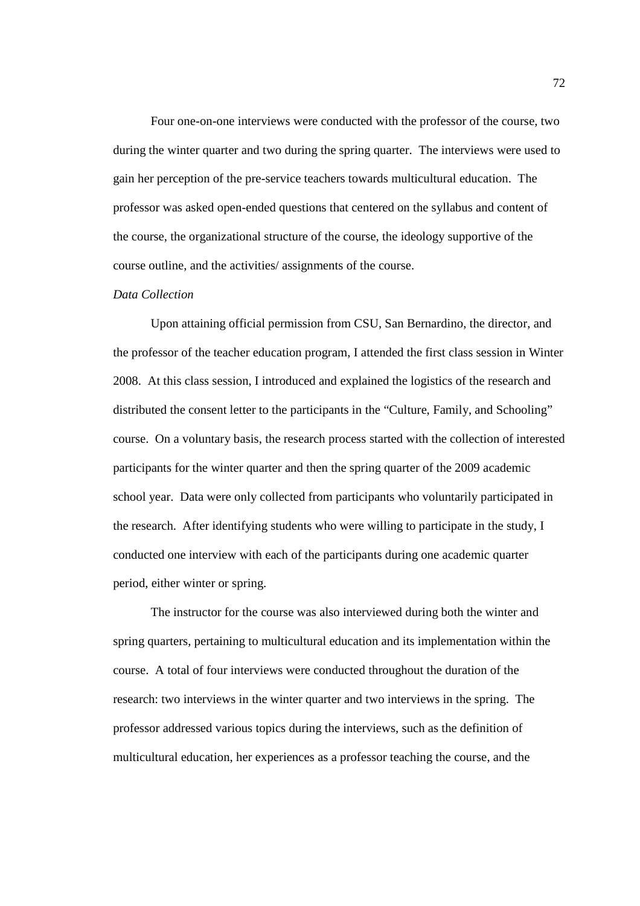Four one-on-one interviews were conducted with the professor of the course, two during the winter quarter and two during the spring quarter. The interviews were used to gain her perception of the pre-service teachers towards multicultural education. The professor was asked open-ended questions that centered on the syllabus and content of the course, the organizational structure of the course, the ideology supportive of the course outline, and the activities/ assignments of the course.

*Data Collection*

Upon attaining official permission from CSU, San Bernardino, the director, and the professor of the teacher education program, I attended the first class session in Winter 2008. At this class session, I introduced and explained the logistics of the research and distributed the consent letter to the participants in the "Culture, Family, and Schooling" course. On a voluntary basis, the research process started with the collection of interested participants for the winter quarter and then the spring quarter of the 2009 academic school year. Data were only collected from participants who voluntarily participated in the research. After identifying students who were willing to participate in the study, I conducted one interview with each of the participants during one academic quarter period, either winter or spring.

The instructor for the course was also interviewed during both the winter and spring quarters, pertaining to multicultural education and its implementation within the course. A total of four interviews were conducted throughout the duration of the research: two interviews in the winter quarter and two interviews in the spring. The professor addressed various topics during the interviews, such as the definition of multicultural education, her experiences as a professor teaching the course, and the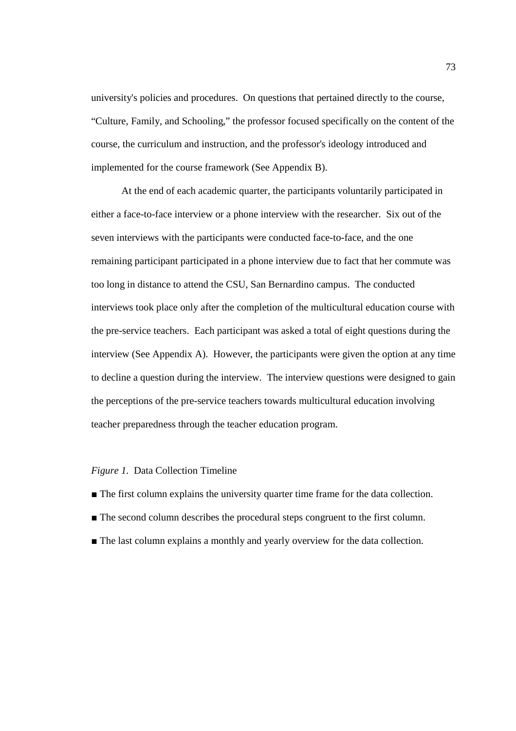university's policies and procedures. On questions that pertained directly to the course, “Culture, Family, and Schooling,” the professor focused specifically on the content of the course, the curriculum and instruction, and the professor's ideology introduced and implemented for the course framework (See Appendix B).

At the end of each academic quarter, the participants voluntarily participated in either a face-to-face interview or a phone interview with the researcher. Six out of the seven interviews with the participants were conducted face-to-face, and the one remaining participant participated in a phone interview due to fact that her commute was too long in distance to attend the CSU, San Bernardino campus. The conducted interviews took place only after the completion of the multicultural education course with the pre-service teachers. Each participant was asked a total of eight questions during the interview (See Appendix A). However, the participants were given the option at any time to decline a question during the interview. The interview questions were designed to gain the perceptions of the pre-service teachers towards multicultural education involving teacher preparedness through the teacher education program.

*Figure 1.* Data Collection Timeline

- The first column explains the university quarter time frame for the data collection.
- The second column describes the procedural steps congruent to the first column.
- The last column explains a monthly and yearly overview for the data collection.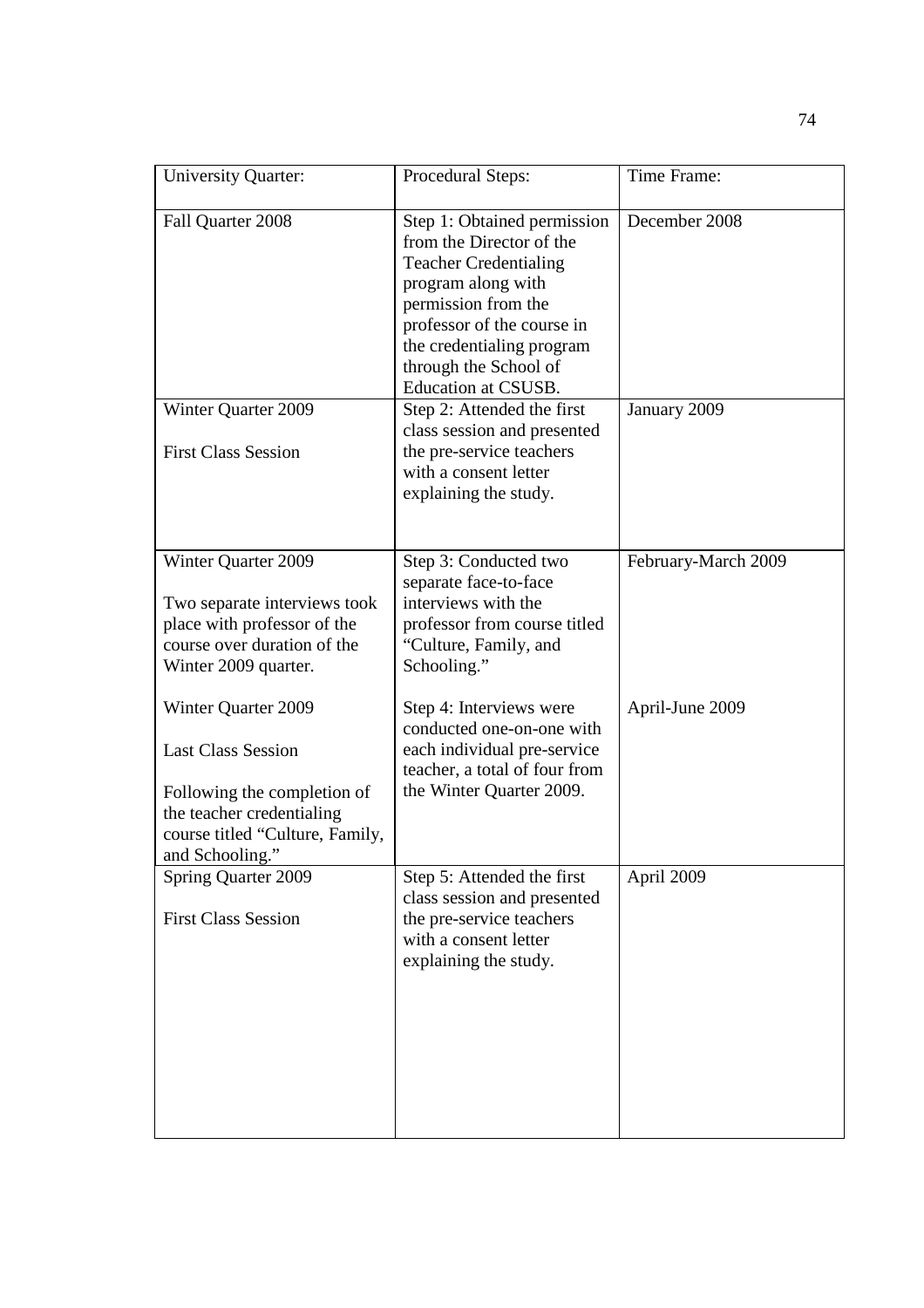| University Quarter: | Procedural Steps: | Time Frame: |
| --- | --- | --- |
| Fall Quarter 2008 | Step 1: Obtained permission from the Director of the Teacher Credentialing program along with permission from the professor of the course in the credentialing program through the School of Education at CSUSB. | December 2008 |
| Winter Quarter 2009<br><br>First Class Session | Step 2: Attended the first class session and presented the pre-service teachers with a consent letter explaining the study. | January 2009 |
| Winter Quarter 2009<br><br>Two separate interviews took place with professor of the course over duration of the Winter 2009 quarter. | Step 3: Conducted two separate face-to-face interviews with the professor from course titled "Culture, Family, and Schooling." | February-March 2009 |
| Winter Quarter 2009<br><br>Last Class Session<br><br>Following the completion of the teacher credentialing course titled "Culture, Family, and Schooling." | Step 4: Interviews were conducted one-on-one with each individual pre-service teacher, a total of four from the Winter Quarter 2009. | April-June 2009 |
| Spring Quarter 2009<br><br>First Class Session | Step 5: Attended the first class session and presented the pre-service teachers with a consent letter explaining the study. | April 2009 |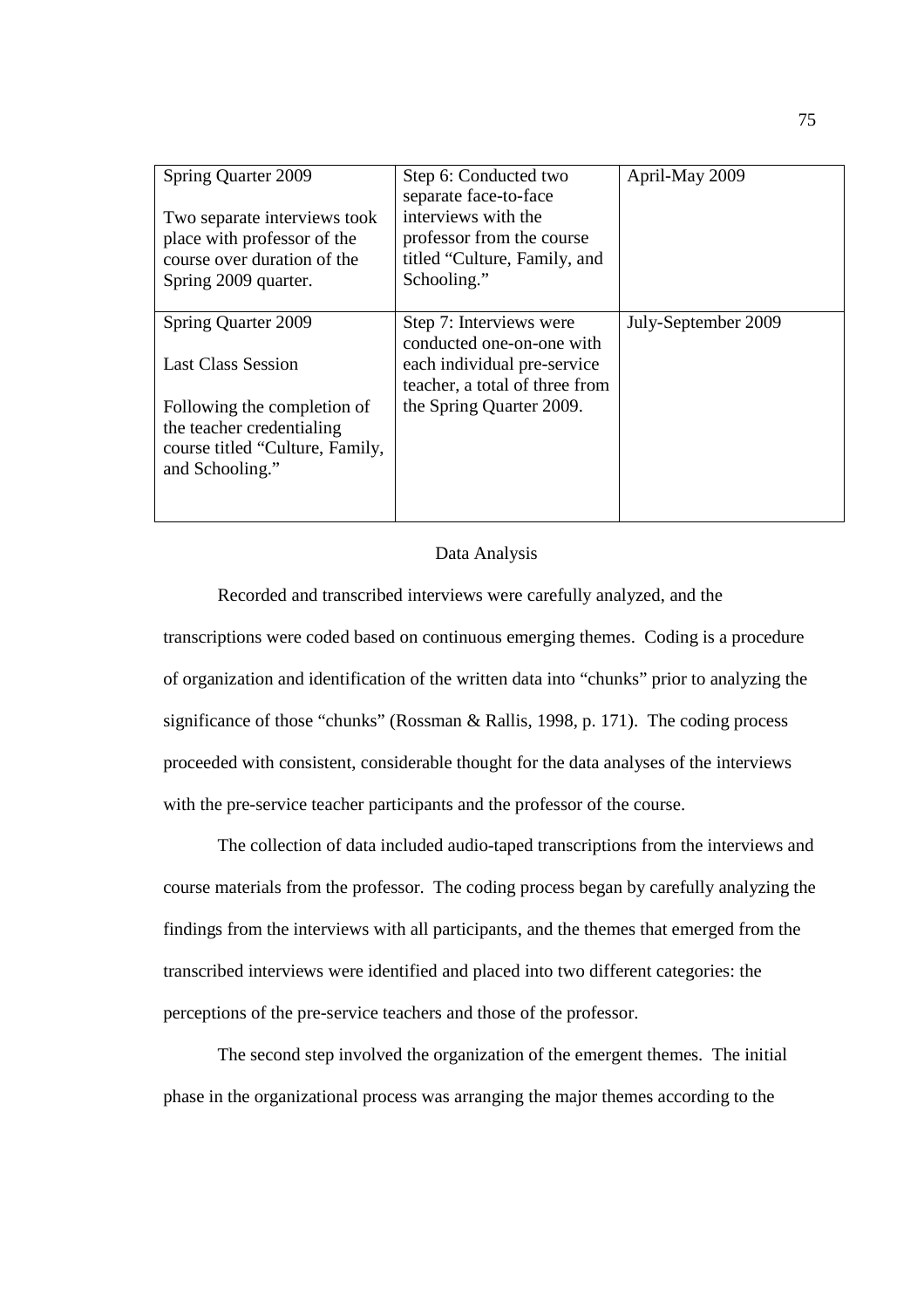| | | |
|---|---|---|
| Spring Quarter 2009<br><br>Two separate interviews took place with professor of the course over duration of the Spring 2009 quarter. | Step 6: Conducted two separate face-to-face interviews with the professor from the course titled "Culture, Family, and Schooling." | April-May 2009 |
| Spring Quarter 2009<br><br>Last Class Session<br><br>Following the completion of the teacher credentialing course titled "Culture, Family, and Schooling." | Step 7: Interviews were conducted one-on-one with each individual pre-service teacher, a total of three from the Spring Quarter 2009. | July-September 2009 |

## Data Analysis

Recorded and transcribed interviews were carefully analyzed, and the transcriptions were coded based on continuous emerging themes. Coding is a procedure of organization and identification of the written data into "chunks" prior to analyzing the significance of those "chunks" (Rossman & Rallis, 1998, p. 171). The coding process proceeded with consistent, considerable thought for the data analyses of the interviews with the pre-service teacher participants and the professor of the course.

The collection of data included audio-taped transcriptions from the interviews and course materials from the professor. The coding process began by carefully analyzing the findings from the interviews with all participants, and the themes that emerged from the transcribed interviews were identified and placed into two different categories: the perceptions of the pre-service teachers and those of the professor.

The second step involved the organization of the emergent themes. The initial phase in the organizational process was arranging the major themes according to the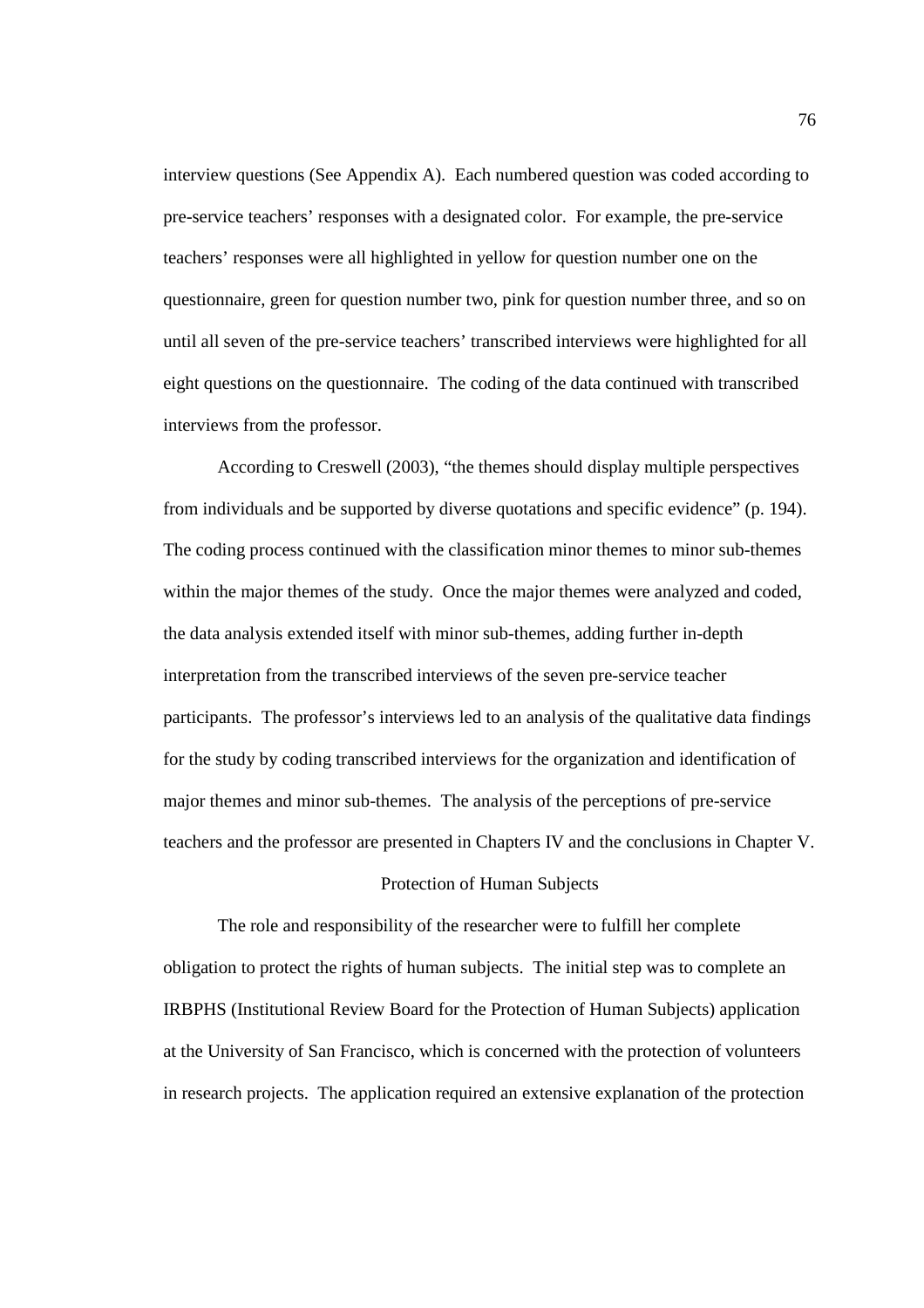interview questions (See Appendix A). Each numbered question was coded according to pre-service teachers' responses with a designated color. For example, the pre-service teachers' responses were all highlighted in yellow for question number one on the questionnaire, green for question number two, pink for question number three, and so on until all seven of the pre-service teachers' transcribed interviews were highlighted for all eight questions on the questionnaire. The coding of the data continued with transcribed interviews from the professor.

According to Creswell (2003), "the themes should display multiple perspectives from individuals and be supported by diverse quotations and specific evidence" (p. 194). The coding process continued with the classification minor themes to minor sub-themes within the major themes of the study. Once the major themes were analyzed and coded, the data analysis extended itself with minor sub-themes, adding further in-depth interpretation from the transcribed interviews of the seven pre-service teacher participants. The professor's interviews led to an analysis of the qualitative data findings for the study by coding transcribed interviews for the organization and identification of major themes and minor sub-themes. The analysis of the perceptions of pre-service teachers and the professor are presented in Chapters IV and the conclusions in Chapter V.

## Protection of Human Subjects

The role and responsibility of the researcher were to fulfill her complete obligation to protect the rights of human subjects. The initial step was to complete an IRBPHS (Institutional Review Board for the Protection of Human Subjects) application at the University of San Francisco, which is concerned with the protection of volunteers in research projects. The application required an extensive explanation of the protection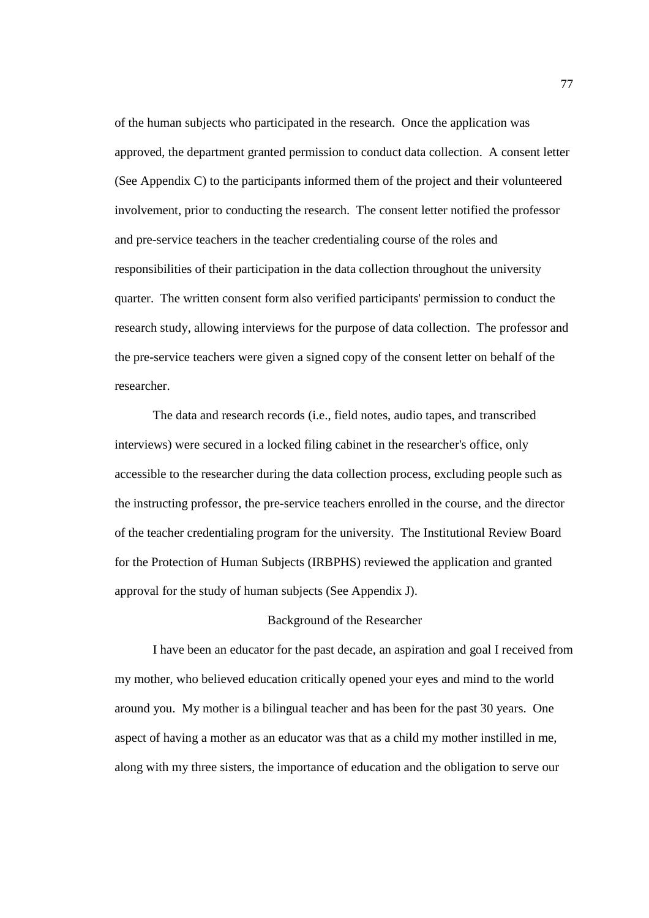of the human subjects who participated in the research. Once the application was approved, the department granted permission to conduct data collection. A consent letter (See Appendix C) to the participants informed them of the project and their volunteered involvement, prior to conducting the research. The consent letter notified the professor and pre-service teachers in the teacher credentialing course of the roles and responsibilities of their participation in the data collection throughout the university quarter. The written consent form also verified participants' permission to conduct the research study, allowing interviews for the purpose of data collection. The professor and the pre-service teachers were given a signed copy of the consent letter on behalf of the researcher.

The data and research records (i.e., field notes, audio tapes, and transcribed interviews) were secured in a locked filing cabinet in the researcher's office, only accessible to the researcher during the data collection process, excluding people such as the instructing professor, the pre-service teachers enrolled in the course, and the director of the teacher credentialing program for the university. The Institutional Review Board for the Protection of Human Subjects (IRBPHS) reviewed the application and granted approval for the study of human subjects (See Appendix J).

## Background of the Researcher

I have been an educator for the past decade, an aspiration and goal I received from my mother, who believed education critically opened your eyes and mind to the world around you. My mother is a bilingual teacher and has been for the past 30 years. One aspect of having a mother as an educator was that as a child my mother instilled in me, along with my three sisters, the importance of education and the obligation to serve our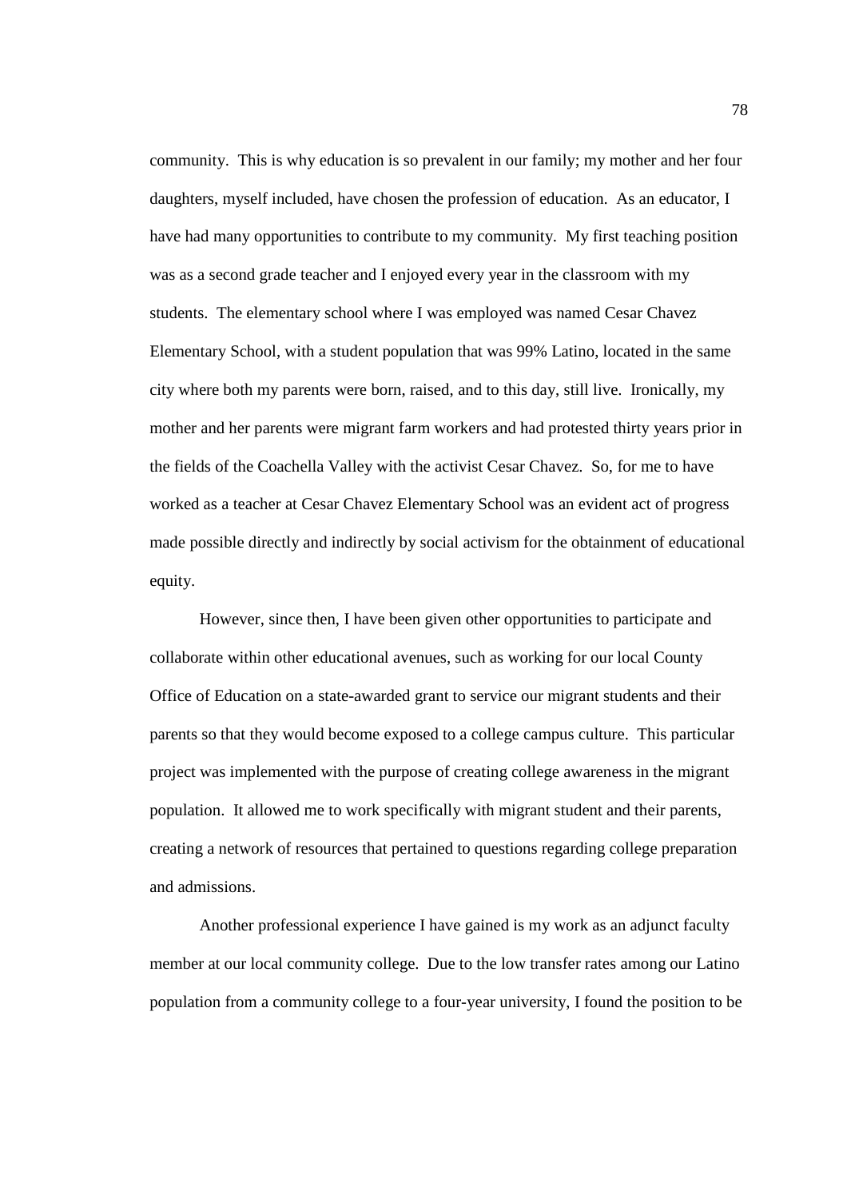community. This is why education is so prevalent in our family; my mother and her four daughters, myself included, have chosen the profession of education. As an educator, I have had many opportunities to contribute to my community. My first teaching position was as a second grade teacher and I enjoyed every year in the classroom with my students. The elementary school where I was employed was named Cesar Chavez Elementary School, with a student population that was 99% Latino, located in the same city where both my parents were born, raised, and to this day, still live. Ironically, my mother and her parents were migrant farm workers and had protested thirty years prior in the fields of the Coachella Valley with the activist Cesar Chavez. So, for me to have worked as a teacher at Cesar Chavez Elementary School was an evident act of progress made possible directly and indirectly by social activism for the obtainment of educational equity.

However, since then, I have been given other opportunities to participate and collaborate within other educational avenues, such as working for our local County Office of Education on a state-awarded grant to service our migrant students and their parents so that they would become exposed to a college campus culture. This particular project was implemented with the purpose of creating college awareness in the migrant population. It allowed me to work specifically with migrant student and their parents, creating a network of resources that pertained to questions regarding college preparation and admissions.

Another professional experience I have gained is my work as an adjunct faculty member at our local community college. Due to the low transfer rates among our Latino population from a community college to a four-year university, I found the position to be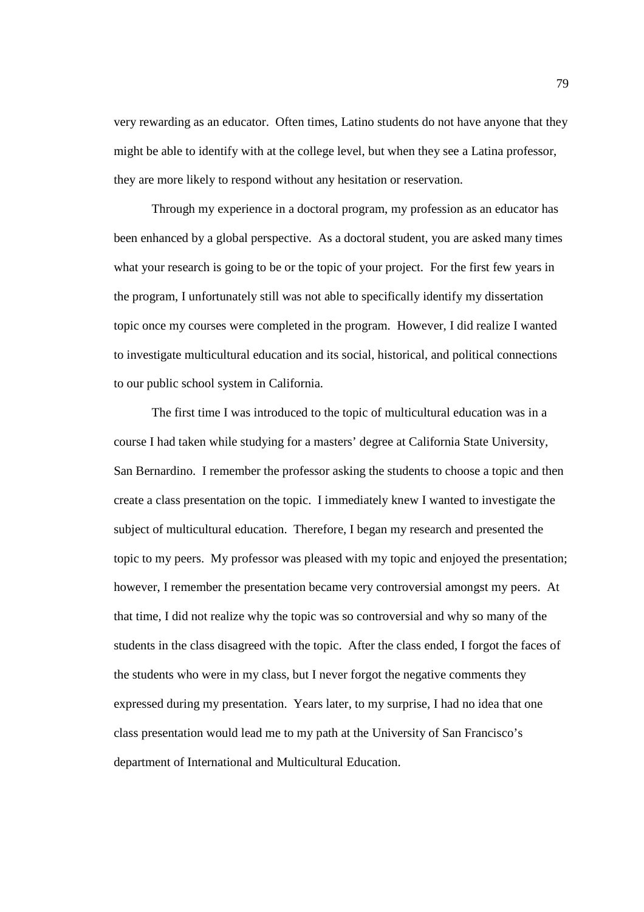very rewarding as an educator. Often times, Latino students do not have anyone that they might be able to identify with at the college level, but when they see a Latina professor, they are more likely to respond without any hesitation or reservation.

Through my experience in a doctoral program, my profession as an educator has been enhanced by a global perspective. As a doctoral student, you are asked many times what your research is going to be or the topic of your project. For the first few years in the program, I unfortunately still was not able to specifically identify my dissertation topic once my courses were completed in the program. However, I did realize I wanted to investigate multicultural education and its social, historical, and political connections to our public school system in California.

The first time I was introduced to the topic of multicultural education was in a course I had taken while studying for a masters' degree at California State University, San Bernardino. I remember the professor asking the students to choose a topic and then create a class presentation on the topic. I immediately knew I wanted to investigate the subject of multicultural education. Therefore, I began my research and presented the topic to my peers. My professor was pleased with my topic and enjoyed the presentation; however, I remember the presentation became very controversial amongst my peers. At that time, I did not realize why the topic was so controversial and why so many of the students in the class disagreed with the topic. After the class ended, I forgot the faces of the students who were in my class, but I never forgot the negative comments they expressed during my presentation. Years later, to my surprise, I had no idea that one class presentation would lead me to my path at the University of San Francisco's department of International and Multicultural Education.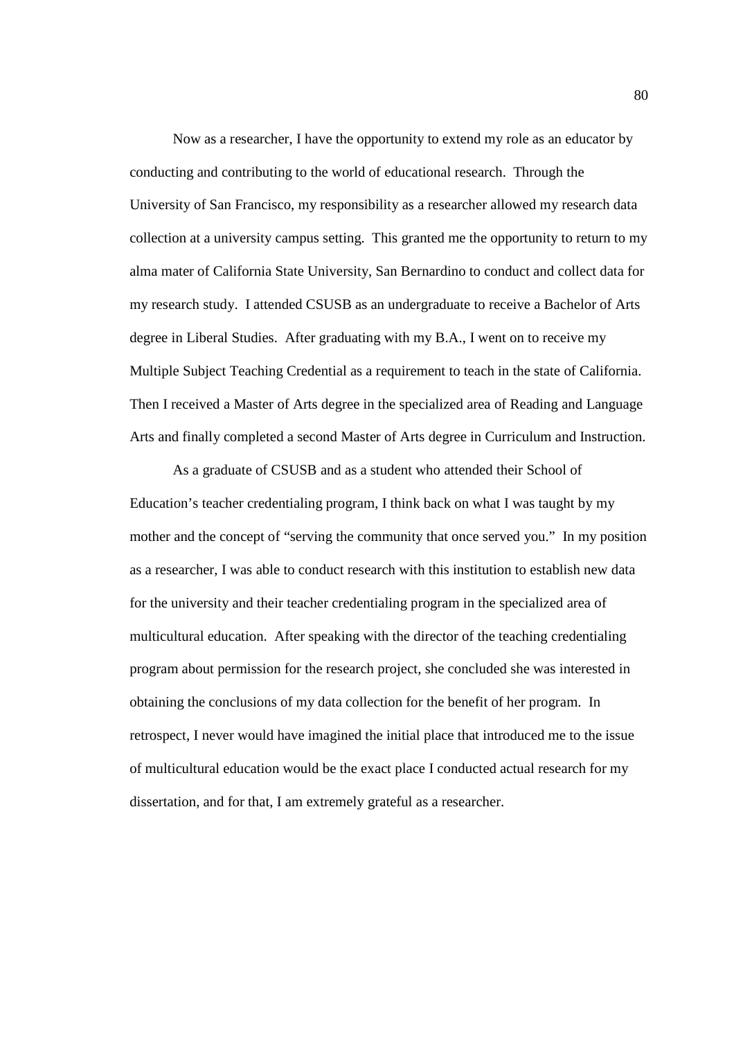Now as a researcher, I have the opportunity to extend my role as an educator by conducting and contributing to the world of educational research. Through the University of San Francisco, my responsibility as a researcher allowed my research data collection at a university campus setting. This granted me the opportunity to return to my alma mater of California State University, San Bernardino to conduct and collect data for my research study. I attended CSUSB as an undergraduate to receive a Bachelor of Arts degree in Liberal Studies. After graduating with my B.A., I went on to receive my Multiple Subject Teaching Credential as a requirement to teach in the state of California. Then I received a Master of Arts degree in the specialized area of Reading and Language Arts and finally completed a second Master of Arts degree in Curriculum and Instruction.

As a graduate of CSUSB and as a student who attended their School of Education's teacher credentialing program, I think back on what I was taught by my mother and the concept of "serving the community that once served you." In my position as a researcher, I was able to conduct research with this institution to establish new data for the university and their teacher credentialing program in the specialized area of multicultural education. After speaking with the director of the teaching credentialing program about permission for the research project, she concluded she was interested in obtaining the conclusions of my data collection for the benefit of her program. In retrospect, I never would have imagined the initial place that introduced me to the issue of multicultural education would be the exact place I conducted actual research for my dissertation, and for that, I am extremely grateful as a researcher.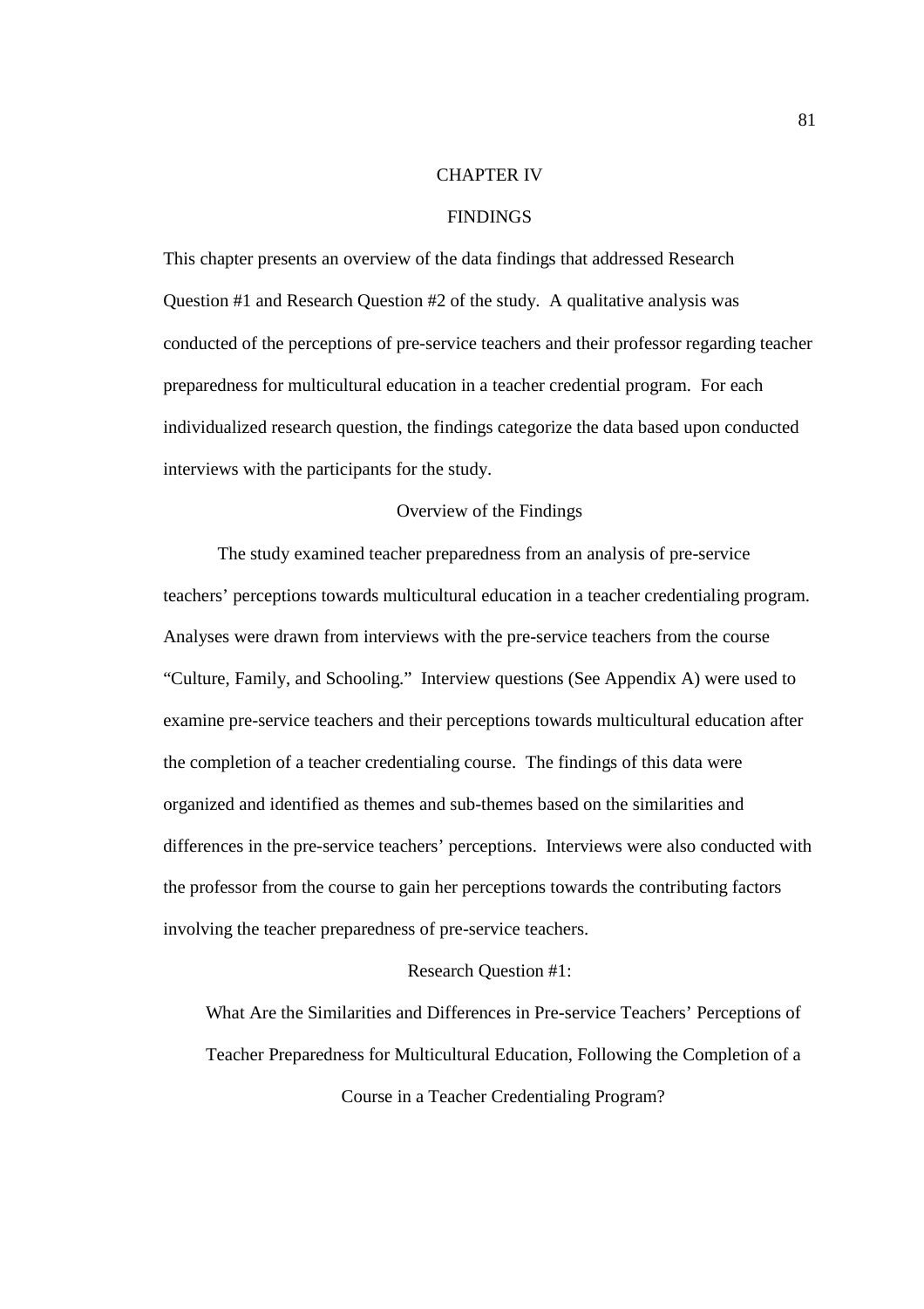# CHAPTER IV

# FINDINGS

This chapter presents an overview of the data findings that addressed Research Question #1 and Research Question #2 of the study. A qualitative analysis was conducted of the perceptions of pre-service teachers and their professor regarding teacher preparedness for multicultural education in a teacher credential program. For each individualized research question, the findings categorize the data based upon conducted interviews with the participants for the study.

## Overview of the Findings

The study examined teacher preparedness from an analysis of pre-service teachers' perceptions towards multicultural education in a teacher credentialing program. Analyses were drawn from interviews with the pre-service teachers from the course "Culture, Family, and Schooling." Interview questions (See Appendix A) were used to examine pre-service teachers and their perceptions towards multicultural education after the completion of a teacher credentialing course. The findings of this data were organized and identified as themes and sub-themes based on the similarities and differences in the pre-service teachers' perceptions. Interviews were also conducted with the professor from the course to gain her perceptions towards the contributing factors involving the teacher preparedness of pre-service teachers.

## Research Question #1:

### What Are the Similarities and Differences in Pre-service Teachers' Perceptions of Teacher Preparedness for Multicultural Education, Following the Completion of a Course in a Teacher Credentialing Program?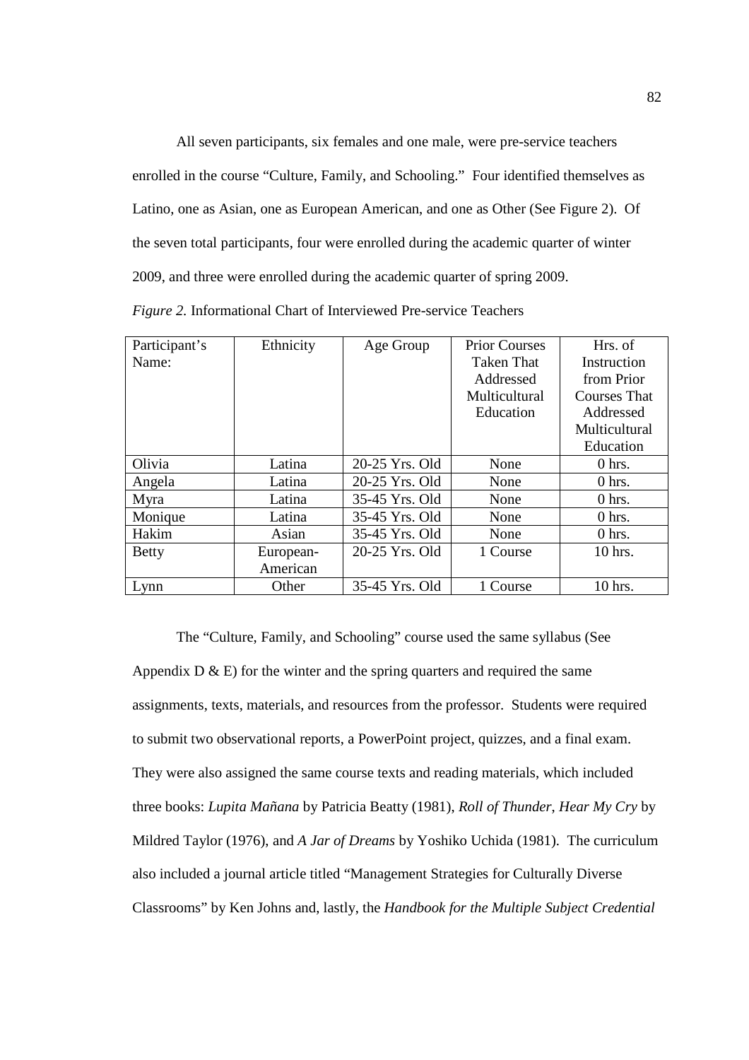All seven participants, six females and one male, were pre-service teachers enrolled in the course "Culture, Family, and Schooling." Four identified themselves as Latino, one as Asian, one as European American, and one as Other (See Figure 2). Of the seven total participants, four were enrolled during the academic quarter of winter 2009, and three were enrolled during the academic quarter of spring 2009.

*Figure 2.* Informational Chart of Interviewed Pre-service Teachers

| Participant's Name: | Ethnicity | Age Group | Prior Courses Taken That Addressed Multicultural Education | Hrs. of Instruction from Prior Courses That Addressed Multicultural Education |
|---|---|---|---|---|
| Olivia | Latina | 20-25 Yrs. Old | None | 0 hrs. |
| Angela | Latina | 20-25 Yrs. Old | None | 0 hrs. |
| Myra | Latina | 35-45 Yrs. Old | None | 0 hrs. |
| Monique | Latina | 35-45 Yrs. Old | None | 0 hrs. |
| Hakim | Asian | 35-45 Yrs. Old | None | 0 hrs. |
| Betty | European-American | 20-25 Yrs. Old | 1 Course | 10 hrs. |
| Lynn | Other | 35-45 Yrs. Old | 1 Course | 10 hrs. |

The "Culture, Family, and Schooling" course used the same syllabus (See Appendix D & E) for the winter and the spring quarters and required the same assignments, texts, materials, and resources from the professor. Students were required to submit two observational reports, a PowerPoint project, quizzes, and a final exam. They were also assigned the same course texts and reading materials, which included three books: *Lupita Mañana* by Patricia Beatty (1981), *Roll of Thunder, Hear My Cry* by Mildred Taylor (1976), and *A Jar of Dreams* by Yoshiko Uchida (1981). The curriculum also included a journal article titled "Management Strategies for Culturally Diverse Classrooms" by Ken Johns and, lastly, the *Handbook for the Multiple Subject Credential*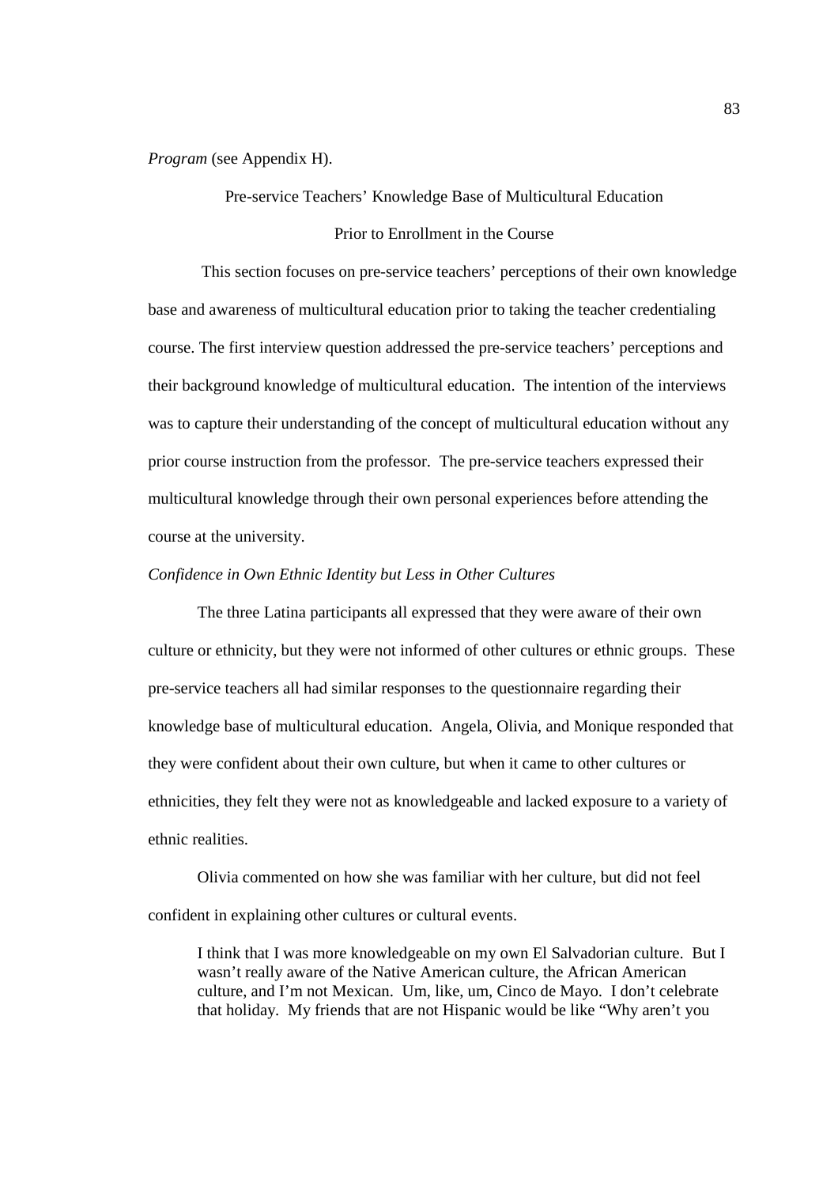*Program* (see Appendix H).

## Pre-service Teachers' Knowledge Base of Multicultural Education Prior to Enrollment in the Course

This section focuses on pre-service teachers' perceptions of their own knowledge base and awareness of multicultural education prior to taking the teacher credentialing course. The first interview question addressed the pre-service teachers' perceptions and their background knowledge of multicultural education. The intention of the interviews was to capture their understanding of the concept of multicultural education without any prior course instruction from the professor. The pre-service teachers expressed their multicultural knowledge through their own personal experiences before attending the course at the university.

### *Confidence in Own Ethnic Identity but Less in Other Cultures*

The three Latina participants all expressed that they were aware of their own culture or ethnicity, but they were not informed of other cultures or ethnic groups. These pre-service teachers all had similar responses to the questionnaire regarding their knowledge base of multicultural education. Angela, Olivia, and Monique responded that they were confident about their own culture, but when it came to other cultures or ethnicities, they felt they were not as knowledgeable and lacked exposure to a variety of ethnic realities.

Olivia commented on how she was familiar with her culture, but did not feel confident in explaining other cultures or cultural events.

> I think that I was more knowledgeable on my own El Salvadorian culture. But I wasn't really aware of the Native American culture, the African American culture, and I'm not Mexican. Um, like, um, Cinco de Mayo. I don't celebrate that holiday. My friends that are not Hispanic would be like "Why aren't you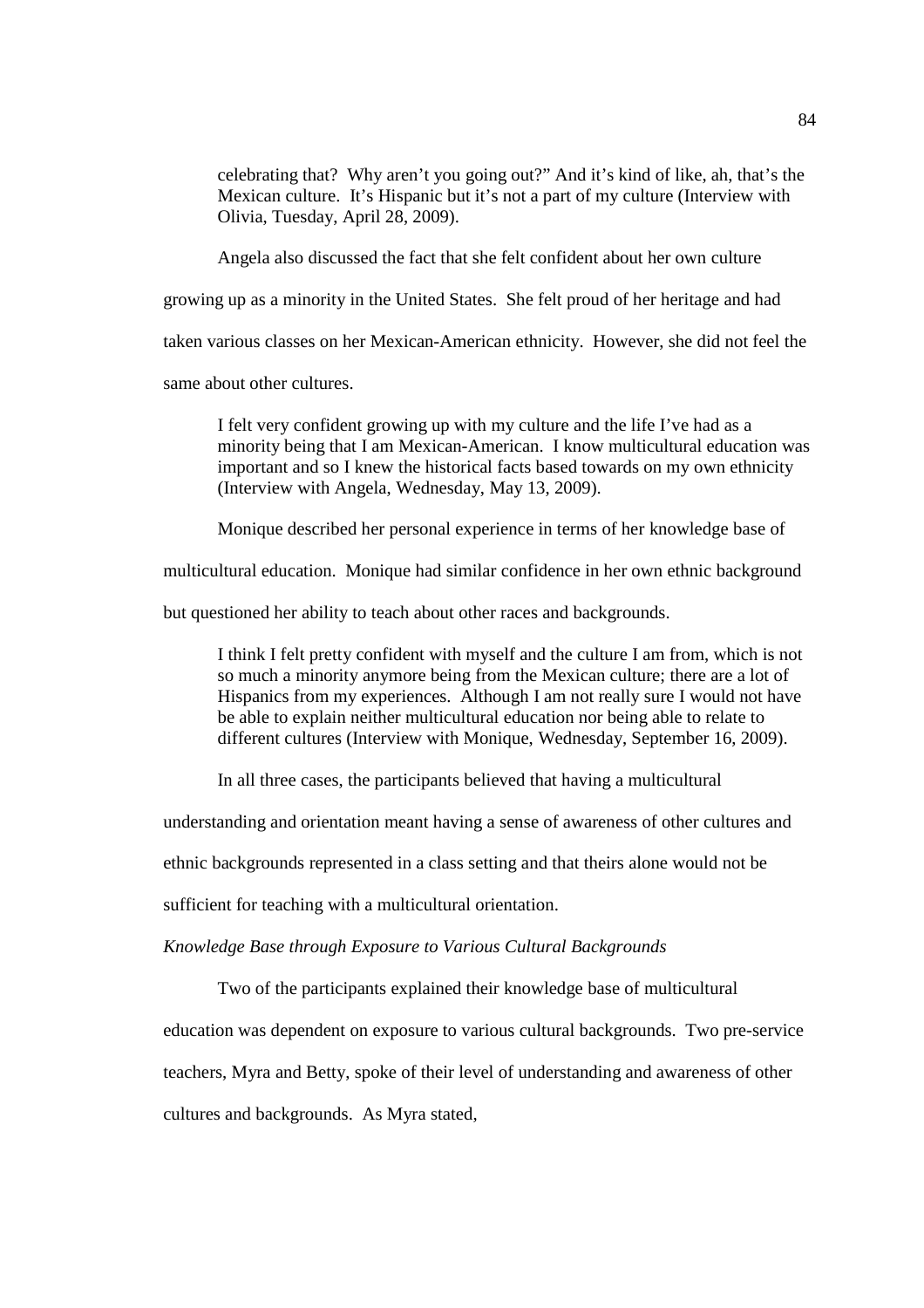> celebrating that? Why aren't you going out?" And it's kind of like, ah, that's the Mexican culture. It's Hispanic but it's not a part of my culture (Interview with Olivia, Tuesday, April 28, 2009).

Angela also discussed the fact that she felt confident about her own culture growing up as a minority in the United States. She felt proud of her heritage and had taken various classes on her Mexican-American ethnicity. However, she did not feel the same about other cultures.

> I felt very confident growing up with my culture and the life I've had as a minority being that I am Mexican-American. I know multicultural education was important and so I knew the historical facts based towards on my own ethnicity (Interview with Angela, Wednesday, May 13, 2009).

Monique described her personal experience in terms of her knowledge base of multicultural education. Monique had similar confidence in her own ethnic background but questioned her ability to teach about other races and backgrounds.

> I think I felt pretty confident with myself and the culture I am from, which is not so much a minority anymore being from the Mexican culture; there are a lot of Hispanics from my experiences. Although I am not really sure I would not have be able to explain neither multicultural education nor being able to relate to different cultures (Interview with Monique, Wednesday, September 16, 2009).

In all three cases, the participants believed that having a multicultural understanding and orientation meant having a sense of awareness of other cultures and ethnic backgrounds represented in a class setting and that theirs alone would not be sufficient for teaching with a multicultural orientation.

*Knowledge Base through Exposure to Various Cultural Backgrounds*

Two of the participants explained their knowledge base of multicultural education was dependent on exposure to various cultural backgrounds. Two pre-service teachers, Myra and Betty, spoke of their level of understanding and awareness of other cultures and backgrounds. As Myra stated,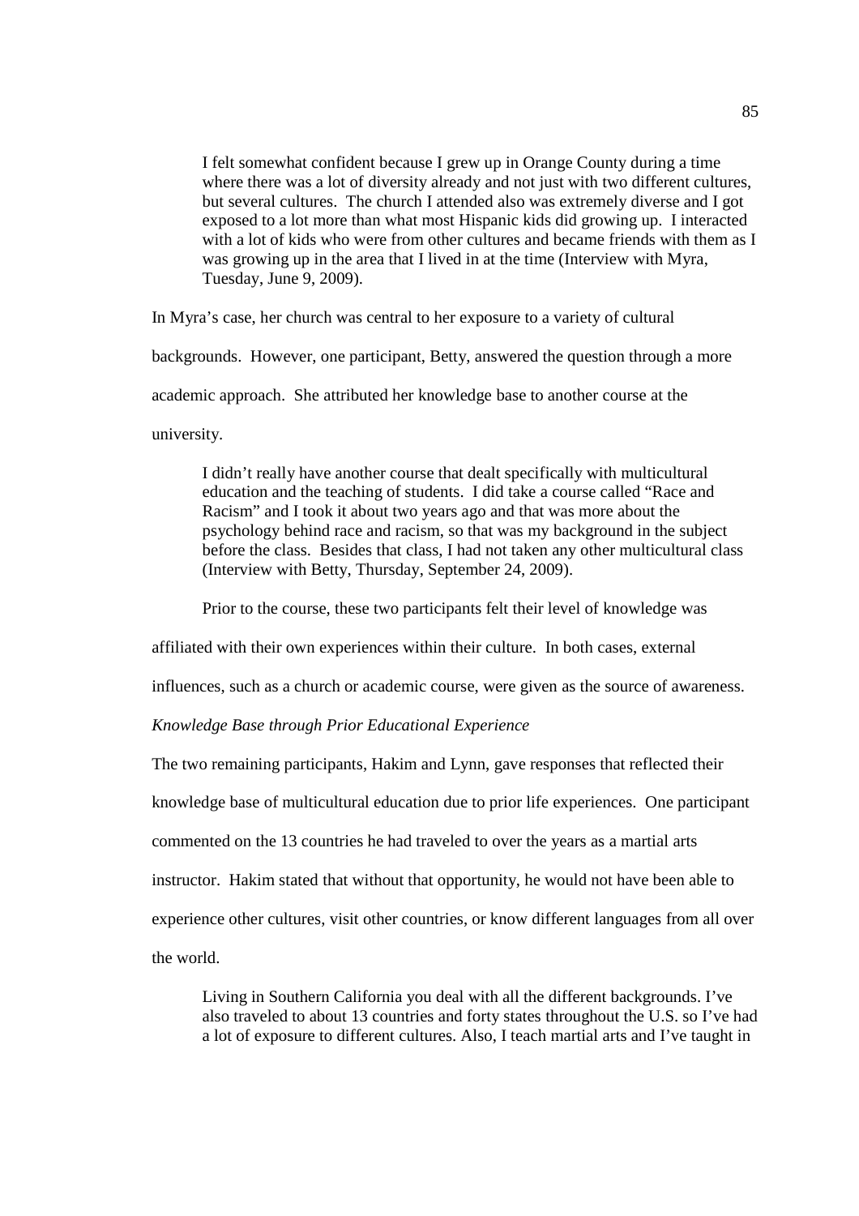> I felt somewhat confident because I grew up in Orange County during a time where there was a lot of diversity already and not just with two different cultures, but several cultures. The church I attended also was extremely diverse and I got exposed to a lot more than what most Hispanic kids did growing up. I interacted with a lot of kids who were from other cultures and became friends with them as I was growing up in the area that I lived in at the time (Interview with Myra, Tuesday, June 9, 2009).

In Myra's case, her church was central to her exposure to a variety of cultural backgrounds. However, one participant, Betty, answered the question through a more academic approach. She attributed her knowledge base to another course at the university.

> I didn't really have another course that dealt specifically with multicultural education and the teaching of students. I did take a course called "Race and Racism" and I took it about two years ago and that was more about the psychology behind race and racism, so that was my background in the subject before the class. Besides that class, I had not taken any other multicultural class (Interview with Betty, Thursday, September 24, 2009).

Prior to the course, these two participants felt their level of knowledge was affiliated with their own experiences within their culture. In both cases, external influences, such as a church or academic course, were given as the source of awareness.

*Knowledge Base through Prior Educational Experience*

The two remaining participants, Hakim and Lynn, gave responses that reflected their knowledge base of multicultural education due to prior life experiences. One participant commented on the 13 countries he had traveled to over the years as a martial arts instructor. Hakim stated that without that opportunity, he would not have been able to experience other cultures, visit other countries, or know different languages from all over the world.

> Living in Southern California you deal with all the different backgrounds. I've also traveled to about 13 countries and forty states throughout the U.S. so I've had a lot of exposure to different cultures. Also, I teach martial arts and I've taught in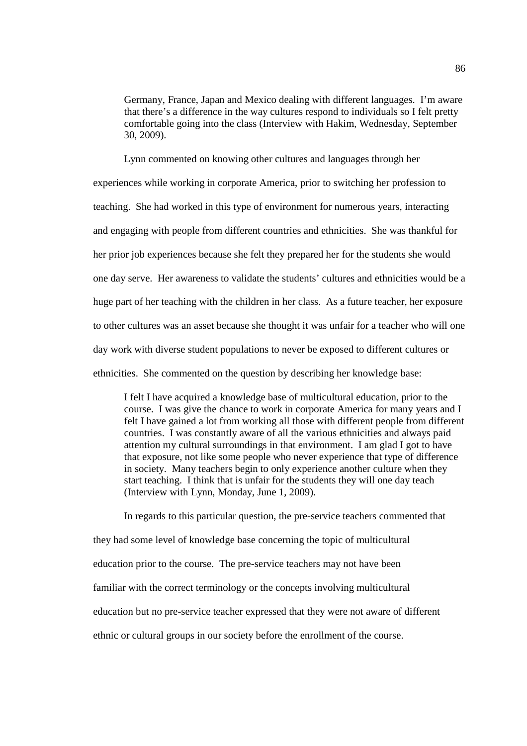> Germany, France, Japan and Mexico dealing with different languages. I'm aware that there's a difference in the way cultures respond to individuals so I felt pretty comfortable going into the class (Interview with Hakim, Wednesday, September 30, 2009).

Lynn commented on knowing other cultures and languages through her experiences while working in corporate America, prior to switching her profession to teaching. She had worked in this type of environment for numerous years, interacting and engaging with people from different countries and ethnicities. She was thankful for her prior job experiences because she felt they prepared her for the students she would one day serve. Her awareness to validate the students' cultures and ethnicities would be a huge part of her teaching with the children in her class. As a future teacher, her exposure to other cultures was an asset because she thought it was unfair for a teacher who will one day work with diverse student populations to never be exposed to different cultures or ethnicities. She commented on the question by describing her knowledge base:

> I felt I have acquired a knowledge base of multicultural education, prior to the course. I was give the chance to work in corporate America for many years and I felt I have gained a lot from working all those with different people from different countries. I was constantly aware of all the various ethnicities and always paid attention my cultural surroundings in that environment. I am glad I got to have that exposure, not like some people who never experience that type of difference in society. Many teachers begin to only experience another culture when they start teaching. I think that is unfair for the students they will one day teach (Interview with Lynn, Monday, June 1, 2009).

In regards to this particular question, the pre-service teachers commented that they had some level of knowledge base concerning the topic of multicultural education prior to the course. The pre-service teachers may not have been familiar with the correct terminology or the concepts involving multicultural education but no pre-service teacher expressed that they were not aware of different ethnic or cultural groups in our society before the enrollment of the course.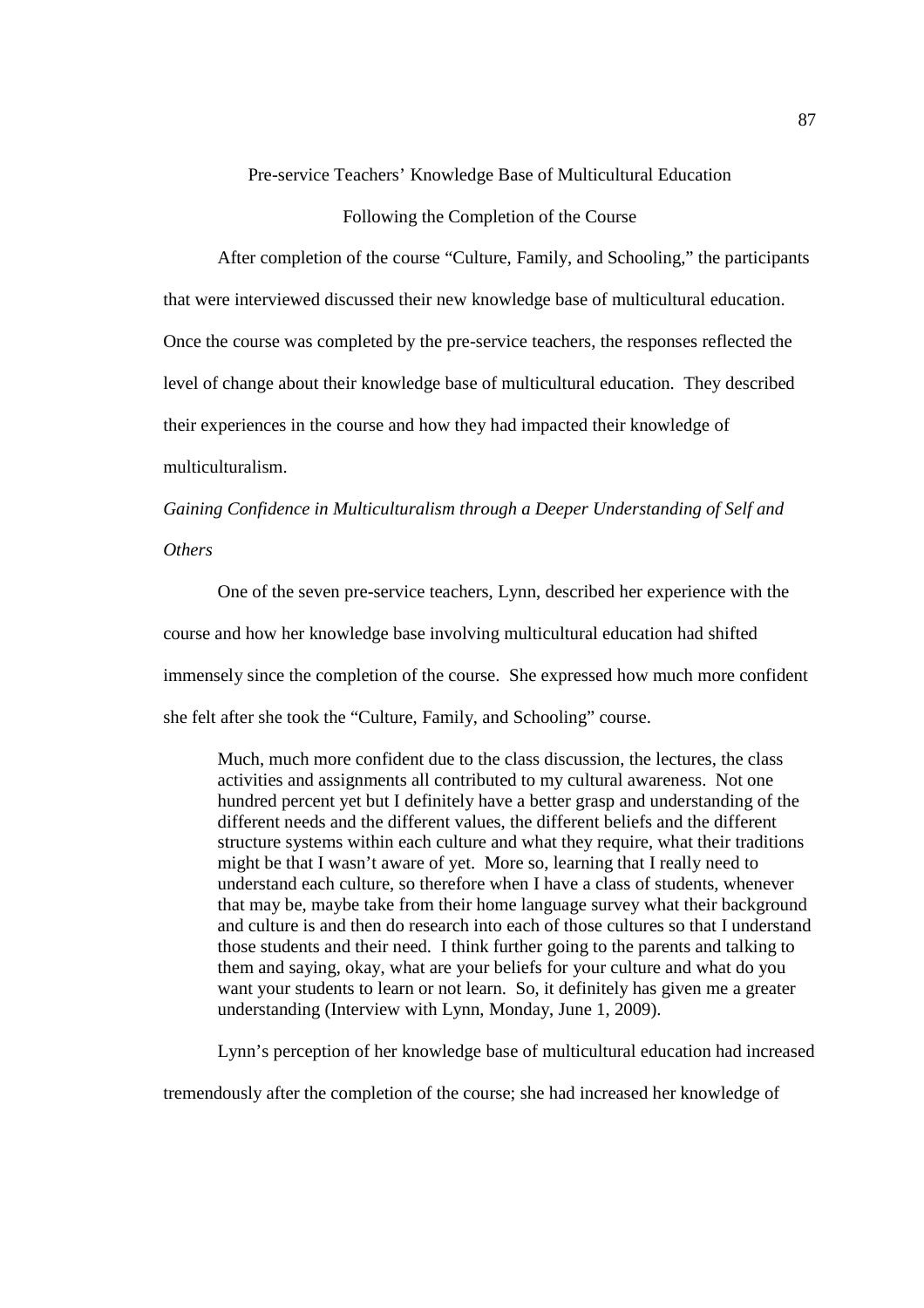## Pre-service Teachers' Knowledge Base of Multicultural Education Following the Completion of the Course

After completion of the course "Culture, Family, and Schooling," the participants that were interviewed discussed their new knowledge base of multicultural education. Once the course was completed by the pre-service teachers, the responses reflected the level of change about their knowledge base of multicultural education. They described their experiences in the course and how they had impacted their knowledge of multiculturalism.

### *Gaining Confidence in Multiculturalism through a Deeper Understanding of Self and Others*

One of the seven pre-service teachers, Lynn, described her experience with the course and how her knowledge base involving multicultural education had shifted immensely since the completion of the course. She expressed how much more confident she felt after she took the "Culture, Family, and Schooling" course.

> Much, much more confident due to the class discussion, the lectures, the class activities and assignments all contributed to my cultural awareness. Not one hundred percent yet but I definitely have a better grasp and understanding of the different needs and the different values, the different beliefs and the different structure systems within each culture and what they require, what their traditions might be that I wasn't aware of yet. More so, learning that I really need to understand each culture, so therefore when I have a class of students, whenever that may be, maybe take from their home language survey what their background and culture is and then do research into each of those cultures so that I understand those students and their need. I think further going to the parents and talking to them and saying, okay, what are your beliefs for your culture and what do you want your students to learn or not learn. So, it definitely has given me a greater understanding (Interview with Lynn, Monday, June 1, 2009).

Lynn's perception of her knowledge base of multicultural education had increased tremendously after the completion of the course; she had increased her knowledge of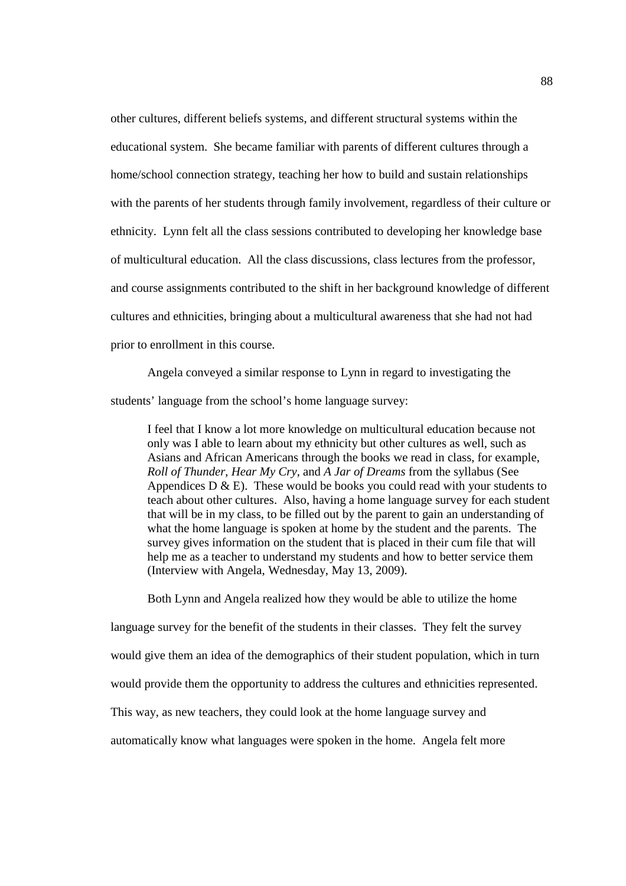other cultures, different beliefs systems, and different structural systems within the educational system. She became familiar with parents of different cultures through a home/school connection strategy, teaching her how to build and sustain relationships with the parents of her students through family involvement, regardless of their culture or ethnicity. Lynn felt all the class sessions contributed to developing her knowledge base of multicultural education. All the class discussions, class lectures from the professor, and course assignments contributed to the shift in her background knowledge of different cultures and ethnicities, bringing about a multicultural awareness that she had not had prior to enrollment in this course.

Angela conveyed a similar response to Lynn in regard to investigating the students' language from the school's home language survey:

> I feel that I know a lot more knowledge on multicultural education because not only was I able to learn about my ethnicity but other cultures as well, such as Asians and African Americans through the books we read in class, for example, *Roll of Thunder, Hear My Cry*, and *A Jar of Dreams* from the syllabus (See Appendices D & E). These would be books you could read with your students to teach about other cultures. Also, having a home language survey for each student that will be in my class, to be filled out by the parent to gain an understanding of what the home language is spoken at home by the student and the parents. The survey gives information on the student that is placed in their cum file that will help me as a teacher to understand my students and how to better service them (Interview with Angela, Wednesday, May 13, 2009).

Both Lynn and Angela realized how they would be able to utilize the home language survey for the benefit of the students in their classes. They felt the survey would give them an idea of the demographics of their student population, which in turn would provide them the opportunity to address the cultures and ethnicities represented. This way, as new teachers, they could look at the home language survey and automatically know what languages were spoken in the home. Angela felt more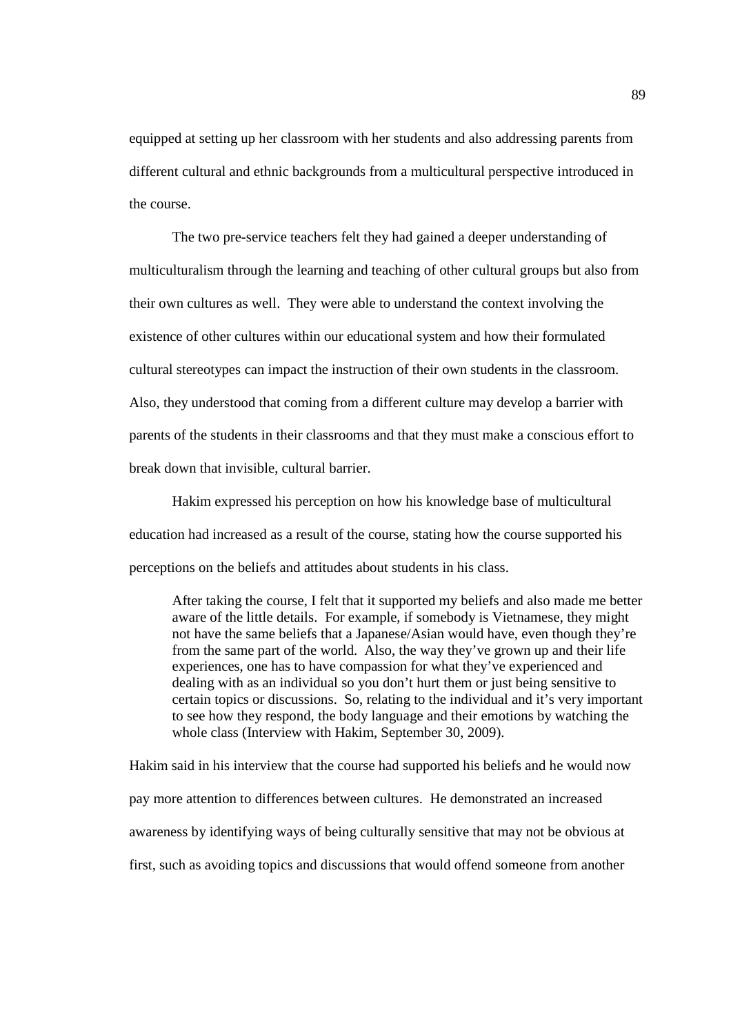equipped at setting up her classroom with her students and also addressing parents from different cultural and ethnic backgrounds from a multicultural perspective introduced in the course.

The two pre-service teachers felt they had gained a deeper understanding of multiculturalism through the learning and teaching of other cultural groups but also from their own cultures as well. They were able to understand the context involving the existence of other cultures within our educational system and how their formulated cultural stereotypes can impact the instruction of their own students in the classroom. Also, they understood that coming from a different culture may develop a barrier with parents of the students in their classrooms and that they must make a conscious effort to break down that invisible, cultural barrier.

Hakim expressed his perception on how his knowledge base of multicultural education had increased as a result of the course, stating how the course supported his perceptions on the beliefs and attitudes about students in his class.

> After taking the course, I felt that it supported my beliefs and also made me better aware of the little details. For example, if somebody is Vietnamese, they might not have the same beliefs that a Japanese/Asian would have, even though they're from the same part of the world. Also, the way they've grown up and their life experiences, one has to have compassion for what they've experienced and dealing with as an individual so you don't hurt them or just being sensitive to certain topics or discussions. So, relating to the individual and it's very important to see how they respond, the body language and their emotions by watching the whole class (Interview with Hakim, September 30, 2009).

Hakim said in his interview that the course had supported his beliefs and he would now pay more attention to differences between cultures. He demonstrated an increased awareness by identifying ways of being culturally sensitive that may not be obvious at first, such as avoiding topics and discussions that would offend someone from another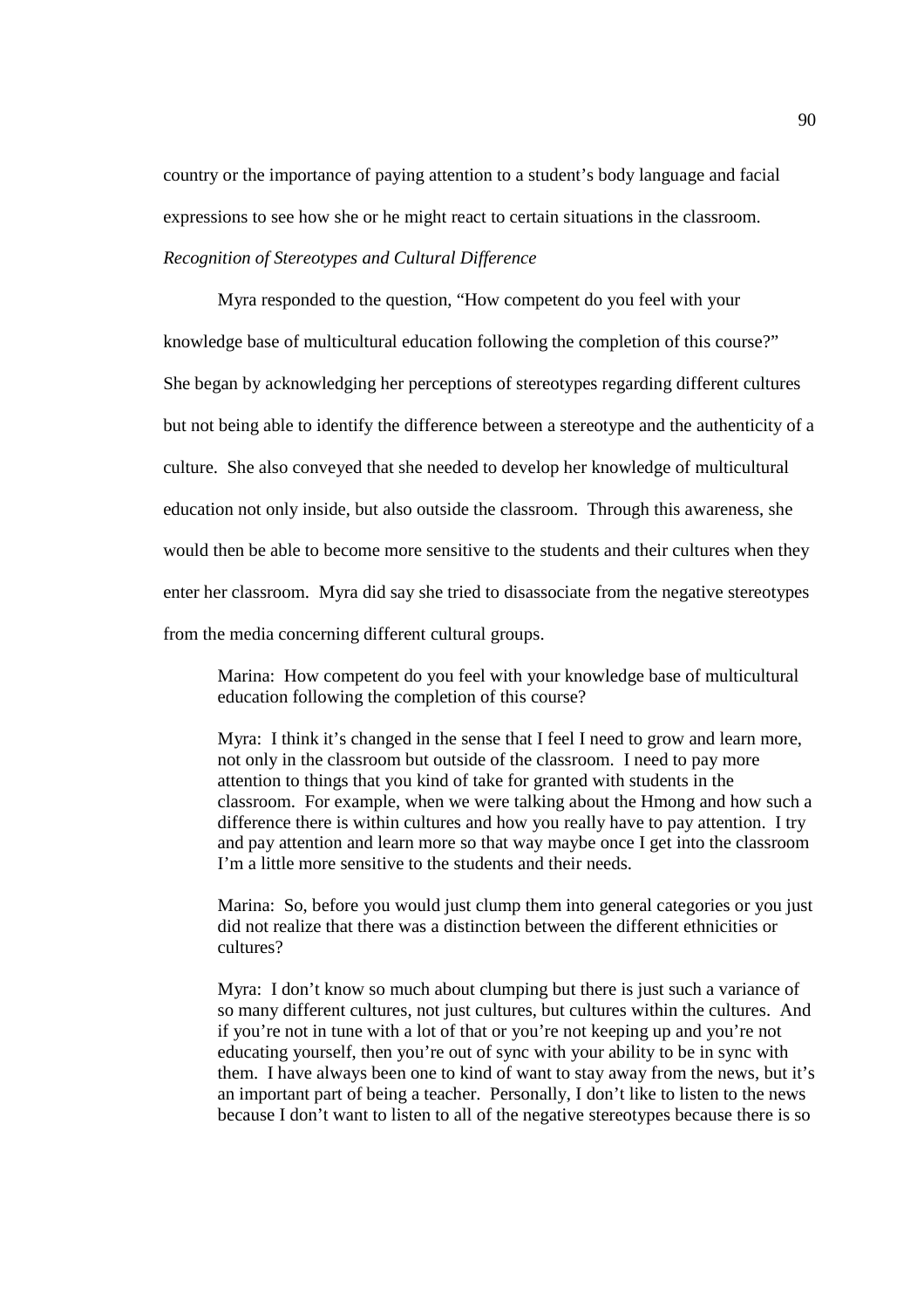country or the importance of paying attention to a student's body language and facial expressions to see how she or he might react to certain situations in the classroom.

*Recognition of Stereotypes and Cultural Difference*

Myra responded to the question, "How competent do you feel with your knowledge base of multicultural education following the completion of this course?" She began by acknowledging her perceptions of stereotypes regarding different cultures but not being able to identify the difference between a stereotype and the authenticity of a culture. She also conveyed that she needed to develop her knowledge of multicultural education not only inside, but also outside the classroom. Through this awareness, she would then be able to become more sensitive to the students and their cultures when they enter her classroom. Myra did say she tried to disassociate from the negative stereotypes from the media concerning different cultural groups.

> Marina: How competent do you feel with your knowledge base of multicultural education following the completion of this course?
>
> Myra: I think it's changed in the sense that I feel I need to grow and learn more, not only in the classroom but outside of the classroom. I need to pay more attention to things that you kind of take for granted with students in the classroom. For example, when we were talking about the Hmong and how such a difference there is within cultures and how you really have to pay attention. I try and pay attention and learn more so that way maybe once I get into the classroom I'm a little more sensitive to the students and their needs.
>
> Marina: So, before you would just clump them into general categories or you just did not realize that there was a distinction between the different ethnicities or cultures?
>
> Myra: I don't know so much about clumping but there is just such a variance of so many different cultures, not just cultures, but cultures within the cultures. And if you're not in tune with a lot of that or you're not keeping up and you're not educating yourself, then you're out of sync with your ability to be in sync with them. I have always been one to kind of want to stay away from the news, but it's an important part of being a teacher. Personally, I don't like to listen to the news because I don't want to listen to all of the negative stereotypes because there is so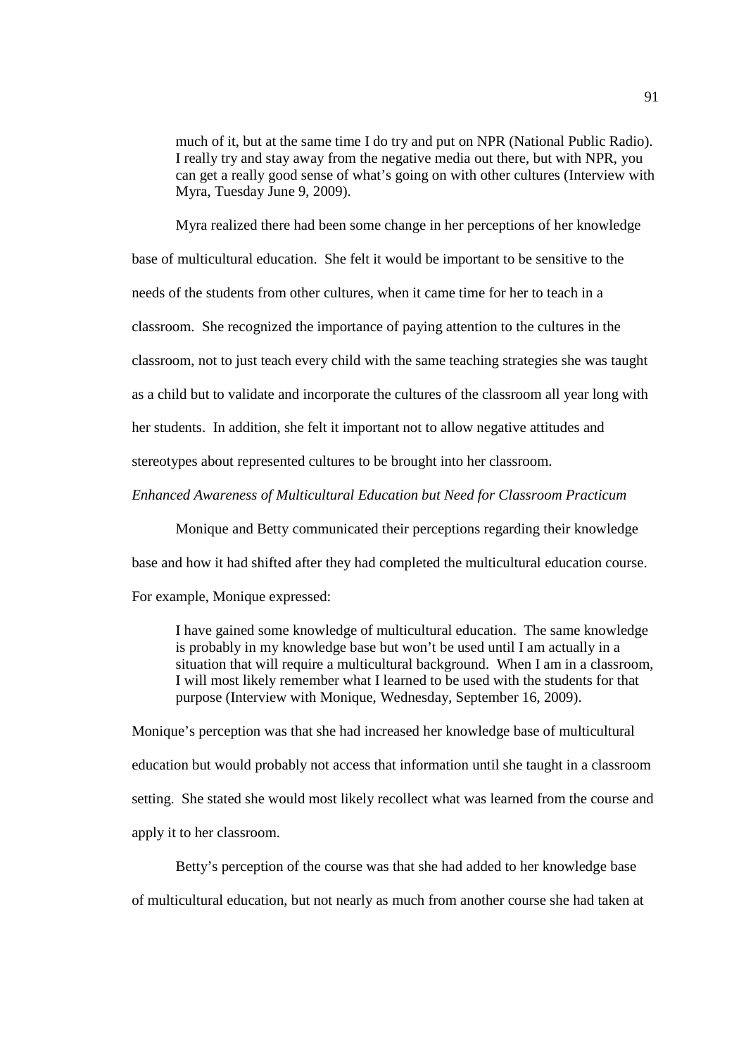> much of it, but at the same time I do try and put on NPR (National Public Radio). I really try and stay away from the negative media out there, but with NPR, you can get a really good sense of what's going on with other cultures (Interview with Myra, Tuesday June 9, 2009).

Myra realized there had been some change in her perceptions of her knowledge base of multicultural education. She felt it would be important to be sensitive to the needs of the students from other cultures, when it came time for her to teach in a classroom. She recognized the importance of paying attention to the cultures in the classroom, not to just teach every child with the same teaching strategies she was taught as a child but to validate and incorporate the cultures of the classroom all year long with her students. In addition, she felt it important not to allow negative attitudes and stereotypes about represented cultures to be brought into her classroom.

*Enhanced Awareness of Multicultural Education but Need for Classroom Practicum*

Monique and Betty communicated their perceptions regarding their knowledge base and how it had shifted after they had completed the multicultural education course. For example, Monique expressed:

> I have gained some knowledge of multicultural education. The same knowledge is probably in my knowledge base but won't be used until I am actually in a situation that will require a multicultural background. When I am in a classroom, I will most likely remember what I learned to be used with the students for that purpose (Interview with Monique, Wednesday, September 16, 2009).

Monique's perception was that she had increased her knowledge base of multicultural education but would probably not access that information until she taught in a classroom setting. She stated she would most likely recollect what was learned from the course and apply it to her classroom.

Betty's perception of the course was that she had added to her knowledge base of multicultural education, but not nearly as much from another course she had taken at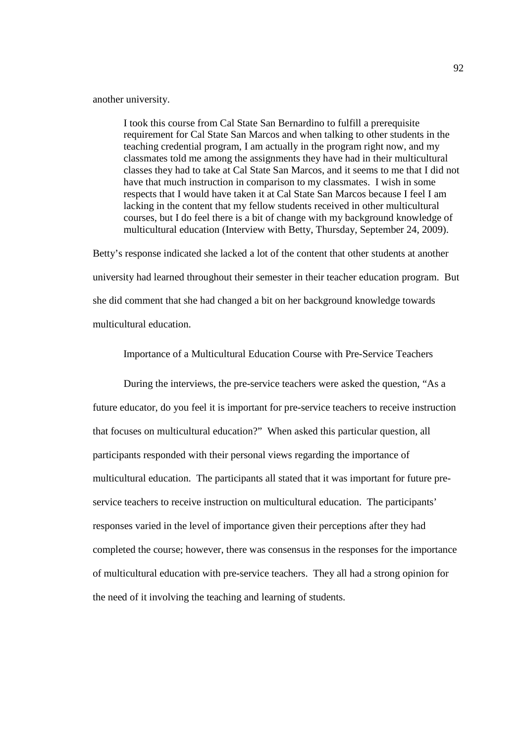another university.

> I took this course from Cal State San Bernardino to fulfill a prerequisite requirement for Cal State San Marcos and when talking to other students in the teaching credential program, I am actually in the program right now, and my classmates told me among the assignments they have had in their multicultural classes they had to take at Cal State San Marcos, and it seems to me that I did not have that much instruction in comparison to my classmates. I wish in some respects that I would have taken it at Cal State San Marcos because I feel I am lacking in the content that my fellow students received in other multicultural courses, but I do feel there is a bit of change with my background knowledge of multicultural education (Interview with Betty, Thursday, September 24, 2009).

Betty's response indicated she lacked a lot of the content that other students at another university had learned throughout their semester in their teacher education program. But she did comment that she had changed a bit on her background knowledge towards multicultural education.

## Importance of a Multicultural Education Course with Pre-Service Teachers

During the interviews, the pre-service teachers were asked the question, "As a future educator, do you feel it is important for pre-service teachers to receive instruction that focuses on multicultural education?" When asked this particular question, all participants responded with their personal views regarding the importance of multicultural education. The participants all stated that it was important for future pre-service teachers to receive instruction on multicultural education. The participants' responses varied in the level of importance given their perceptions after they had completed the course; however, there was consensus in the responses for the importance of multicultural education with pre-service teachers. They all had a strong opinion for the need of it involving the teaching and learning of students.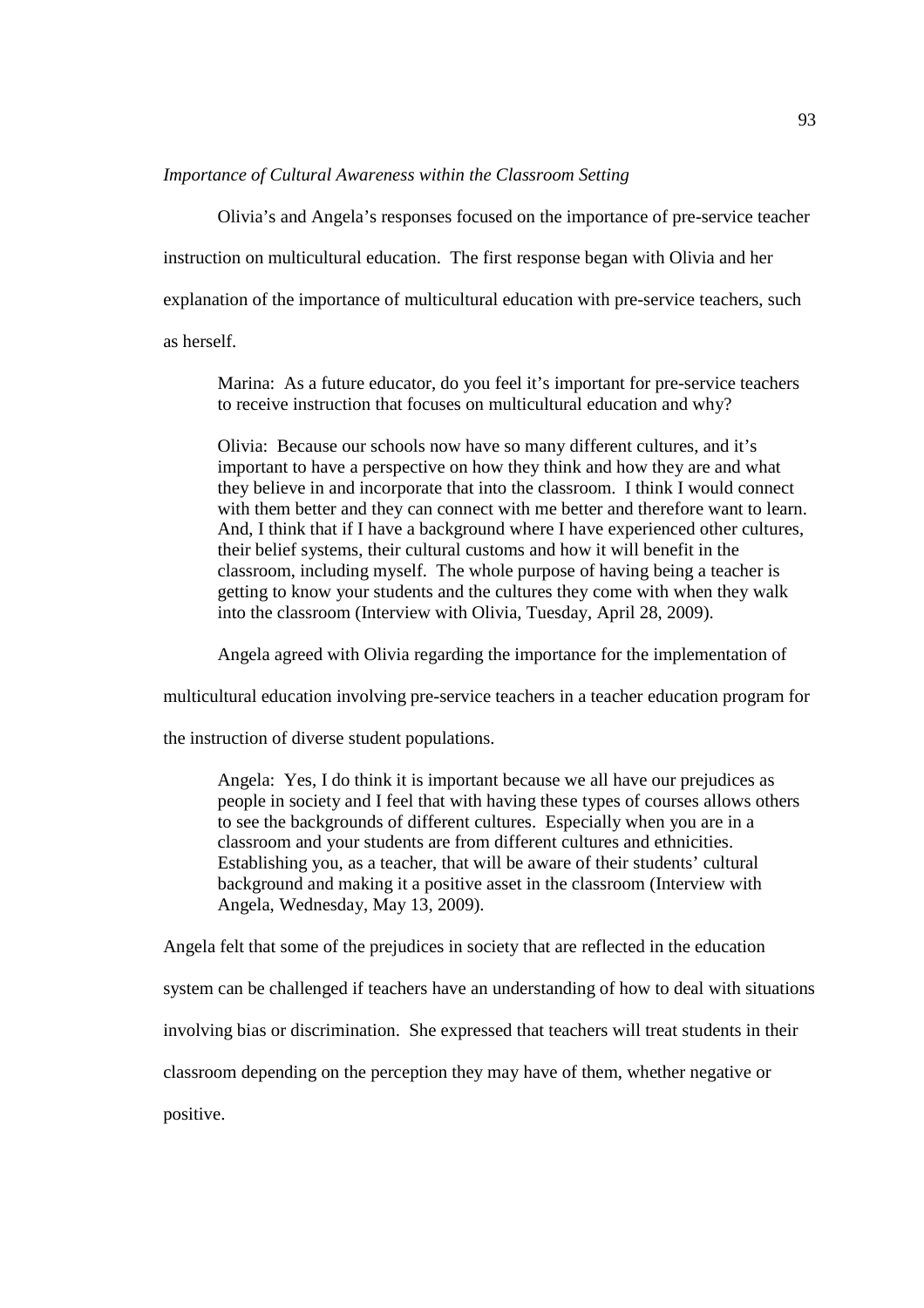*Importance of Cultural Awareness within the Classroom Setting*

Olivia's and Angela's responses focused on the importance of pre-service teacher instruction on multicultural education. The first response began with Olivia and her explanation of the importance of multicultural education with pre-service teachers, such as herself.

> Marina: As a future educator, do you feel it's important for pre-service teachers to receive instruction that focuses on multicultural education and why?
>
> Olivia: Because our schools now have so many different cultures, and it's important to have a perspective on how they think and how they are and what they believe in and incorporate that into the classroom. I think I would connect with them better and they can connect with me better and therefore want to learn. And, I think that if I have a background where I have experienced other cultures, their belief systems, their cultural customs and how it will benefit in the classroom, including myself. The whole purpose of having being a teacher is getting to know your students and the cultures they come with when they walk into the classroom (Interview with Olivia, Tuesday, April 28, 2009).

Angela agreed with Olivia regarding the importance for the implementation of multicultural education involving pre-service teachers in a teacher education program for the instruction of diverse student populations.

> Angela: Yes, I do think it is important because we all have our prejudices as people in society and I feel that with having these types of courses allows others to see the backgrounds of different cultures. Especially when you are in a classroom and your students are from different cultures and ethnicities. Establishing you, as a teacher, that will be aware of their students' cultural background and making it a positive asset in the classroom (Interview with Angela, Wednesday, May 13, 2009).

Angela felt that some of the prejudices in society that are reflected in the education system can be challenged if teachers have an understanding of how to deal with situations involving bias or discrimination. She expressed that teachers will treat students in their classroom depending on the perception they may have of them, whether negative or positive.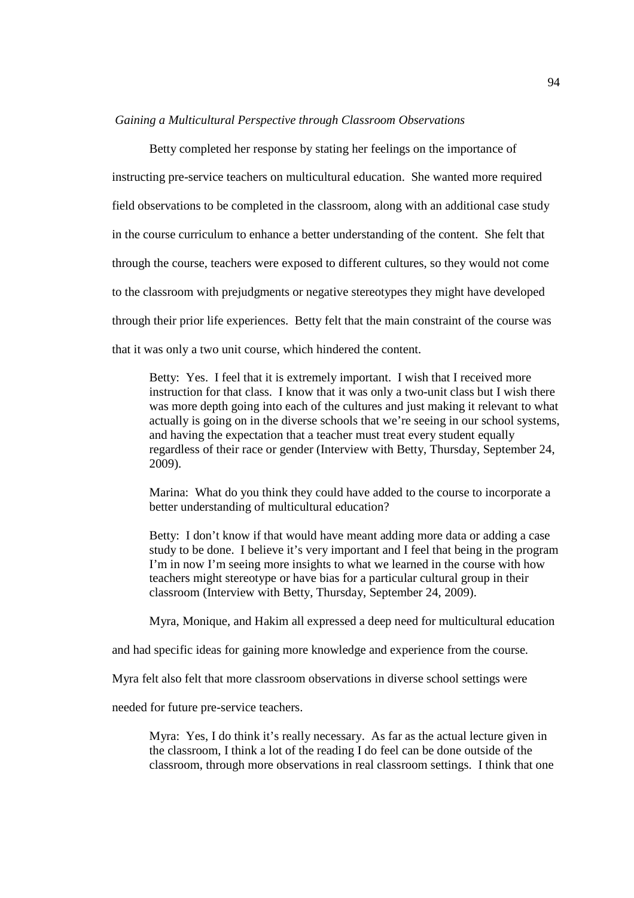*Gaining a Multicultural Perspective through Classroom Observations*

Betty completed her response by stating her feelings on the importance of instructing pre-service teachers on multicultural education. She wanted more required field observations to be completed in the classroom, along with an additional case study in the course curriculum to enhance a better understanding of the content. She felt that through the course, teachers were exposed to different cultures, so they would not come to the classroom with prejudgments or negative stereotypes they might have developed through their prior life experiences. Betty felt that the main constraint of the course was that it was only a two unit course, which hindered the content.

> Betty: Yes. I feel that it is extremely important. I wish that I received more instruction for that class. I know that it was only a two-unit class but I wish there was more depth going into each of the cultures and just making it relevant to what actually is going on in the diverse schools that we're seeing in our school systems, and having the expectation that a teacher must treat every student equally regardless of their race or gender (Interview with Betty, Thursday, September 24, 2009).
>
> Marina: What do you think they could have added to the course to incorporate a better understanding of multicultural education?
>
> Betty: I don't know if that would have meant adding more data or adding a case study to be done. I believe it's very important and I feel that being in the program I'm in now I'm seeing more insights to what we learned in the course with how teachers might stereotype or have bias for a particular cultural group in their classroom (Interview with Betty, Thursday, September 24, 2009).

Myra, Monique, and Hakim all expressed a deep need for multicultural education and had specific ideas for gaining more knowledge and experience from the course. Myra felt also felt that more classroom observations in diverse school settings were needed for future pre-service teachers.

> Myra: Yes, I do think it's really necessary. As far as the actual lecture given in the classroom, I think a lot of the reading I do feel can be done outside of the classroom, through more observations in real classroom settings. I think that one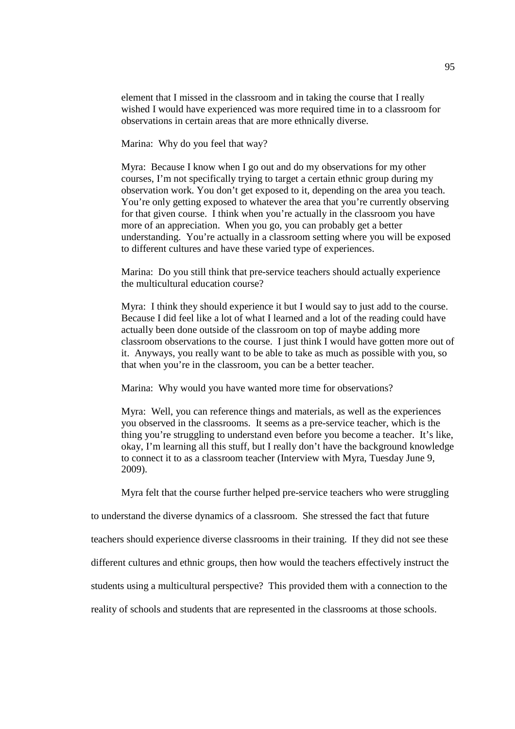element that I missed in the classroom and in taking the course that I really wished I would have experienced was more required time in to a classroom for observations in certain areas that are more ethnically diverse.

> Marina: Why do you feel that way?
>
> Myra: Because I know when I go out and do my observations for my other courses, I'm not specifically trying to target a certain ethnic group during my observation work. You don't get exposed to it, depending on the area you teach. You're only getting exposed to whatever the area that you're currently observing for that given course. I think when you're actually in the classroom you have more of an appreciation. When you go, you can probably get a better understanding. You're actually in a classroom setting where you will be exposed to different cultures and have these varied type of experiences.
>
> Marina: Do you still think that pre-service teachers should actually experience the multicultural education course?
>
> Myra: I think they should experience it but I would say to just add to the course. Because I did feel like a lot of what I learned and a lot of the reading could have actually been done outside of the classroom on top of maybe adding more classroom observations to the course. I just think I would have gotten more out of it. Anyways, you really want to be able to take as much as possible with you, so that when you're in the classroom, you can be a better teacher.
>
> Marina: Why would you have wanted more time for observations?
>
> Myra: Well, you can reference things and materials, as well as the experiences you observed in the classrooms. It seems as a pre-service teacher, which is the thing you're struggling to understand even before you become a teacher. It's like, okay, I'm learning all this stuff, but I really don't have the background knowledge to connect it to as a classroom teacher (Interview with Myra, Tuesday June 9, 2009).

Myra felt that the course further helped pre-service teachers who were struggling to understand the diverse dynamics of a classroom. She stressed the fact that future teachers should experience diverse classrooms in their training. If they did not see these different cultures and ethnic groups, then how would the teachers effectively instruct the students using a multicultural perspective? This provided them with a connection to the reality of schools and students that are represented in the classrooms at those schools.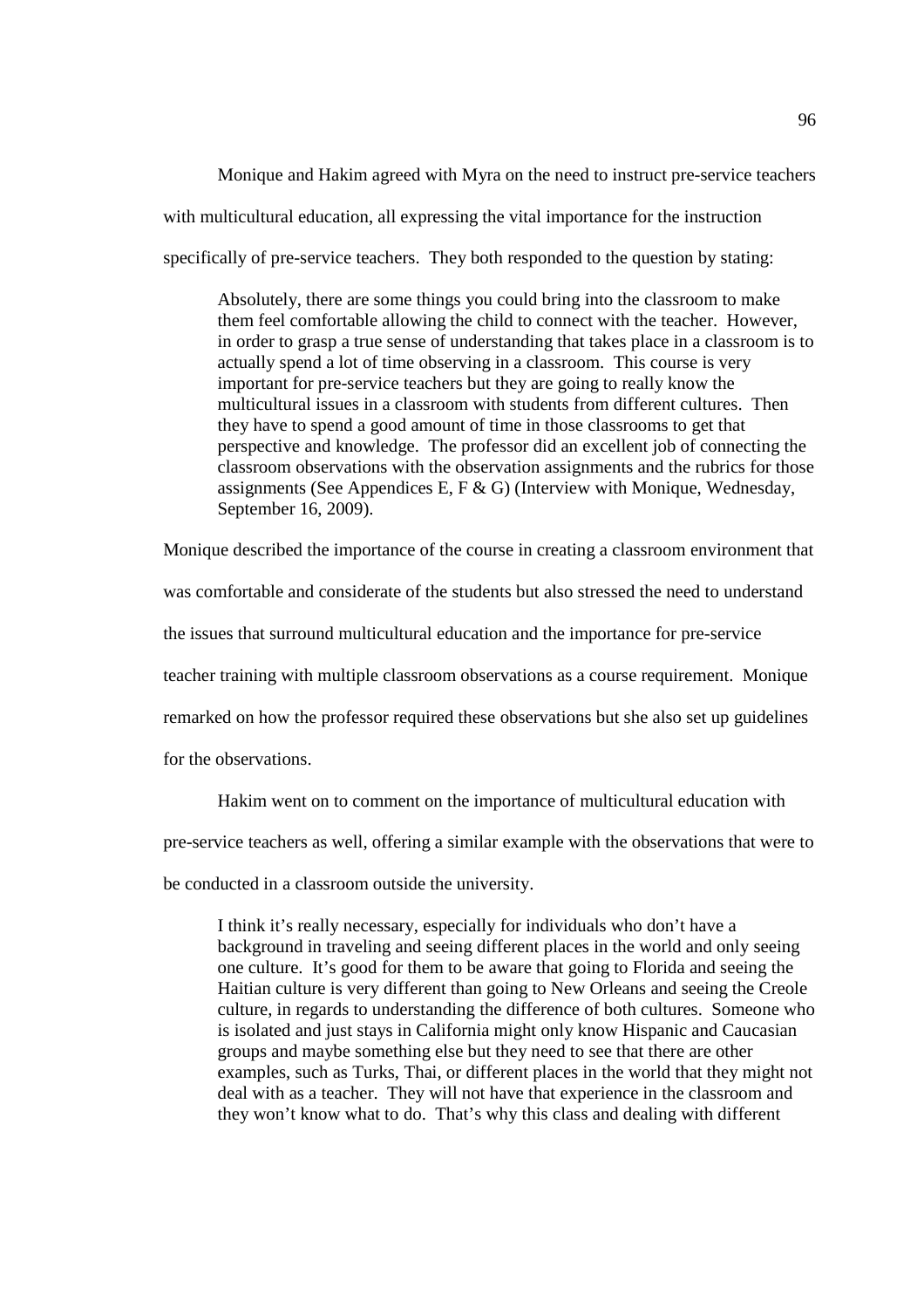Monique and Hakim agreed with Myra on the need to instruct pre-service teachers with multicultural education, all expressing the vital importance for the instruction specifically of pre-service teachers. They both responded to the question by stating:

> Absolutely, there are some things you could bring into the classroom to make them feel comfortable allowing the child to connect with the teacher. However, in order to grasp a true sense of understanding that takes place in a classroom is to actually spend a lot of time observing in a classroom. This course is very important for pre-service teachers but they are going to really know the multicultural issues in a classroom with students from different cultures. Then they have to spend a good amount of time in those classrooms to get that perspective and knowledge. The professor did an excellent job of connecting the classroom observations with the observation assignments and the rubrics for those assignments (See Appendices E, F & G) (Interview with Monique, Wednesday, September 16, 2009).

Monique described the importance of the course in creating a classroom environment that was comfortable and considerate of the students but also stressed the need to understand the issues that surround multicultural education and the importance for pre-service teacher training with multiple classroom observations as a course requirement. Monique remarked on how the professor required these observations but she also set up guidelines for the observations.

Hakim went on to comment on the importance of multicultural education with pre-service teachers as well, offering a similar example with the observations that were to be conducted in a classroom outside the university.

> I think it's really necessary, especially for individuals who don't have a background in traveling and seeing different places in the world and only seeing one culture. It's good for them to be aware that going to Florida and seeing the Haitian culture is very different than going to New Orleans and seeing the Creole culture, in regards to understanding the difference of both cultures. Someone who is isolated and just stays in California might only know Hispanic and Caucasian groups and maybe something else but they need to see that there are other examples, such as Turks, Thai, or different places in the world that they might not deal with as a teacher. They will not have that experience in the classroom and they won't know what to do. That's why this class and dealing with different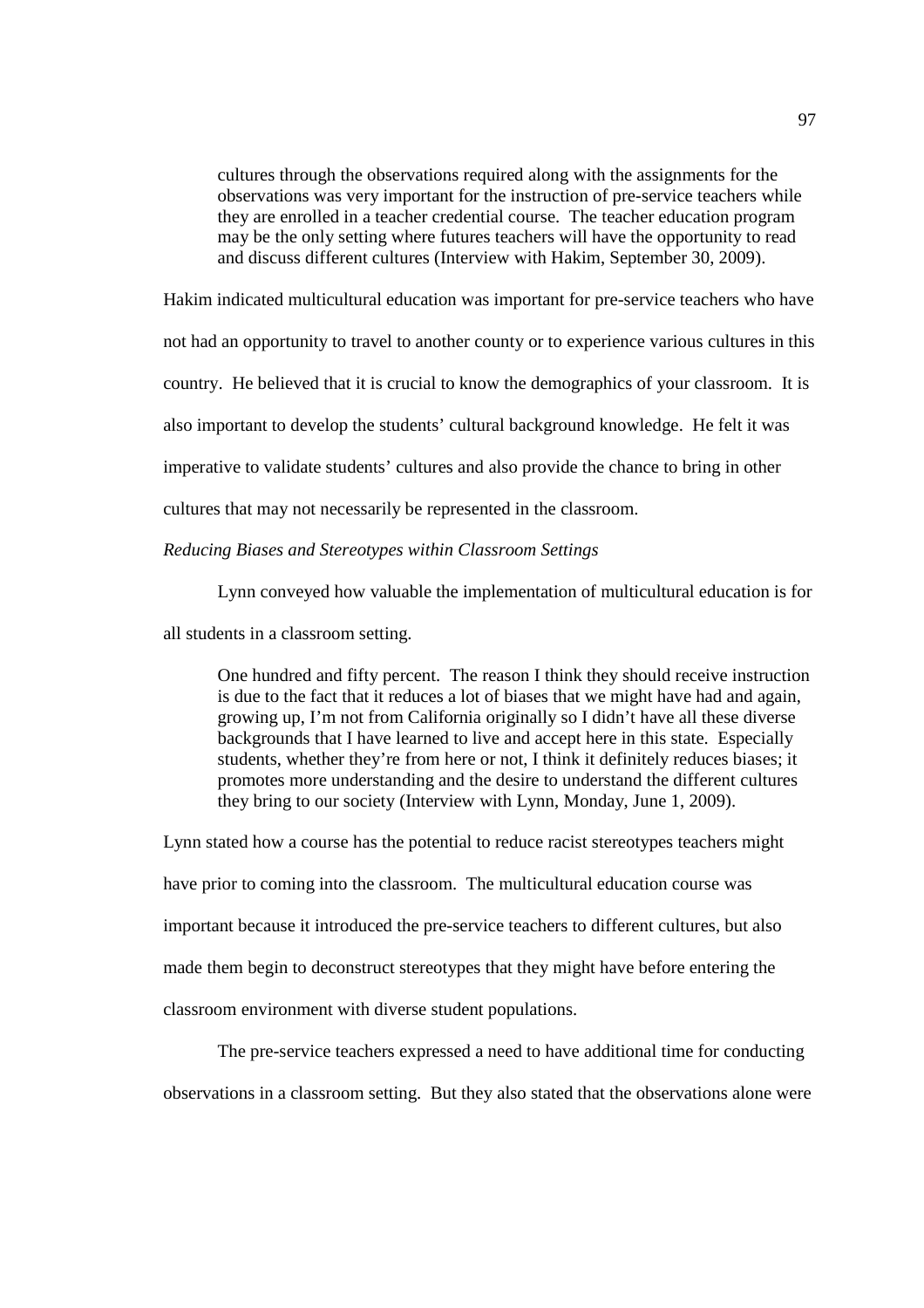> cultures through the observations required along with the assignments for the observations was very important for the instruction of pre-service teachers while they are enrolled in a teacher credential course. The teacher education program may be the only setting where futures teachers will have the opportunity to read and discuss different cultures (Interview with Hakim, September 30, 2009).

Hakim indicated multicultural education was important for pre-service teachers who have not had an opportunity to travel to another county or to experience various cultures in this country. He believed that it is crucial to know the demographics of your classroom. It is also important to develop the students' cultural background knowledge. He felt it was imperative to validate students' cultures and also provide the chance to bring in other cultures that may not necessarily be represented in the classroom.

*Reducing Biases and Stereotypes within Classroom Settings*

Lynn conveyed how valuable the implementation of multicultural education is for all students in a classroom setting.

> One hundred and fifty percent. The reason I think they should receive instruction is due to the fact that it reduces a lot of biases that we might have had and again, growing up, I'm not from California originally so I didn't have all these diverse backgrounds that I have learned to live and accept here in this state. Especially students, whether they're from here or not, I think it definitely reduces biases; it promotes more understanding and the desire to understand the different cultures they bring to our society (Interview with Lynn, Monday, June 1, 2009).

Lynn stated how a course has the potential to reduce racist stereotypes teachers might have prior to coming into the classroom. The multicultural education course was important because it introduced the pre-service teachers to different cultures, but also made them begin to deconstruct stereotypes that they might have before entering the classroom environment with diverse student populations.

The pre-service teachers expressed a need to have additional time for conducting observations in a classroom setting. But they also stated that the observations alone were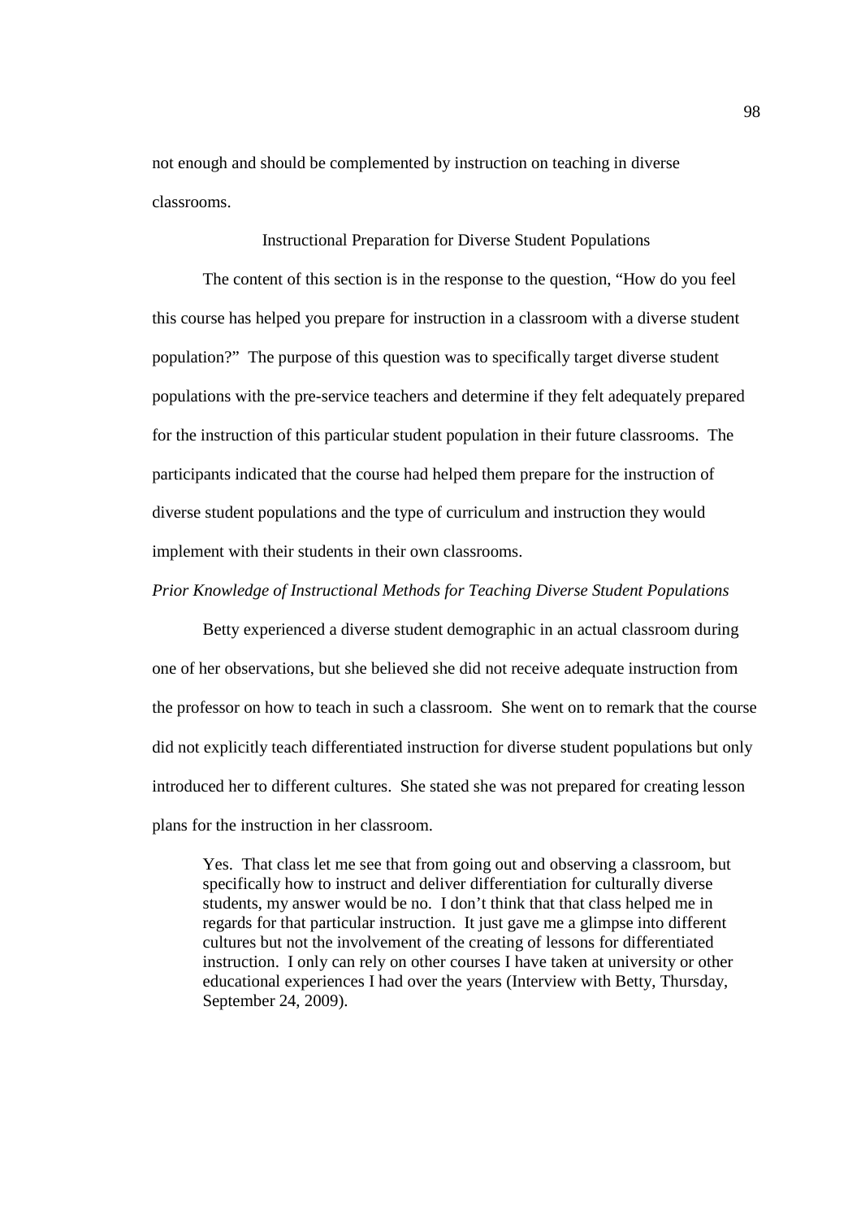not enough and should be complemented by instruction on teaching in diverse classrooms.

## Instructional Preparation for Diverse Student Populations

The content of this section is in the response to the question, "How do you feel this course has helped you prepare for instruction in a classroom with a diverse student population?" The purpose of this question was to specifically target diverse student populations with the pre-service teachers and determine if they felt adequately prepared for the instruction of this particular student population in their future classrooms. The participants indicated that the course had helped them prepare for the instruction of diverse student populations and the type of curriculum and instruction they would implement with their students in their own classrooms.

### *Prior Knowledge of Instructional Methods for Teaching Diverse Student Populations*

Betty experienced a diverse student demographic in an actual classroom during one of her observations, but she believed she did not receive adequate instruction from the professor on how to teach in such a classroom. She went on to remark that the course did not explicitly teach differentiated instruction for diverse student populations but only introduced her to different cultures. She stated she was not prepared for creating lesson plans for the instruction in her classroom.

> Yes. That class let me see that from going out and observing a classroom, but specifically how to instruct and deliver differentiation for culturally diverse students, my answer would be no. I don't think that that class helped me in regards for that particular instruction. It just gave me a glimpse into different cultures but not the involvement of the creating of lessons for differentiated instruction. I only can rely on other courses I have taken at university or other educational experiences I had over the years (Interview with Betty, Thursday, September 24, 2009).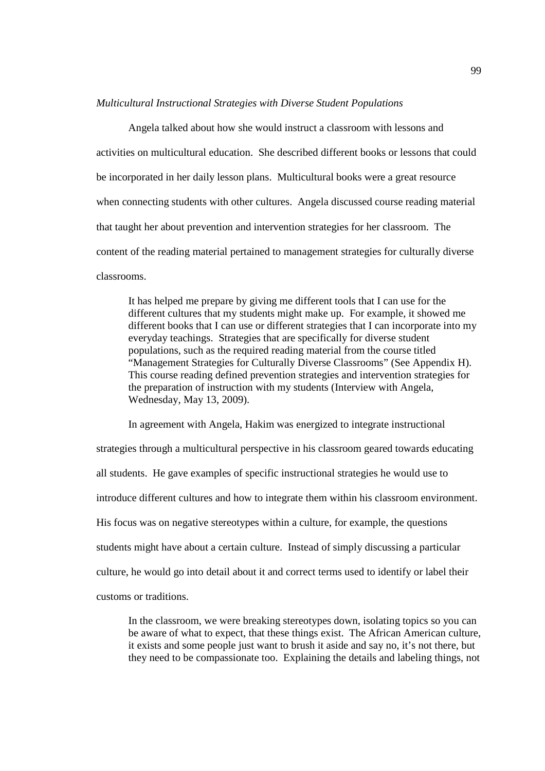*Multicultural Instructional Strategies with Diverse Student Populations*

Angela talked about how she would instruct a classroom with lessons and activities on multicultural education. She described different books or lessons that could be incorporated in her daily lesson plans. Multicultural books were a great resource when connecting students with other cultures. Angela discussed course reading material that taught her about prevention and intervention strategies for her classroom. The content of the reading material pertained to management strategies for culturally diverse classrooms.

> It has helped me prepare by giving me different tools that I can use for the different cultures that my students might make up. For example, it showed me different books that I can use or different strategies that I can incorporate into my everyday teachings. Strategies that are specifically for diverse student populations, such as the required reading material from the course titled "Management Strategies for Culturally Diverse Classrooms" (See Appendix H). This course reading defined prevention strategies and intervention strategies for the preparation of instruction with my students (Interview with Angela, Wednesday, May 13, 2009).

In agreement with Angela, Hakim was energized to integrate instructional strategies through a multicultural perspective in his classroom geared towards educating all students. He gave examples of specific instructional strategies he would use to introduce different cultures and how to integrate them within his classroom environment. His focus was on negative stereotypes within a culture, for example, the questions students might have about a certain culture. Instead of simply discussing a particular culture, he would go into detail about it and correct terms used to identify or label their customs or traditions.

> In the classroom, we were breaking stereotypes down, isolating topics so you can be aware of what to expect, that these things exist. The African American culture, it exists and some people just want to brush it aside and say no, it's not there, but they need to be compassionate too. Explaining the details and labeling things, not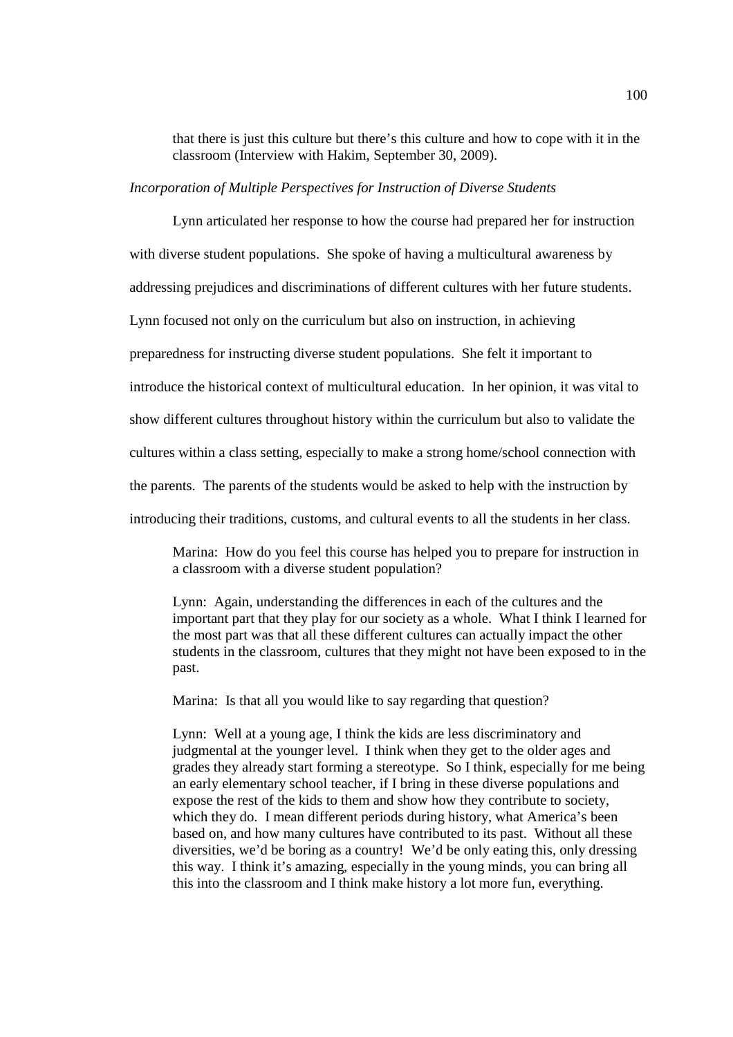> that there is just this culture but there's this culture and how to cope with it in the classroom (Interview with Hakim, September 30, 2009).

*Incorporation of Multiple Perspectives for Instruction of Diverse Students*

Lynn articulated her response to how the course had prepared her for instruction with diverse student populations. She spoke of having a multicultural awareness by addressing prejudices and discriminations of different cultures with her future students. Lynn focused not only on the curriculum but also on instruction, in achieving preparedness for instructing diverse student populations. She felt it important to introduce the historical context of multicultural education. In her opinion, it was vital to show different cultures throughout history within the curriculum but also to validate the cultures within a class setting, especially to make a strong home/school connection with the parents. The parents of the students would be asked to help with the instruction by introducing their traditions, customs, and cultural events to all the students in her class.

> Marina: How do you feel this course has helped you to prepare for instruction in a classroom with a diverse student population?
>
> Lynn: Again, understanding the differences in each of the cultures and the important part that they play for our society as a whole. What I think I learned for the most part was that all these different cultures can actually impact the other students in the classroom, cultures that they might not have been exposed to in the past.
>
> Marina: Is that all you would like to say regarding that question?
>
> Lynn: Well at a young age, I think the kids are less discriminatory and judgmental at the younger level. I think when they get to the older ages and grades they already start forming a stereotype. So I think, especially for me being an early elementary school teacher, if I bring in these diverse populations and expose the rest of the kids to them and show how they contribute to society, which they do. I mean different periods during history, what America's been based on, and how many cultures have contributed to its past. Without all these diversities, we'd be boring as a country! We'd be only eating this, only dressing this way. I think it's amazing, especially in the young minds, you can bring all this into the classroom and I think make history a lot more fun, everything.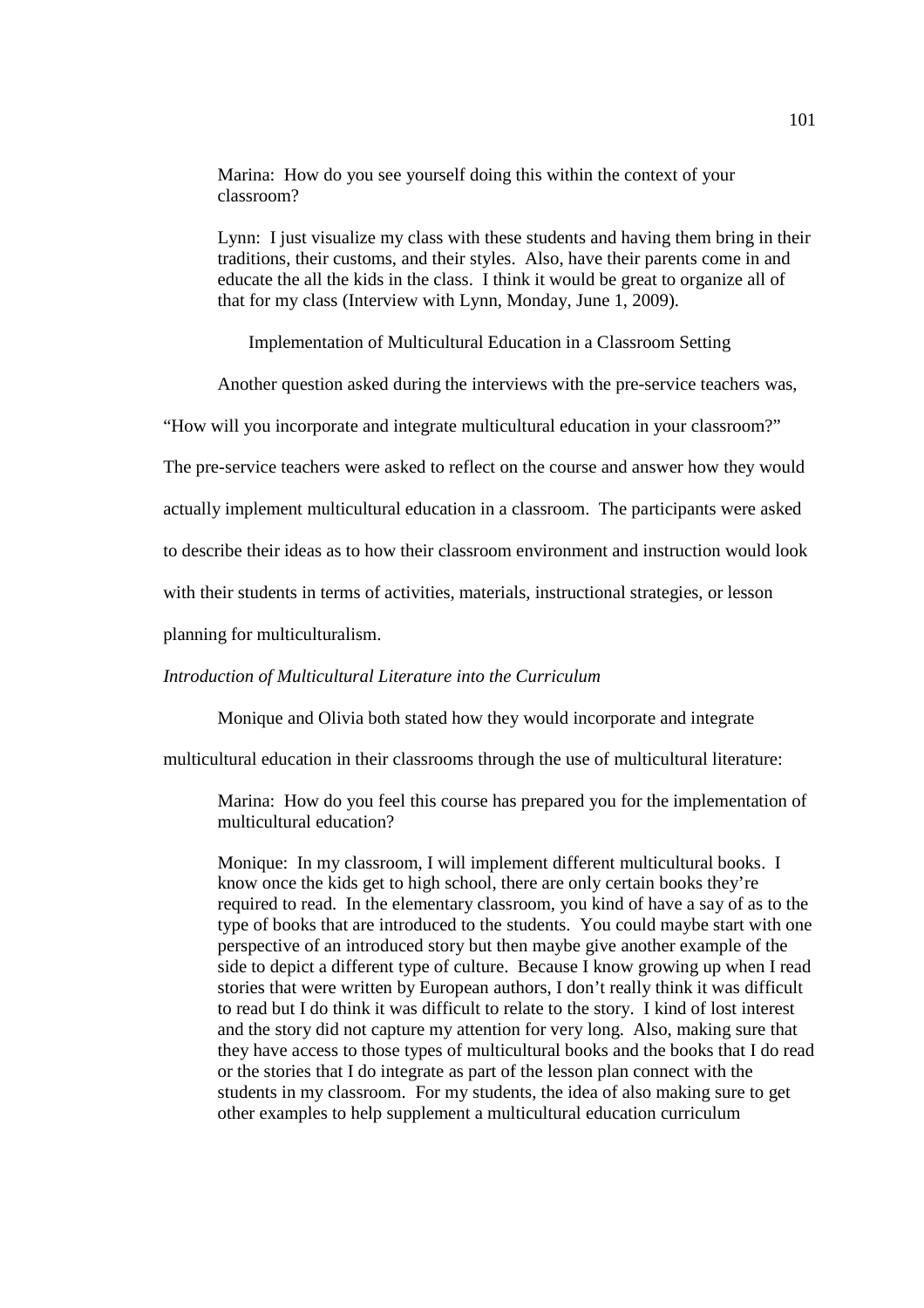Marina: How do you see yourself doing this within the context of your classroom?

Lynn: I just visualize my class with these students and having them bring in their traditions, their customs, and their styles. Also, have their parents come in and educate the all the kids in the class. I think it would be great to organize all of that for my class (Interview with Lynn, Monday, June 1, 2009).

Implementation of Multicultural Education in a Classroom Setting

Another question asked during the interviews with the pre-service teachers was, "How will you incorporate and integrate multicultural education in your classroom?" The pre-service teachers were asked to reflect on the course and answer how they would actually implement multicultural education in a classroom. The participants were asked to describe their ideas as to how their classroom environment and instruction would look with their students in terms of activities, materials, instructional strategies, or lesson planning for multiculturalism.

*Introduction of Multicultural Literature into the Curriculum*

Monique and Olivia both stated how they would incorporate and integrate multicultural education in their classrooms through the use of multicultural literature:

Marina: How do you feel this course has prepared you for the implementation of multicultural education?

Monique: In my classroom, I will implement different multicultural books. I know once the kids get to high school, there are only certain books they're required to read. In the elementary classroom, you kind of have a say of as to the type of books that are introduced to the students. You could maybe start with one perspective of an introduced story but then maybe give another example of the side to depict a different type of culture. Because I know growing up when I read stories that were written by European authors, I don't really think it was difficult to read but I do think it was difficult to relate to the story. I kind of lost interest and the story did not capture my attention for very long. Also, making sure that they have access to those types of multicultural books and the books that I do read or the stories that I do integrate as part of the lesson plan connect with the students in my classroom. For my students, the idea of also making sure to get other examples to help supplement a multicultural education curriculum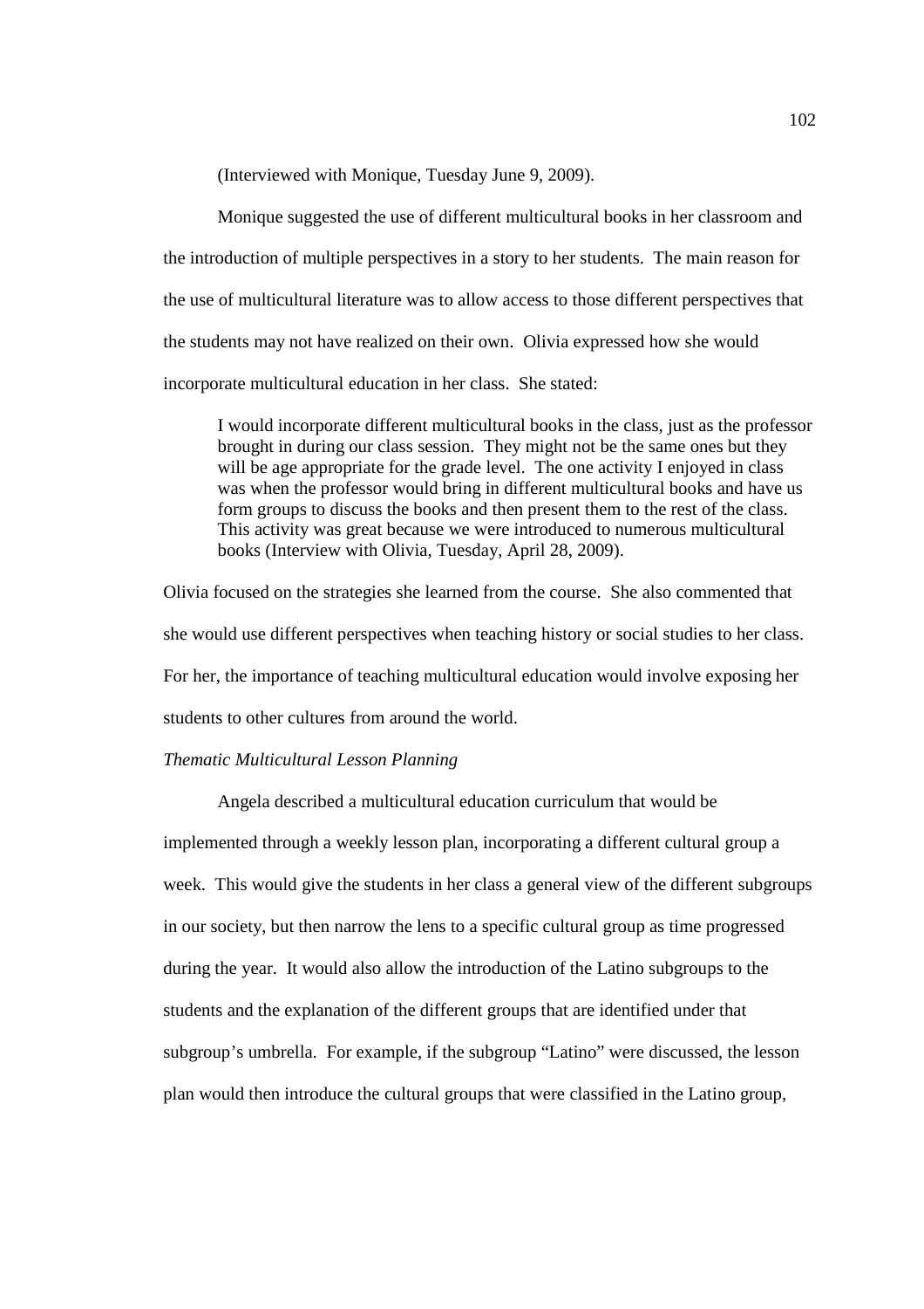(Interviewed with Monique, Tuesday June 9, 2009).

Monique suggested the use of different multicultural books in her classroom and the introduction of multiple perspectives in a story to her students. The main reason for the use of multicultural literature was to allow access to those different perspectives that the students may not have realized on their own. Olivia expressed how she would incorporate multicultural education in her class. She stated:

> I would incorporate different multicultural books in the class, just as the professor brought in during our class session. They might not be the same ones but they will be age appropriate for the grade level. The one activity I enjoyed in class was when the professor would bring in different multicultural books and have us form groups to discuss the books and then present them to the rest of the class. This activity was great because we were introduced to numerous multicultural books (Interview with Olivia, Tuesday, April 28, 2009).

Olivia focused on the strategies she learned from the course. She also commented that she would use different perspectives when teaching history or social studies to her class. For her, the importance of teaching multicultural education would involve exposing her students to other cultures from around the world.

*Thematic Multicultural Lesson Planning*

Angela described a multicultural education curriculum that would be implemented through a weekly lesson plan, incorporating a different cultural group a week. This would give the students in her class a general view of the different subgroups in our society, but then narrow the lens to a specific cultural group as time progressed during the year. It would also allow the introduction of the Latino subgroups to the students and the explanation of the different groups that are identified under that subgroup's umbrella. For example, if the subgroup "Latino" were discussed, the lesson plan would then introduce the cultural groups that were classified in the Latino group,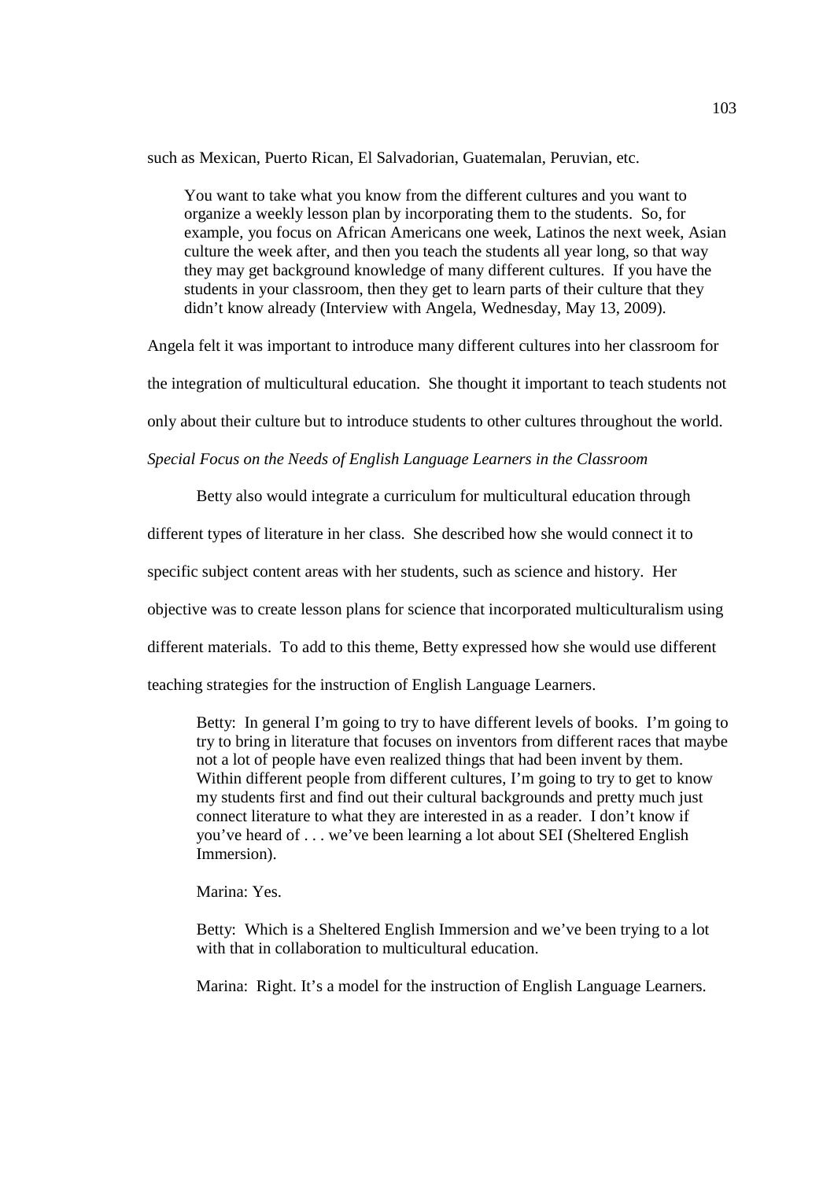such as Mexican, Puerto Rican, El Salvadorian, Guatemalan, Peruvian, etc.

> You want to take what you know from the different cultures and you want to organize a weekly lesson plan by incorporating them to the students. So, for example, you focus on African Americans one week, Latinos the next week, Asian culture the week after, and then you teach the students all year long, so that way they may get background knowledge of many different cultures. If you have the students in your classroom, then they get to learn parts of their culture that they didn't know already (Interview with Angela, Wednesday, May 13, 2009).

Angela felt it was important to introduce many different cultures into her classroom for the integration of multicultural education. She thought it important to teach students not only about their culture but to introduce students to other cultures throughout the world.

*Special Focus on the Needs of English Language Learners in the Classroom*

Betty also would integrate a curriculum for multicultural education through different types of literature in her class. She described how she would connect it to specific subject content areas with her students, such as science and history. Her objective was to create lesson plans for science that incorporated multiculturalism using different materials. To add to this theme, Betty expressed how she would use different teaching strategies for the instruction of English Language Learners.

> Betty: In general I'm going to try to have different levels of books. I'm going to try to bring in literature that focuses on inventors from different races that maybe not a lot of people have even realized things that had been invent by them. Within different people from different cultures, I'm going to try to get to know my students first and find out their cultural backgrounds and pretty much just connect literature to what they are interested in as a reader. I don't know if you've heard of . . . we've been learning a lot about SEI (Sheltered English Immersion).
>
> Marina: Yes.
>
> Betty: Which is a Sheltered English Immersion and we've been trying to a lot with that in collaboration to multicultural education.
>
> Marina: Right. It's a model for the instruction of English Language Learners.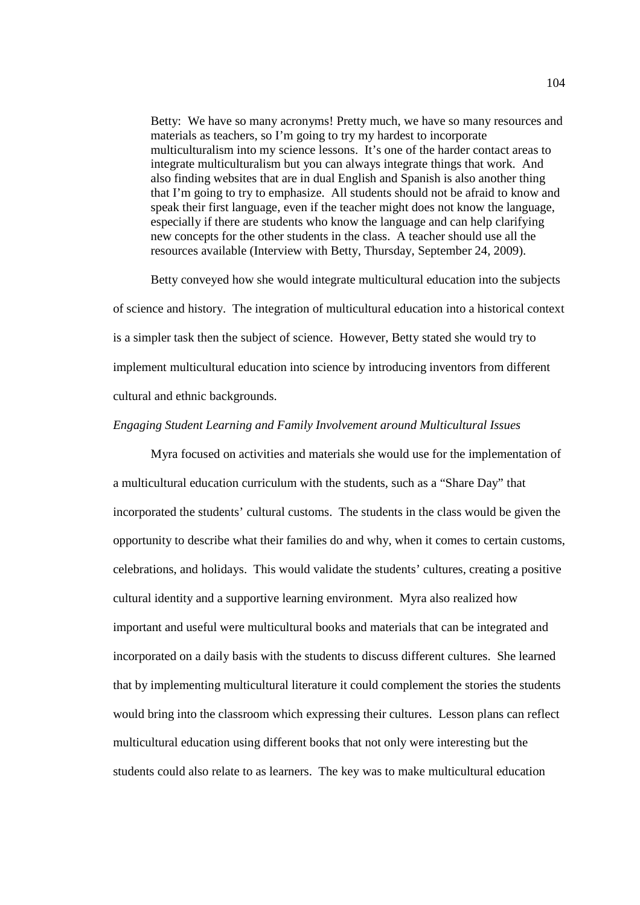> Betty: We have so many acronyms! Pretty much, we have so many resources and materials as teachers, so I'm going to try my hardest to incorporate multiculturalism into my science lessons. It's one of the harder contact areas to integrate multiculturalism but you can always integrate things that work. And also finding websites that are in dual English and Spanish is also another thing that I'm going to try to emphasize. All students should not be afraid to know and speak their first language, even if the teacher might does not know the language, especially if there are students who know the language and can help clarifying new concepts for the other students in the class. A teacher should use all the resources available (Interview with Betty, Thursday, September 24, 2009).

Betty conveyed how she would integrate multicultural education into the subjects of science and history. The integration of multicultural education into a historical context is a simpler task then the subject of science. However, Betty stated she would try to implement multicultural education into science by introducing inventors from different cultural and ethnic backgrounds.

*Engaging Student Learning and Family Involvement around Multicultural Issues*

Myra focused on activities and materials she would use for the implementation of a multicultural education curriculum with the students, such as a "Share Day" that incorporated the students' cultural customs. The students in the class would be given the opportunity to describe what their families do and why, when it comes to certain customs, celebrations, and holidays. This would validate the students' cultures, creating a positive cultural identity and a supportive learning environment. Myra also realized how important and useful were multicultural books and materials that can be integrated and incorporated on a daily basis with the students to discuss different cultures. She learned that by implementing multicultural literature it could complement the stories the students would bring into the classroom which expressing their cultures. Lesson plans can reflect multicultural education using different books that not only were interesting but the students could also relate to as learners. The key was to make multicultural education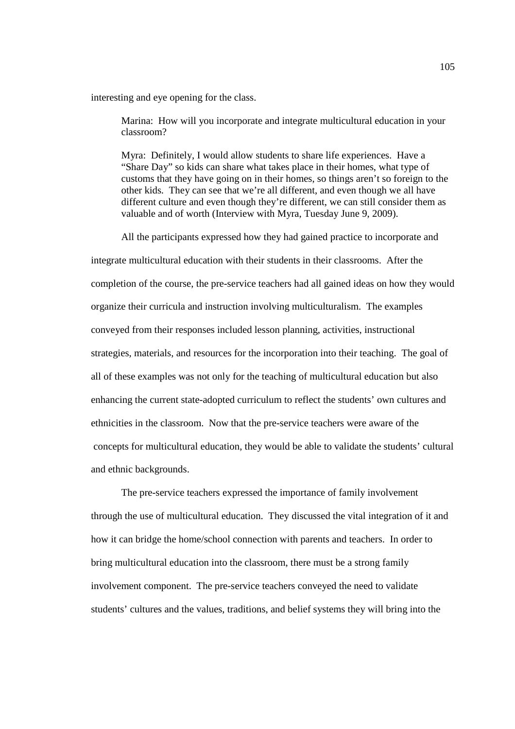interesting and eye opening for the class.

> Marina: How will you incorporate and integrate multicultural education in your classroom?
>
> Myra: Definitely, I would allow students to share life experiences. Have a "Share Day" so kids can share what takes place in their homes, what type of customs that they have going on in their homes, so things aren't so foreign to the other kids. They can see that we're all different, and even though we all have different culture and even though they're different, we can still consider them as valuable and of worth (Interview with Myra, Tuesday June 9, 2009).

All the participants expressed how they had gained practice to incorporate and integrate multicultural education with their students in their classrooms. After the completion of the course, the pre-service teachers had all gained ideas on how they would organize their curricula and instruction involving multiculturalism. The examples conveyed from their responses included lesson planning, activities, instructional strategies, materials, and resources for the incorporation into their teaching. The goal of all of these examples was not only for the teaching of multicultural education but also enhancing the current state-adopted curriculum to reflect the students' own cultures and ethnicities in the classroom. Now that the pre-service teachers were aware of the concepts for multicultural education, they would be able to validate the students' cultural and ethnic backgrounds.

The pre-service teachers expressed the importance of family involvement through the use of multicultural education. They discussed the vital integration of it and how it can bridge the home/school connection with parents and teachers. In order to bring multicultural education into the classroom, there must be a strong family involvement component. The pre-service teachers conveyed the need to validate students' cultures and the values, traditions, and belief systems they will bring into the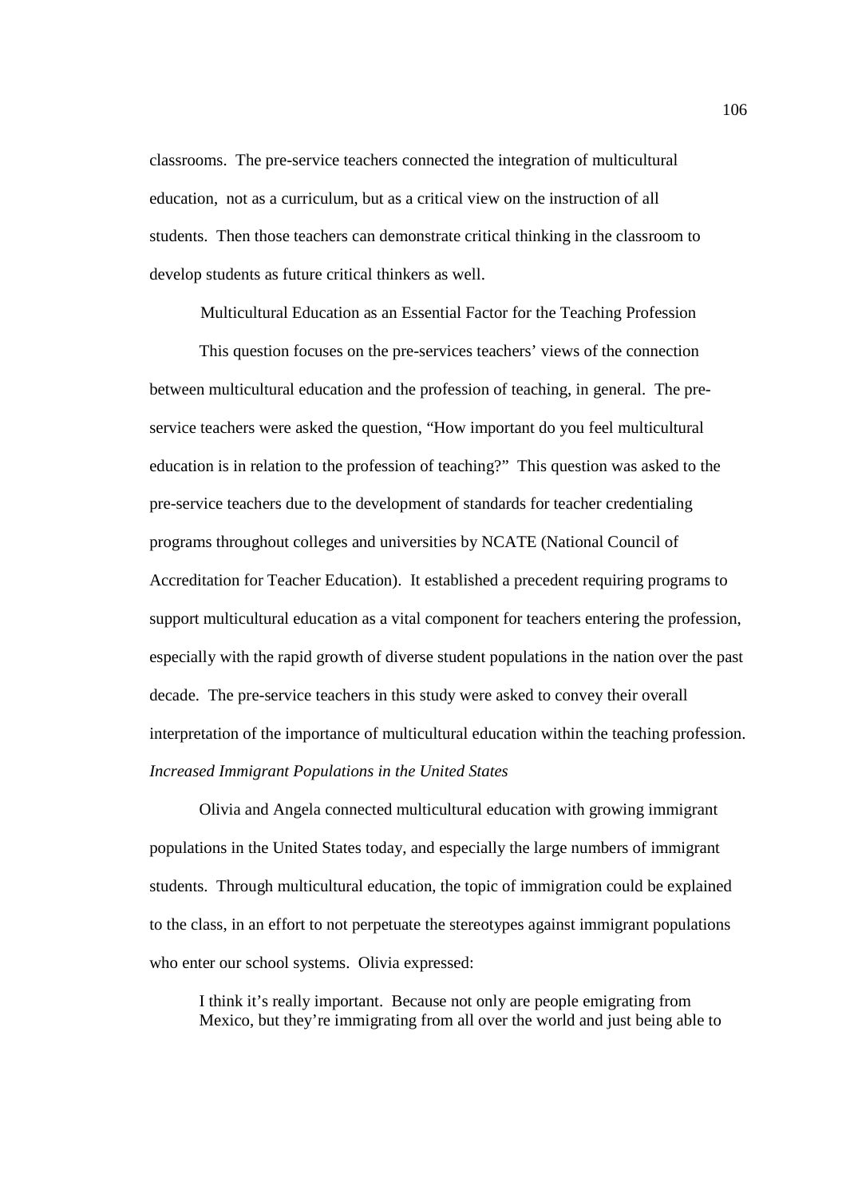classrooms. The pre-service teachers connected the integration of multicultural education, not as a curriculum, but as a critical view on the instruction of all students. Then those teachers can demonstrate critical thinking in the classroom to develop students as future critical thinkers as well.

## Multicultural Education as an Essential Factor for the Teaching Profession

This question focuses on the pre-services teachers' views of the connection between multicultural education and the profession of teaching, in general. The pre-service teachers were asked the question, "How important do you feel multicultural education is in relation to the profession of teaching?" This question was asked to the pre-service teachers due to the development of standards for teacher credentialing programs throughout colleges and universities by NCATE (National Council of Accreditation for Teacher Education). It established a precedent requiring programs to support multicultural education as a vital component for teachers entering the profession, especially with the rapid growth of diverse student populations in the nation over the past decade. The pre-service teachers in this study were asked to convey their overall interpretation of the importance of multicultural education within the teaching profession.

### *Increased Immigrant Populations in the United States*

Olivia and Angela connected multicultural education with growing immigrant populations in the United States today, and especially the large numbers of immigrant students. Through multicultural education, the topic of immigration could be explained to the class, in an effort to not perpetuate the stereotypes against immigrant populations who enter our school systems. Olivia expressed:

> I think it's really important. Because not only are people emigrating from Mexico, but they're immigrating from all over the world and just being able to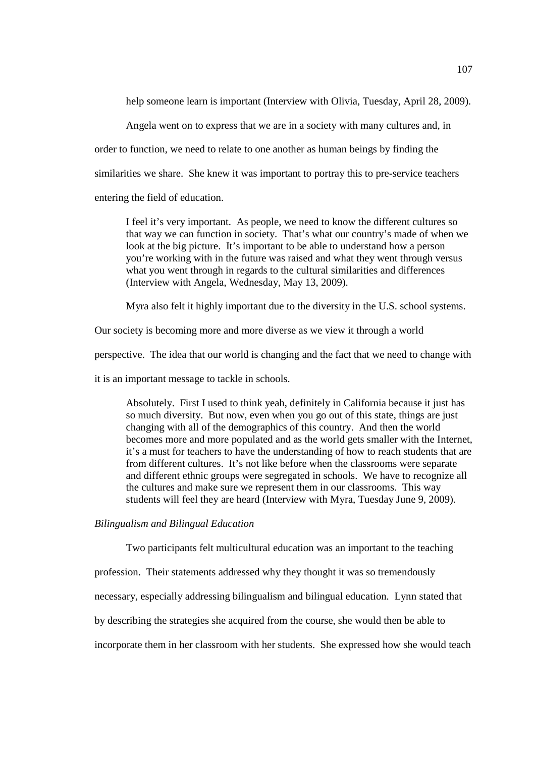help someone learn is important (Interview with Olivia, Tuesday, April 28, 2009).

Angela went on to express that we are in a society with many cultures and, in order to function, we need to relate to one another as human beings by finding the similarities we share. She knew it was important to portray this to pre-service teachers entering the field of education.

> I feel it's very important. As people, we need to know the different cultures so that way we can function in society. That's what our country's made of when we look at the big picture. It's important to be able to understand how a person you're working with in the future was raised and what they went through versus what you went through in regards to the cultural similarities and differences (Interview with Angela, Wednesday, May 13, 2009).

Myra also felt it highly important due to the diversity in the U.S. school systems. Our society is becoming more and more diverse as we view it through a world perspective. The idea that our world is changing and the fact that we need to change with it is an important message to tackle in schools.

> Absolutely. First I used to think yeah, definitely in California because it just has so much diversity. But now, even when you go out of this state, things are just changing with all of the demographics of this country. And then the world becomes more and more populated and as the world gets smaller with the Internet, it's a must for teachers to have the understanding of how to reach students that are from different cultures. It's not like before when the classrooms were separate and different ethnic groups were segregated in schools. We have to recognize all the cultures and make sure we represent them in our classrooms. This way students will feel they are heard (Interview with Myra, Tuesday June 9, 2009).

*Bilingualism and Bilingual Education*

Two participants felt multicultural education was an important to the teaching profession. Their statements addressed why they thought it was so tremendously necessary, especially addressing bilingualism and bilingual education. Lynn stated that by describing the strategies she acquired from the course, she would then be able to incorporate them in her classroom with her students. She expressed how she would teach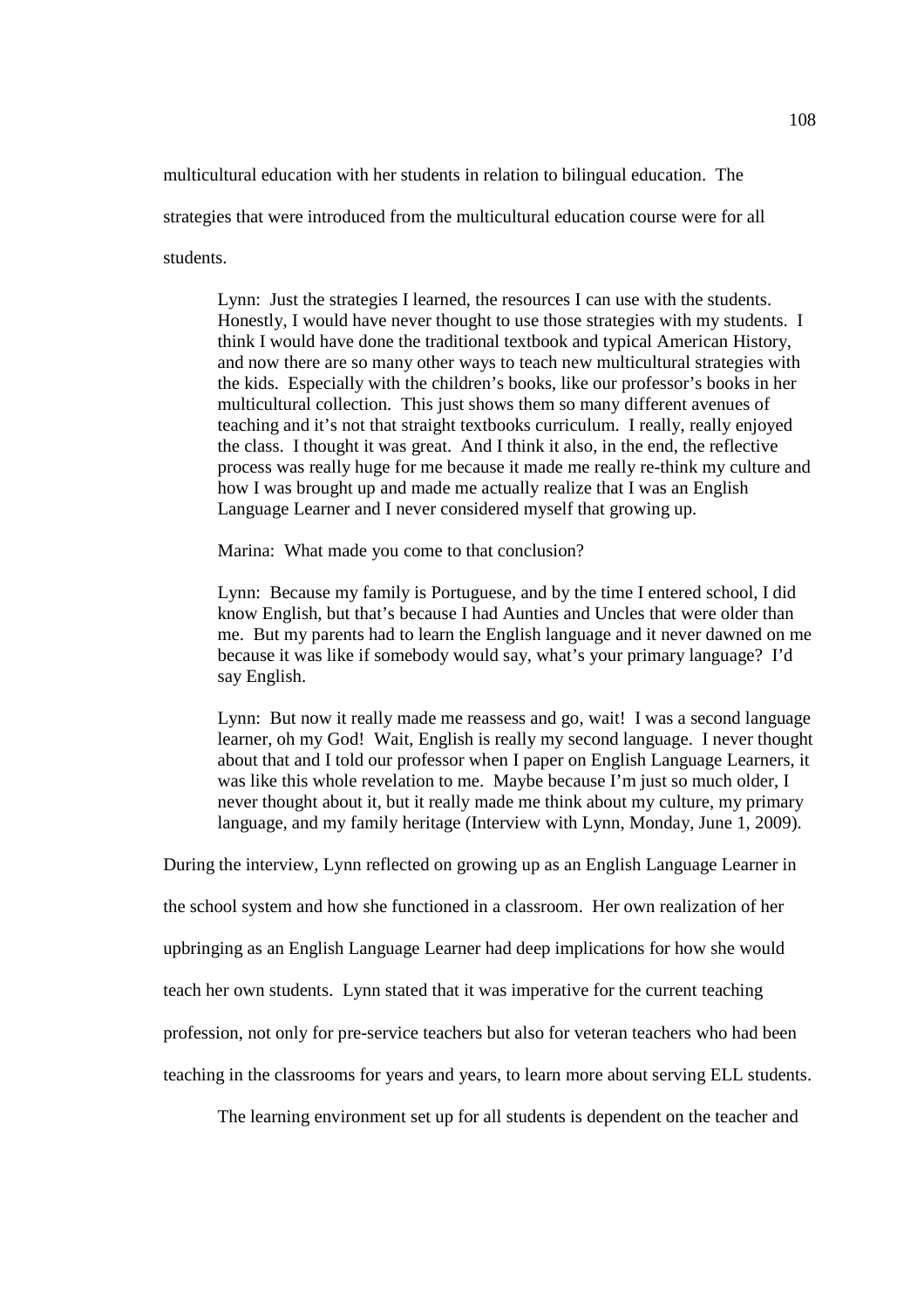multicultural education with her students in relation to bilingual education. The strategies that were introduced from the multicultural education course were for all students.

> Lynn: Just the strategies I learned, the resources I can use with the students. Honestly, I would have never thought to use those strategies with my students. I think I would have done the traditional textbook and typical American History, and now there are so many other ways to teach new multicultural strategies with the kids. Especially with the children's books, like our professor's books in her multicultural collection. This just shows them so many different avenues of teaching and it's not that straight textbooks curriculum. I really, really enjoyed the class. I thought it was great. And I think it also, in the end, the reflective process was really huge for me because it made me really re-think my culture and how I was brought up and made me actually realize that I was an English Language Learner and I never considered myself that growing up.
>
> Marina: What made you come to that conclusion?
>
> Lynn: Because my family is Portuguese, and by the time I entered school, I did know English, but that's because I had Aunties and Uncles that were older than me. But my parents had to learn the English language and it never dawned on me because it was like if somebody would say, what's your primary language? I'd say English.
>
> Lynn: But now it really made me reassess and go, wait! I was a second language learner, oh my God! Wait, English is really my second language. I never thought about that and I told our professor when I paper on English Language Learners, it was like this whole revelation to me. Maybe because I'm just so much older, I never thought about it, but it really made me think about my culture, my primary language, and my family heritage (Interview with Lynn, Monday, June 1, 2009).

During the interview, Lynn reflected on growing up as an English Language Learner in the school system and how she functioned in a classroom. Her own realization of her upbringing as an English Language Learner had deep implications for how she would teach her own students. Lynn stated that it was imperative for the current teaching profession, not only for pre-service teachers but also for veteran teachers who had been teaching in the classrooms for years and years, to learn more about serving ELL students.

The learning environment set up for all students is dependent on the teacher and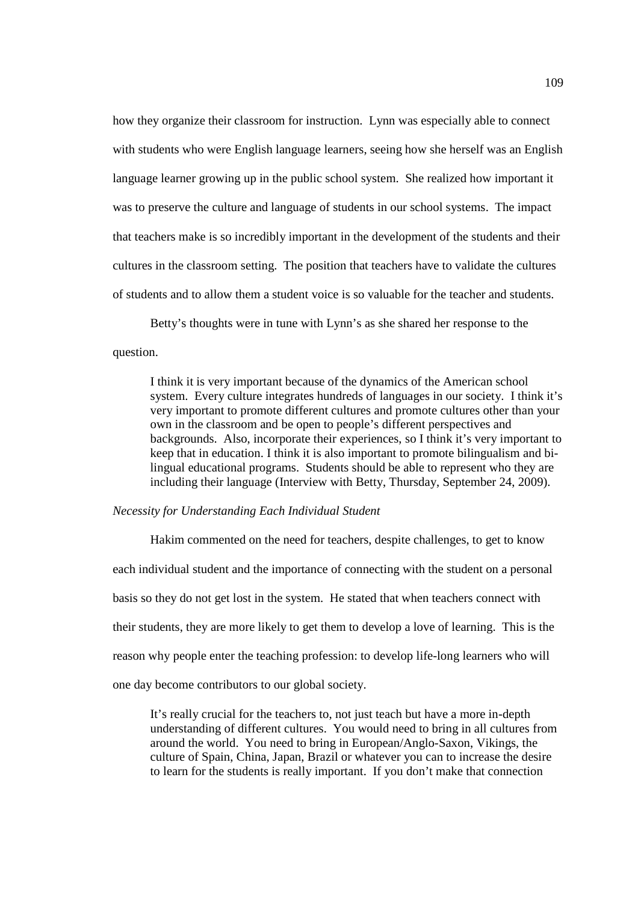how they organize their classroom for instruction. Lynn was especially able to connect with students who were English language learners, seeing how she herself was an English language learner growing up in the public school system. She realized how important it was to preserve the culture and language of students in our school systems. The impact that teachers make is so incredibly important in the development of the students and their cultures in the classroom setting. The position that teachers have to validate the cultures of students and to allow them a student voice is so valuable for the teacher and students.

Betty's thoughts were in tune with Lynn's as she shared her response to the question.

> I think it is very important because of the dynamics of the American school system. Every culture integrates hundreds of languages in our society. I think it's very important to promote different cultures and promote cultures other than your own in the classroom and be open to people's different perspectives and backgrounds. Also, incorporate their experiences, so I think it's very important to keep that in education. I think it is also important to promote bilingualism and bi-lingual educational programs. Students should be able to represent who they are including their language (Interview with Betty, Thursday, September 24, 2009).

*Necessity for Understanding Each Individual Student*

Hakim commented on the need for teachers, despite challenges, to get to know each individual student and the importance of connecting with the student on a personal basis so they do not get lost in the system. He stated that when teachers connect with their students, they are more likely to get them to develop a love of learning. This is the reason why people enter the teaching profession: to develop life-long learners who will one day become contributors to our global society.

> It's really crucial for the teachers to, not just teach but have a more in-depth understanding of different cultures. You would need to bring in all cultures from around the world. You need to bring in European/Anglo-Saxon, Vikings, the culture of Spain, China, Japan, Brazil or whatever you can to increase the desire to learn for the students is really important. If you don't make that connection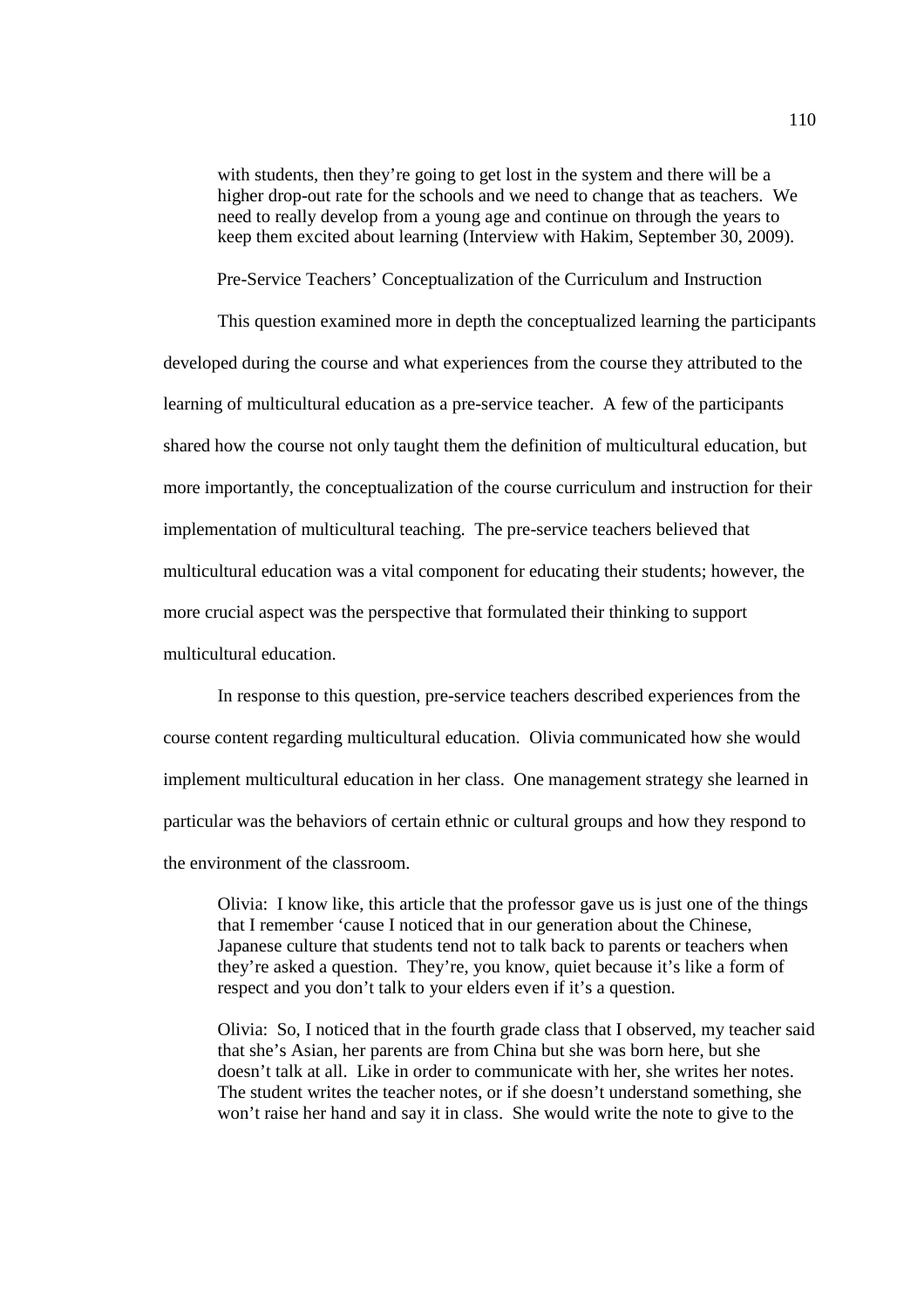> with students, then they're going to get lost in the system and there will be a higher drop-out rate for the schools and we need to change that as teachers. We need to really develop from a young age and continue on through the years to keep them excited about learning (Interview with Hakim, September 30, 2009).

## Pre-Service Teachers' Conceptualization of the Curriculum and Instruction

This question examined more in depth the conceptualized learning the participants developed during the course and what experiences from the course they attributed to the learning of multicultural education as a pre-service teacher. A few of the participants shared how the course not only taught them the definition of multicultural education, but more importantly, the conceptualization of the course curriculum and instruction for their implementation of multicultural teaching. The pre-service teachers believed that multicultural education was a vital component for educating their students; however, the more crucial aspect was the perspective that formulated their thinking to support multicultural education.

In response to this question, pre-service teachers described experiences from the course content regarding multicultural education. Olivia communicated how she would implement multicultural education in her class. One management strategy she learned in particular was the behaviors of certain ethnic or cultural groups and how they respond to the environment of the classroom.

> Olivia: I know like, this article that the professor gave us is just one of the things that I remember 'cause I noticed that in our generation about the Chinese, Japanese culture that students tend not to talk back to parents or teachers when they're asked a question. They're, you know, quiet because it's like a form of respect and you don't talk to your elders even if it's a question.
>
> Olivia: So, I noticed that in the fourth grade class that I observed, my teacher said that she's Asian, her parents are from China but she was born here, but she doesn't talk at all. Like in order to communicate with her, she writes her notes. The student writes the teacher notes, or if she doesn't understand something, she won't raise her hand and say it in class. She would write the note to give to the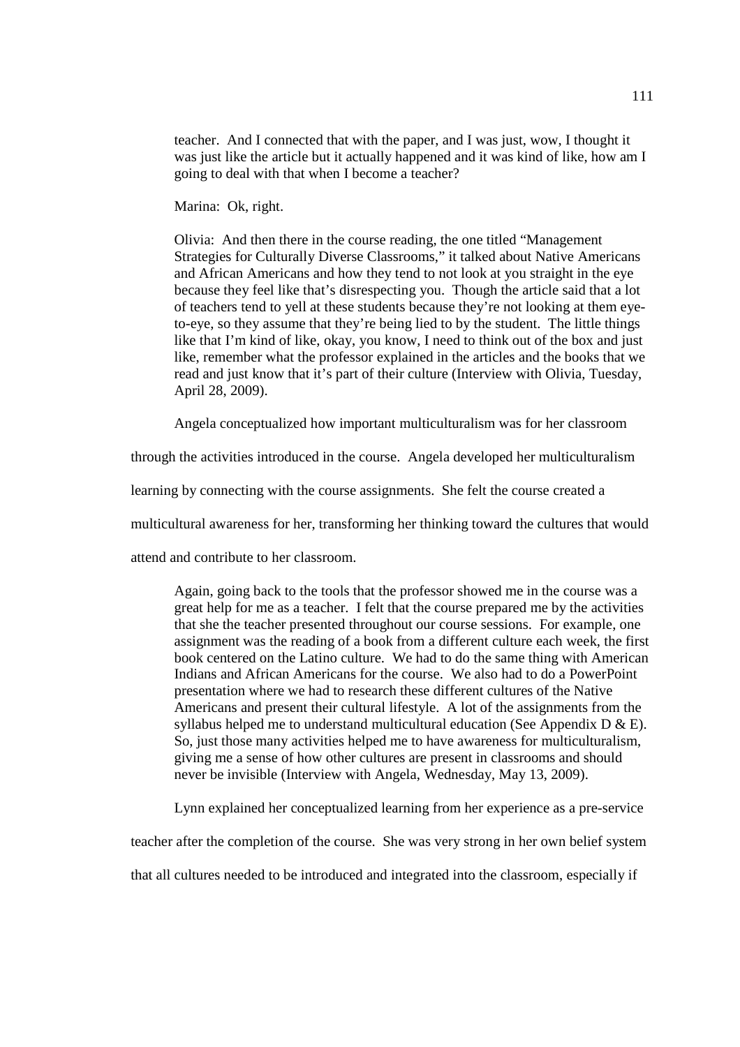> teacher. And I connected that with the paper, and I was just, wow, I thought it was just like the article but it actually happened and it was kind of like, how am I going to deal with that when I become a teacher?
>
> Marina: Ok, right.
>
> Olivia: And then there in the course reading, the one titled "Management Strategies for Culturally Diverse Classrooms," it talked about Native Americans and African Americans and how they tend to not look at you straight in the eye because they feel like that's disrespecting you. Though the article said that a lot of teachers tend to yell at these students because they're not looking at them eye-to-eye, so they assume that they're being lied to by the student. The little things like that I'm kind of like, okay, you know, I need to think out of the box and just like, remember what the professor explained in the articles and the books that we read and just know that it's part of their culture (Interview with Olivia, Tuesday, April 28, 2009).

Angela conceptualized how important multiculturalism was for her classroom through the activities introduced in the course. Angela developed her multiculturalism learning by connecting with the course assignments. She felt the course created a multicultural awareness for her, transforming her thinking toward the cultures that would attend and contribute to her classroom.

> Again, going back to the tools that the professor showed me in the course was a great help for me as a teacher. I felt that the course prepared me by the activities that she the teacher presented throughout our course sessions. For example, one assignment was the reading of a book from a different culture each week, the first book centered on the Latino culture. We had to do the same thing with American Indians and African Americans for the course. We also had to do a PowerPoint presentation where we had to research these different cultures of the Native Americans and present their cultural lifestyle. A lot of the assignments from the syllabus helped me to understand multicultural education (See Appendix D & E). So, just those many activities helped me to have awareness for multiculturalism, giving me a sense of how other cultures are present in classrooms and should never be invisible (Interview with Angela, Wednesday, May 13, 2009).

Lynn explained her conceptualized learning from her experience as a pre-service teacher after the completion of the course. She was very strong in her own belief system that all cultures needed to be introduced and integrated into the classroom, especially if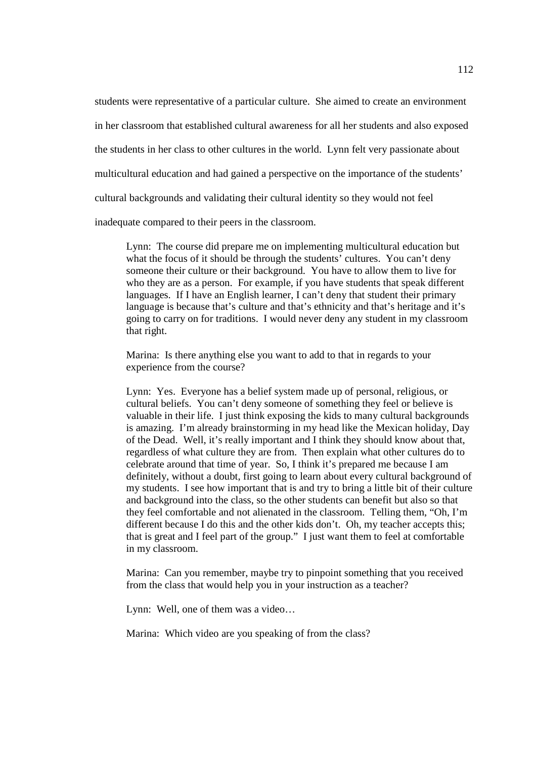students were representative of a particular culture. She aimed to create an environment in her classroom that established cultural awareness for all her students and also exposed the students in her class to other cultures in the world. Lynn felt very passionate about multicultural education and had gained a perspective on the importance of the students' cultural backgrounds and validating their cultural identity so they would not feel inadequate compared to their peers in the classroom.

> Lynn: The course did prepare me on implementing multicultural education but what the focus of it should be through the students' cultures. You can't deny someone their culture or their background. You have to allow them to live for who they are as a person. For example, if you have students that speak different languages. If I have an English learner, I can't deny that student their primary language is because that's culture and that's ethnicity and that's heritage and it's going to carry on for traditions. I would never deny any student in my classroom that right.
>
> Marina: Is there anything else you want to add to that in regards to your experience from the course?
>
> Lynn: Yes. Everyone has a belief system made up of personal, religious, or cultural beliefs. You can't deny someone of something they feel or believe is valuable in their life. I just think exposing the kids to many cultural backgrounds is amazing. I'm already brainstorming in my head like the Mexican holiday, Day of the Dead. Well, it's really important and I think they should know about that, regardless of what culture they are from. Then explain what other cultures do to celebrate around that time of year. So, I think it's prepared me because I am definitely, without a doubt, first going to learn about every cultural background of my students. I see how important that is and try to bring a little bit of their culture and background into the class, so the other students can benefit but also so that they feel comfortable and not alienated in the classroom. Telling them, "Oh, I'm different because I do this and the other kids don't. Oh, my teacher accepts this; that is great and I feel part of the group." I just want them to feel at comfortable in my classroom.
>
> Marina: Can you remember, maybe try to pinpoint something that you received from the class that would help you in your instruction as a teacher?
>
> Lynn: Well, one of them was a video…
>
> Marina: Which video are you speaking of from the class?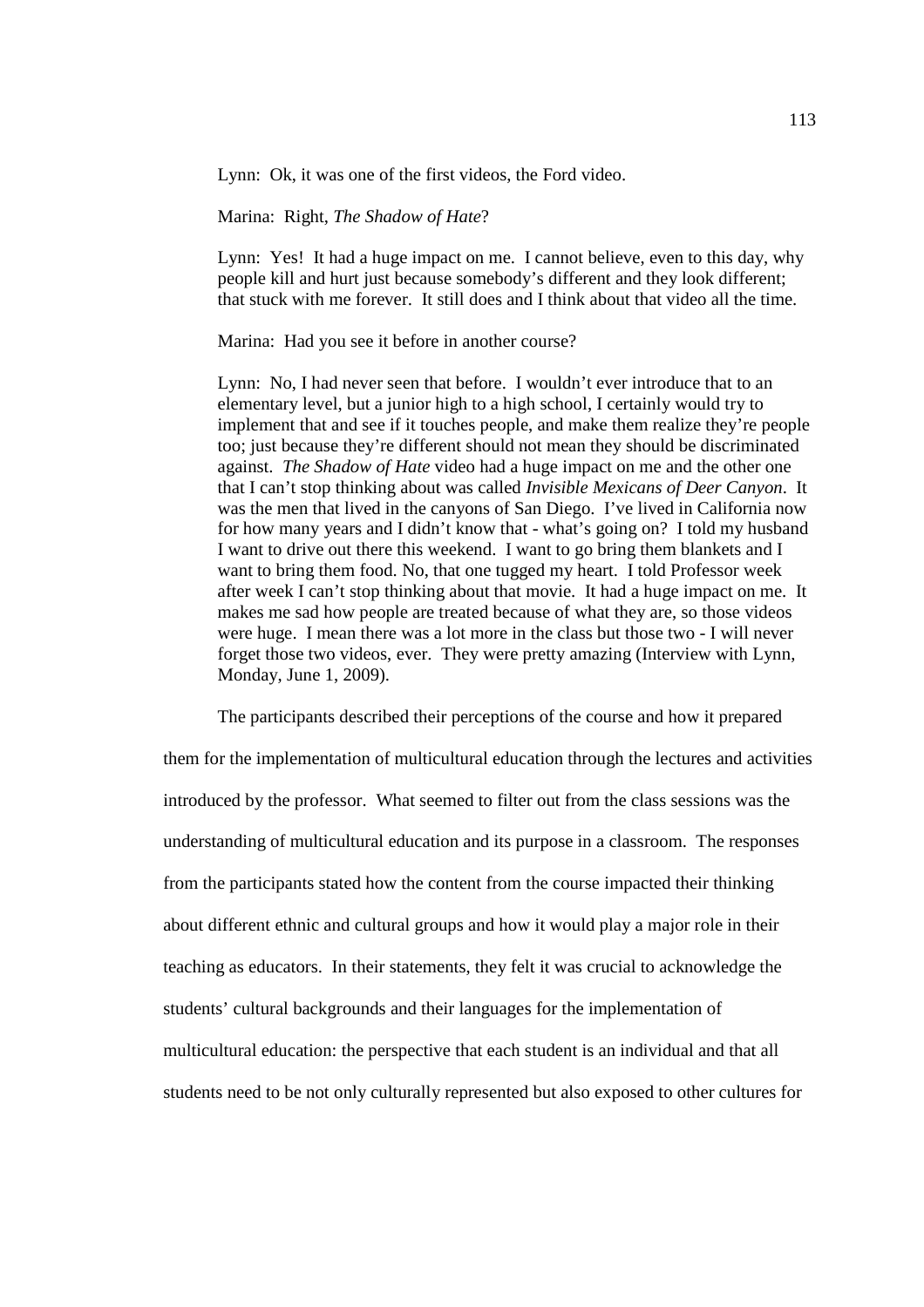Lynn: Ok, it was one of the first videos, the Ford video.

Marina: Right, *The Shadow of Hate*?

Lynn: Yes! It had a huge impact on me. I cannot believe, even to this day, why people kill and hurt just because somebody's different and they look different; that stuck with me forever. It still does and I think about that video all the time.

Marina: Had you see it before in another course?

Lynn: No, I had never seen that before. I wouldn't ever introduce that to an elementary level, but a junior high to a high school, I certainly would try to implement that and see if it touches people, and make them realize they're people too; just because they're different should not mean they should be discriminated against. *The Shadow of Hate* video had a huge impact on me and the other one that I can't stop thinking about was called *Invisible Mexicans of Deer Canyon*. It was the men that lived in the canyons of San Diego. I've lived in California now for how many years and I didn't know that - what's going on? I told my husband I want to drive out there this weekend. I want to go bring them blankets and I want to bring them food. No, that one tugged my heart. I told Professor week after week I can't stop thinking about that movie. It had a huge impact on me. It makes me sad how people are treated because of what they are, so those videos were huge. I mean there was a lot more in the class but those two - I will never forget those two videos, ever. They were pretty amazing (Interview with Lynn, Monday, June 1, 2009).

The participants described their perceptions of the course and how it prepared them for the implementation of multicultural education through the lectures and activities introduced by the professor. What seemed to filter out from the class sessions was the understanding of multicultural education and its purpose in a classroom. The responses from the participants stated how the content from the course impacted their thinking about different ethnic and cultural groups and how it would play a major role in their teaching as educators. In their statements, they felt it was crucial to acknowledge the students' cultural backgrounds and their languages for the implementation of multicultural education: the perspective that each student is an individual and that all students need to be not only culturally represented but also exposed to other cultures for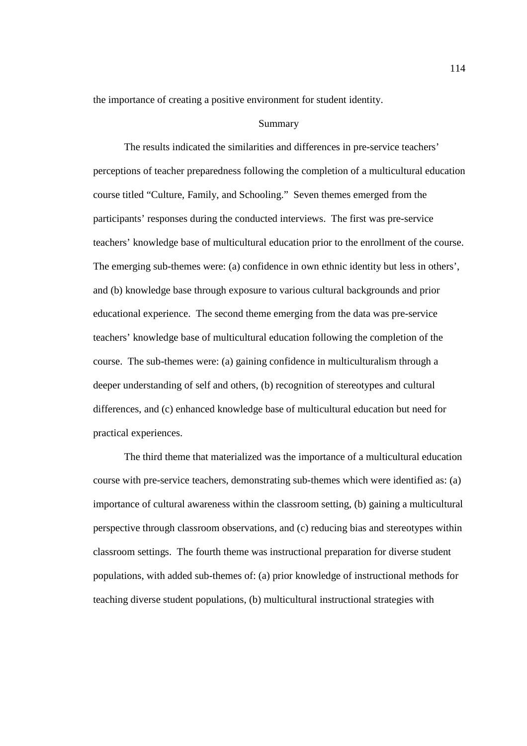the importance of creating a positive environment for student identity.

## Summary

The results indicated the similarities and differences in pre-service teachers' perceptions of teacher preparedness following the completion of a multicultural education course titled "Culture, Family, and Schooling." Seven themes emerged from the participants' responses during the conducted interviews. The first was pre-service teachers' knowledge base of multicultural education prior to the enrollment of the course. The emerging sub-themes were: (a) confidence in own ethnic identity but less in others', and (b) knowledge base through exposure to various cultural backgrounds and prior educational experience. The second theme emerging from the data was pre-service teachers' knowledge base of multicultural education following the completion of the course. The sub-themes were: (a) gaining confidence in multiculturalism through a deeper understanding of self and others, (b) recognition of stereotypes and cultural differences, and (c) enhanced knowledge base of multicultural education but need for practical experiences.

The third theme that materialized was the importance of a multicultural education course with pre-service teachers, demonstrating sub-themes which were identified as: (a) importance of cultural awareness within the classroom setting, (b) gaining a multicultural perspective through classroom observations, and (c) reducing bias and stereotypes within classroom settings. The fourth theme was instructional preparation for diverse student populations, with added sub-themes of: (a) prior knowledge of instructional methods for teaching diverse student populations, (b) multicultural instructional strategies with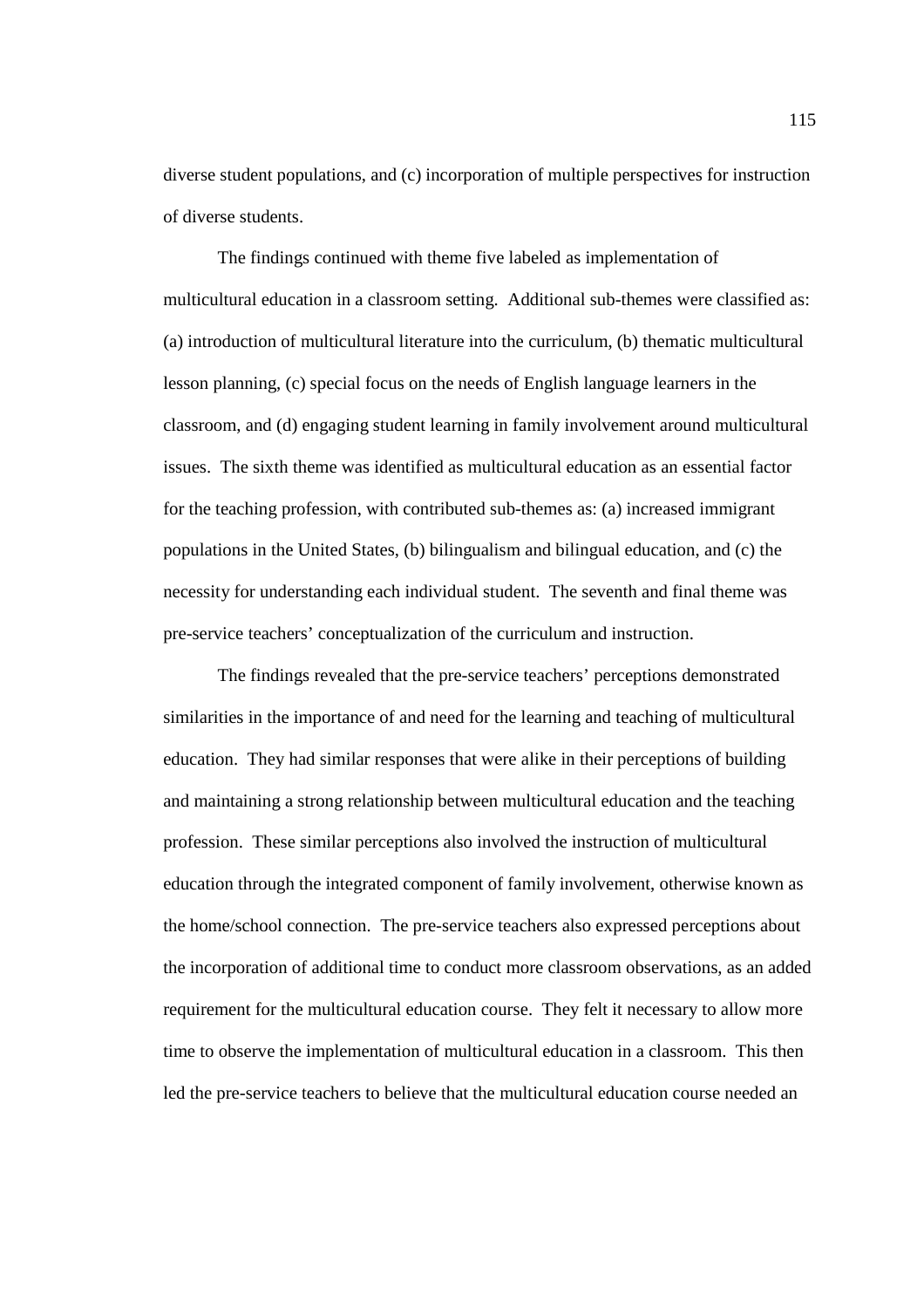diverse student populations, and (c) incorporation of multiple perspectives for instruction of diverse students.

The findings continued with theme five labeled as implementation of multicultural education in a classroom setting. Additional sub-themes were classified as: (a) introduction of multicultural literature into the curriculum, (b) thematic multicultural lesson planning, (c) special focus on the needs of English language learners in the classroom, and (d) engaging student learning in family involvement around multicultural issues. The sixth theme was identified as multicultural education as an essential factor for the teaching profession, with contributed sub-themes as: (a) increased immigrant populations in the United States, (b) bilingualism and bilingual education, and (c) the necessity for understanding each individual student. The seventh and final theme was pre-service teachers' conceptualization of the curriculum and instruction.

The findings revealed that the pre-service teachers' perceptions demonstrated similarities in the importance of and need for the learning and teaching of multicultural education. They had similar responses that were alike in their perceptions of building and maintaining a strong relationship between multicultural education and the teaching profession. These similar perceptions also involved the instruction of multicultural education through the integrated component of family involvement, otherwise known as the home/school connection. The pre-service teachers also expressed perceptions about the incorporation of additional time to conduct more classroom observations, as an added requirement for the multicultural education course. They felt it necessary to allow more time to observe the implementation of multicultural education in a classroom. This then led the pre-service teachers to believe that the multicultural education course needed an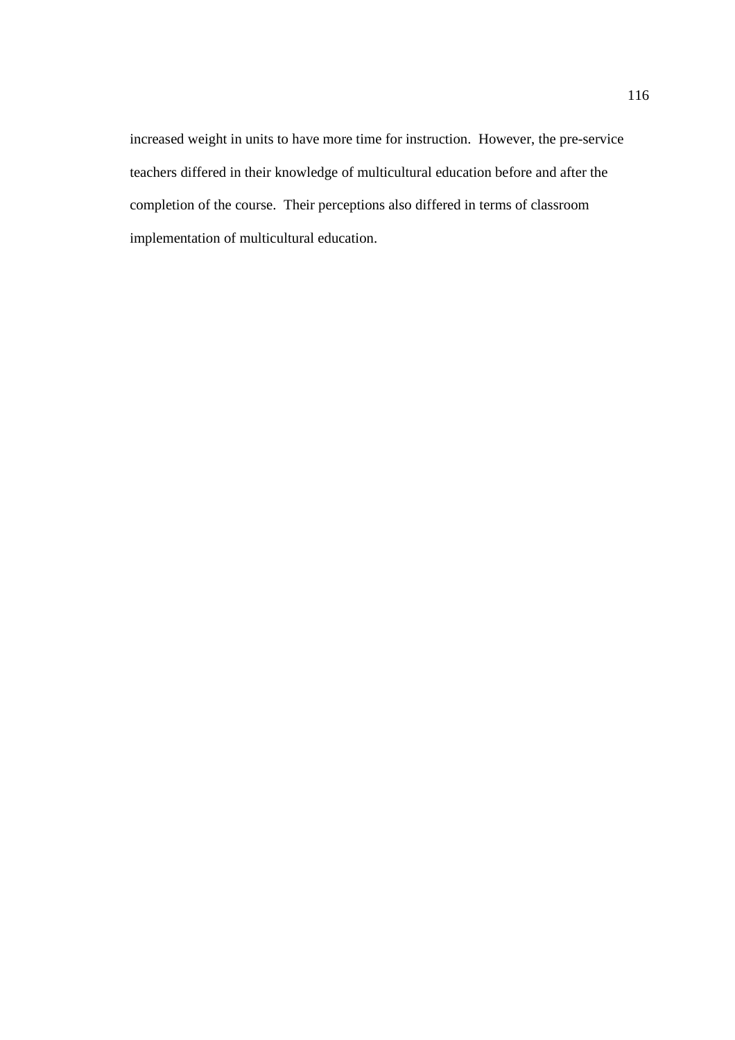increased weight in units to have more time for instruction. However, the pre-service teachers differed in their knowledge of multicultural education before and after the completion of the course. Their perceptions also differed in terms of classroom implementation of multicultural education.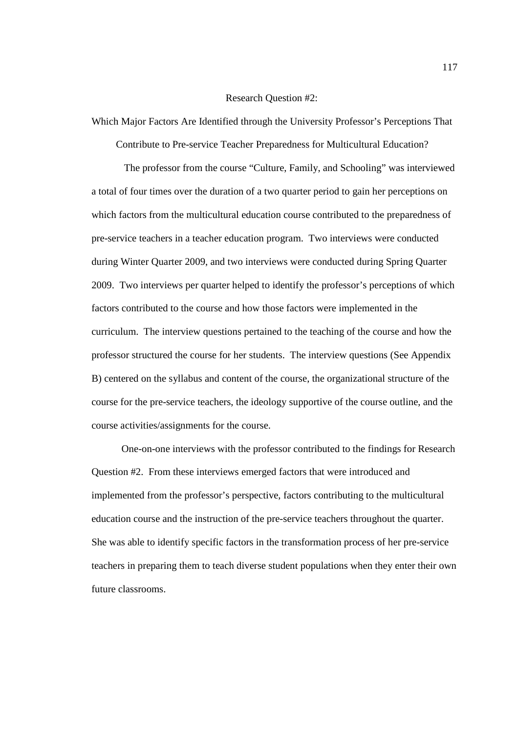## Research Question #2:

## Which Major Factors Are Identified through the University Professor's Perceptions That Contribute to Pre-service Teacher Preparedness for Multicultural Education?

The professor from the course "Culture, Family, and Schooling" was interviewed a total of four times over the duration of a two quarter period to gain her perceptions on which factors from the multicultural education course contributed to the preparedness of pre-service teachers in a teacher education program. Two interviews were conducted during Winter Quarter 2009, and two interviews were conducted during Spring Quarter 2009. Two interviews per quarter helped to identify the professor's perceptions of which factors contributed to the course and how those factors were implemented in the curriculum. The interview questions pertained to the teaching of the course and how the professor structured the course for her students. The interview questions (See Appendix B) centered on the syllabus and content of the course, the organizational structure of the course for the pre-service teachers, the ideology supportive of the course outline, and the course activities/assignments for the course.

One-on-one interviews with the professor contributed to the findings for Research Question #2. From these interviews emerged factors that were introduced and implemented from the professor's perspective, factors contributing to the multicultural education course and the instruction of the pre-service teachers throughout the quarter. She was able to identify specific factors in the transformation process of her pre-service teachers in preparing them to teach diverse student populations when they enter their own future classrooms.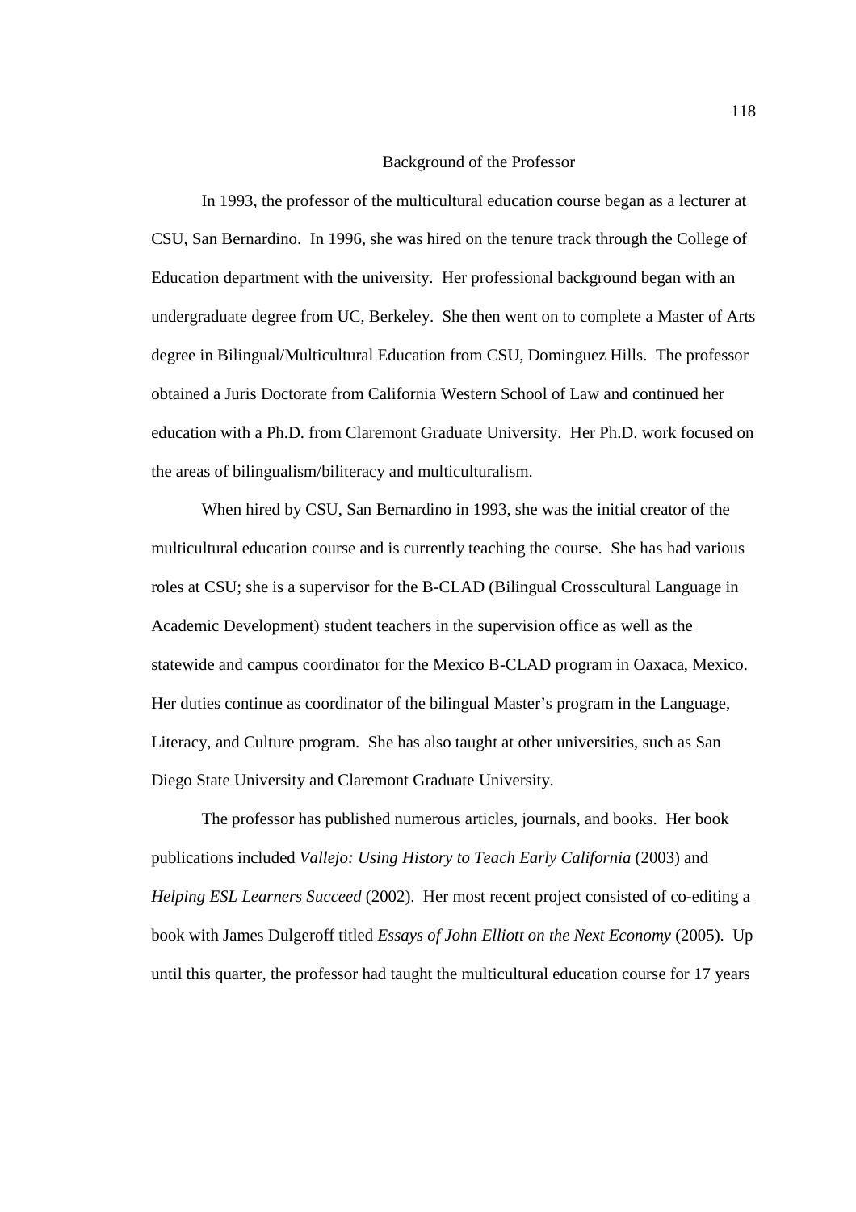## Background of the Professor

In 1993, the professor of the multicultural education course began as a lecturer at CSU, San Bernardino. In 1996, she was hired on the tenure track through the College of Education department with the university. Her professional background began with an undergraduate degree from UC, Berkeley. She then went on to complete a Master of Arts degree in Bilingual/Multicultural Education from CSU, Dominguez Hills. The professor obtained a Juris Doctorate from California Western School of Law and continued her education with a Ph.D. from Claremont Graduate University. Her Ph.D. work focused on the areas of bilingualism/biliteracy and multiculturalism.

When hired by CSU, San Bernardino in 1993, she was the initial creator of the multicultural education course and is currently teaching the course. She has had various roles at CSU; she is a supervisor for the B-CLAD (Bilingual Crosscultural Language in Academic Development) student teachers in the supervision office as well as the statewide and campus coordinator for the Mexico B-CLAD program in Oaxaca, Mexico. Her duties continue as coordinator of the bilingual Master's program in the Language, Literacy, and Culture program. She has also taught at other universities, such as San Diego State University and Claremont Graduate University.

The professor has published numerous articles, journals, and books. Her book publications included *Vallejo: Using History to Teach Early California* (2003) and *Helping ESL Learners Succeed* (2002). Her most recent project consisted of co-editing a book with James Dulgeroff titled *Essays of John Elliott on the Next Economy* (2005). Up until this quarter, the professor had taught the multicultural education course for 17 years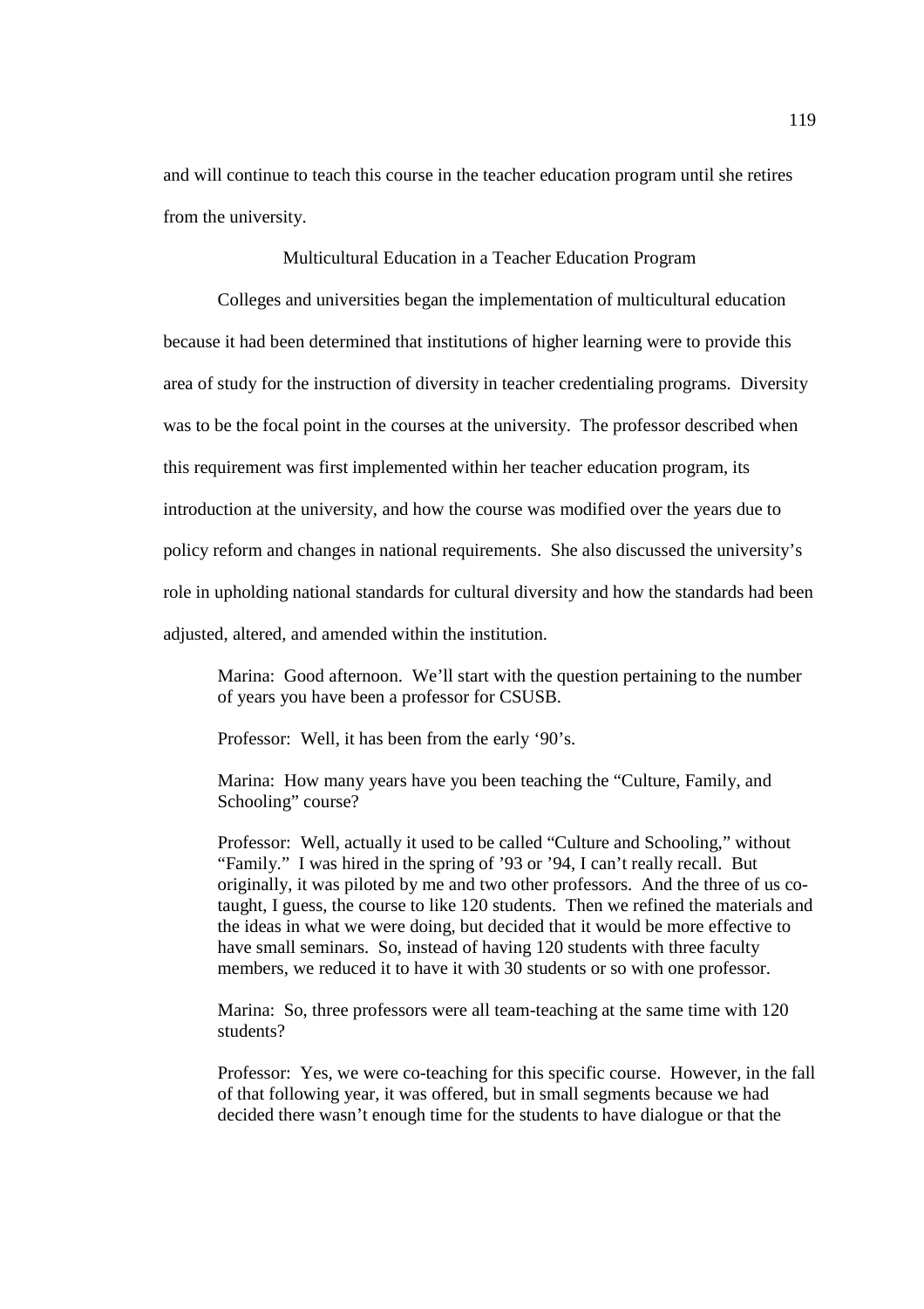and will continue to teach this course in the teacher education program until she retires from the university.

## Multicultural Education in a Teacher Education Program

Colleges and universities began the implementation of multicultural education because it had been determined that institutions of higher learning were to provide this area of study for the instruction of diversity in teacher credentialing programs. Diversity was to be the focal point in the courses at the university. The professor described when this requirement was first implemented within her teacher education program, its introduction at the university, and how the course was modified over the years due to policy reform and changes in national requirements. She also discussed the university's role in upholding national standards for cultural diversity and how the standards had been adjusted, altered, and amended within the institution.

> Marina: Good afternoon. We'll start with the question pertaining to the number of years you have been a professor for CSUSB.
>
> Professor: Well, it has been from the early '90's.
>
> Marina: How many years have you been teaching the "Culture, Family, and Schooling" course?
>
> Professor: Well, actually it used to be called "Culture and Schooling," without "Family." I was hired in the spring of '93 or '94, I can't really recall. But originally, it was piloted by me and two other professors. And the three of us co-taught, I guess, the course to like 120 students. Then we refined the materials and the ideas in what we were doing, but decided that it would be more effective to have small seminars. So, instead of having 120 students with three faculty members, we reduced it to have it with 30 students or so with one professor.
>
> Marina: So, three professors were all team-teaching at the same time with 120 students?
>
> Professor: Yes, we were co-teaching for this specific course. However, in the fall of that following year, it was offered, but in small segments because we had decided there wasn't enough time for the students to have dialogue or that the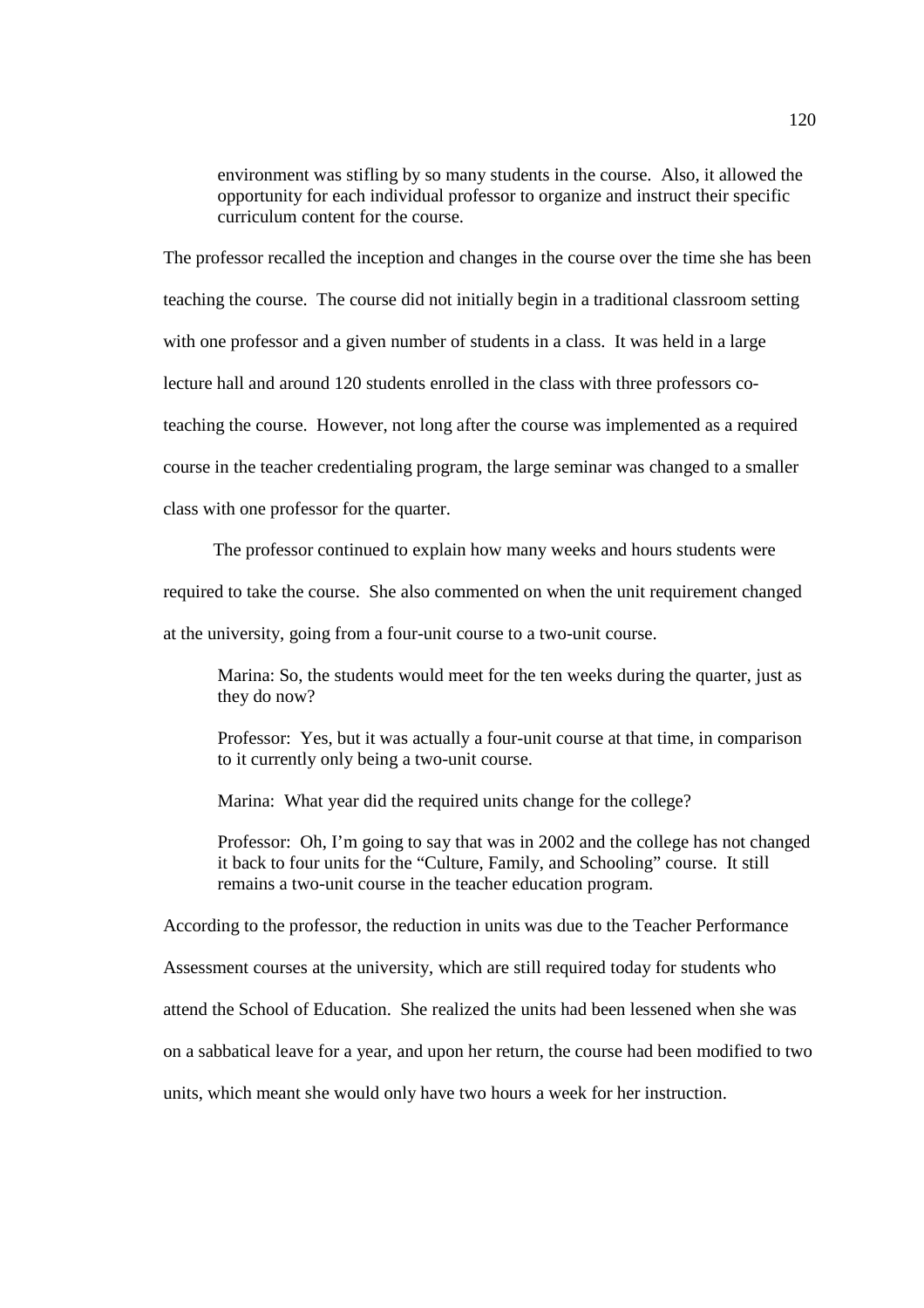> environment was stifling by so many students in the course. Also, it allowed the opportunity for each individual professor to organize and instruct their specific curriculum content for the course.

The professor recalled the inception and changes in the course over the time she has been teaching the course. The course did not initially begin in a traditional classroom setting with one professor and a given number of students in a class. It was held in a large lecture hall and around 120 students enrolled in the class with three professors co-teaching the course. However, not long after the course was implemented as a required course in the teacher credentialing program, the large seminar was changed to a smaller class with one professor for the quarter.

The professor continued to explain how many weeks and hours students were required to take the course. She also commented on when the unit requirement changed at the university, going from a four-unit course to a two-unit course.

> Marina: So, the students would meet for the ten weeks during the quarter, just as they do now?
>
> Professor: Yes, but it was actually a four-unit course at that time, in comparison to it currently only being a two-unit course.
>
> Marina: What year did the required units change for the college?
>
> Professor: Oh, I'm going to say that was in 2002 and the college has not changed it back to four units for the "Culture, Family, and Schooling" course. It still remains a two-unit course in the teacher education program.

According to the professor, the reduction in units was due to the Teacher Performance Assessment courses at the university, which are still required today for students who attend the School of Education. She realized the units had been lessened when she was on a sabbatical leave for a year, and upon her return, the course had been modified to two units, which meant she would only have two hours a week for her instruction.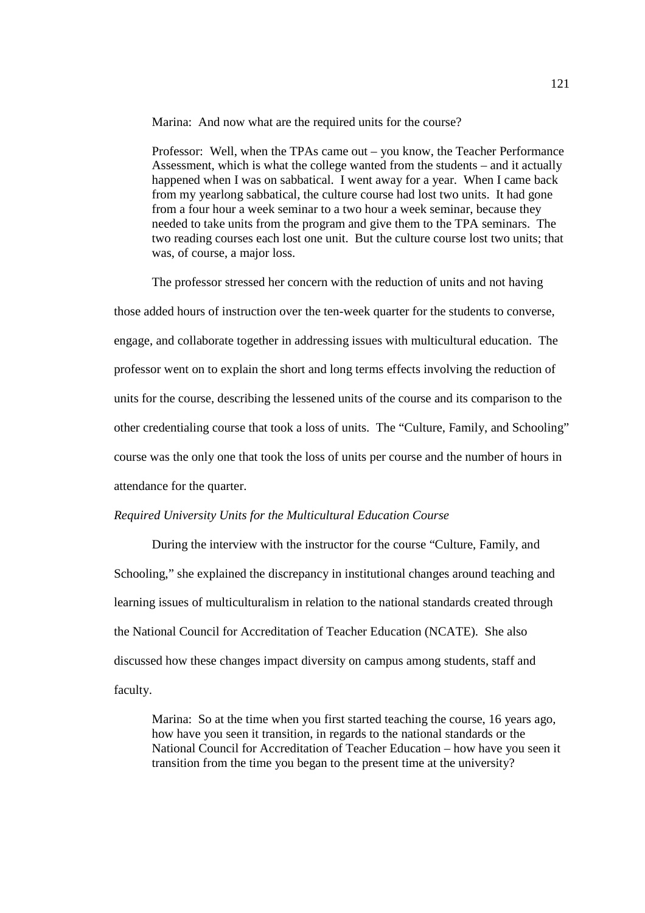Marina: And now what are the required units for the course?

Professor: Well, when the TPAs came out – you know, the Teacher Performance Assessment, which is what the college wanted from the students – and it actually happened when I was on sabbatical. I went away for a year. When I came back from my yearlong sabbatical, the culture course had lost two units. It had gone from a four hour a week seminar to a two hour a week seminar, because they needed to take units from the program and give them to the TPA seminars. The two reading courses each lost one unit. But the culture course lost two units; that was, of course, a major loss.

The professor stressed her concern with the reduction of units and not having those added hours of instruction over the ten-week quarter for the students to converse, engage, and collaborate together in addressing issues with multicultural education. The professor went on to explain the short and long terms effects involving the reduction of units for the course, describing the lessened units of the course and its comparison to the other credentialing course that took a loss of units. The "Culture, Family, and Schooling" course was the only one that took the loss of units per course and the number of hours in attendance for the quarter.

*Required University Units for the Multicultural Education Course*

During the interview with the instructor for the course "Culture, Family, and Schooling," she explained the discrepancy in institutional changes around teaching and learning issues of multiculturalism in relation to the national standards created through the National Council for Accreditation of Teacher Education (NCATE). She also discussed how these changes impact diversity on campus among students, staff and faculty.

Marina: So at the time when you first started teaching the course, 16 years ago, how have you seen it transition, in regards to the national standards or the National Council for Accreditation of Teacher Education – how have you seen it transition from the time you began to the present time at the university?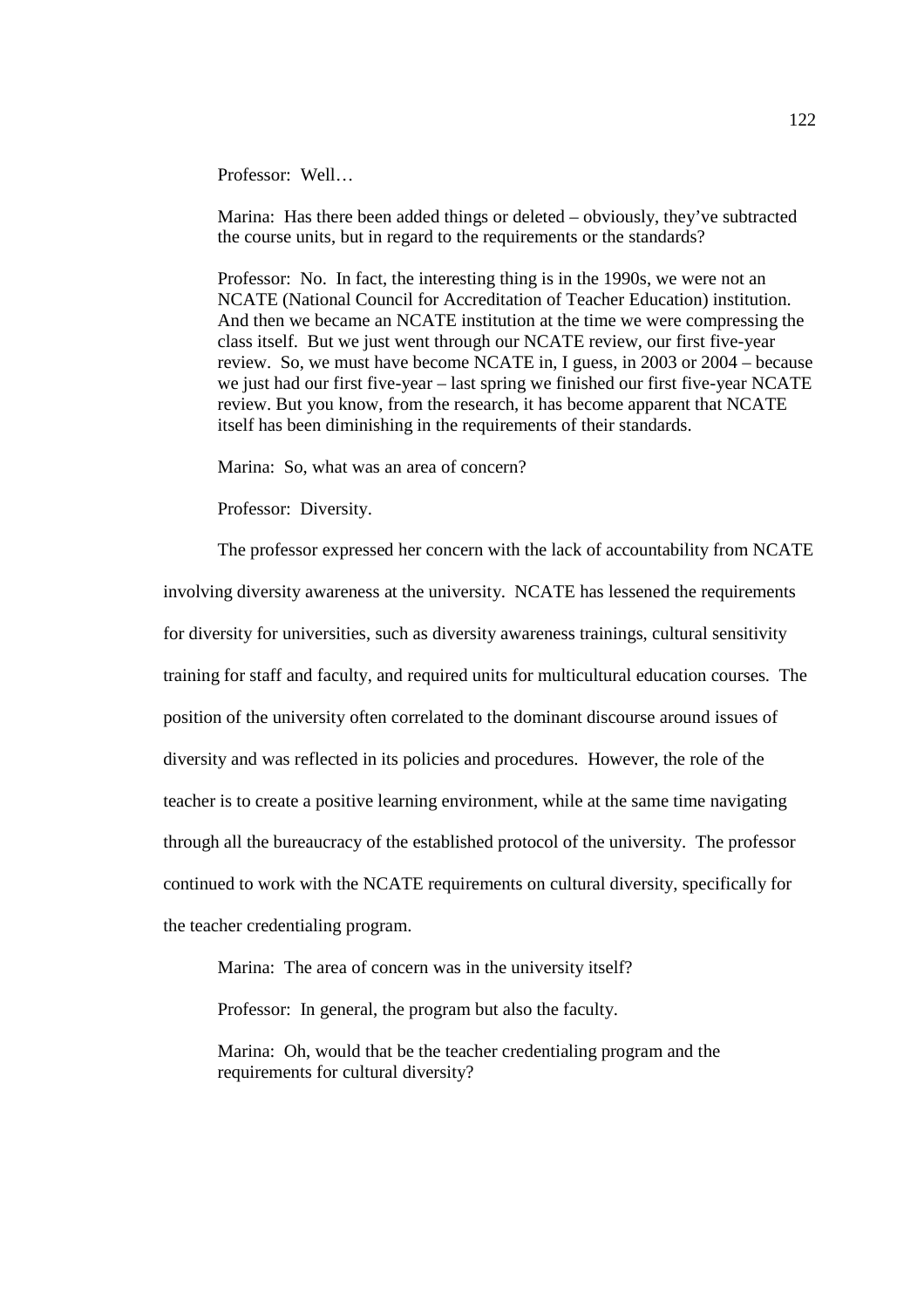Professor: Well…

Marina: Has there been added things or deleted – obviously, they've subtracted the course units, but in regard to the requirements or the standards?

Professor: No. In fact, the interesting thing is in the 1990s, we were not an NCATE (National Council for Accreditation of Teacher Education) institution. And then we became an NCATE institution at the time we were compressing the class itself. But we just went through our NCATE review, our first five-year review. So, we must have become NCATE in, I guess, in 2003 or 2004 – because we just had our first five-year – last spring we finished our first five-year NCATE review. But you know, from the research, it has become apparent that NCATE itself has been diminishing in the requirements of their standards.

Marina: So, what was an area of concern?

Professor: Diversity.

The professor expressed her concern with the lack of accountability from NCATE involving diversity awareness at the university. NCATE has lessened the requirements for diversity for universities, such as diversity awareness trainings, cultural sensitivity training for staff and faculty, and required units for multicultural education courses. The position of the university often correlated to the dominant discourse around issues of diversity and was reflected in its policies and procedures. However, the role of the teacher is to create a positive learning environment, while at the same time navigating through all the bureaucracy of the established protocol of the university. The professor continued to work with the NCATE requirements on cultural diversity, specifically for the teacher credentialing program.

Marina: The area of concern was in the university itself?

Professor: In general, the program but also the faculty.

Marina: Oh, would that be the teacher credentialing program and the requirements for cultural diversity?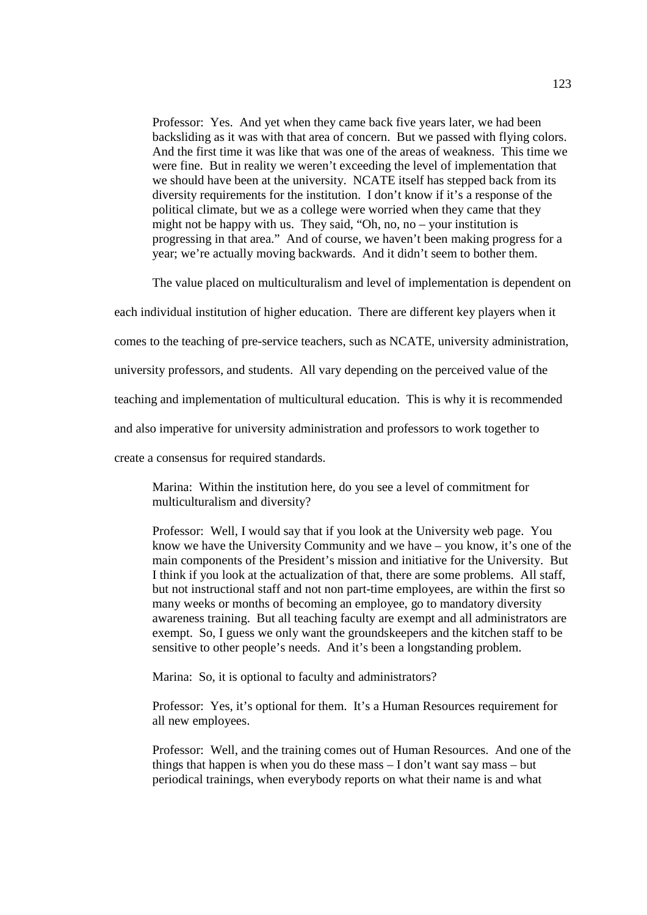> Professor: Yes. And yet when they came back five years later, we had been backsliding as it was with that area of concern. But we passed with flying colors. And the first time it was like that was one of the areas of weakness. This time we were fine. But in reality we weren't exceeding the level of implementation that we should have been at the university. NCATE itself has stepped back from its diversity requirements for the institution. I don't know if it's a response of the political climate, but we as a college were worried when they came that they might not be happy with us. They said, "Oh, no, no – your institution is progressing in that area." And of course, we haven't been making progress for a year; we're actually moving backwards. And it didn't seem to bother them.

The value placed on multiculturalism and level of implementation is dependent on each individual institution of higher education. There are different key players when it comes to the teaching of pre-service teachers, such as NCATE, university administration, university professors, and students. All vary depending on the perceived value of the teaching and implementation of multicultural education. This is why it is recommended and also imperative for university administration and professors to work together to create a consensus for required standards.

> Marina: Within the institution here, do you see a level of commitment for multiculturalism and diversity?
>
> Professor: Well, I would say that if you look at the University web page. You know we have the University Community and we have – you know, it's one of the main components of the President's mission and initiative for the University. But I think if you look at the actualization of that, there are some problems. All staff, but not instructional staff and not non part-time employees, are within the first so many weeks or months of becoming an employee, go to mandatory diversity awareness training. But all teaching faculty are exempt and all administrators are exempt. So, I guess we only want the groundskeepers and the kitchen staff to be sensitive to other people's needs. And it's been a longstanding problem.
>
> Marina: So, it is optional to faculty and administrators?
>
> Professor: Yes, it's optional for them. It's a Human Resources requirement for all new employees.
>
> Professor: Well, and the training comes out of Human Resources. And one of the things that happen is when you do these mass – I don't want say mass – but periodical trainings, when everybody reports on what their name is and what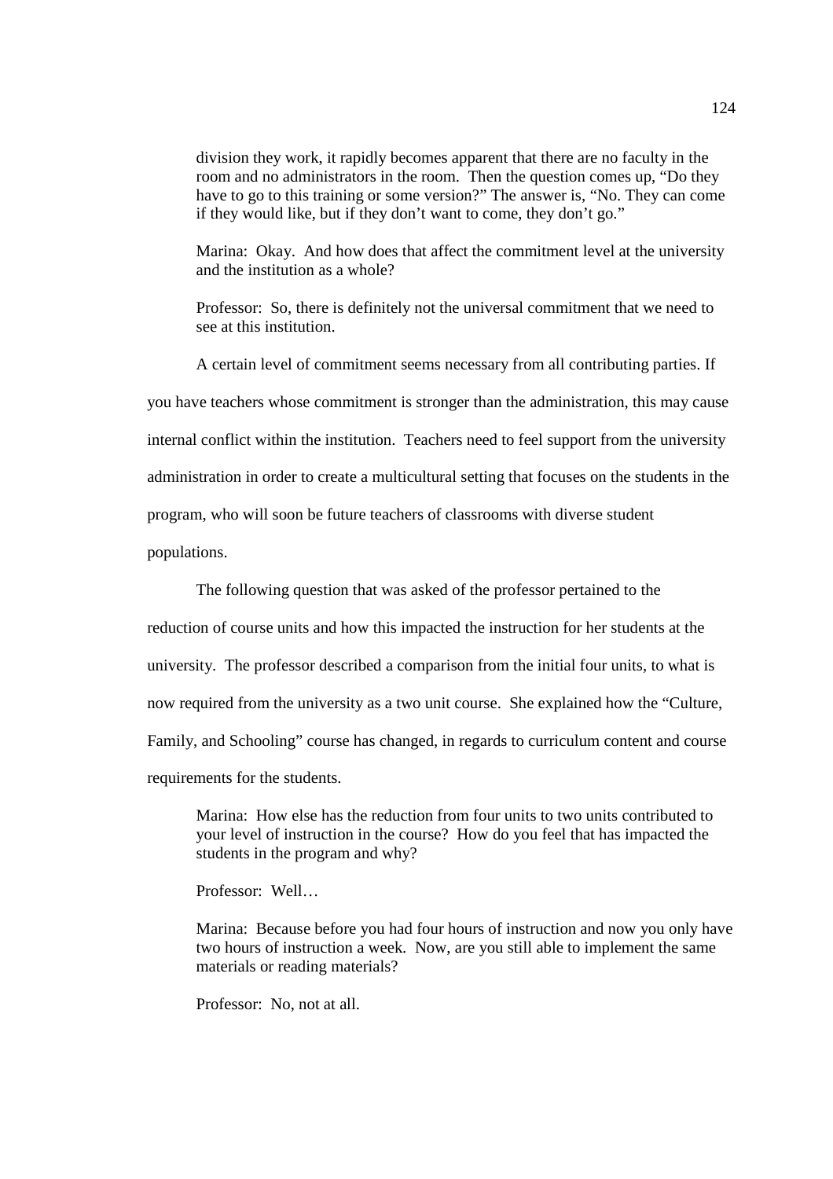> division they work, it rapidly becomes apparent that there are no faculty in the room and no administrators in the room. Then the question comes up, "Do they have to go to this training or some version?" The answer is, "No. They can come if they would like, but if they don't want to come, they don't go."
>
> Marina: Okay. And how does that affect the commitment level at the university and the institution as a whole?
>
> Professor: So, there is definitely not the universal commitment that we need to see at this institution.

A certain level of commitment seems necessary from all contributing parties. If you have teachers whose commitment is stronger than the administration, this may cause internal conflict within the institution. Teachers need to feel support from the university administration in order to create a multicultural setting that focuses on the students in the program, who will soon be future teachers of classrooms with diverse student populations.

The following question that was asked of the professor pertained to the reduction of course units and how this impacted the instruction for her students at the university. The professor described a comparison from the initial four units, to what is now required from the university as a two unit course. She explained how the "Culture, Family, and Schooling" course has changed, in regards to curriculum content and course requirements for the students.

> Marina: How else has the reduction from four units to two units contributed to your level of instruction in the course? How do you feel that has impacted the students in the program and why?
>
> Professor: Well…
>
> Marina: Because before you had four hours of instruction and now you only have two hours of instruction a week. Now, are you still able to implement the same materials or reading materials?
>
> Professor: No, not at all.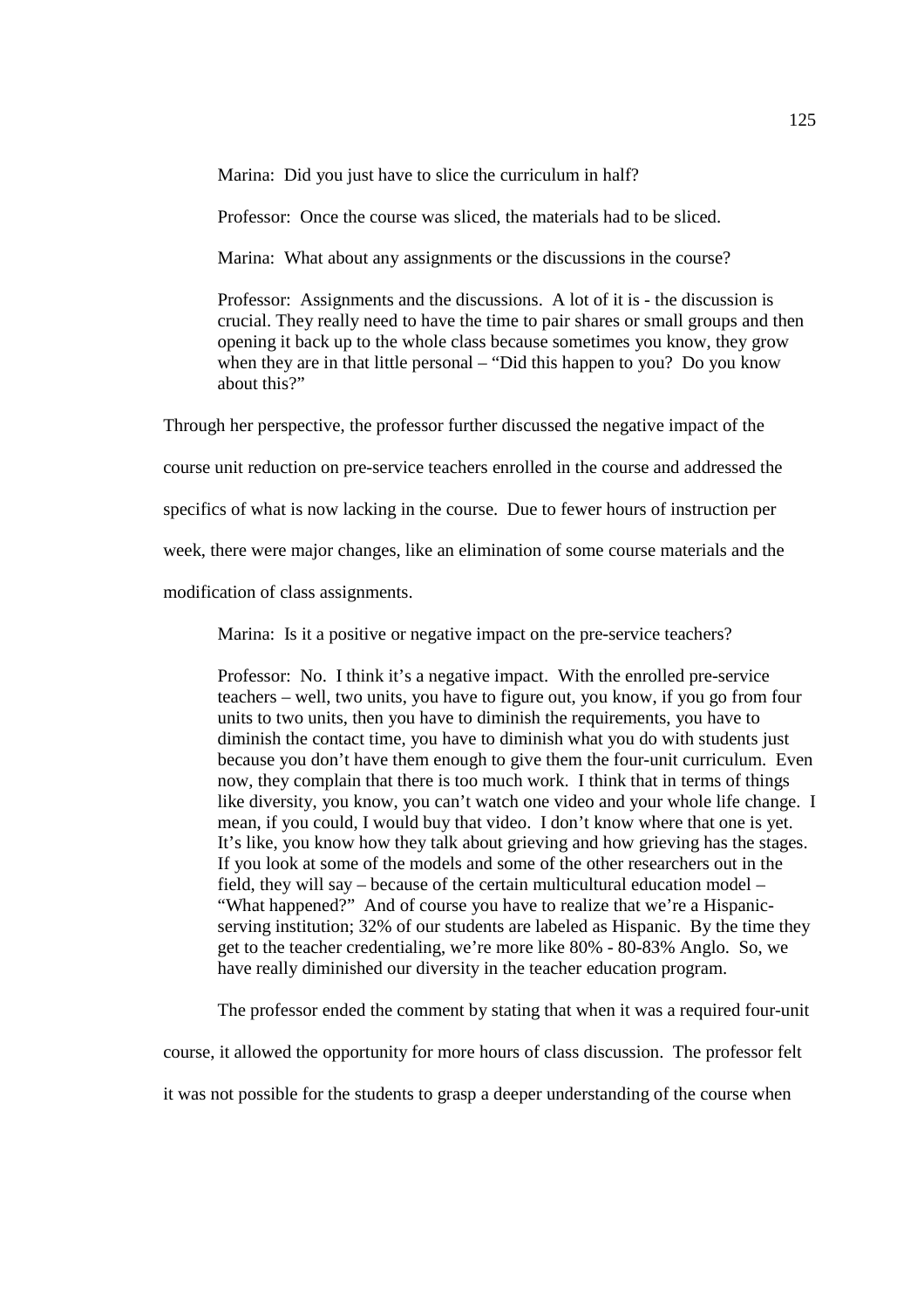Marina: Did you just have to slice the curriculum in half?

Professor: Once the course was sliced, the materials had to be sliced.

Marina: What about any assignments or the discussions in the course?

Professor: Assignments and the discussions. A lot of it is - the discussion is crucial. They really need to have the time to pair shares or small groups and then opening it back up to the whole class because sometimes you know, they grow when they are in that little personal – "Did this happen to you? Do you know about this?"

Through her perspective, the professor further discussed the negative impact of the course unit reduction on pre-service teachers enrolled in the course and addressed the specifics of what is now lacking in the course. Due to fewer hours of instruction per week, there were major changes, like an elimination of some course materials and the modification of class assignments.

Marina: Is it a positive or negative impact on the pre-service teachers?

Professor: No. I think it's a negative impact. With the enrolled pre-service teachers – well, two units, you have to figure out, you know, if you go from four units to two units, then you have to diminish the requirements, you have to diminish the contact time, you have to diminish what you do with students just because you don't have them enough to give them the four-unit curriculum. Even now, they complain that there is too much work. I think that in terms of things like diversity, you know, you can't watch one video and your whole life change. I mean, if you could, I would buy that video. I don't know where that one is yet. It's like, you know how they talk about grieving and how grieving has the stages. If you look at some of the models and some of the other researchers out in the field, they will say – because of the certain multicultural education model – "What happened?" And of course you have to realize that we're a Hispanic-serving institution; 32% of our students are labeled as Hispanic. By the time they get to the teacher credentialing, we're more like 80% - 80-83% Anglo. So, we have really diminished our diversity in the teacher education program.

The professor ended the comment by stating that when it was a required four-unit course, it allowed the opportunity for more hours of class discussion. The professor felt it was not possible for the students to grasp a deeper understanding of the course when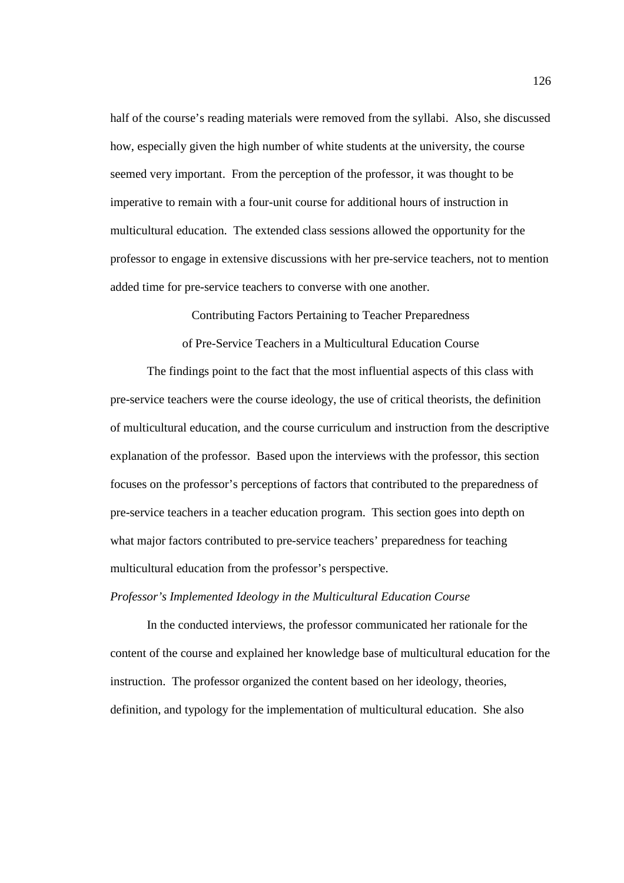half of the course's reading materials were removed from the syllabi. Also, she discussed how, especially given the high number of white students at the university, the course seemed very important. From the perception of the professor, it was thought to be imperative to remain with a four-unit course for additional hours of instruction in multicultural education. The extended class sessions allowed the opportunity for the professor to engage in extensive discussions with her pre-service teachers, not to mention added time for pre-service teachers to converse with one another.

## Contributing Factors Pertaining to Teacher Preparedness of Pre-Service Teachers in a Multicultural Education Course

The findings point to the fact that the most influential aspects of this class with pre-service teachers were the course ideology, the use of critical theorists, the definition of multicultural education, and the course curriculum and instruction from the descriptive explanation of the professor. Based upon the interviews with the professor, this section focuses on the professor's perceptions of factors that contributed to the preparedness of pre-service teachers in a teacher education program. This section goes into depth on what major factors contributed to pre-service teachers' preparedness for teaching multicultural education from the professor's perspective.

### *Professor's Implemented Ideology in the Multicultural Education Course*

In the conducted interviews, the professor communicated her rationale for the content of the course and explained her knowledge base of multicultural education for the instruction. The professor organized the content based on her ideology, theories, definition, and typology for the implementation of multicultural education. She also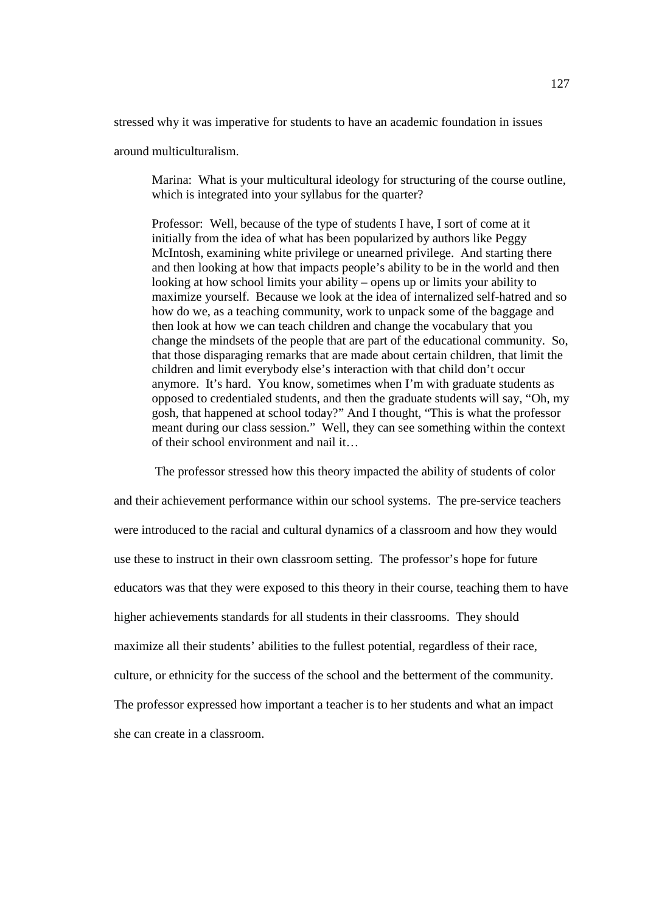stressed why it was imperative for students to have an academic foundation in issues around multiculturalism.

> Marina: What is your multicultural ideology for structuring of the course outline, which is integrated into your syllabus for the quarter?
>
> Professor: Well, because of the type of students I have, I sort of come at it initially from the idea of what has been popularized by authors like Peggy McIntosh, examining white privilege or unearned privilege. And starting there and then looking at how that impacts people's ability to be in the world and then looking at how school limits your ability – opens up or limits your ability to maximize yourself. Because we look at the idea of internalized self-hatred and so how do we, as a teaching community, work to unpack some of the baggage and then look at how we can teach children and change the vocabulary that you change the mindsets of the people that are part of the educational community. So, that those disparaging remarks that are made about certain children, that limit the children and limit everybody else's interaction with that child don't occur anymore. It's hard. You know, sometimes when I'm with graduate students as opposed to credentialed students, and then the graduate students will say, "Oh, my gosh, that happened at school today?" And I thought, "This is what the professor meant during our class session." Well, they can see something within the context of their school environment and nail it…

The professor stressed how this theory impacted the ability of students of color and their achievement performance within our school systems. The pre-service teachers were introduced to the racial and cultural dynamics of a classroom and how they would use these to instruct in their own classroom setting. The professor's hope for future educators was that they were exposed to this theory in their course, teaching them to have higher achievements standards for all students in their classrooms. They should maximize all their students' abilities to the fullest potential, regardless of their race, culture, or ethnicity for the success of the school and the betterment of the community. The professor expressed how important a teacher is to her students and what an impact she can create in a classroom.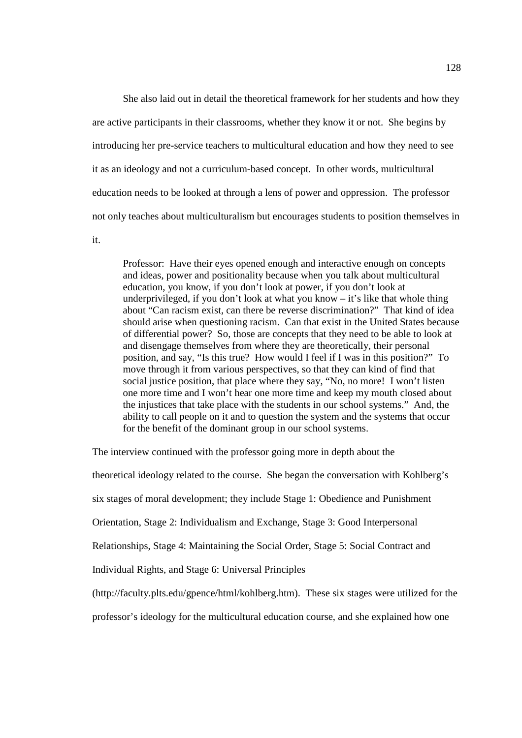She also laid out in detail the theoretical framework for her students and how they are active participants in their classrooms, whether they know it or not. She begins by introducing her pre-service teachers to multicultural education and how they need to see it as an ideology and not a curriculum-based concept. In other words, multicultural education needs to be looked at through a lens of power and oppression. The professor not only teaches about multiculturalism but encourages students to position themselves in it.

> Professor: Have their eyes opened enough and interactive enough on concepts and ideas, power and positionality because when you talk about multicultural education, you know, if you don't look at power, if you don't look at underprivileged, if you don't look at what you know – it's like that whole thing about "Can racism exist, can there be reverse discrimination?" That kind of idea should arise when questioning racism. Can that exist in the United States because of differential power? So, those are concepts that they need to be able to look at and disengage themselves from where they are theoretically, their personal position, and say, "Is this true? How would I feel if I was in this position?" To move through it from various perspectives, so that they can kind of find that social justice position, that place where they say, "No, no more! I won't listen one more time and I won't hear one more time and keep my mouth closed about the injustices that take place with the students in our school systems." And, the ability to call people on it and to question the system and the systems that occur for the benefit of the dominant group in our school systems.

The interview continued with the professor going more in depth about the theoretical ideology related to the course. She began the conversation with Kohlberg's six stages of moral development; they include Stage 1: Obedience and Punishment Orientation, Stage 2: Individualism and Exchange, Stage 3: Good Interpersonal Relationships, Stage 4: Maintaining the Social Order, Stage 5: Social Contract and Individual Rights, and Stage 6: Universal Principles (http://faculty.plts.edu/gpence/html/kohlberg.htm). These six stages were utilized for the professor's ideology for the multicultural education course, and she explained how one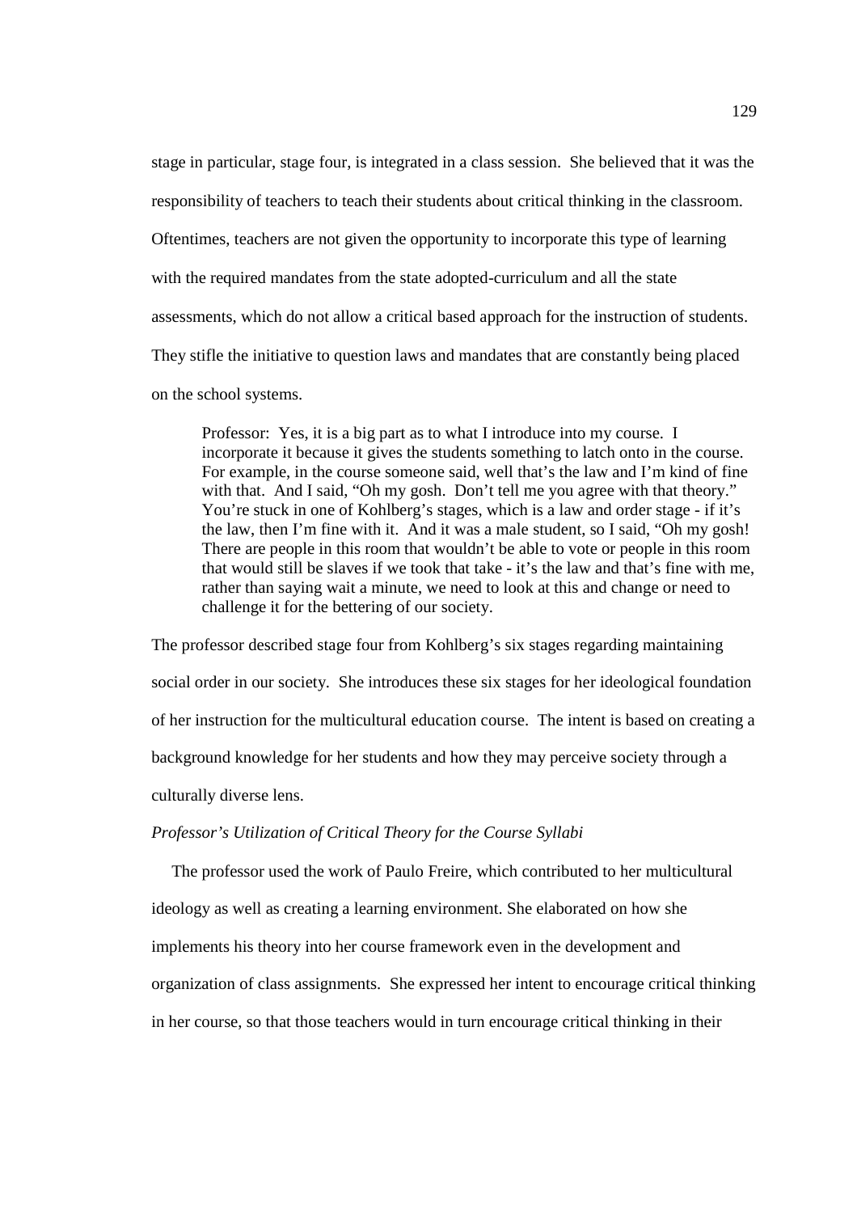stage in particular, stage four, is integrated in a class session. She believed that it was the responsibility of teachers to teach their students about critical thinking in the classroom. Oftentimes, teachers are not given the opportunity to incorporate this type of learning with the required mandates from the state adopted-curriculum and all the state assessments, which do not allow a critical based approach for the instruction of students. They stifle the initiative to question laws and mandates that are constantly being placed on the school systems.

> Professor: Yes, it is a big part as to what I introduce into my course. I incorporate it because it gives the students something to latch onto in the course. For example, in the course someone said, well that's the law and I'm kind of fine with that. And I said, "Oh my gosh. Don't tell me you agree with that theory." You're stuck in one of Kohlberg's stages, which is a law and order stage - if it's the law, then I'm fine with it. And it was a male student, so I said, "Oh my gosh! There are people in this room that wouldn't be able to vote or people in this room that would still be slaves if we took that take - it's the law and that's fine with me, rather than saying wait a minute, we need to look at this and change or need to challenge it for the bettering of our society.

The professor described stage four from Kohlberg's six stages regarding maintaining social order in our society. She introduces these six stages for her ideological foundation of her instruction for the multicultural education course. The intent is based on creating a background knowledge for her students and how they may perceive society through a culturally diverse lens.

*Professor's Utilization of Critical Theory for the Course Syllabi*

The professor used the work of Paulo Freire, which contributed to her multicultural ideology as well as creating a learning environment. She elaborated on how she implements his theory into her course framework even in the development and organization of class assignments. She expressed her intent to encourage critical thinking in her course, so that those teachers would in turn encourage critical thinking in their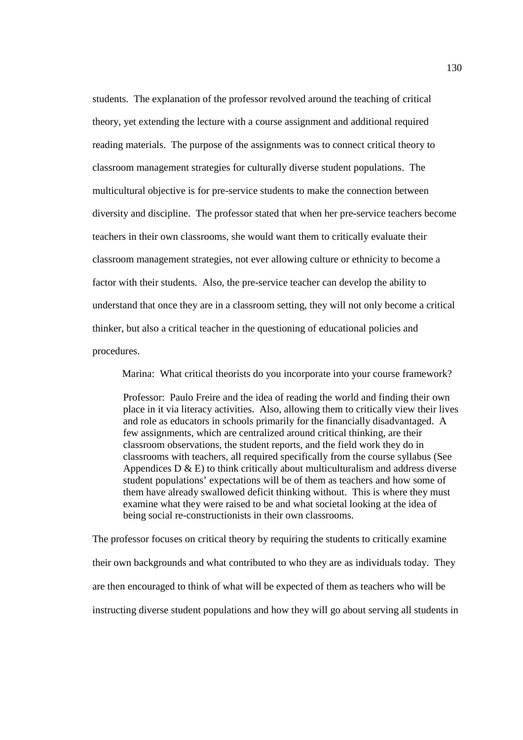students. The explanation of the professor revolved around the teaching of critical theory, yet extending the lecture with a course assignment and additional required reading materials. The purpose of the assignments was to connect critical theory to classroom management strategies for culturally diverse student populations. The multicultural objective is for pre-service students to make the connection between diversity and discipline. The professor stated that when her pre-service teachers become teachers in their own classrooms, she would want them to critically evaluate their classroom management strategies, not ever allowing culture or ethnicity to become a factor with their students. Also, the pre-service teacher can develop the ability to understand that once they are in a classroom setting, they will not only become a critical thinker, but also a critical teacher in the questioning of educational policies and procedures.

> Marina: What critical theorists do you incorporate into your course framework?
>
> Professor: Paulo Freire and the idea of reading the world and finding their own place in it via literacy activities. Also, allowing them to critically view their lives and role as educators in schools primarily for the financially disadvantaged. A few assignments, which are centralized around critical thinking, are their classroom observations, the student reports, and the field work they do in classrooms with teachers, all required specifically from the course syllabus (See Appendices D & E) to think critically about multiculturalism and address diverse student populations' expectations will be of them as teachers and how some of them have already swallowed deficit thinking without. This is where they must examine what they were raised to be and what societal looking at the idea of being social re-constructionists in their own classrooms.

The professor focuses on critical theory by requiring the students to critically examine their own backgrounds and what contributed to who they are as individuals today. They are then encouraged to think of what will be expected of them as teachers who will be instructing diverse student populations and how they will go about serving all students in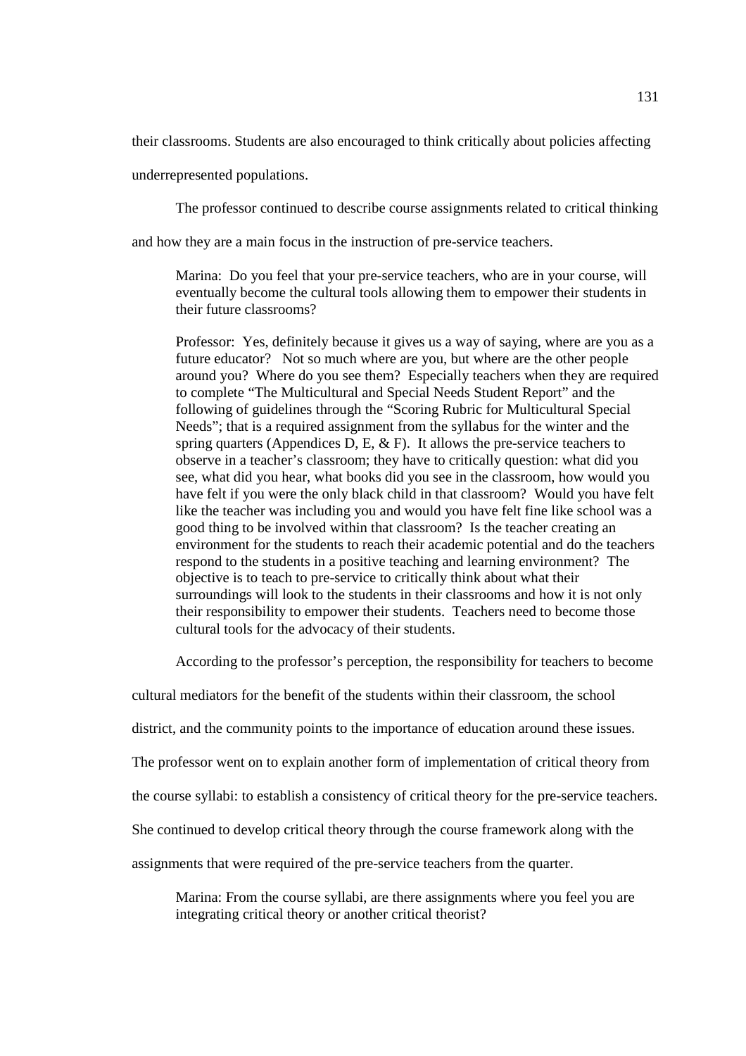their classrooms. Students are also encouraged to think critically about policies affecting underrepresented populations.

The professor continued to describe course assignments related to critical thinking and how they are a main focus in the instruction of pre-service teachers.

> Marina: Do you feel that your pre-service teachers, who are in your course, will eventually become the cultural tools allowing them to empower their students in their future classrooms?
>
> Professor: Yes, definitely because it gives us a way of saying, where are you as a future educator? Not so much where are you, but where are the other people around you? Where do you see them? Especially teachers when they are required to complete "The Multicultural and Special Needs Student Report" and the following of guidelines through the "Scoring Rubric for Multicultural Special Needs"; that is a required assignment from the syllabus for the winter and the spring quarters (Appendices D, E, & F). It allows the pre-service teachers to observe in a teacher's classroom; they have to critically question: what did you see, what did you hear, what books did you see in the classroom, how would you have felt if you were the only black child in that classroom? Would you have felt like the teacher was including you and would you have felt fine like school was a good thing to be involved within that classroom? Is the teacher creating an environment for the students to reach their academic potential and do the teachers respond to the students in a positive teaching and learning environment? The objective is to teach to pre-service to critically think about what their surroundings will look to the students in their classrooms and how it is not only their responsibility to empower their students. Teachers need to become those cultural tools for the advocacy of their students.

According to the professor's perception, the responsibility for teachers to become cultural mediators for the benefit of the students within their classroom, the school district, and the community points to the importance of education around these issues. The professor went on to explain another form of implementation of critical theory from the course syllabi: to establish a consistency of critical theory for the pre-service teachers. She continued to develop critical theory through the course framework along with the assignments that were required of the pre-service teachers from the quarter.

> Marina: From the course syllabi, are there assignments where you feel you are integrating critical theory or another critical theorist?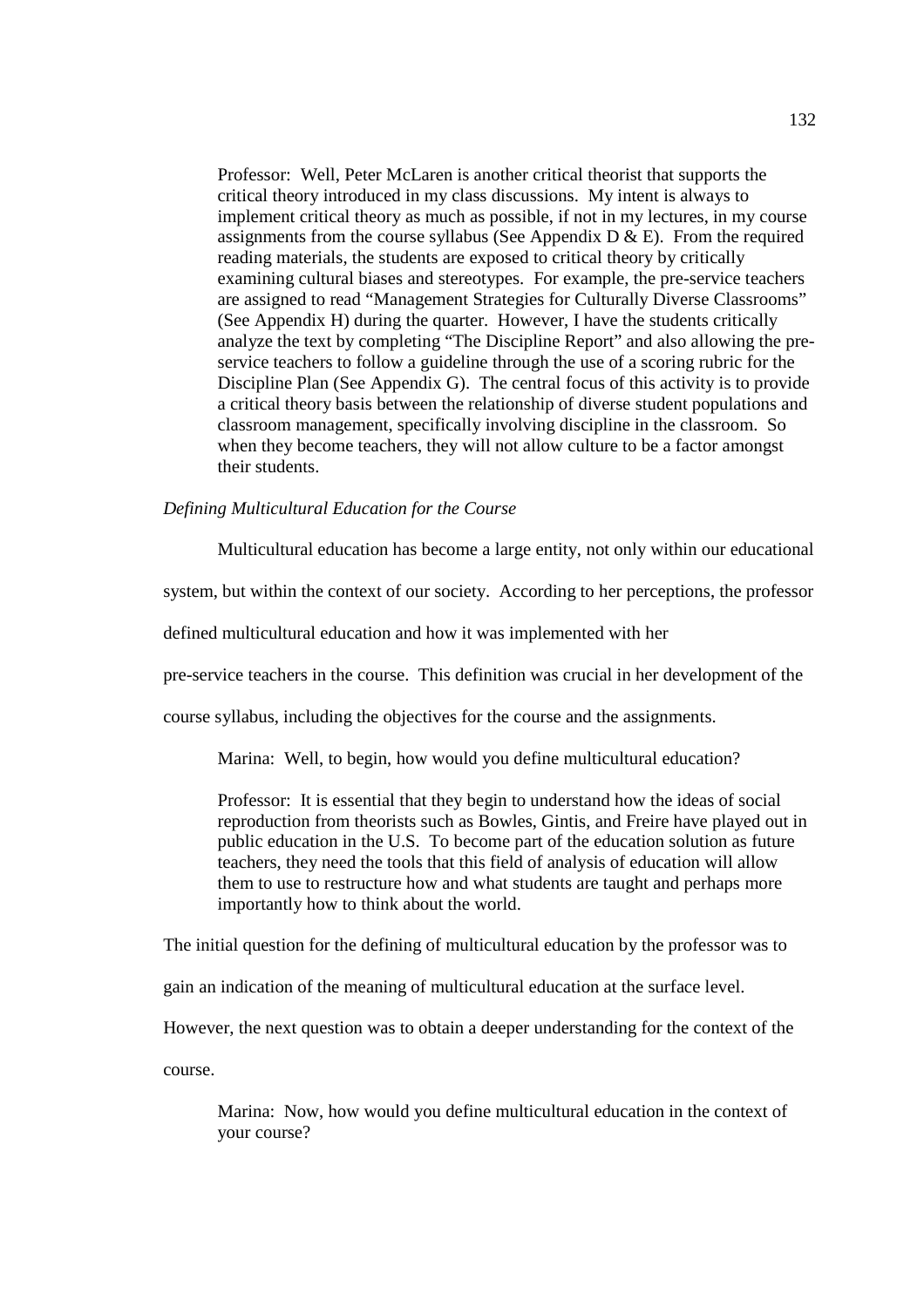> Professor: Well, Peter McLaren is another critical theorist that supports the critical theory introduced in my class discussions. My intent is always to implement critical theory as much as possible, if not in my lectures, in my course assignments from the course syllabus (See Appendix D & E). From the required reading materials, the students are exposed to critical theory by critically examining cultural biases and stereotypes. For example, the pre-service teachers are assigned to read "Management Strategies for Culturally Diverse Classrooms" (See Appendix H) during the quarter. However, I have the students critically analyze the text by completing "The Discipline Report" and also allowing the pre-service teachers to follow a guideline through the use of a scoring rubric for the Discipline Plan (See Appendix G). The central focus of this activity is to provide a critical theory basis between the relationship of diverse student populations and classroom management, specifically involving discipline in the classroom. So when they become teachers, they will not allow culture to be a factor amongst their students.

*Defining Multicultural Education for the Course*

Multicultural education has become a large entity, not only within our educational system, but within the context of our society. According to her perceptions, the professor defined multicultural education and how it was implemented with her pre-service teachers in the course. This definition was crucial in her development of the course syllabus, including the objectives for the course and the assignments.

> Marina: Well, to begin, how would you define multicultural education?
>
> Professor: It is essential that they begin to understand how the ideas of social reproduction from theorists such as Bowles, Gintis, and Freire have played out in public education in the U.S. To become part of the education solution as future teachers, they need the tools that this field of analysis of education will allow them to use to restructure how and what students are taught and perhaps more importantly how to think about the world.

The initial question for the defining of multicultural education by the professor was to gain an indication of the meaning of multicultural education at the surface level. However, the next question was to obtain a deeper understanding for the context of the course.

> Marina: Now, how would you define multicultural education in the context of your course?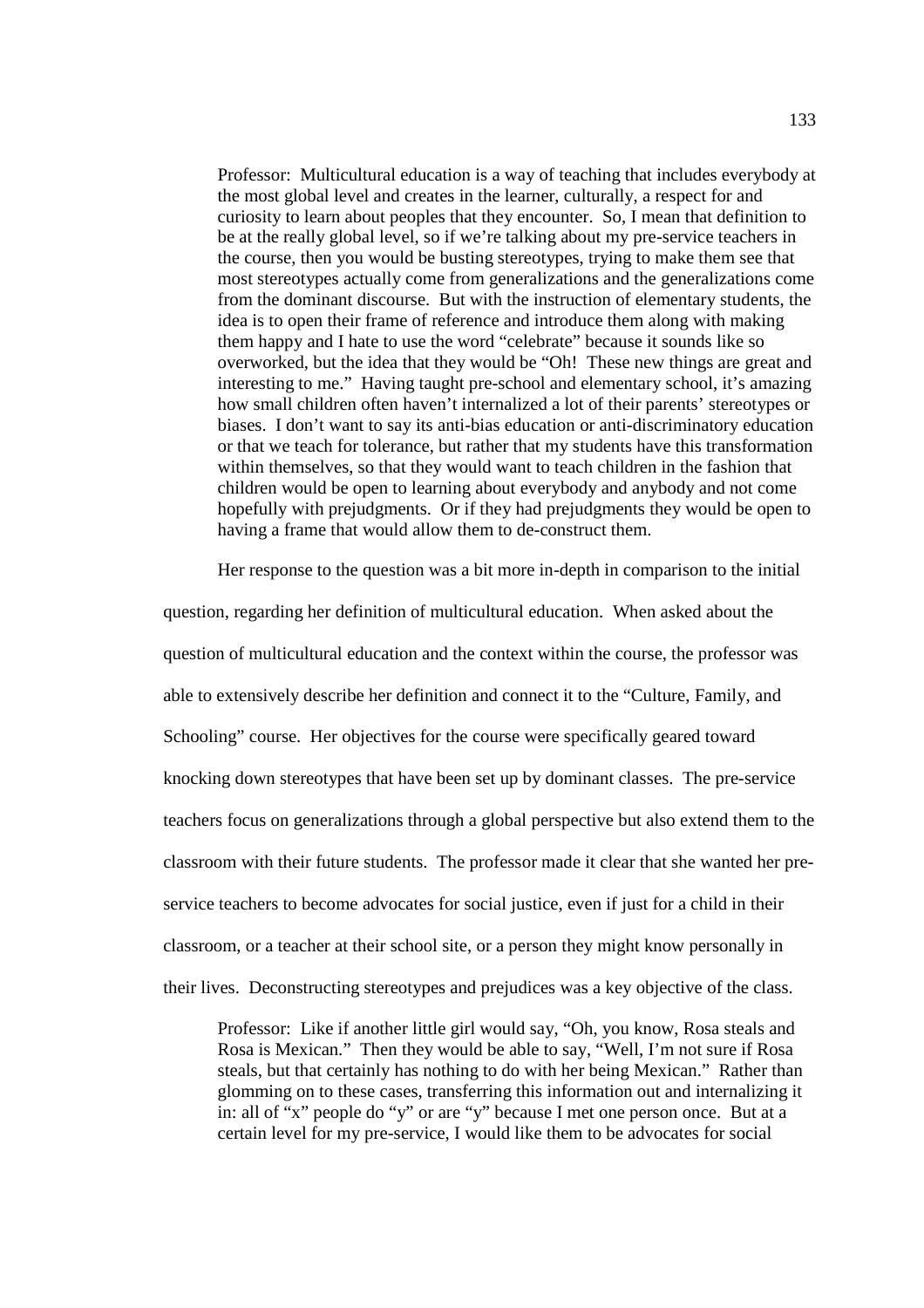> Professor: Multicultural education is a way of teaching that includes everybody at the most global level and creates in the learner, culturally, a respect for and curiosity to learn about peoples that they encounter. So, I mean that definition to be at the really global level, so if we're talking about my pre-service teachers in the course, then you would be busting stereotypes, trying to make them see that most stereotypes actually come from generalizations and the generalizations come from the dominant discourse. But with the instruction of elementary students, the idea is to open their frame of reference and introduce them along with making them happy and I hate to use the word "celebrate" because it sounds like so overworked, but the idea that they would be "Oh! These new things are great and interesting to me." Having taught pre-school and elementary school, it's amazing how small children often haven't internalized a lot of their parents' stereotypes or biases. I don't want to say its anti-bias education or anti-discriminatory education or that we teach for tolerance, but rather that my students have this transformation within themselves, so that they would want to teach children in the fashion that children would be open to learning about everybody and anybody and not come hopefully with prejudgments. Or if they had prejudgments they would be open to having a frame that would allow them to de-construct them.

Her response to the question was a bit more in-depth in comparison to the initial question, regarding her definition of multicultural education. When asked about the question of multicultural education and the context within the course, the professor was able to extensively describe her definition and connect it to the "Culture, Family, and Schooling" course. Her objectives for the course were specifically geared toward knocking down stereotypes that have been set up by dominant classes. The pre-service teachers focus on generalizations through a global perspective but also extend them to the classroom with their future students. The professor made it clear that she wanted her pre-service teachers to become advocates for social justice, even if just for a child in their classroom, or a teacher at their school site, or a person they might know personally in their lives. Deconstructing stereotypes and prejudices was a key objective of the class.

> Professor: Like if another little girl would say, "Oh, you know, Rosa steals and Rosa is Mexican." Then they would be able to say, "Well, I'm not sure if Rosa steals, but that certainly has nothing to do with her being Mexican." Rather than glomming on to these cases, transferring this information out and internalizing it in: all of "x" people do "y" or are "y" because I met one person once. But at a certain level for my pre-service, I would like them to be advocates for social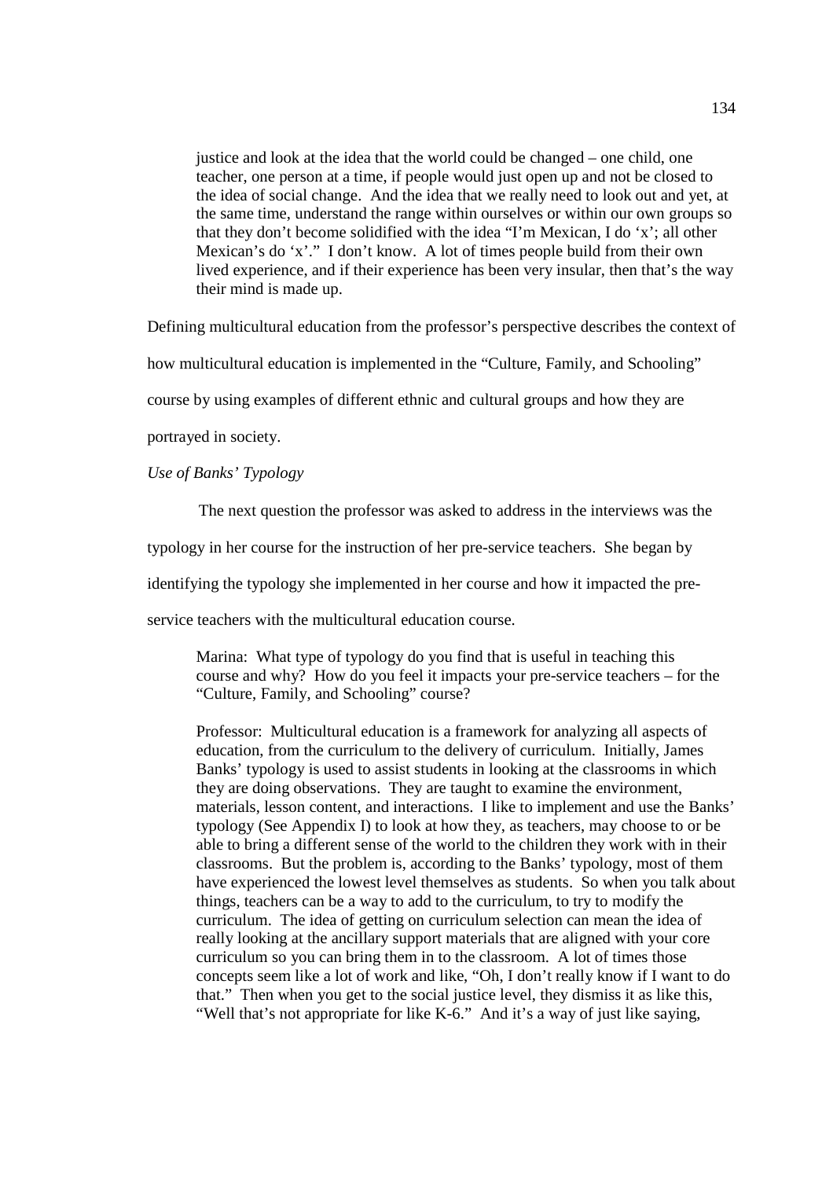> justice and look at the idea that the world could be changed – one child, one teacher, one person at a time, if people would just open up and not be closed to the idea of social change. And the idea that we really need to look out and yet, at the same time, understand the range within ourselves or within our own groups so that they don't become solidified with the idea "I'm Mexican, I do 'x'; all other Mexican's do 'x'." I don't know. A lot of times people build from their own lived experience, and if their experience has been very insular, then that's the way their mind is made up.

Defining multicultural education from the professor's perspective describes the context of how multicultural education is implemented in the "Culture, Family, and Schooling" course by using examples of different ethnic and cultural groups and how they are portrayed in society.

*Use of Banks' Typology*

The next question the professor was asked to address in the interviews was the typology in her course for the instruction of her pre-service teachers. She began by identifying the typology she implemented in her course and how it impacted the pre-service teachers with the multicultural education course.

> Marina: What type of typology do you find that is useful in teaching this course and why? How do you feel it impacts your pre-service teachers – for the "Culture, Family, and Schooling" course?
>
> Professor: Multicultural education is a framework for analyzing all aspects of education, from the curriculum to the delivery of curriculum. Initially, James Banks' typology is used to assist students in looking at the classrooms in which they are doing observations. They are taught to examine the environment, materials, lesson content, and interactions. I like to implement and use the Banks' typology (See Appendix I) to look at how they, as teachers, may choose to or be able to bring a different sense of the world to the children they work with in their classrooms. But the problem is, according to the Banks' typology, most of them have experienced the lowest level themselves as students. So when you talk about things, teachers can be a way to add to the curriculum, to try to modify the curriculum. The idea of getting on curriculum selection can mean the idea of really looking at the ancillary support materials that are aligned with your core curriculum so you can bring them in to the classroom. A lot of times those concepts seem like a lot of work and like, "Oh, I don't really know if I want to do that." Then when you get to the social justice level, they dismiss it as like this, "Well that's not appropriate for like K-6." And it's a way of just like saying,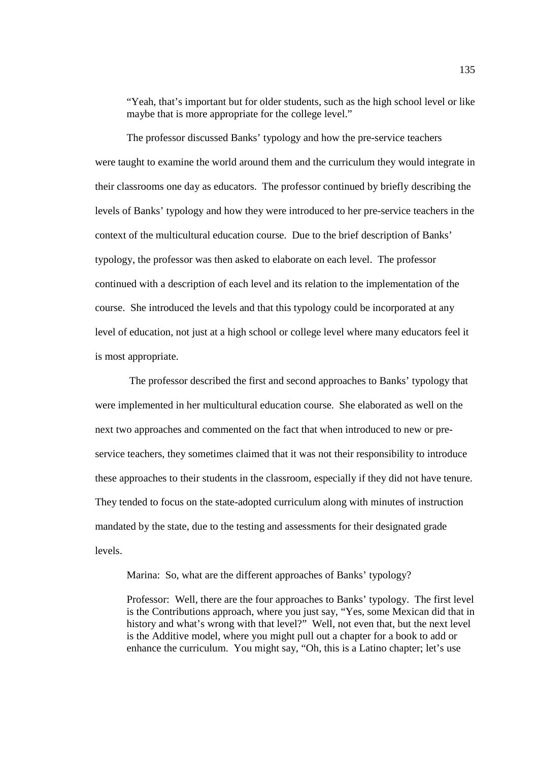"Yeah, that's important but for older students, such as the high school level or like maybe that is more appropriate for the college level."

The professor discussed Banks' typology and how the pre-service teachers were taught to examine the world around them and the curriculum they would integrate in their classrooms one day as educators. The professor continued by briefly describing the levels of Banks' typology and how they were introduced to her pre-service teachers in the context of the multicultural education course. Due to the brief description of Banks' typology, the professor was then asked to elaborate on each level. The professor continued with a description of each level and its relation to the implementation of the course. She introduced the levels and that this typology could be incorporated at any level of education, not just at a high school or college level where many educators feel it is most appropriate.

The professor described the first and second approaches to Banks' typology that were implemented in her multicultural education course. She elaborated as well on the next two approaches and commented on the fact that when introduced to new or pre-service teachers, they sometimes claimed that it was not their responsibility to introduce these approaches to their students in the classroom, especially if they did not have tenure. They tended to focus on the state-adopted curriculum along with minutes of instruction mandated by the state, due to the testing and assessments for their designated grade levels.

Marina: So, what are the different approaches of Banks' typology?

Professor: Well, there are the four approaches to Banks' typology. The first level is the Contributions approach, where you just say, "Yes, some Mexican did that in history and what's wrong with that level?" Well, not even that, but the next level is the Additive model, where you might pull out a chapter for a book to add or enhance the curriculum. You might say, "Oh, this is a Latino chapter; let's use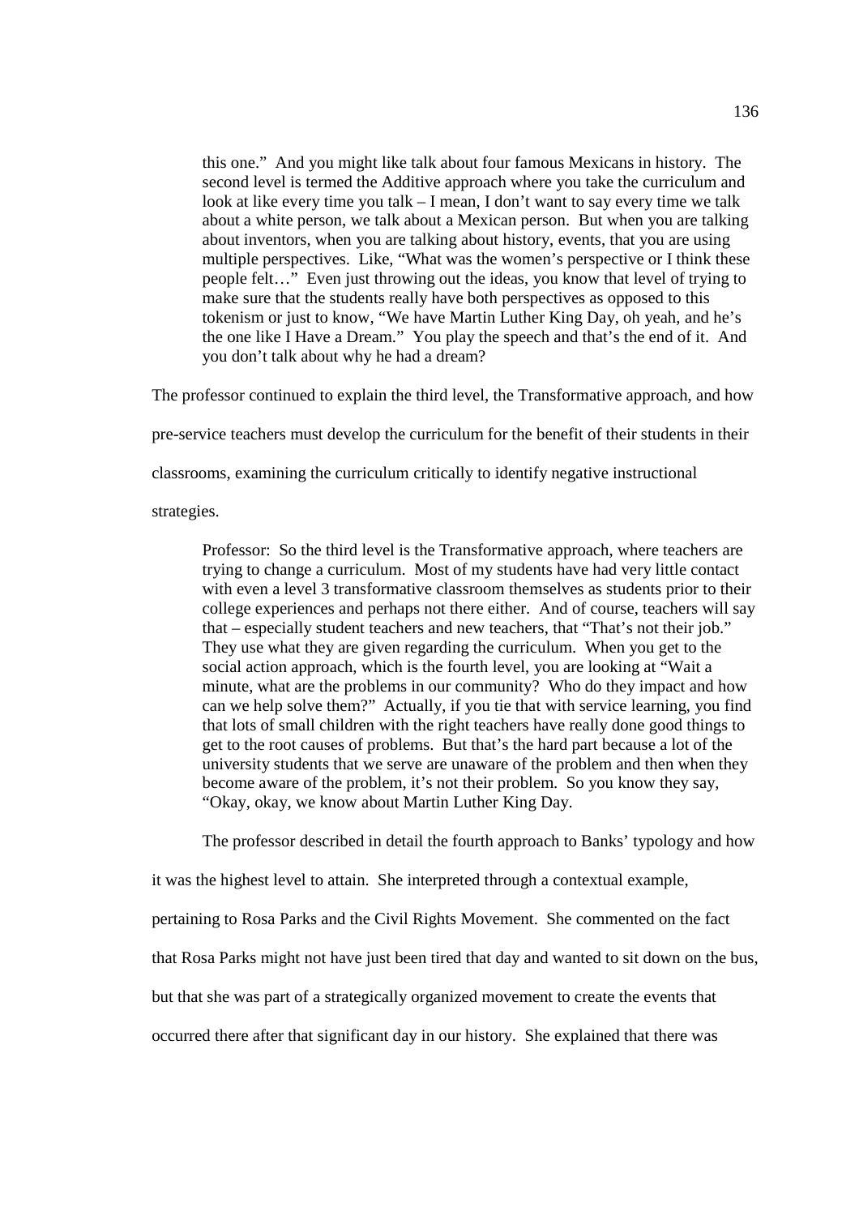> this one." And you might like talk about four famous Mexicans in history. The second level is termed the Additive approach where you take the curriculum and look at like every time you talk – I mean, I don't want to say every time we talk about a white person, we talk about a Mexican person. But when you are talking about inventors, when you are talking about history, events, that you are using multiple perspectives. Like, "What was the women's perspective or I think these people felt…" Even just throwing out the ideas, you know that level of trying to make sure that the students really have both perspectives as opposed to this tokenism or just to know, "We have Martin Luther King Day, oh yeah, and he's the one like I Have a Dream." You play the speech and that's the end of it. And you don't talk about why he had a dream?

The professor continued to explain the third level, the Transformative approach, and how pre-service teachers must develop the curriculum for the benefit of their students in their classrooms, examining the curriculum critically to identify negative instructional strategies.

> Professor: So the third level is the Transformative approach, where teachers are trying to change a curriculum. Most of my students have had very little contact with even a level 3 transformative classroom themselves as students prior to their college experiences and perhaps not there either. And of course, teachers will say that – especially student teachers and new teachers, that "That's not their job." They use what they are given regarding the curriculum. When you get to the social action approach, which is the fourth level, you are looking at "Wait a minute, what are the problems in our community? Who do they impact and how can we help solve them?" Actually, if you tie that with service learning, you find that lots of small children with the right teachers have really done good things to get to the root causes of problems. But that's the hard part because a lot of the university students that we serve are unaware of the problem and then when they become aware of the problem, it's not their problem. So you know they say, "Okay, okay, we know about Martin Luther King Day.

The professor described in detail the fourth approach to Banks' typology and how it was the highest level to attain. She interpreted through a contextual example, pertaining to Rosa Parks and the Civil Rights Movement. She commented on the fact that Rosa Parks might not have just been tired that day and wanted to sit down on the bus, but that she was part of a strategically organized movement to create the events that occurred there after that significant day in our history. She explained that there was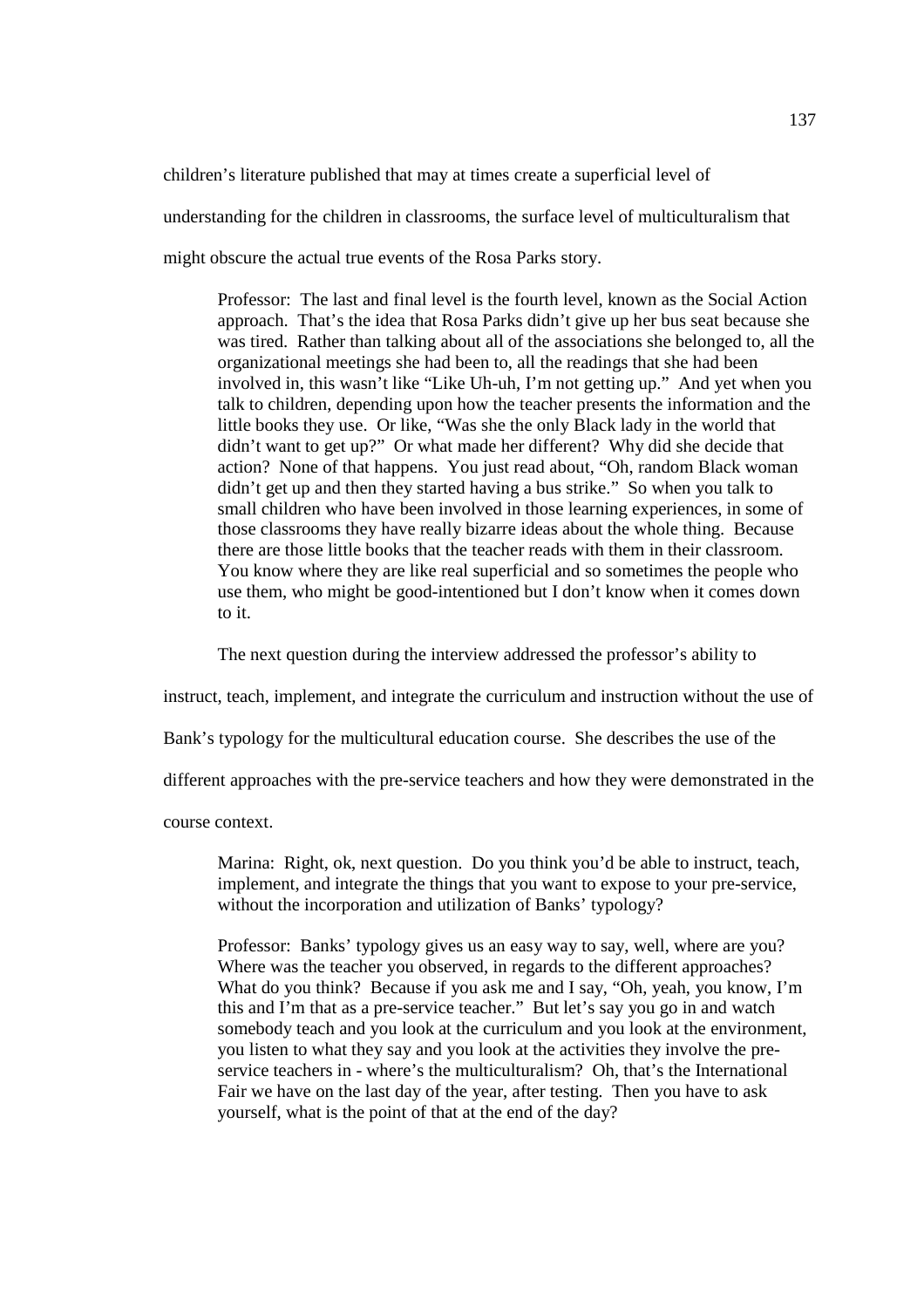children's literature published that may at times create a superficial level of understanding for the children in classrooms, the surface level of multiculturalism that might obscure the actual true events of the Rosa Parks story.

> Professor: The last and final level is the fourth level, known as the Social Action approach. That's the idea that Rosa Parks didn't give up her bus seat because she was tired. Rather than talking about all of the associations she belonged to, all the organizational meetings she had been to, all the readings that she had been involved in, this wasn't like "Like Uh-uh, I'm not getting up." And yet when you talk to children, depending upon how the teacher presents the information and the little books they use. Or like, "Was she the only Black lady in the world that didn't want to get up?" Or what made her different? Why did she decide that action? None of that happens. You just read about, "Oh, random Black woman didn't get up and then they started having a bus strike." So when you talk to small children who have been involved in those learning experiences, in some of those classrooms they have really bizarre ideas about the whole thing. Because there are those little books that the teacher reads with them in their classroom. You know where they are like real superficial and so sometimes the people who use them, who might be good-intentioned but I don't know when it comes down to it.

The next question during the interview addressed the professor's ability to instruct, teach, implement, and integrate the curriculum and instruction without the use of Bank's typology for the multicultural education course. She describes the use of the different approaches with the pre-service teachers and how they were demonstrated in the course context.

> Marina: Right, ok, next question. Do you think you'd be able to instruct, teach, implement, and integrate the things that you want to expose to your pre-service, without the incorporation and utilization of Banks' typology?

> Professor: Banks' typology gives us an easy way to say, well, where are you? Where was the teacher you observed, in regards to the different approaches? What do you think? Because if you ask me and I say, "Oh, yeah, you know, I'm this and I'm that as a pre-service teacher." But let's say you go in and watch somebody teach and you look at the curriculum and you look at the environment, you listen to what they say and you look at the activities they involve the pre-service teachers in - where's the multiculturalism? Oh, that's the International Fair we have on the last day of the year, after testing. Then you have to ask yourself, what is the point of that at the end of the day?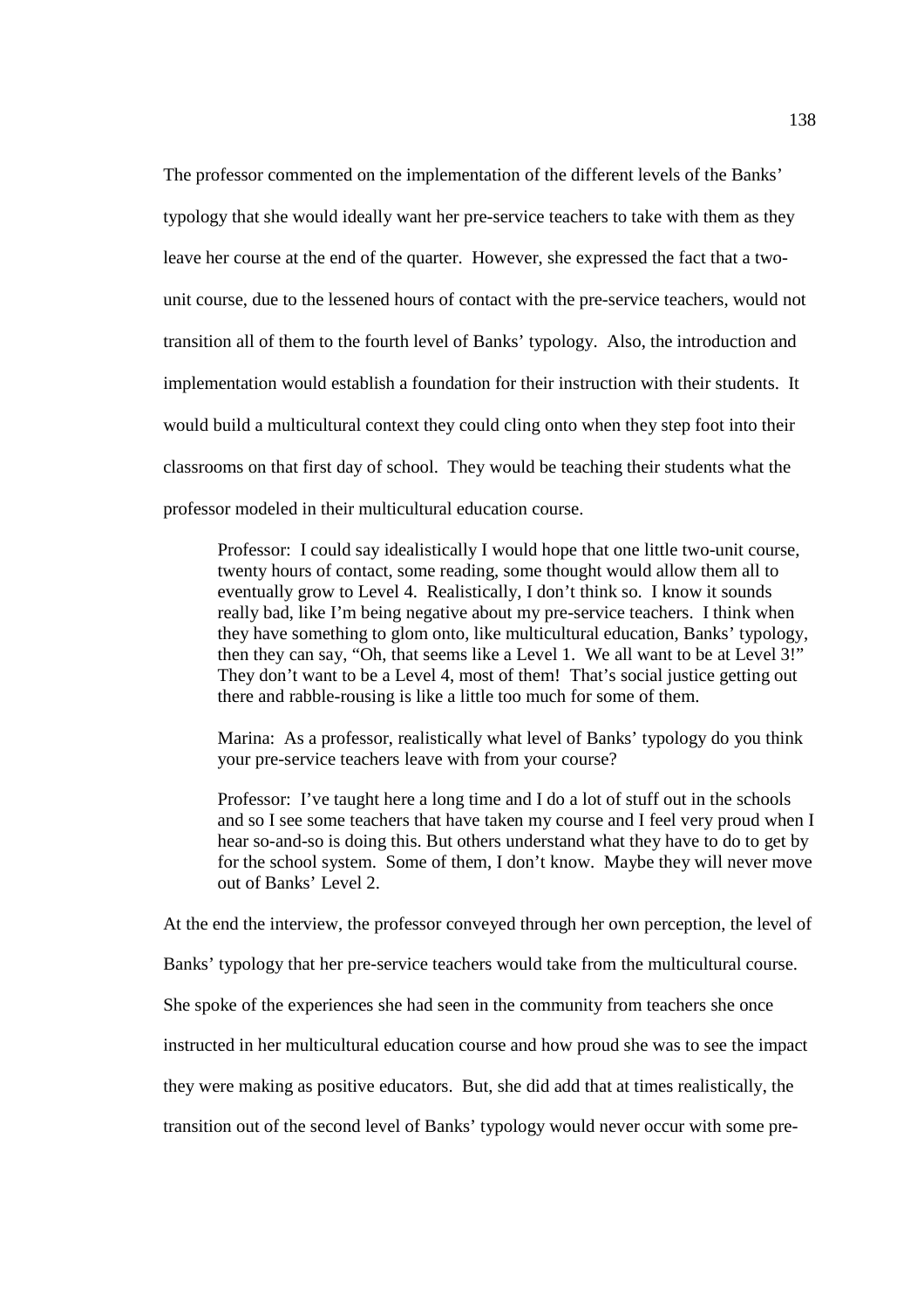The professor commented on the implementation of the different levels of the Banks' typology that she would ideally want her pre-service teachers to take with them as they leave her course at the end of the quarter. However, she expressed the fact that a two-unit course, due to the lessened hours of contact with the pre-service teachers, would not transition all of them to the fourth level of Banks' typology. Also, the introduction and implementation would establish a foundation for their instruction with their students. It would build a multicultural context they could cling onto when they step foot into their classrooms on that first day of school. They would be teaching their students what the professor modeled in their multicultural education course.

> Professor: I could say idealistically I would hope that one little two-unit course, twenty hours of contact, some reading, some thought would allow them all to eventually grow to Level 4. Realistically, I don't think so. I know it sounds really bad, like I'm being negative about my pre-service teachers. I think when they have something to glom onto, like multicultural education, Banks' typology, then they can say, "Oh, that seems like a Level 1. We all want to be at Level 3!" They don't want to be a Level 4, most of them! That's social justice getting out there and rabble-rousing is like a little too much for some of them.
>
> Marina: As a professor, realistically what level of Banks' typology do you think your pre-service teachers leave with from your course?
>
> Professor: I've taught here a long time and I do a lot of stuff out in the schools and so I see some teachers that have taken my course and I feel very proud when I hear so-and-so is doing this. But others understand what they have to do to get by for the school system. Some of them, I don't know. Maybe they will never move out of Banks' Level 2.

At the end the interview, the professor conveyed through her own perception, the level of Banks' typology that her pre-service teachers would take from the multicultural course. She spoke of the experiences she had seen in the community from teachers she once instructed in her multicultural education course and how proud she was to see the impact they were making as positive educators. But, she did add that at times realistically, the transition out of the second level of Banks' typology would never occur with some pre-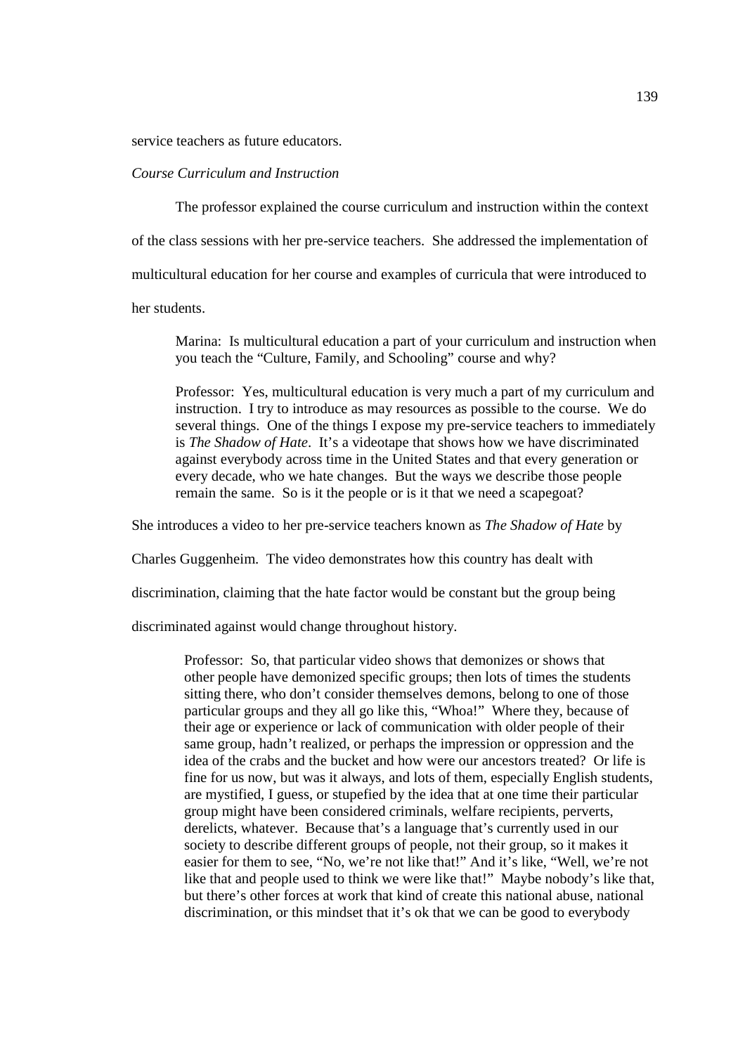service teachers as future educators.

*Course Curriculum and Instruction*

The professor explained the course curriculum and instruction within the context of the class sessions with her pre-service teachers. She addressed the implementation of multicultural education for her course and examples of curricula that were introduced to her students.

> Marina: Is multicultural education a part of your curriculum and instruction when you teach the "Culture, Family, and Schooling" course and why?
>
> Professor: Yes, multicultural education is very much a part of my curriculum and instruction. I try to introduce as may resources as possible to the course. We do several things. One of the things I expose my pre-service teachers to immediately is *The Shadow of Hate*. It's a videotape that shows how we have discriminated against everybody across time in the United States and that every generation or every decade, who we hate changes. But the ways we describe those people remain the same. So is it the people or is it that we need a scapegoat?

She introduces a video to her pre-service teachers known as *The Shadow of Hate* by Charles Guggenheim. The video demonstrates how this country has dealt with discrimination, claiming that the hate factor would be constant but the group being discriminated against would change throughout history.

> Professor: So, that particular video shows that demonizes or shows that other people have demonized specific groups; then lots of times the students sitting there, who don't consider themselves demons, belong to one of those particular groups and they all go like this, "Whoa!" Where they, because of their age or experience or lack of communication with older people of their same group, hadn't realized, or perhaps the impression or oppression and the idea of the crabs and the bucket and how were our ancestors treated? Or life is fine for us now, but was it always, and lots of them, especially English students, are mystified, I guess, or stupefied by the idea that at one time their particular group might have been considered criminals, welfare recipients, perverts, derelicts, whatever. Because that's a language that's currently used in our society to describe different groups of people, not their group, so it makes it easier for them to see, "No, we're not like that!" And it's like, "Well, we're not like that and people used to think we were like that!" Maybe nobody's like that, but there's other forces at work that kind of create this national abuse, national discrimination, or this mindset that it's ok that we can be good to everybody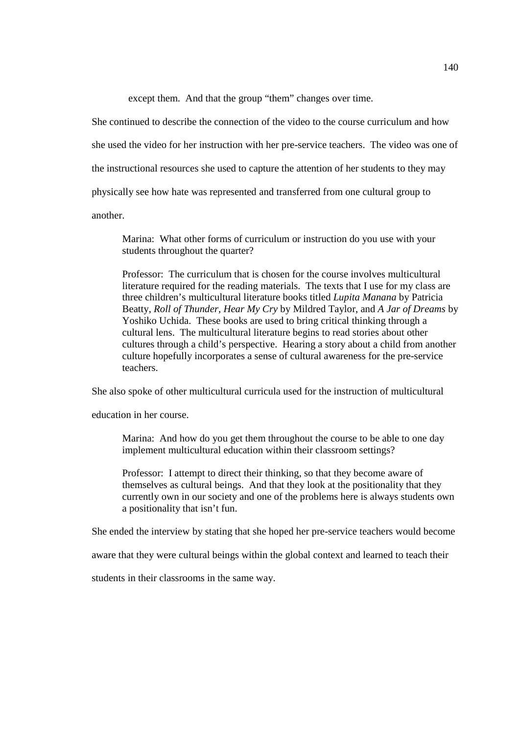except them. And that the group "them" changes over time.

She continued to describe the connection of the video to the course curriculum and how she used the video for her instruction with her pre-service teachers. The video was one of the instructional resources she used to capture the attention of her students to they may physically see how hate was represented and transferred from one cultural group to another.

> Marina: What other forms of curriculum or instruction do you use with your students throughout the quarter?
>
> Professor: The curriculum that is chosen for the course involves multicultural literature required for the reading materials. The texts that I use for my class are three children's multicultural literature books titled *Lupita Manana* by Patricia Beatty, *Roll of Thunder, Hear My Cry* by Mildred Taylor, and *A Jar of Dreams* by Yoshiko Uchida. These books are used to bring critical thinking through a cultural lens. The multicultural literature begins to read stories about other cultures through a child's perspective. Hearing a story about a child from another culture hopefully incorporates a sense of cultural awareness for the pre-service teachers.

She also spoke of other multicultural curricula used for the instruction of multicultural education in her course.

> Marina: And how do you get them throughout the course to be able to one day implement multicultural education within their classroom settings?
>
> Professor: I attempt to direct their thinking, so that they become aware of themselves as cultural beings. And that they look at the positionality that they currently own in our society and one of the problems here is always students own a positionality that isn't fun.

She ended the interview by stating that she hoped her pre-service teachers would become aware that they were cultural beings within the global context and learned to teach their students in their classrooms in the same way.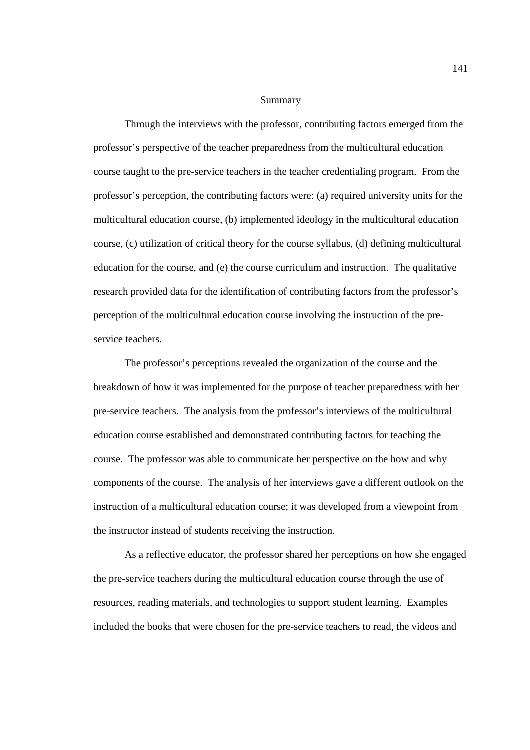## Summary

Through the interviews with the professor, contributing factors emerged from the professor's perspective of the teacher preparedness from the multicultural education course taught to the pre-service teachers in the teacher credentialing program. From the professor's perception, the contributing factors were: (a) required university units for the multicultural education course, (b) implemented ideology in the multicultural education course, (c) utilization of critical theory for the course syllabus, (d) defining multicultural education for the course, and (e) the course curriculum and instruction. The qualitative research provided data for the identification of contributing factors from the professor's perception of the multicultural education course involving the instruction of the pre-service teachers.

The professor's perceptions revealed the organization of the course and the breakdown of how it was implemented for the purpose of teacher preparedness with her pre-service teachers. The analysis from the professor's interviews of the multicultural education course established and demonstrated contributing factors for teaching the course. The professor was able to communicate her perspective on the how and why components of the course. The analysis of her interviews gave a different outlook on the instruction of a multicultural education course; it was developed from a viewpoint from the instructor instead of students receiving the instruction.

As a reflective educator, the professor shared her perceptions on how she engaged the pre-service teachers during the multicultural education course through the use of resources, reading materials, and technologies to support student learning. Examples included the books that were chosen for the pre-service teachers to read, the videos and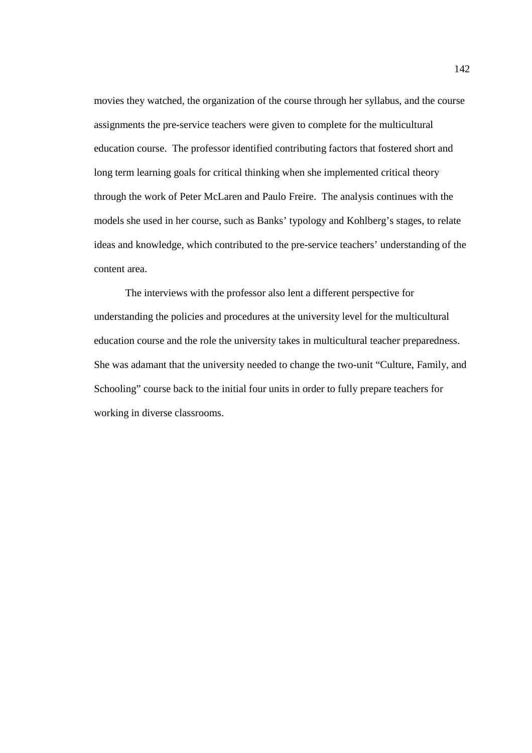movies they watched, the organization of the course through her syllabus, and the course assignments the pre-service teachers were given to complete for the multicultural education course. The professor identified contributing factors that fostered short and long term learning goals for critical thinking when she implemented critical theory through the work of Peter McLaren and Paulo Freire. The analysis continues with the models she used in her course, such as Banks' typology and Kohlberg's stages, to relate ideas and knowledge, which contributed to the pre-service teachers' understanding of the content area.

The interviews with the professor also lent a different perspective for understanding the policies and procedures at the university level for the multicultural education course and the role the university takes in multicultural teacher preparedness. She was adamant that the university needed to change the two-unit "Culture, Family, and Schooling" course back to the initial four units in order to fully prepare teachers for working in diverse classrooms.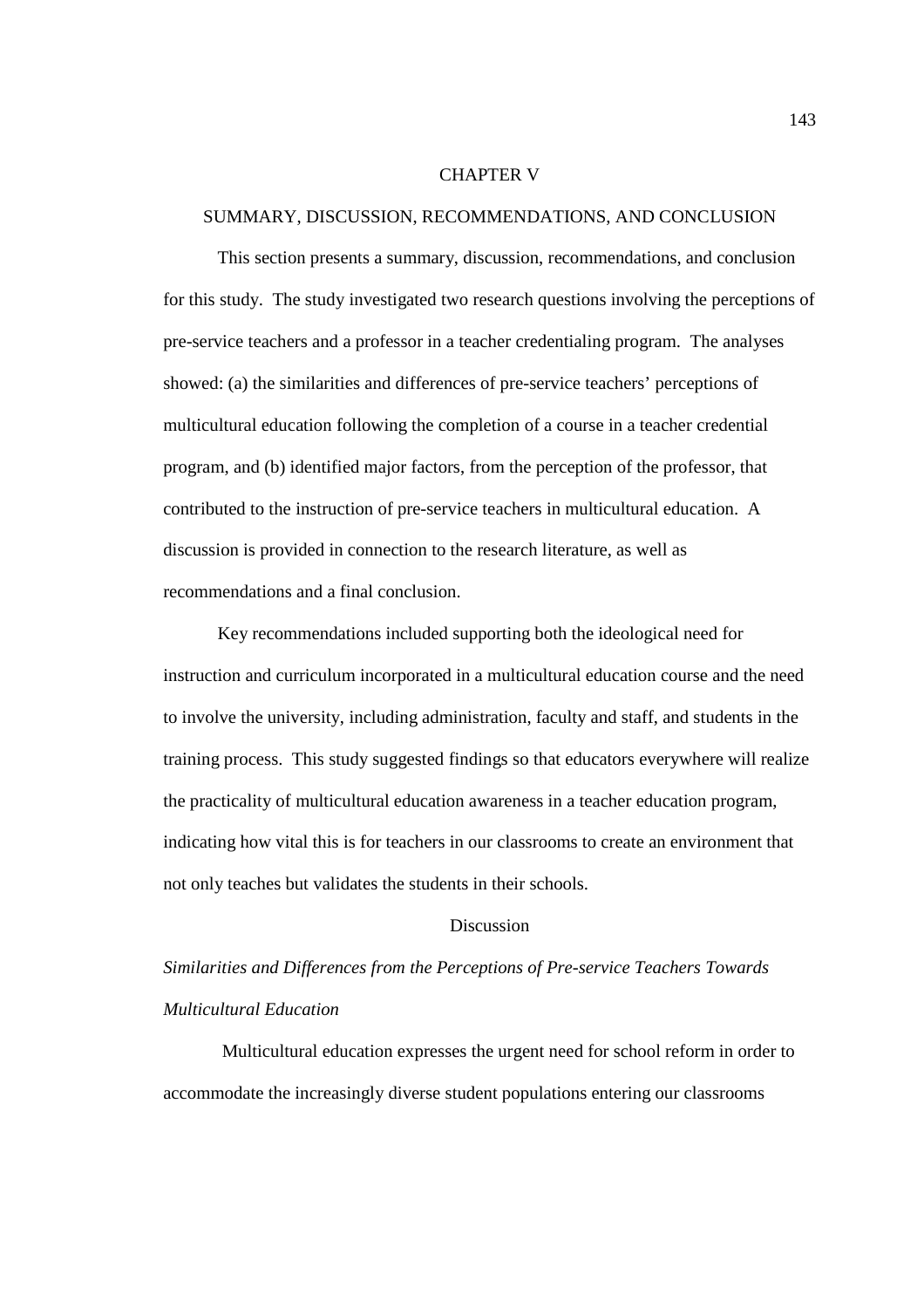# CHAPTER V

## SUMMARY, DISCUSSION, RECOMMENDATIONS, AND CONCLUSION

This section presents a summary, discussion, recommendations, and conclusion for this study. The study investigated two research questions involving the perceptions of pre-service teachers and a professor in a teacher credentialing program. The analyses showed: (a) the similarities and differences of pre-service teachers' perceptions of multicultural education following the completion of a course in a teacher credential program, and (b) identified major factors, from the perception of the professor, that contributed to the instruction of pre-service teachers in multicultural education. A discussion is provided in connection to the research literature, as well as recommendations and a final conclusion.

Key recommendations included supporting both the ideological need for instruction and curriculum incorporated in a multicultural education course and the need to involve the university, including administration, faculty and staff, and students in the training process. This study suggested findings so that educators everywhere will realize the practicality of multicultural education awareness in a teacher education program, indicating how vital this is for teachers in our classrooms to create an environment that not only teaches but validates the students in their schools.

## Discussion

### *Similarities and Differences from the Perceptions of Pre-service Teachers Towards Multicultural Education*

Multicultural education expresses the urgent need for school reform in order to accommodate the increasingly diverse student populations entering our classrooms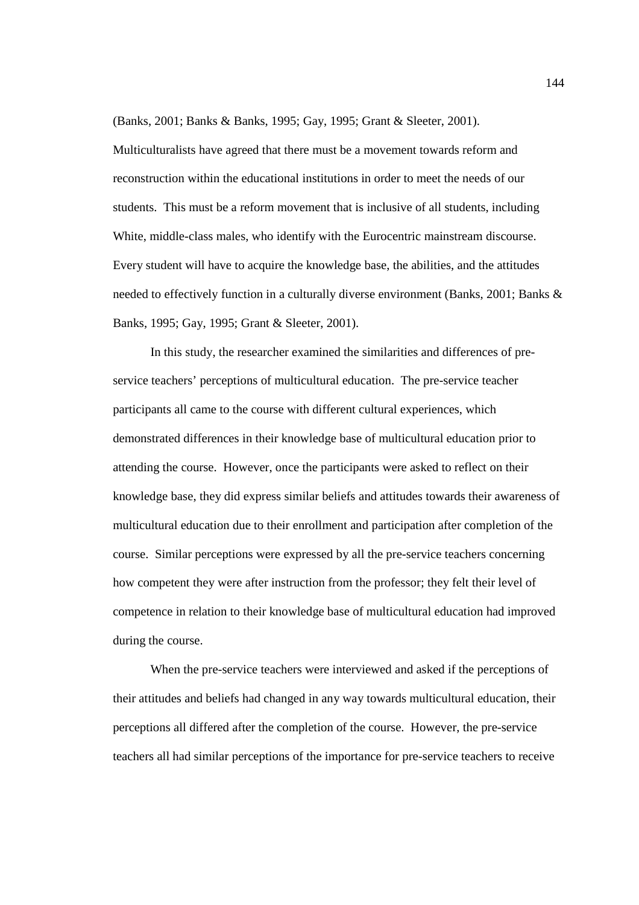(Banks, 2001; Banks & Banks, 1995; Gay, 1995; Grant & Sleeter, 2001). Multiculturalists have agreed that there must be a movement towards reform and reconstruction within the educational institutions in order to meet the needs of our students. This must be a reform movement that is inclusive of all students, including White, middle-class males, who identify with the Eurocentric mainstream discourse. Every student will have to acquire the knowledge base, the abilities, and the attitudes needed to effectively function in a culturally diverse environment (Banks, 2001; Banks & Banks, 1995; Gay, 1995; Grant & Sleeter, 2001).

In this study, the researcher examined the similarities and differences of pre-service teachers' perceptions of multicultural education. The pre-service teacher participants all came to the course with different cultural experiences, which demonstrated differences in their knowledge base of multicultural education prior to attending the course. However, once the participants were asked to reflect on their knowledge base, they did express similar beliefs and attitudes towards their awareness of multicultural education due to their enrollment and participation after completion of the course. Similar perceptions were expressed by all the pre-service teachers concerning how competent they were after instruction from the professor; they felt their level of competence in relation to their knowledge base of multicultural education had improved during the course.

When the pre-service teachers were interviewed and asked if the perceptions of their attitudes and beliefs had changed in any way towards multicultural education, their perceptions all differed after the completion of the course. However, the pre-service teachers all had similar perceptions of the importance for pre-service teachers to receive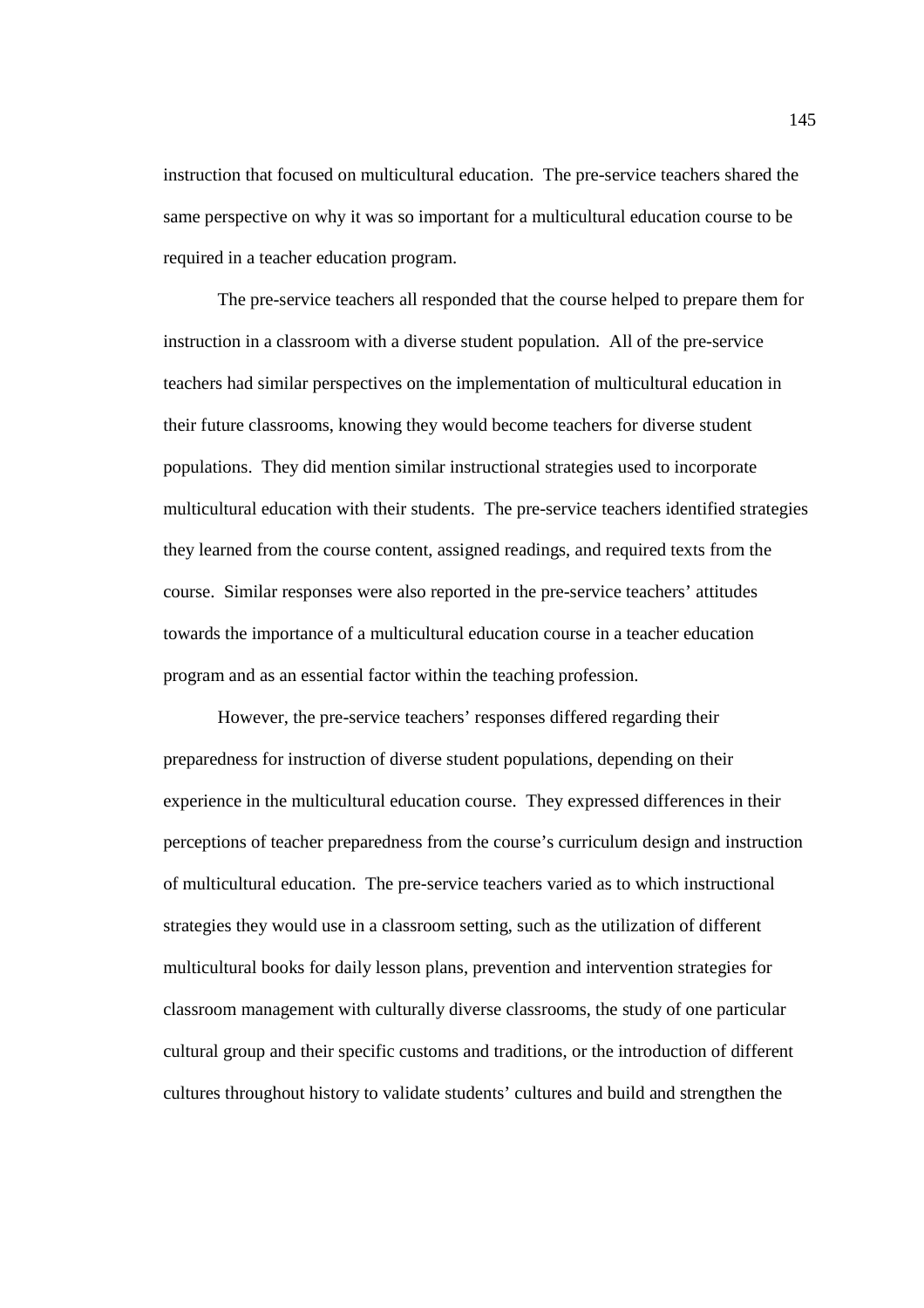instruction that focused on multicultural education. The pre-service teachers shared the same perspective on why it was so important for a multicultural education course to be required in a teacher education program.

The pre-service teachers all responded that the course helped to prepare them for instruction in a classroom with a diverse student population. All of the pre-service teachers had similar perspectives on the implementation of multicultural education in their future classrooms, knowing they would become teachers for diverse student populations. They did mention similar instructional strategies used to incorporate multicultural education with their students. The pre-service teachers identified strategies they learned from the course content, assigned readings, and required texts from the course. Similar responses were also reported in the pre-service teachers' attitudes towards the importance of a multicultural education course in a teacher education program and as an essential factor within the teaching profession.

However, the pre-service teachers' responses differed regarding their preparedness for instruction of diverse student populations, depending on their experience in the multicultural education course. They expressed differences in their perceptions of teacher preparedness from the course's curriculum design and instruction of multicultural education. The pre-service teachers varied as to which instructional strategies they would use in a classroom setting, such as the utilization of different multicultural books for daily lesson plans, prevention and intervention strategies for classroom management with culturally diverse classrooms, the study of one particular cultural group and their specific customs and traditions, or the introduction of different cultures throughout history to validate students' cultures and build and strengthen the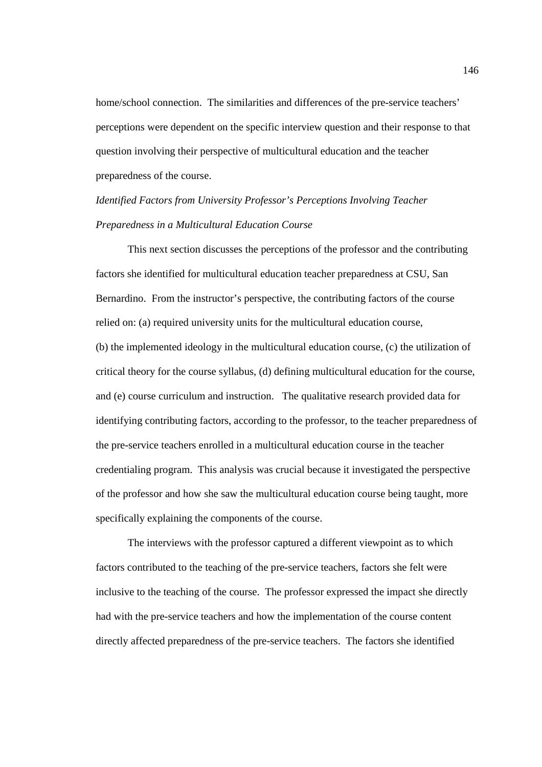home/school connection. The similarities and differences of the pre-service teachers' perceptions were dependent on the specific interview question and their response to that question involving their perspective of multicultural education and the teacher preparedness of the course.

*Identified Factors from University Professor's Perceptions Involving Teacher Preparedness in a Multicultural Education Course*

This next section discusses the perceptions of the professor and the contributing factors she identified for multicultural education teacher preparedness at CSU, San Bernardino. From the instructor's perspective, the contributing factors of the course relied on: (a) required university units for the multicultural education course, (b) the implemented ideology in the multicultural education course, (c) the utilization of critical theory for the course syllabus, (d) defining multicultural education for the course, and (e) course curriculum and instruction. The qualitative research provided data for identifying contributing factors, according to the professor, to the teacher preparedness of the pre-service teachers enrolled in a multicultural education course in the teacher credentialing program. This analysis was crucial because it investigated the perspective of the professor and how she saw the multicultural education course being taught, more specifically explaining the components of the course.

The interviews with the professor captured a different viewpoint as to which factors contributed to the teaching of the pre-service teachers, factors she felt were inclusive to the teaching of the course. The professor expressed the impact she directly had with the pre-service teachers and how the implementation of the course content directly affected preparedness of the pre-service teachers. The factors she identified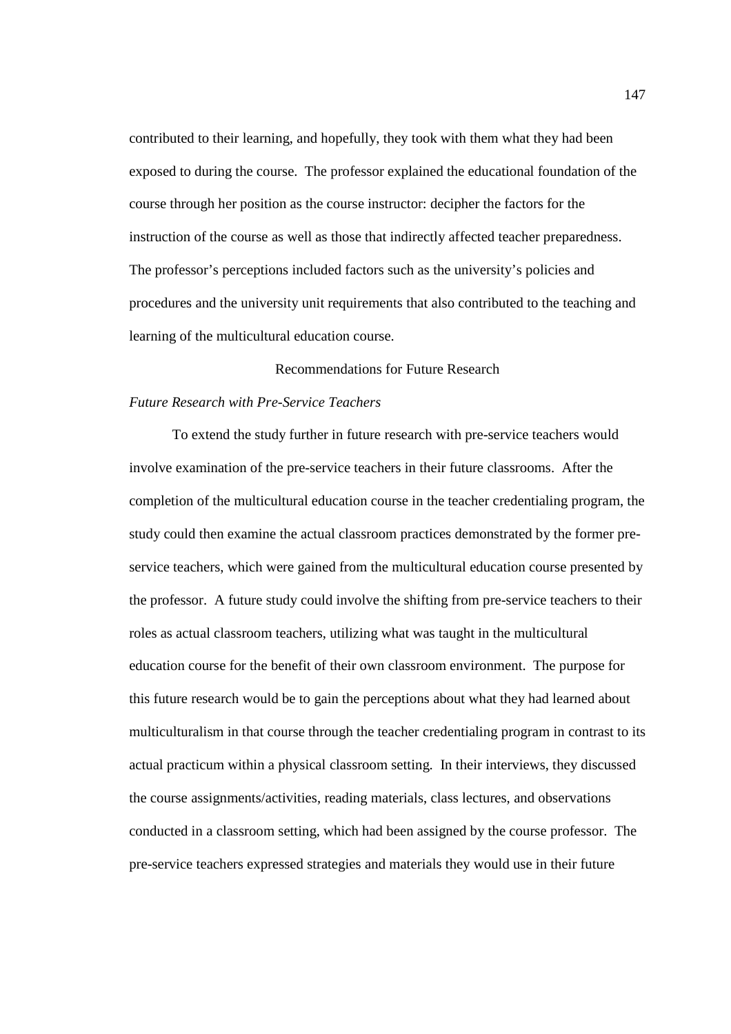contributed to their learning, and hopefully, they took with them what they had been exposed to during the course. The professor explained the educational foundation of the course through her position as the course instructor: decipher the factors for the instruction of the course as well as those that indirectly affected teacher preparedness. The professor's perceptions included factors such as the university's policies and procedures and the university unit requirements that also contributed to the teaching and learning of the multicultural education course.

## Recommendations for Future Research

### *Future Research with Pre-Service Teachers*

To extend the study further in future research with pre-service teachers would involve examination of the pre-service teachers in their future classrooms. After the completion of the multicultural education course in the teacher credentialing program, the study could then examine the actual classroom practices demonstrated by the former pre-service teachers, which were gained from the multicultural education course presented by the professor. A future study could involve the shifting from pre-service teachers to their roles as actual classroom teachers, utilizing what was taught in the multicultural education course for the benefit of their own classroom environment. The purpose for this future research would be to gain the perceptions about what they had learned about multiculturalism in that course through the teacher credentialing program in contrast to its actual practicum within a physical classroom setting. In their interviews, they discussed the course assignments/activities, reading materials, class lectures, and observations conducted in a classroom setting, which had been assigned by the course professor. The pre-service teachers expressed strategies and materials they would use in their future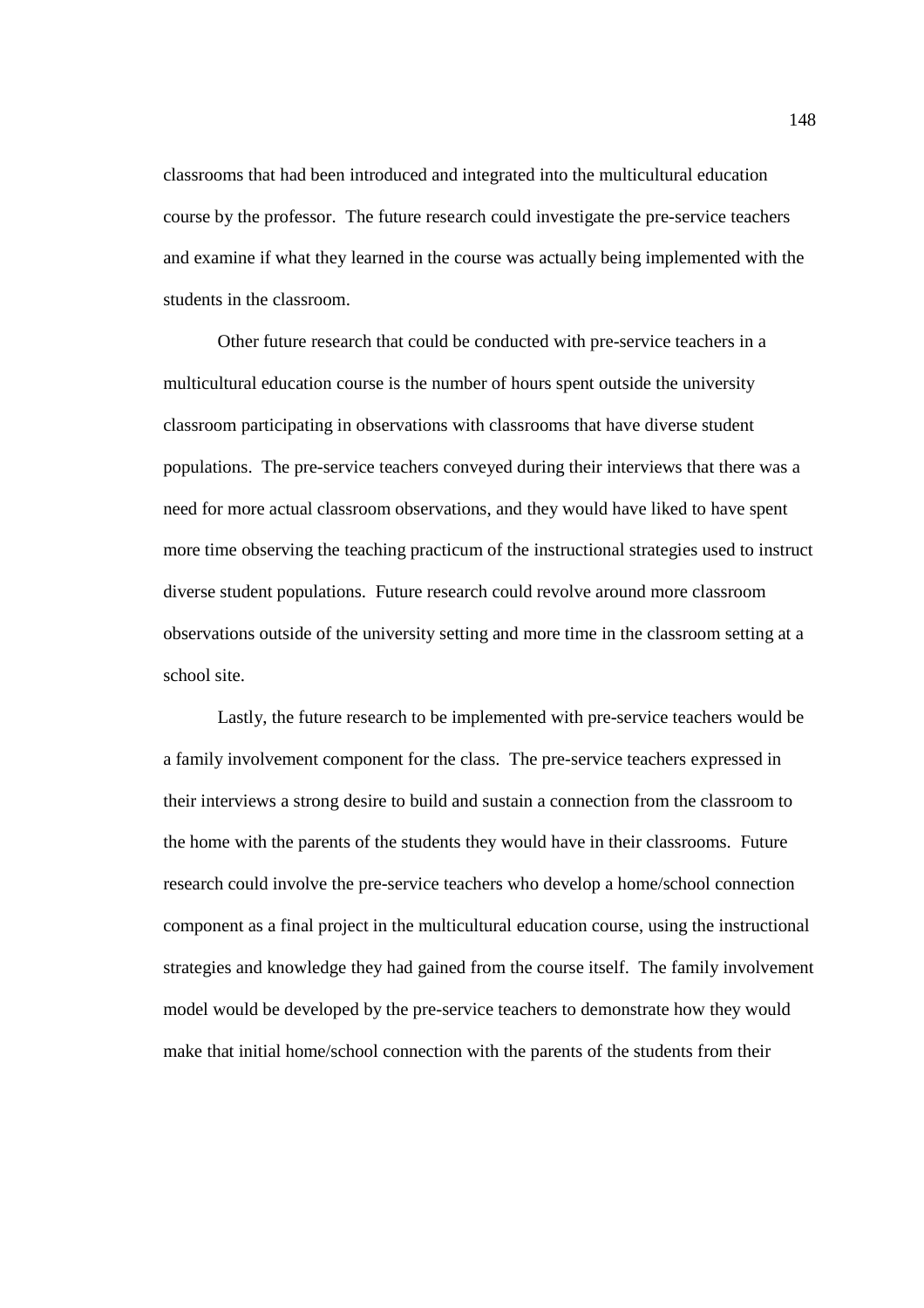classrooms that had been introduced and integrated into the multicultural education course by the professor. The future research could investigate the pre-service teachers and examine if what they learned in the course was actually being implemented with the students in the classroom.

Other future research that could be conducted with pre-service teachers in a multicultural education course is the number of hours spent outside the university classroom participating in observations with classrooms that have diverse student populations. The pre-service teachers conveyed during their interviews that there was a need for more actual classroom observations, and they would have liked to have spent more time observing the teaching practicum of the instructional strategies used to instruct diverse student populations. Future research could revolve around more classroom observations outside of the university setting and more time in the classroom setting at a school site.

Lastly, the future research to be implemented with pre-service teachers would be a family involvement component for the class. The pre-service teachers expressed in their interviews a strong desire to build and sustain a connection from the classroom to the home with the parents of the students they would have in their classrooms. Future research could involve the pre-service teachers who develop a home/school connection component as a final project in the multicultural education course, using the instructional strategies and knowledge they had gained from the course itself. The family involvement model would be developed by the pre-service teachers to demonstrate how they would make that initial home/school connection with the parents of the students from their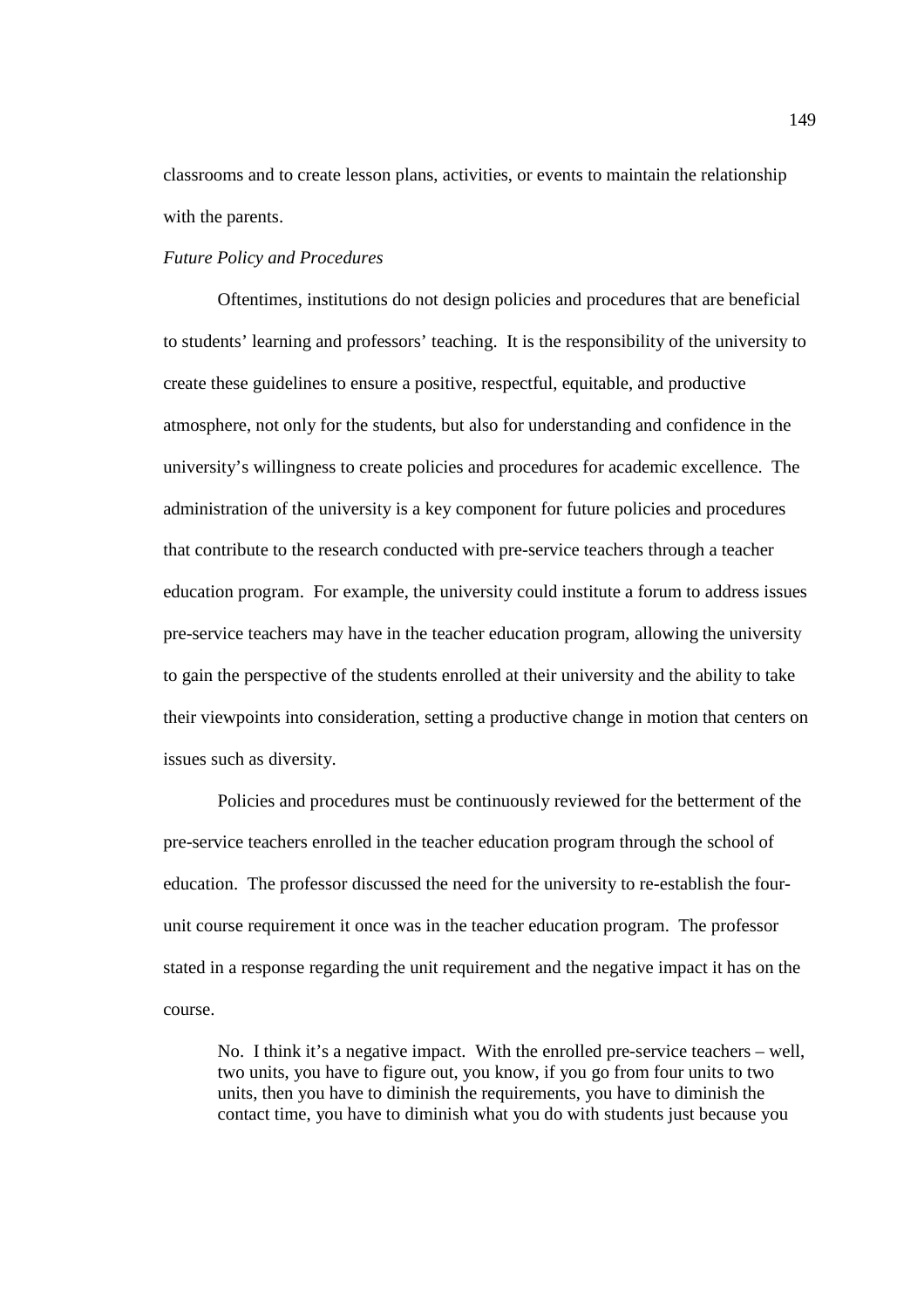classrooms and to create lesson plans, activities, or events to maintain the relationship with the parents.

*Future Policy and Procedures*

Oftentimes, institutions do not design policies and procedures that are beneficial to students' learning and professors' teaching. It is the responsibility of the university to create these guidelines to ensure a positive, respectful, equitable, and productive atmosphere, not only for the students, but also for understanding and confidence in the university's willingness to create policies and procedures for academic excellence. The administration of the university is a key component for future policies and procedures that contribute to the research conducted with pre-service teachers through a teacher education program. For example, the university could institute a forum to address issues pre-service teachers may have in the teacher education program, allowing the university to gain the perspective of the students enrolled at their university and the ability to take their viewpoints into consideration, setting a productive change in motion that centers on issues such as diversity.

Policies and procedures must be continuously reviewed for the betterment of the pre-service teachers enrolled in the teacher education program through the school of education. The professor discussed the need for the university to re-establish the four-unit course requirement it once was in the teacher education program. The professor stated in a response regarding the unit requirement and the negative impact it has on the course.

> No. I think it's a negative impact. With the enrolled pre-service teachers – well, two units, you have to figure out, you know, if you go from four units to two units, then you have to diminish the requirements, you have to diminish the contact time, you have to diminish what you do with students just because you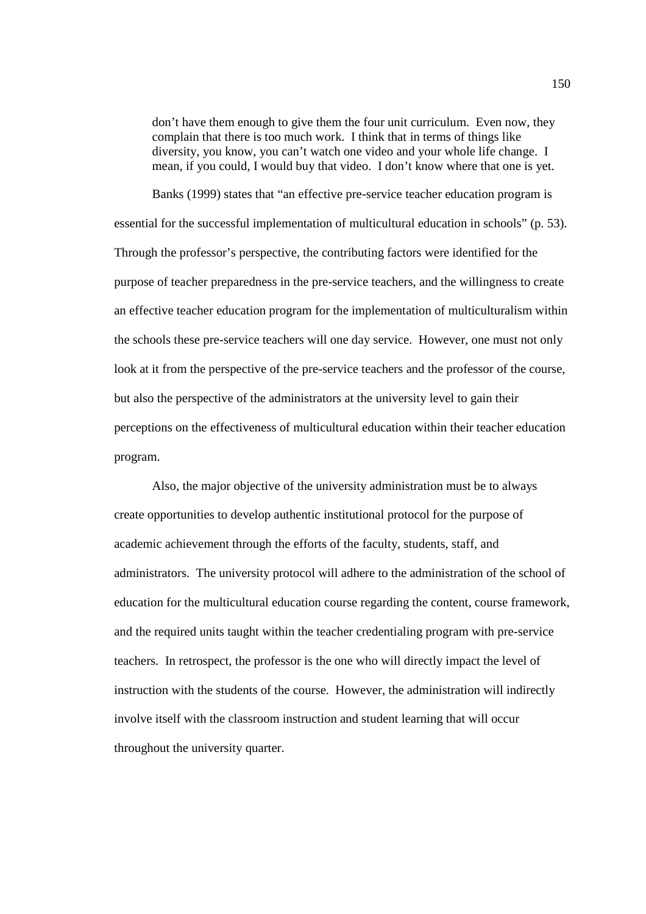> don't have them enough to give them the four unit curriculum. Even now, they complain that there is too much work. I think that in terms of things like diversity, you know, you can't watch one video and your whole life change. I mean, if you could, I would buy that video. I don't know where that one is yet.

Banks (1999) states that "an effective pre-service teacher education program is essential for the successful implementation of multicultural education in schools" (p. 53). Through the professor's perspective, the contributing factors were identified for the purpose of teacher preparedness in the pre-service teachers, and the willingness to create an effective teacher education program for the implementation of multiculturalism within the schools these pre-service teachers will one day service. However, one must not only look at it from the perspective of the pre-service teachers and the professor of the course, but also the perspective of the administrators at the university level to gain their perceptions on the effectiveness of multicultural education within their teacher education program.

Also, the major objective of the university administration must be to always create opportunities to develop authentic institutional protocol for the purpose of academic achievement through the efforts of the faculty, students, staff, and administrators. The university protocol will adhere to the administration of the school of education for the multicultural education course regarding the content, course framework, and the required units taught within the teacher credentialing program with pre-service teachers. In retrospect, the professor is the one who will directly impact the level of instruction with the students of the course. However, the administration will indirectly involve itself with the classroom instruction and student learning that will occur throughout the university quarter.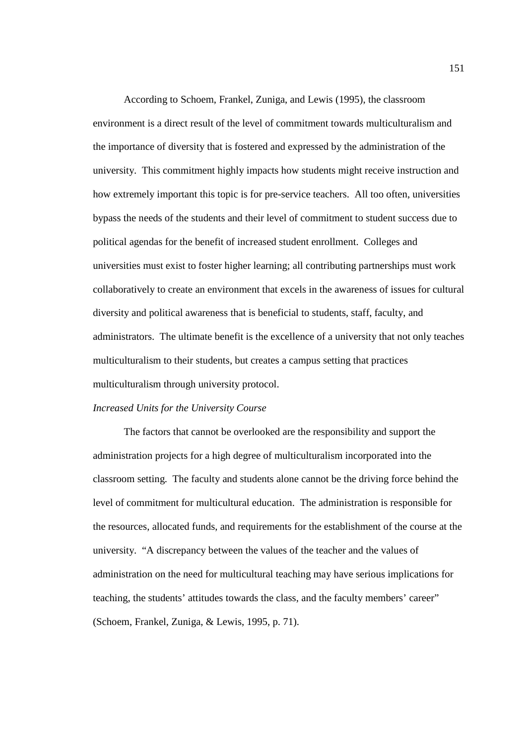According to Schoem, Frankel, Zuniga, and Lewis (1995), the classroom environment is a direct result of the level of commitment towards multiculturalism and the importance of diversity that is fostered and expressed by the administration of the university. This commitment highly impacts how students might receive instruction and how extremely important this topic is for pre-service teachers. All too often, universities bypass the needs of the students and their level of commitment to student success due to political agendas for the benefit of increased student enrollment. Colleges and universities must exist to foster higher learning; all contributing partnerships must work collaboratively to create an environment that excels in the awareness of issues for cultural diversity and political awareness that is beneficial to students, staff, faculty, and administrators. The ultimate benefit is the excellence of a university that not only teaches multiculturalism to their students, but creates a campus setting that practices multiculturalism through university protocol.

*Increased Units for the University Course*

The factors that cannot be overlooked are the responsibility and support the administration projects for a high degree of multiculturalism incorporated into the classroom setting. The faculty and students alone cannot be the driving force behind the level of commitment for multicultural education. The administration is responsible for the resources, allocated funds, and requirements for the establishment of the course at the university. "A discrepancy between the values of the teacher and the values of administration on the need for multicultural teaching may have serious implications for teaching, the students' attitudes towards the class, and the faculty members' career" (Schoem, Frankel, Zuniga, & Lewis, 1995, p. 71).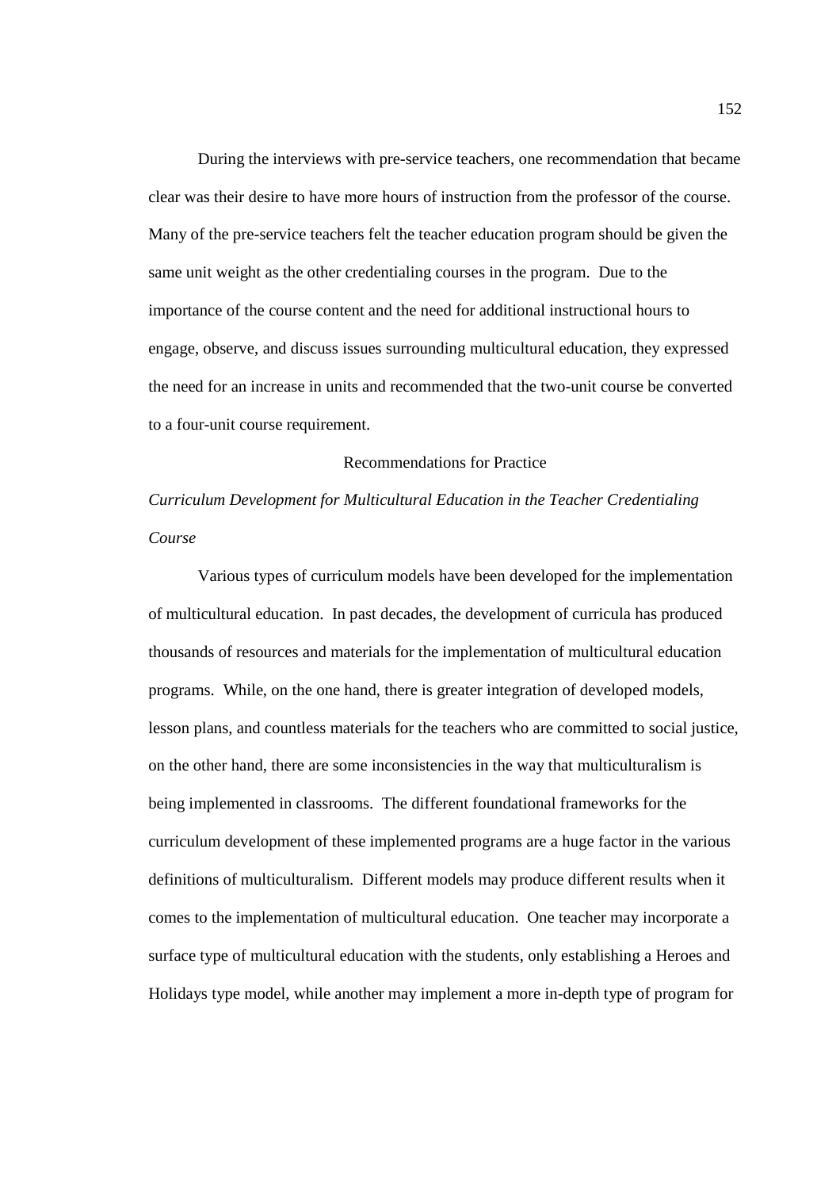During the interviews with pre-service teachers, one recommendation that became clear was their desire to have more hours of instruction from the professor of the course. Many of the pre-service teachers felt the teacher education program should be given the same unit weight as the other credentialing courses in the program. Due to the importance of the course content and the need for additional instructional hours to engage, observe, and discuss issues surrounding multicultural education, they expressed the need for an increase in units and recommended that the two-unit course be converted to a four-unit course requirement.

## Recommendations for Practice

### *Curriculum Development for Multicultural Education in the Teacher Credentialing Course*

Various types of curriculum models have been developed for the implementation of multicultural education. In past decades, the development of curricula has produced thousands of resources and materials for the implementation of multicultural education programs. While, on the one hand, there is greater integration of developed models, lesson plans, and countless materials for the teachers who are committed to social justice, on the other hand, there are some inconsistencies in the way that multiculturalism is being implemented in classrooms. The different foundational frameworks for the curriculum development of these implemented programs are a huge factor in the various definitions of multiculturalism. Different models may produce different results when it comes to the implementation of multicultural education. One teacher may incorporate a surface type of multicultural education with the students, only establishing a Heroes and Holidays type model, while another may implement a more in-depth type of program for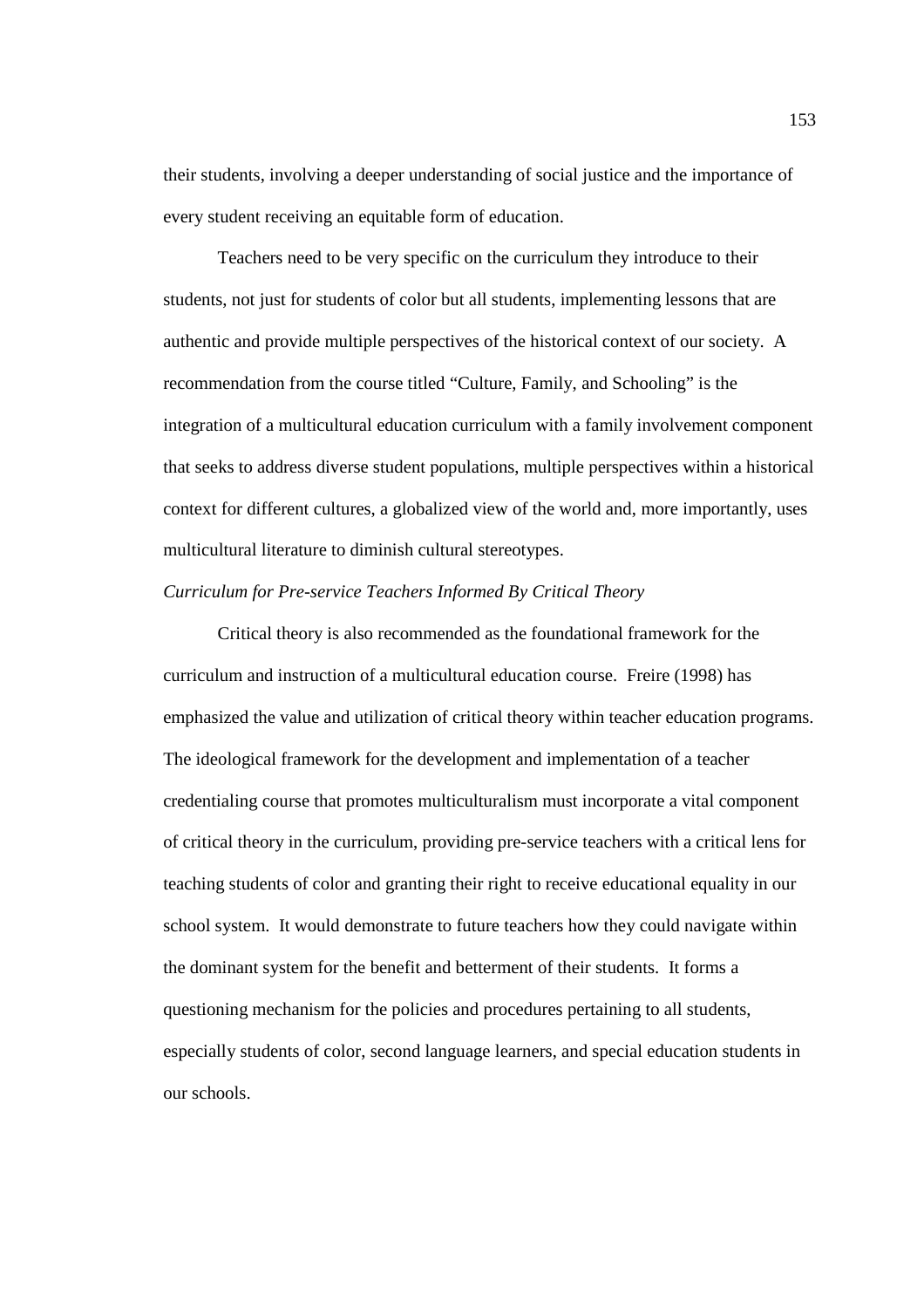their students, involving a deeper understanding of social justice and the importance of every student receiving an equitable form of education.

Teachers need to be very specific on the curriculum they introduce to their students, not just for students of color but all students, implementing lessons that are authentic and provide multiple perspectives of the historical context of our society. A recommendation from the course titled "Culture, Family, and Schooling" is the integration of a multicultural education curriculum with a family involvement component that seeks to address diverse student populations, multiple perspectives within a historical context for different cultures, a globalized view of the world and, more importantly, uses multicultural literature to diminish cultural stereotypes.

*Curriculum for Pre-service Teachers Informed By Critical Theory*

Critical theory is also recommended as the foundational framework for the curriculum and instruction of a multicultural education course. Freire (1998) has emphasized the value and utilization of critical theory within teacher education programs. The ideological framework for the development and implementation of a teacher credentialing course that promotes multiculturalism must incorporate a vital component of critical theory in the curriculum, providing pre-service teachers with a critical lens for teaching students of color and granting their right to receive educational equality in our school system. It would demonstrate to future teachers how they could navigate within the dominant system for the benefit and betterment of their students. It forms a questioning mechanism for the policies and procedures pertaining to all students, especially students of color, second language learners, and special education students in our schools.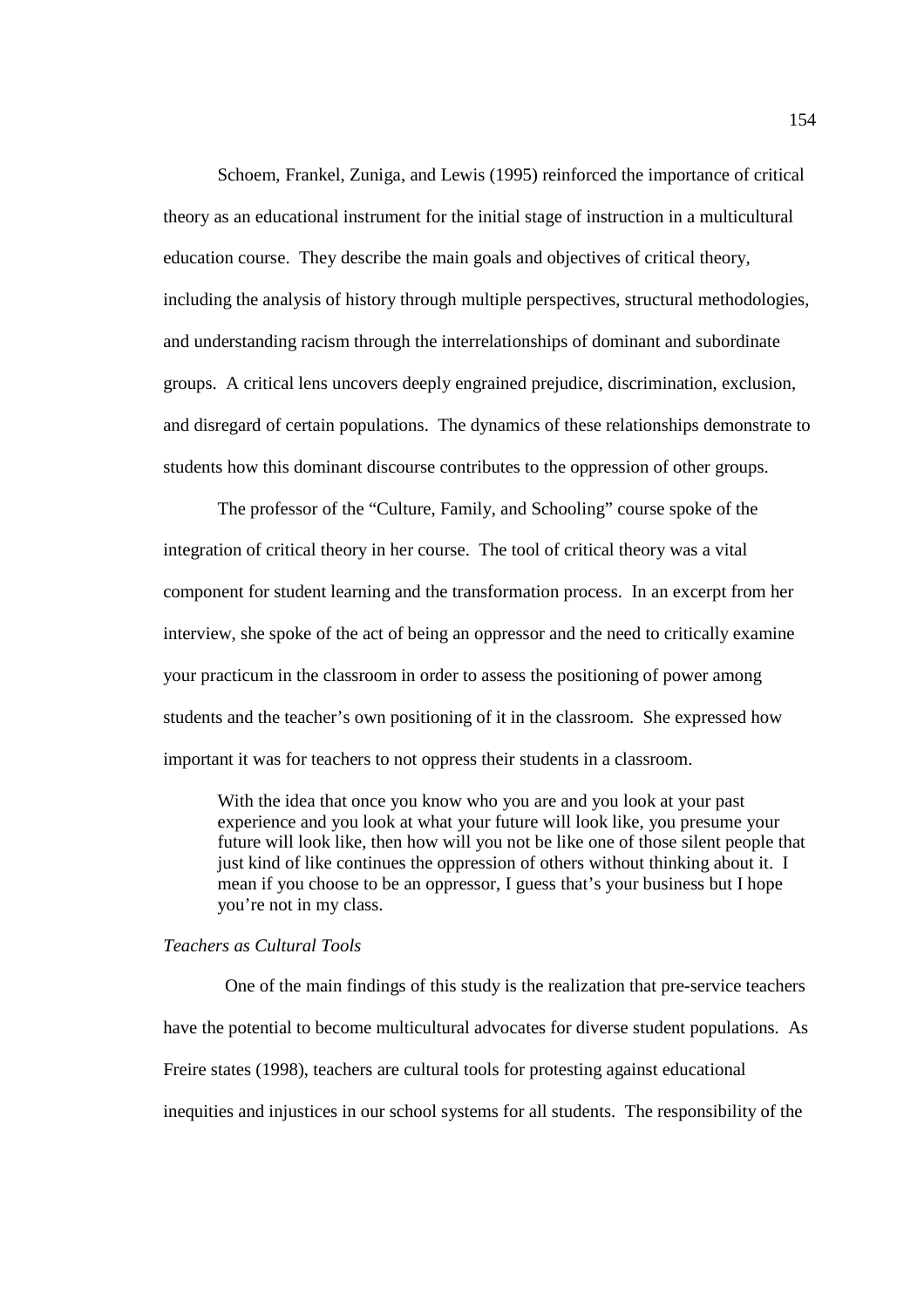Schoem, Frankel, Zuniga, and Lewis (1995) reinforced the importance of critical theory as an educational instrument for the initial stage of instruction in a multicultural education course. They describe the main goals and objectives of critical theory, including the analysis of history through multiple perspectives, structural methodologies, and understanding racism through the interrelationships of dominant and subordinate groups. A critical lens uncovers deeply engrained prejudice, discrimination, exclusion, and disregard of certain populations. The dynamics of these relationships demonstrate to students how this dominant discourse contributes to the oppression of other groups.

The professor of the "Culture, Family, and Schooling" course spoke of the integration of critical theory in her course. The tool of critical theory was a vital component for student learning and the transformation process. In an excerpt from her interview, she spoke of the act of being an oppressor and the need to critically examine your practicum in the classroom in order to assess the positioning of power among students and the teacher's own positioning of it in the classroom. She expressed how important it was for teachers to not oppress their students in a classroom.

> With the idea that once you know who you are and you look at your past experience and you look at what your future will look like, you presume your future will look like, then how will you not be like one of those silent people that just kind of like continues the oppression of others without thinking about it. I mean if you choose to be an oppressor, I guess that's your business but I hope you're not in my class.

*Teachers as Cultural Tools*

One of the main findings of this study is the realization that pre-service teachers have the potential to become multicultural advocates for diverse student populations. As Freire states (1998), teachers are cultural tools for protesting against educational inequities and injustices in our school systems for all students. The responsibility of the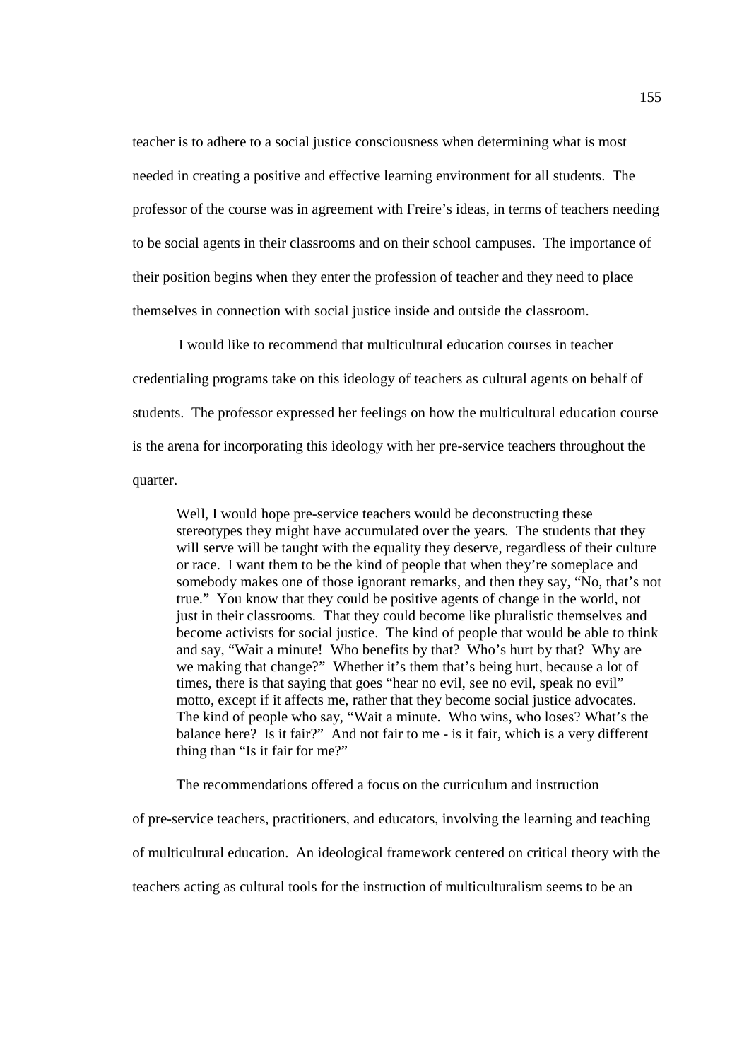teacher is to adhere to a social justice consciousness when determining what is most needed in creating a positive and effective learning environment for all students. The professor of the course was in agreement with Freire's ideas, in terms of teachers needing to be social agents in their classrooms and on their school campuses. The importance of their position begins when they enter the profession of teacher and they need to place themselves in connection with social justice inside and outside the classroom.

I would like to recommend that multicultural education courses in teacher credentialing programs take on this ideology of teachers as cultural agents on behalf of students. The professor expressed her feelings on how the multicultural education course is the arena for incorporating this ideology with her pre-service teachers throughout the quarter.

> Well, I would hope pre-service teachers would be deconstructing these stereotypes they might have accumulated over the years. The students that they will serve will be taught with the equality they deserve, regardless of their culture or race. I want them to be the kind of people that when they're someplace and somebody makes one of those ignorant remarks, and then they say, "No, that's not true." You know that they could be positive agents of change in the world, not just in their classrooms. That they could become like pluralistic themselves and become activists for social justice. The kind of people that would be able to think and say, "Wait a minute! Who benefits by that? Who's hurt by that? Why are we making that change?" Whether it's them that's being hurt, because a lot of times, there is that saying that goes "hear no evil, see no evil, speak no evil" motto, except if it affects me, rather that they become social justice advocates. The kind of people who say, "Wait a minute. Who wins, who loses? What's the balance here? Is it fair?" And not fair to me - is it fair, which is a very different thing than "Is it fair for me?"

The recommendations offered a focus on the curriculum and instruction of pre-service teachers, practitioners, and educators, involving the learning and teaching of multicultural education. An ideological framework centered on critical theory with the teachers acting as cultural tools for the instruction of multiculturalism seems to be an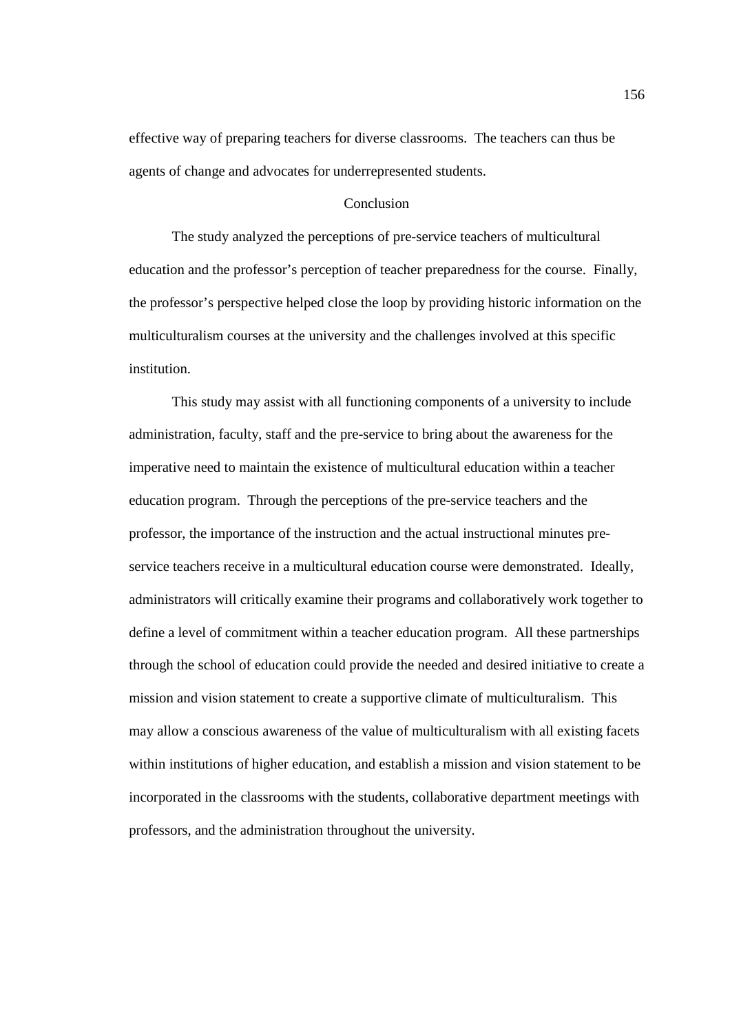effective way of preparing teachers for diverse classrooms. The teachers can thus be agents of change and advocates for underrepresented students.

## Conclusion

The study analyzed the perceptions of pre-service teachers of multicultural education and the professor's perception of teacher preparedness for the course. Finally, the professor's perspective helped close the loop by providing historic information on the multiculturalism courses at the university and the challenges involved at this specific institution.

This study may assist with all functioning components of a university to include administration, faculty, staff and the pre-service to bring about the awareness for the imperative need to maintain the existence of multicultural education within a teacher education program. Through the perceptions of the pre-service teachers and the professor, the importance of the instruction and the actual instructional minutes pre-service teachers receive in a multicultural education course were demonstrated. Ideally, administrators will critically examine their programs and collaboratively work together to define a level of commitment within a teacher education program. All these partnerships through the school of education could provide the needed and desired initiative to create a mission and vision statement to create a supportive climate of multiculturalism. This may allow a conscious awareness of the value of multiculturalism with all existing facets within institutions of higher education, and establish a mission and vision statement to be incorporated in the classrooms with the students, collaborative department meetings with professors, and the administration throughout the university.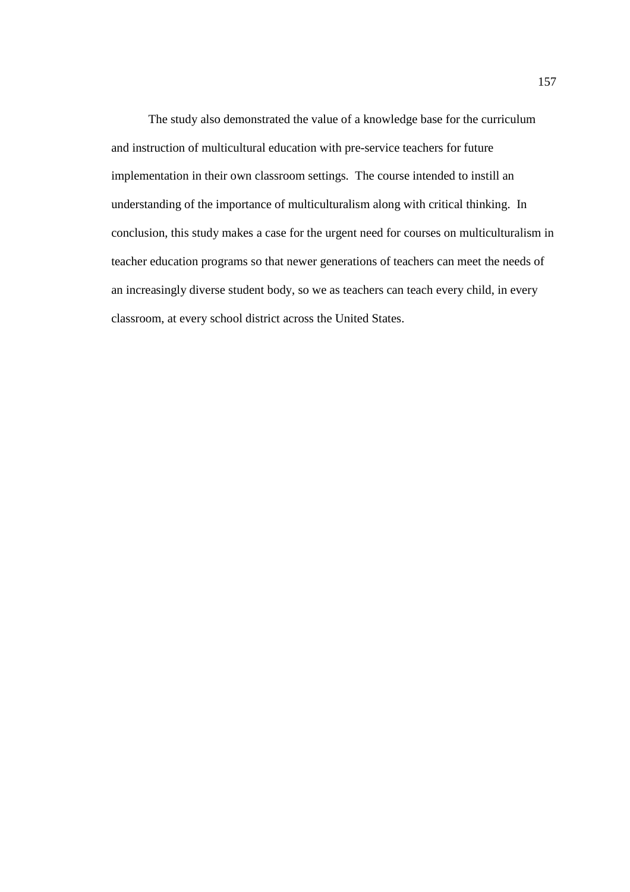The study also demonstrated the value of a knowledge base for the curriculum and instruction of multicultural education with pre-service teachers for future implementation in their own classroom settings. The course intended to instill an understanding of the importance of multiculturalism along with critical thinking. In conclusion, this study makes a case for the urgent need for courses on multiculturalism in teacher education programs so that newer generations of teachers can meet the needs of an increasingly diverse student body, so we as teachers can teach every child, in every classroom, at every school district across the United States.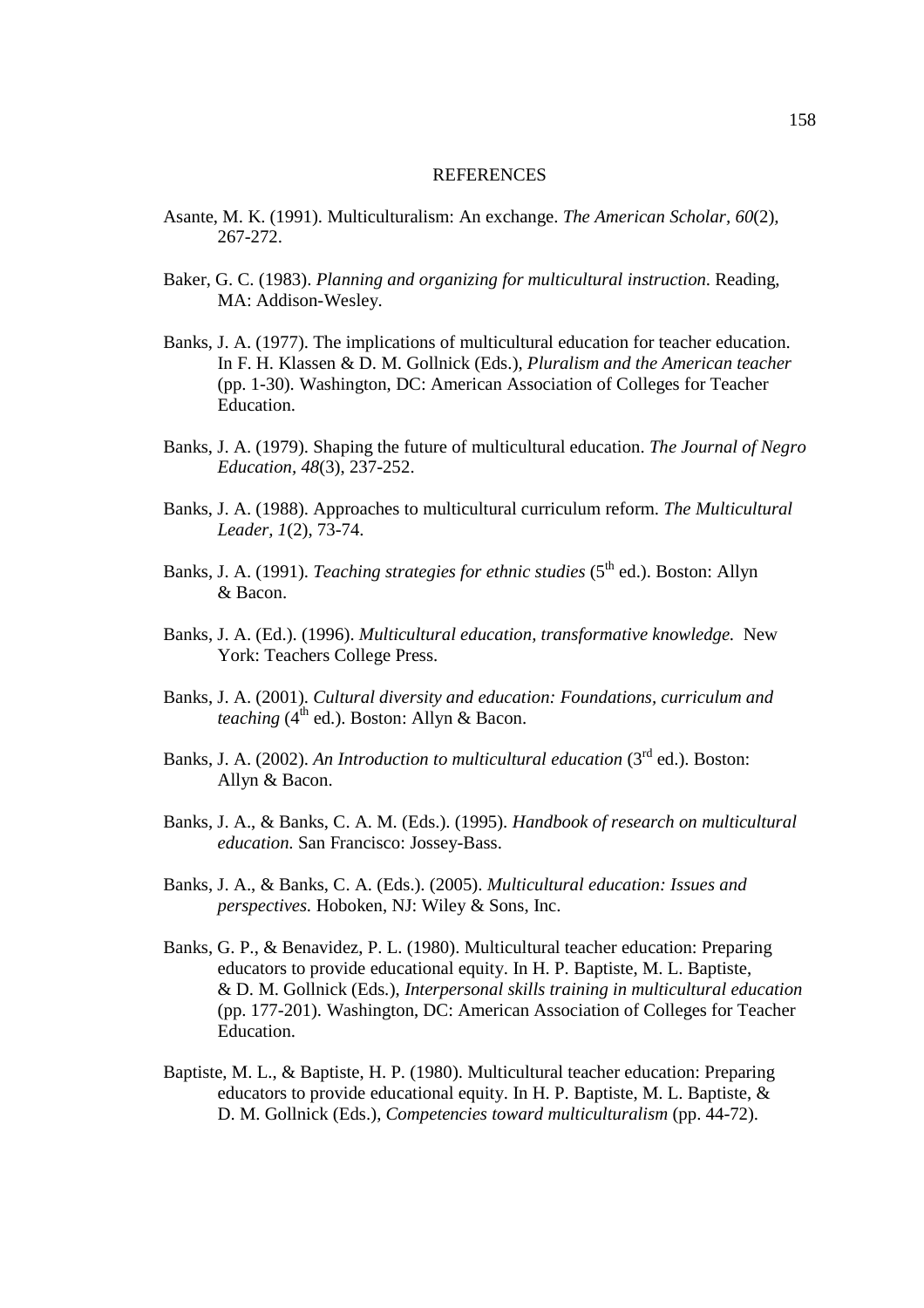# REFERENCES

Asante, M. K. (1991). Multiculturalism: An exchange. *The American Scholar, 60*(2), 267-272.

Baker, G. C. (1983). *Planning and organizing for multicultural instruction*. Reading, MA: Addison-Wesley.

Banks, J. A. (1977). The implications of multicultural education for teacher education. In F. H. Klassen & D. M. Gollnick (Eds.), *Pluralism and the American teacher* (pp. 1-30). Washington, DC: American Association of Colleges for Teacher Education.

Banks, J. A. (1979). Shaping the future of multicultural education. *The Journal of Negro Education, 48*(3), 237-252.

Banks, J. A. (1988). Approaches to multicultural curriculum reform. *The Multicultural Leader, 1*(2), 73-74.

Banks, J. A. (1991). *Teaching strategies for ethnic studies* (5th ed.). Boston: Allyn & Bacon.

Banks, J. A. (Ed.). (1996). *Multicultural education, transformative knowledge.* New York: Teachers College Press.

Banks, J. A. (2001). *Cultural diversity and education: Foundations, curriculum and teaching* (4th ed.). Boston: Allyn & Bacon.

Banks, J. A. (2002). *An Introduction to multicultural education* (3rd ed.). Boston: Allyn & Bacon.

Banks, J. A., & Banks, C. A. M. (Eds.). (1995). *Handbook of research on multicultural education.* San Francisco: Jossey-Bass.

Banks, J. A., & Banks, C. A. (Eds.). (2005). *Multicultural education: Issues and perspectives.* Hoboken, NJ: Wiley & Sons, Inc.

Banks, G. P., & Benavidez, P. L. (1980). Multicultural teacher education: Preparing educators to provide educational equity. In H. P. Baptiste, M. L. Baptiste, & D. M. Gollnick (Eds.), *Interpersonal skills training in multicultural education* (pp. 177-201). Washington, DC: American Association of Colleges for Teacher Education.

Baptiste, M. L., & Baptiste, H. P. (1980). Multicultural teacher education: Preparing educators to provide educational equity. In H. P. Baptiste, M. L. Baptiste, & D. M. Gollnick (Eds.), *Competencies toward multiculturalism* (pp. 44-72).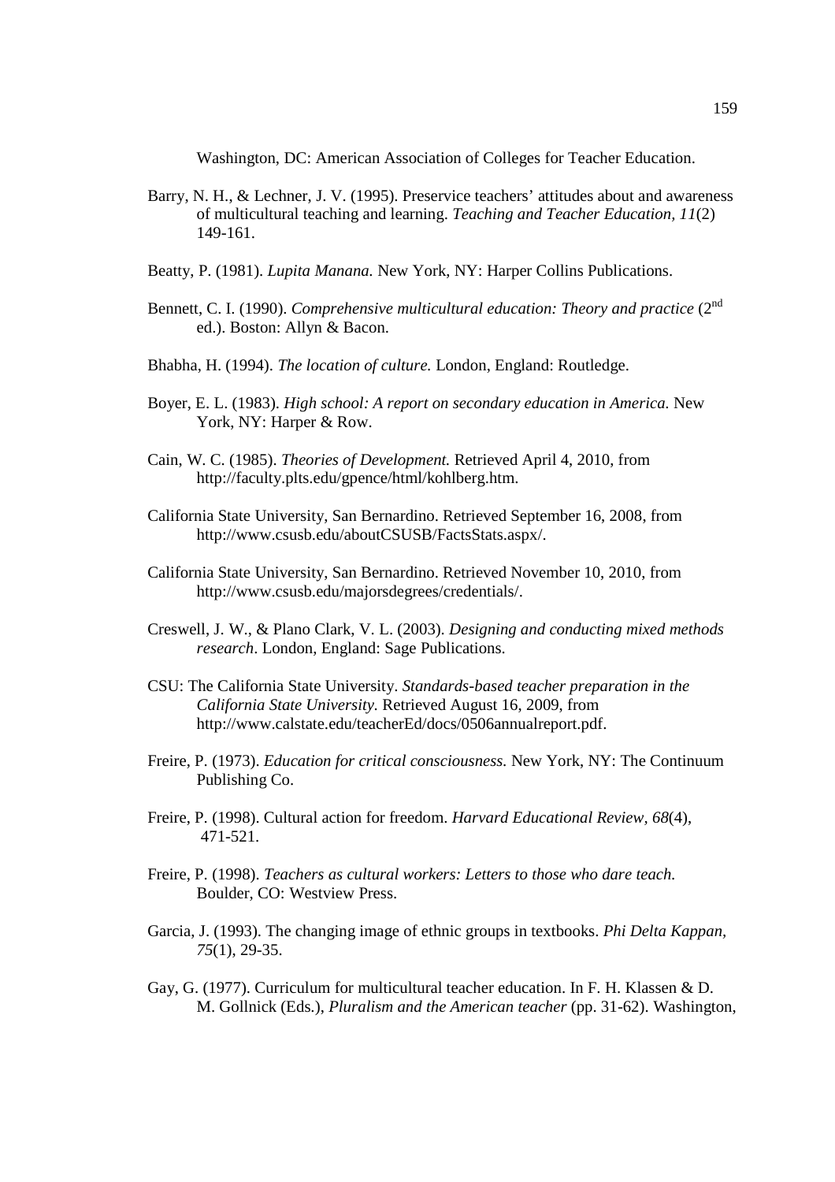Washington, DC: American Association of Colleges for Teacher Education.

Barry, N. H., & Lechner, J. V. (1995). Preservice teachers' attitudes about and awareness of multicultural teaching and learning. *Teaching and Teacher Education, 11*(2) 149-161.

Beatty, P. (1981). *Lupita Manana.* New York, NY: Harper Collins Publications.

Bennett, C. I. (1990). *Comprehensive multicultural education: Theory and practice* (2nd ed.). Boston: Allyn & Bacon.

Bhabha, H. (1994). *The location of culture.* London, England: Routledge.

Boyer, E. L. (1983). *High school: A report on secondary education in America.* New York, NY: Harper & Row.

Cain, W. C. (1985). *Theories of Development.* Retrieved April 4, 2010, from http://faculty.plts.edu/gpence/html/kohlberg.htm.

California State University, San Bernardino. Retrieved September 16, 2008, from http://www.csusb.edu/aboutCSUSB/FactsStats.aspx/.

California State University, San Bernardino. Retrieved November 10, 2010, from http://www.csusb.edu/majorsdegrees/credentials/.

Creswell, J. W., & Plano Clark, V. L. (2003). *Designing and conducting mixed methods research*. London, England: Sage Publications.

CSU: The California State University. *Standards-based teacher preparation in the California State University.* Retrieved August 16, 2009, from http://www.calstate.edu/teacherEd/docs/0506annualreport.pdf.

Freire, P. (1973). *Education for critical consciousness.* New York, NY: The Continuum Publishing Co.

Freire, P. (1998). Cultural action for freedom. *Harvard Educational Review, 68*(4), 471-521.

Freire, P. (1998). *Teachers as cultural workers: Letters to those who dare teach.* Boulder, CO: Westview Press.

Garcia, J. (1993). The changing image of ethnic groups in textbooks. *Phi Delta Kappan, 75*(1), 29-35.

Gay, G. (1977). Curriculum for multicultural teacher education. In F. H. Klassen & D. M. Gollnick (Eds.), *Pluralism and the American teacher* (pp. 31-62). Washington,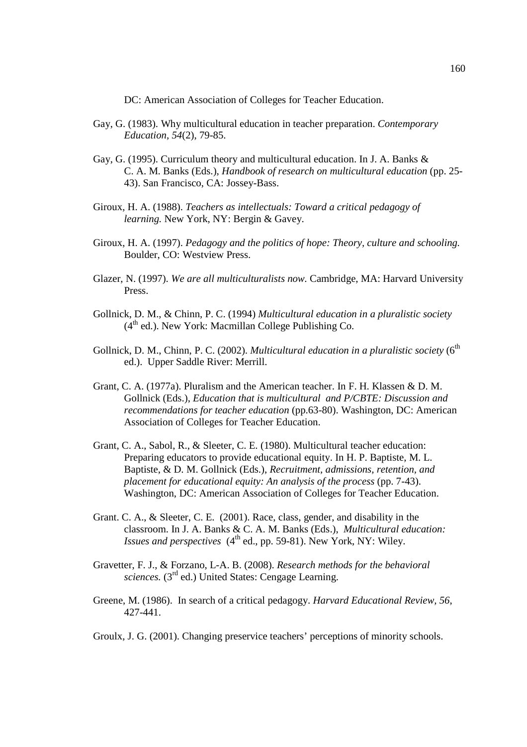DC: American Association of Colleges for Teacher Education.

Gay, G. (1983). Why multicultural education in teacher preparation. *Contemporary Education, 54*(2), 79-85.

Gay, G. (1995). Curriculum theory and multicultural education. In J. A. Banks & C. A. M. Banks (Eds.), *Handbook of research on multicultural education* (pp. 25-43). San Francisco, CA: Jossey-Bass.

Giroux, H. A. (1988). *Teachers as intellectuals: Toward a critical pedagogy of learning.* New York, NY: Bergin & Gavey.

Giroux, H. A. (1997). *Pedagogy and the politics of hope: Theory, culture and schooling.* Boulder, CO: Westview Press.

Glazer, N. (1997). *We are all multiculturalists now.* Cambridge, MA: Harvard University Press.

Gollnick, D. M., & Chinn, P. C. (1994) *Multicultural education in a pluralistic society* (4th ed.). New York: Macmillan College Publishing Co.

Gollnick, D. M., Chinn, P. C. (2002). *Multicultural education in a pluralistic society* (6th ed.). Upper Saddle River: Merrill.

Grant, C. A. (1977a). Pluralism and the American teacher. In F. H. Klassen & D. M. Gollnick (Eds.), *Education that is multicultural and P/CBTE: Discussion and recommendations for teacher education* (pp.63-80). Washington, DC: American Association of Colleges for Teacher Education.

Grant, C. A., Sabol, R., & Sleeter, C. E. (1980). Multicultural teacher education: Preparing educators to provide educational equity. In H. P. Baptiste, M. L. Baptiste, & D. M. Gollnick (Eds.), *Recruitment, admissions, retention, and placement for educational equity: An analysis of the process* (pp. 7-43). Washington, DC: American Association of Colleges for Teacher Education.

Grant. C. A., & Sleeter, C. E. (2001). Race, class, gender, and disability in the classroom. In J. A. Banks & C. A. M. Banks (Eds.), *Multicultural education: Issues and perspectives* (4th ed., pp. 59-81). New York, NY: Wiley.

Gravetter, F. J., & Forzano, L-A. B. (2008). *Research methods for the behavioral sciences.* (3rd ed.) United States: Cengage Learning.

Greene, M. (1986). In search of a critical pedagogy. *Harvard Educational Review, 56*, 427-441.

Groulx, J. G. (2001). Changing preservice teachers' perceptions of minority schools.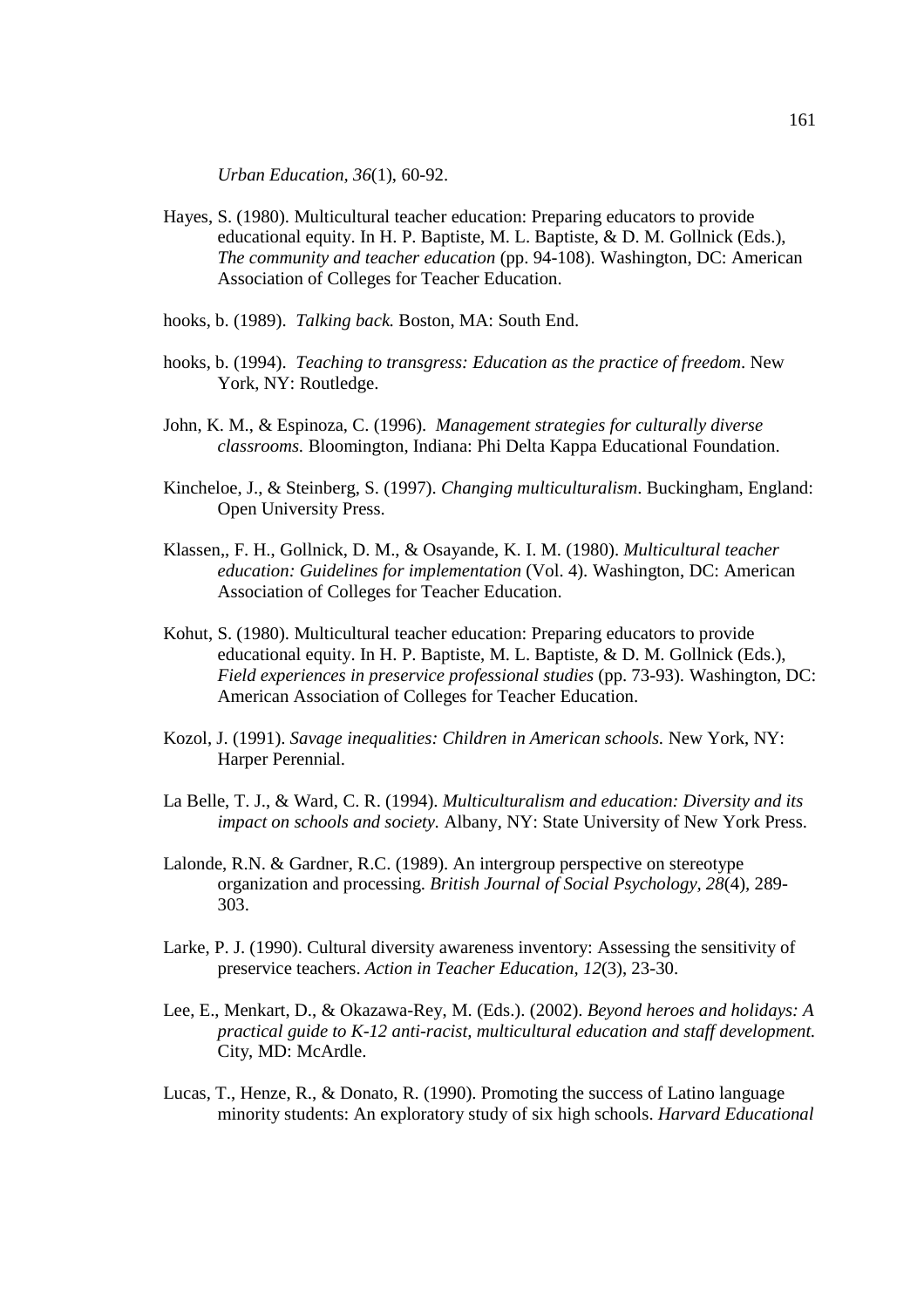*Urban Education, 36*(1), 60-92.

Hayes, S. (1980). Multicultural teacher education: Preparing educators to provide educational equity. In H. P. Baptiste, M. L. Baptiste, & D. M. Gollnick (Eds.), *The community and teacher education* (pp. 94-108). Washington, DC: American Association of Colleges for Teacher Education.

hooks, b. (1989). *Talking back.* Boston, MA: South End.

hooks, b. (1994). *Teaching to transgress: Education as the practice of freedom*. New York, NY: Routledge.

John, K. M., & Espinoza, C. (1996). *Management strategies for culturally diverse classrooms.* Bloomington, Indiana: Phi Delta Kappa Educational Foundation.

Kincheloe, J., & Steinberg, S. (1997). *Changing multiculturalism*. Buckingham, England: Open University Press.

Klassen,, F. H., Gollnick, D. M., & Osayande, K. I. M. (1980). *Multicultural teacher education: Guidelines for implementation* (Vol. 4). Washington, DC: American Association of Colleges for Teacher Education.

Kohut, S. (1980). Multicultural teacher education: Preparing educators to provide educational equity. In H. P. Baptiste, M. L. Baptiste, & D. M. Gollnick (Eds.), *Field experiences in preservice professional studies* (pp. 73-93). Washington, DC: American Association of Colleges for Teacher Education.

Kozol, J. (1991). *Savage inequalities: Children in American schools.* New York, NY: Harper Perennial.

La Belle, T. J., & Ward, C. R. (1994). *Multiculturalism and education: Diversity and its impact on schools and society.* Albany, NY: State University of New York Press.

Lalonde, R.N. & Gardner, R.C. (1989). An intergroup perspective on stereotype organization and processing. *British Journal of Social Psychology, 28*(4), 289-303.

Larke, P. J. (1990). Cultural diversity awareness inventory: Assessing the sensitivity of preservice teachers. *Action in Teacher Education, 12*(3), 23-30.

Lee, E., Menkart, D., & Okazawa-Rey, M. (Eds.). (2002). *Beyond heroes and holidays: A practical guide to K-12 anti-racist, multicultural education and staff development.* City, MD: McArdle.

Lucas, T., Henze, R., & Donato, R. (1990). Promoting the success of Latino language minority students: An exploratory study of six high schools. *Harvard Educational*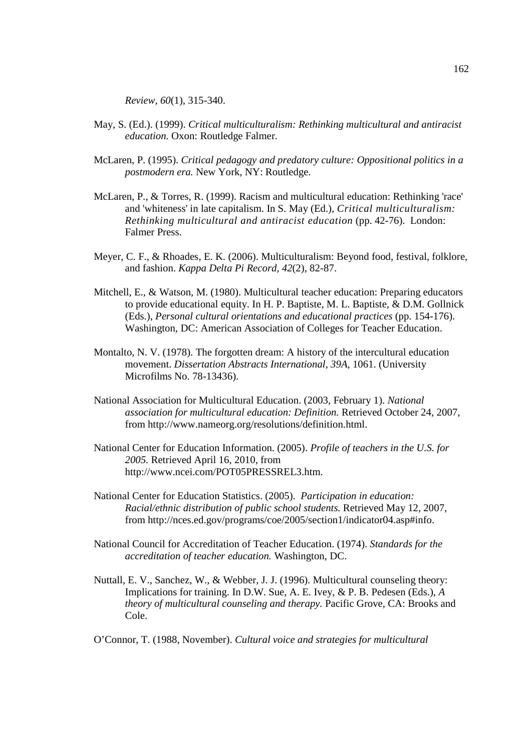*Review, 60*(1), 315-340.

May, S. (Ed.). (1999). *Critical multiculturalism: Rethinking multicultural and antiracist education.* Oxon: Routledge Falmer.

McLaren, P. (1995). *Critical pedagogy and predatory culture: Oppositional politics in a postmodern era.* New York, NY: Routledge.

McLaren, P., & Torres, R. (1999). Racism and multicultural education: Rethinking 'race' and 'whiteness' in late capitalism. In S. May (Ed.), *Critical multiculturalism: Rethinking multicultural and antiracist education* (pp. 42-76). London: Falmer Press.

Meyer, C. F., & Rhoades, E. K. (2006). Multiculturalism: Beyond food, festival, folklore, and fashion. *Kappa Delta Pi Record, 42*(2), 82-87.

Mitchell, E., & Watson, M. (1980). Multicultural teacher education: Preparing educators to provide educational equity. In H. P. Baptiste, M. L. Baptiste, & D.M. Gollnick (Eds.), *Personal cultural orientations and educational practices* (pp. 154-176). Washington, DC: American Association of Colleges for Teacher Education.

Montalto, N. V. (1978). The forgotten dream: A history of the intercultural education movement. *Dissertation Abstracts International, 39A,* 1061. (University Microfilms No. 78-13436).

National Association for Multicultural Education. (2003, February 1). *National association for multicultural education: Definition.* Retrieved October 24, 2007, from http://www.nameorg.org/resolutions/definition.html.

National Center for Education Information. (2005). *Profile of teachers in the U.S. for 2005.* Retrieved April 16, 2010, from http://www.ncei.com/POT05PRESSREL3.htm.

National Center for Education Statistics. (2005). *Participation in education: Racial/ethnic distribution of public school students.* Retrieved May 12, 2007, from http://nces.ed.gov/programs/coe/2005/section1/indicator04.asp#info.

National Council for Accreditation of Teacher Education. (1974). *Standards for the accreditation of teacher education.* Washington, DC.

Nuttall, E. V., Sanchez, W., & Webber, J. J. (1996). Multicultural counseling theory: Implications for training. In D.W. Sue, A. E. Ivey, & P. B. Pedesen (Eds.), *A theory of multicultural counseling and therapy.* Pacific Grove, CA: Brooks and Cole.

O'Connor, T. (1988, November). *Cultural voice and strategies for multicultural*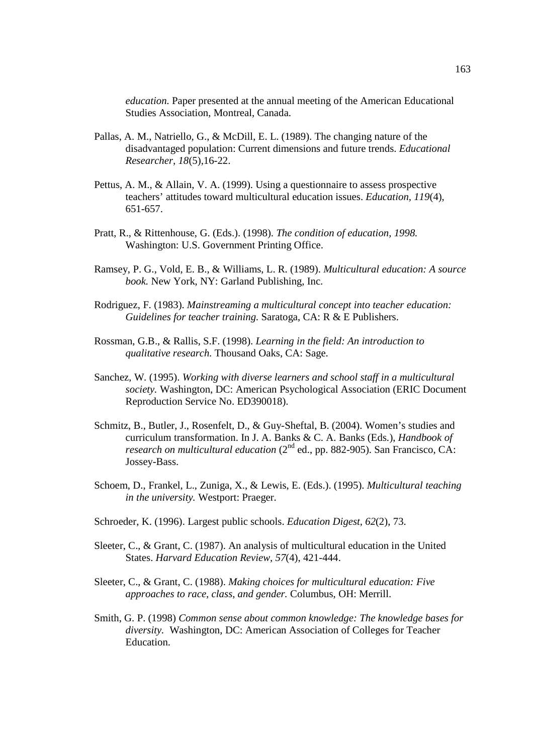*education.* Paper presented at the annual meeting of the American Educational Studies Association, Montreal, Canada.

Pallas, A. M., Natriello, G., & McDill, E. L. (1989). The changing nature of the disadvantaged population: Current dimensions and future trends. *Educational Researcher, 18*(5),16-22.

Pettus, A. M., & Allain, V. A. (1999). Using a questionnaire to assess prospective teachers' attitudes toward multicultural education issues. *Education, 119*(4), 651-657.

Pratt, R., & Rittenhouse, G. (Eds.). (1998). *The condition of education, 1998.* Washington: U.S. Government Printing Office.

Ramsey, P. G., Vold, E. B., & Williams, L. R. (1989). *Multicultural education: A source book.* New York, NY: Garland Publishing, Inc.

Rodriguez, F. (1983). *Mainstreaming a multicultural concept into teacher education: Guidelines for teacher training.* Saratoga, CA: R & E Publishers.

Rossman, G.B., & Rallis, S.F. (1998). *Learning in the field: An introduction to qualitative research.* Thousand Oaks, CA: Sage.

Sanchez, W. (1995). *Working with diverse learners and school staff in a multicultural society.* Washington, DC: American Psychological Association (ERIC Document Reproduction Service No. ED390018).

Schmitz, B., Butler, J., Rosenfelt, D., & Guy-Sheftal, B. (2004). Women's studies and curriculum transformation. In J. A. Banks & C. A. Banks (Eds.), *Handbook of research on multicultural education* (2nd ed., pp. 882-905). San Francisco, CA: Jossey-Bass.

Schoem, D., Frankel, L., Zuniga, X., & Lewis, E. (Eds.). (1995). *Multicultural teaching in the university.* Westport: Praeger.

Schroeder, K. (1996). Largest public schools. *Education Digest, 62*(2), 73.

Sleeter, C., & Grant, C. (1987). An analysis of multicultural education in the United States. *Harvard Education Review, 57*(4), 421-444.

Sleeter, C., & Grant, C. (1988). *Making choices for multicultural education: Five approaches to race, class, and gender.* Columbus, OH: Merrill.

Smith, G. P. (1998) *Common sense about common knowledge: The knowledge bases for diversity.* Washington, DC: American Association of Colleges for Teacher Education.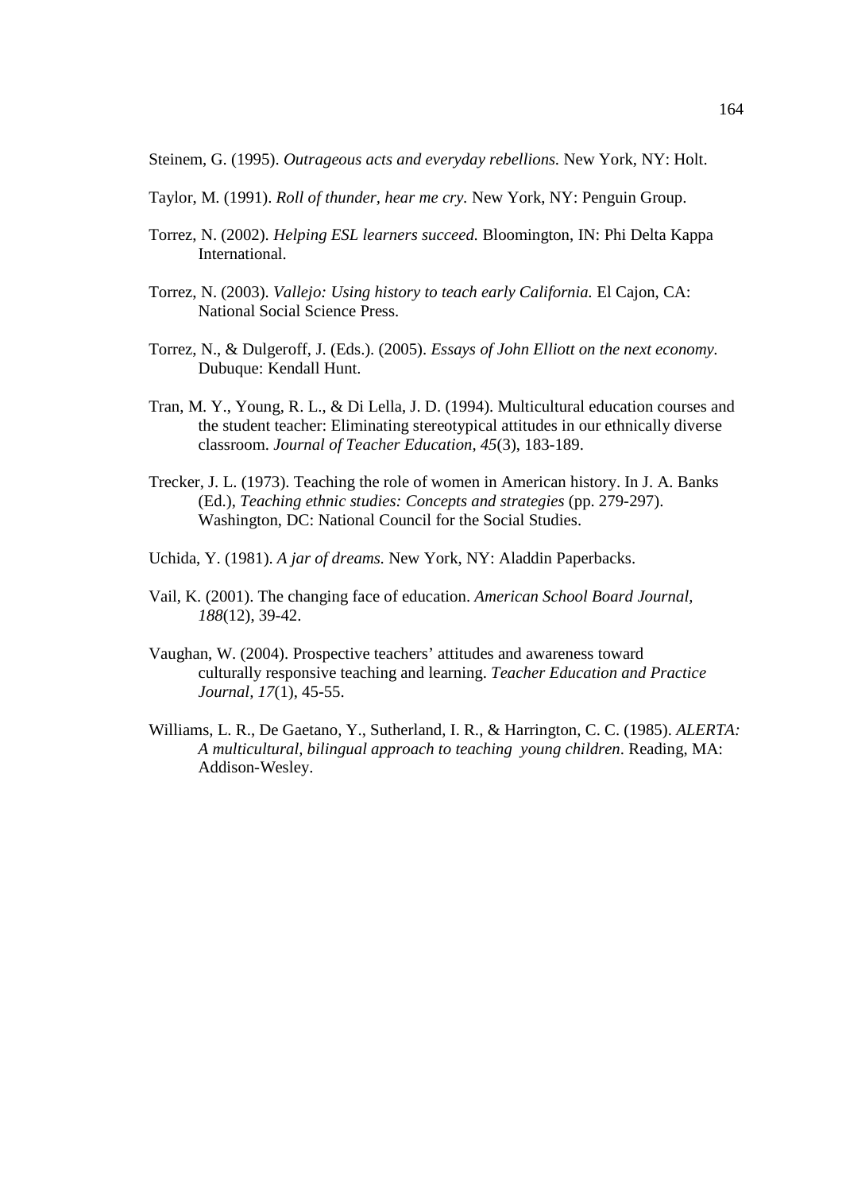Steinem, G. (1995). *Outrageous acts and everyday rebellions.* New York, NY: Holt.

Taylor, M. (1991). *Roll of thunder, hear me cry.* New York, NY: Penguin Group.

Torrez, N. (2002). *Helping ESL learners succeed.* Bloomington, IN: Phi Delta Kappa International.

Torrez, N. (2003). *Vallejo: Using history to teach early California.* El Cajon, CA: National Social Science Press.

Torrez, N., & Dulgeroff, J. (Eds.). (2005). *Essays of John Elliott on the next economy.* Dubuque: Kendall Hunt.

Tran, M. Y., Young, R. L., & Di Lella, J. D. (1994). Multicultural education courses and the student teacher: Eliminating stereotypical attitudes in our ethnically diverse classroom. *Journal of Teacher Education, 45*(3), 183-189.

Trecker, J. L. (1973). Teaching the role of women in American history. In J. A. Banks (Ed.), *Teaching ethnic studies: Concepts and strategies* (pp. 279-297). Washington, DC: National Council for the Social Studies.

Uchida, Y. (1981). *A jar of dreams.* New York, NY: Aladdin Paperbacks.

Vail, K. (2001). The changing face of education. *American School Board Journal, 188*(12), 39-42.

Vaughan, W. (2004). Prospective teachers' attitudes and awareness toward culturally responsive teaching and learning. *Teacher Education and Practice Journal, 17*(1), 45-55.

Williams, L. R., De Gaetano, Y., Sutherland, I. R., & Harrington, C. C. (1985). *ALERTA: A multicultural, bilingual approach to teaching young children*. Reading, MA: Addison-Wesley.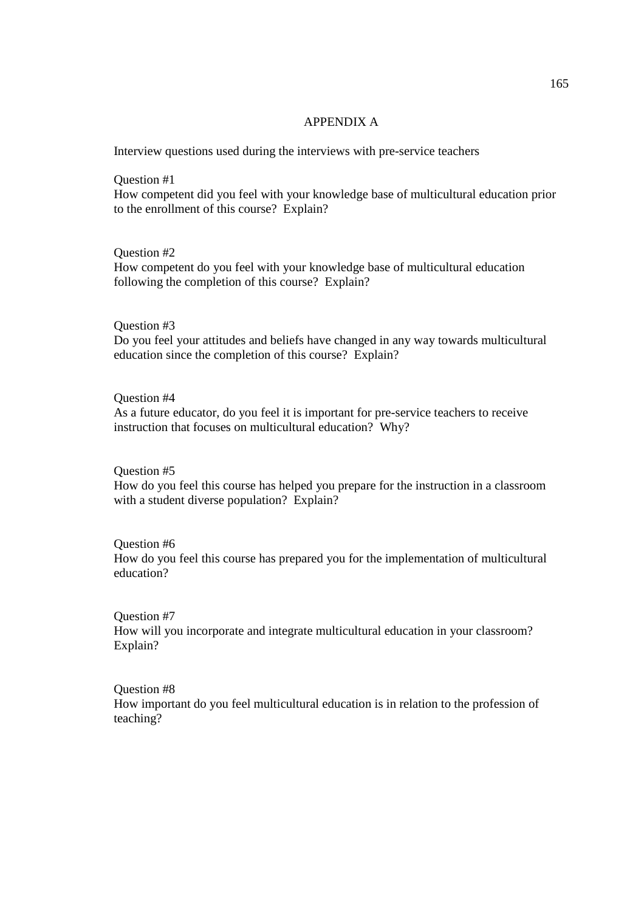# APPENDIX A

Interview questions used during the interviews with pre-service teachers

Question #1
How competent did you feel with your knowledge base of multicultural education prior to the enrollment of this course? Explain?

Question #2
How competent do you feel with your knowledge base of multicultural education following the completion of this course? Explain?

Question #3
Do you feel your attitudes and beliefs have changed in any way towards multicultural education since the completion of this course? Explain?

Question #4
As a future educator, do you feel it is important for pre-service teachers to receive instruction that focuses on multicultural education? Why?

Question #5
How do you feel this course has helped you prepare for the instruction in a classroom with a student diverse population? Explain?

Question #6
How do you feel this course has prepared you for the implementation of multicultural education?

Question #7
How will you incorporate and integrate multicultural education in your classroom? Explain?

Question #8
How important do you feel multicultural education is in relation to the profession of teaching?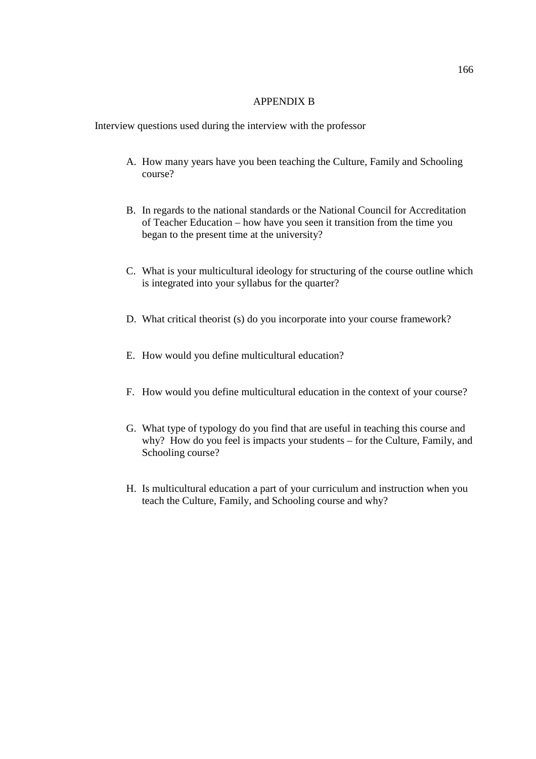# APPENDIX B

Interview questions used during the interview with the professor

A. How many years have you been teaching the Culture, Family and Schooling course?

B. In regards to the national standards or the National Council for Accreditation of Teacher Education – how have you seen it transition from the time you began to the present time at the university?

C. What is your multicultural ideology for structuring of the course outline which is integrated into your syllabus for the quarter?

D. What critical theorist (s) do you incorporate into your course framework?

E. How would you define multicultural education?

F. How would you define multicultural education in the context of your course?

G. What type of typology do you find that are useful in teaching this course and why? How do you feel is impacts your students – for the Culture, Family, and Schooling course?

H. Is multicultural education a part of your curriculum and instruction when you teach the Culture, Family, and Schooling course and why?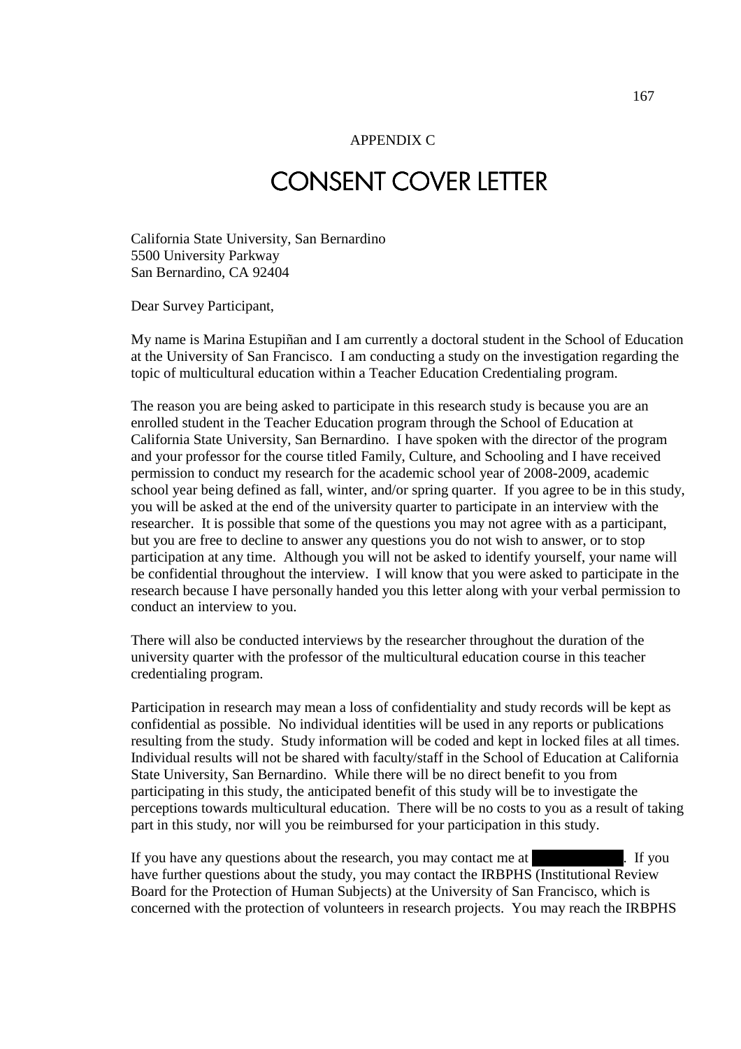APPENDIX C

# CONSENT COVER LETTER

California State University, San Bernardino
5500 University Parkway
San Bernardino, CA 92404

Dear Survey Participant,

My name is Marina Estupiñan and I am currently a doctoral student in the School of Education at the University of San Francisco. I am conducting a study on the investigation regarding the topic of multicultural education within a Teacher Education Credentialing program.

The reason you are being asked to participate in this research study is because you are an enrolled student in the Teacher Education program through the School of Education at California State University, San Bernardino. I have spoken with the director of the program and your professor for the course titled Family, Culture, and Schooling and I have received permission to conduct my research for the academic school year of 2008-2009, academic school year being defined as fall, winter, and/or spring quarter. If you agree to be in this study, you will be asked at the end of the university quarter to participate in an interview with the researcher. It is possible that some of the questions you may not agree with as a participant, but you are free to decline to answer any questions you do not wish to answer, or to stop participation at any time. Although you will not be asked to identify yourself, your name will be confidential throughout the interview. I will know that you were asked to participate in the research because I have personally handed you this letter along with your verbal permission to conduct an interview to you.

There will also be conducted interviews by the researcher throughout the duration of the university quarter with the professor of the multicultural education course in this teacher credentialing program.

Participation in research may mean a loss of confidentiality and study records will be kept as confidential as possible. No individual identities will be used in any reports or publications resulting from the study. Study information will be coded and kept in locked files at all times. Individual results will not be shared with faculty/staff in the School of Education at California State University, San Bernardino. While there will be no direct benefit to you from participating in this study, the anticipated benefit of this study will be to investigate the perceptions towards multicultural education. There will be no costs to you as a result of taking part in this study, nor will you be reimbursed for your participation in this study.

If you have any questions about the research, you may contact me at [REDACTED]. If you have further questions about the study, you may contact the IRBPHS (Institutional Review Board for the Protection of Human Subjects) at the University of San Francisco, which is concerned with the protection of volunteers in research projects. You may reach the IRBPHS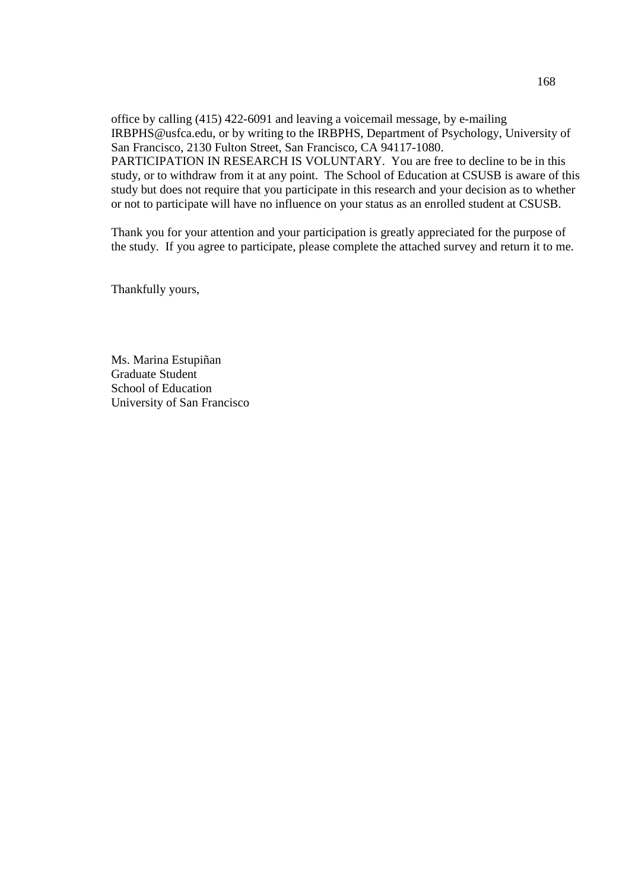office by calling (415) 422-6091 and leaving a voicemail message, by e-mailing IRBPHS@usfca.edu, or by writing to the IRBPHS, Department of Psychology, University of San Francisco, 2130 Fulton Street, San Francisco, CA 94117-1080.

PARTICIPATION IN RESEARCH IS VOLUNTARY. You are free to decline to be in this study, or to withdraw from it at any point. The School of Education at CSUSB is aware of this study but does not require that you participate in this research and your decision as to whether or not to participate will have no influence on your status as an enrolled student at CSUSB.

Thank you for your attention and your participation is greatly appreciated for the purpose of the study. If you agree to participate, please complete the attached survey and return it to me.

Thankfully yours,

Ms. Marina Estupiñan  
Graduate Student  
School of Education  
University of San Francisco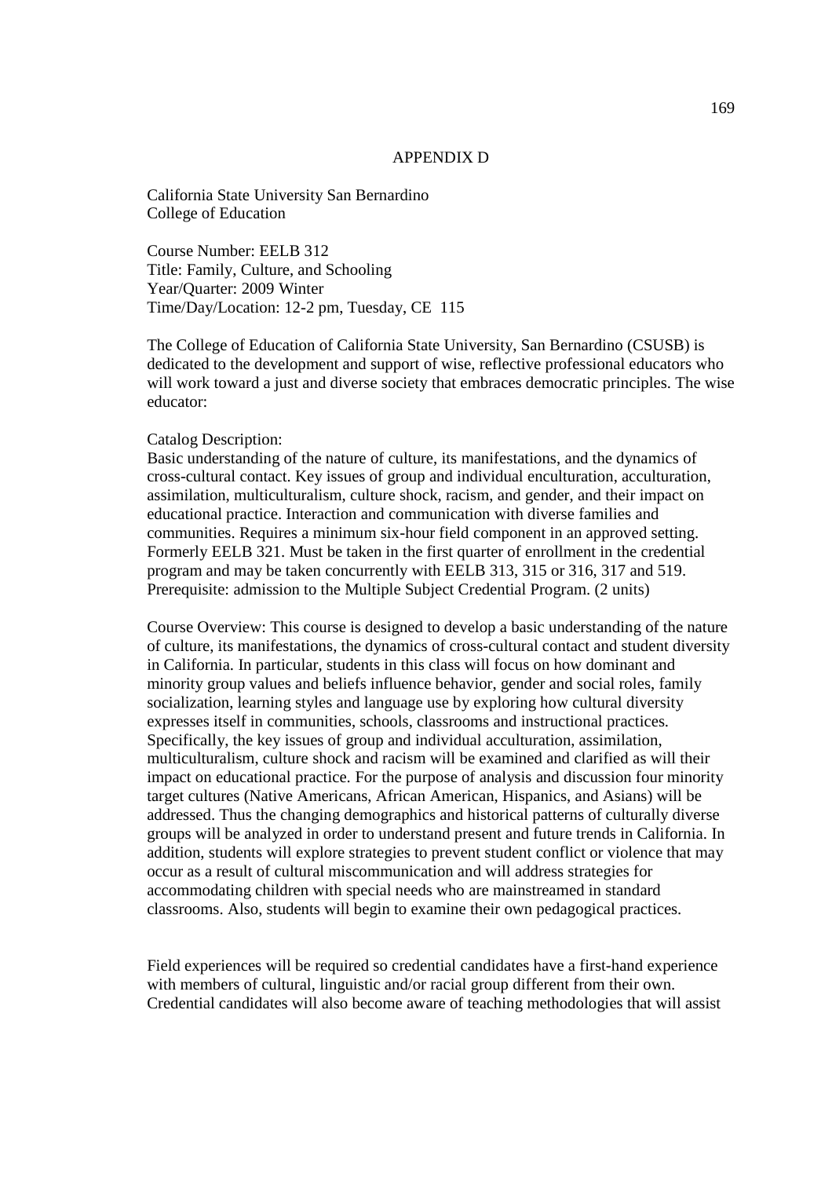## APPENDIX D

California State University San Bernardino
College of Education

Course Number: EELB 312
Title: Family, Culture, and Schooling
Year/Quarter: 2009 Winter
Time/Day/Location: 12-2 pm, Tuesday, CE 115

The College of Education of California State University, San Bernardino (CSUSB) is dedicated to the development and support of wise, reflective professional educators who will work toward a just and diverse society that embraces democratic principles. The wise educator:

Catalog Description:
Basic understanding of the nature of culture, its manifestations, and the dynamics of cross-cultural contact. Key issues of group and individual enculturation, acculturation, assimilation, multiculturalism, culture shock, racism, and gender, and their impact on educational practice. Interaction and communication with diverse families and communities. Requires a minimum six-hour field component in an approved setting. Formerly EELB 321. Must be taken in the first quarter of enrollment in the credential program and may be taken concurrently with EELB 313, 315 or 316, 317 and 519. Prerequisite: admission to the Multiple Subject Credential Program. (2 units)

Course Overview: This course is designed to develop a basic understanding of the nature of culture, its manifestations, the dynamics of cross-cultural contact and student diversity in California. In particular, students in this class will focus on how dominant and minority group values and beliefs influence behavior, gender and social roles, family socialization, learning styles and language use by exploring how cultural diversity expresses itself in communities, schools, classrooms and instructional practices. Specifically, the key issues of group and individual acculturation, assimilation, multiculturalism, culture shock and racism will be examined and clarified as will their impact on educational practice. For the purpose of analysis and discussion four minority target cultures (Native Americans, African American, Hispanics, and Asians) will be addressed. Thus the changing demographics and historical patterns of culturally diverse groups will be analyzed in order to understand present and future trends in California. In addition, students will explore strategies to prevent student conflict or violence that may occur as a result of cultural miscommunication and will address strategies for accommodating children with special needs who are mainstreamed in standard classrooms. Also, students will begin to examine their own pedagogical practices.

Field experiences will be required so credential candidates have a first-hand experience with members of cultural, linguistic and/or racial group different from their own. Credential candidates will also become aware of teaching methodologies that will assist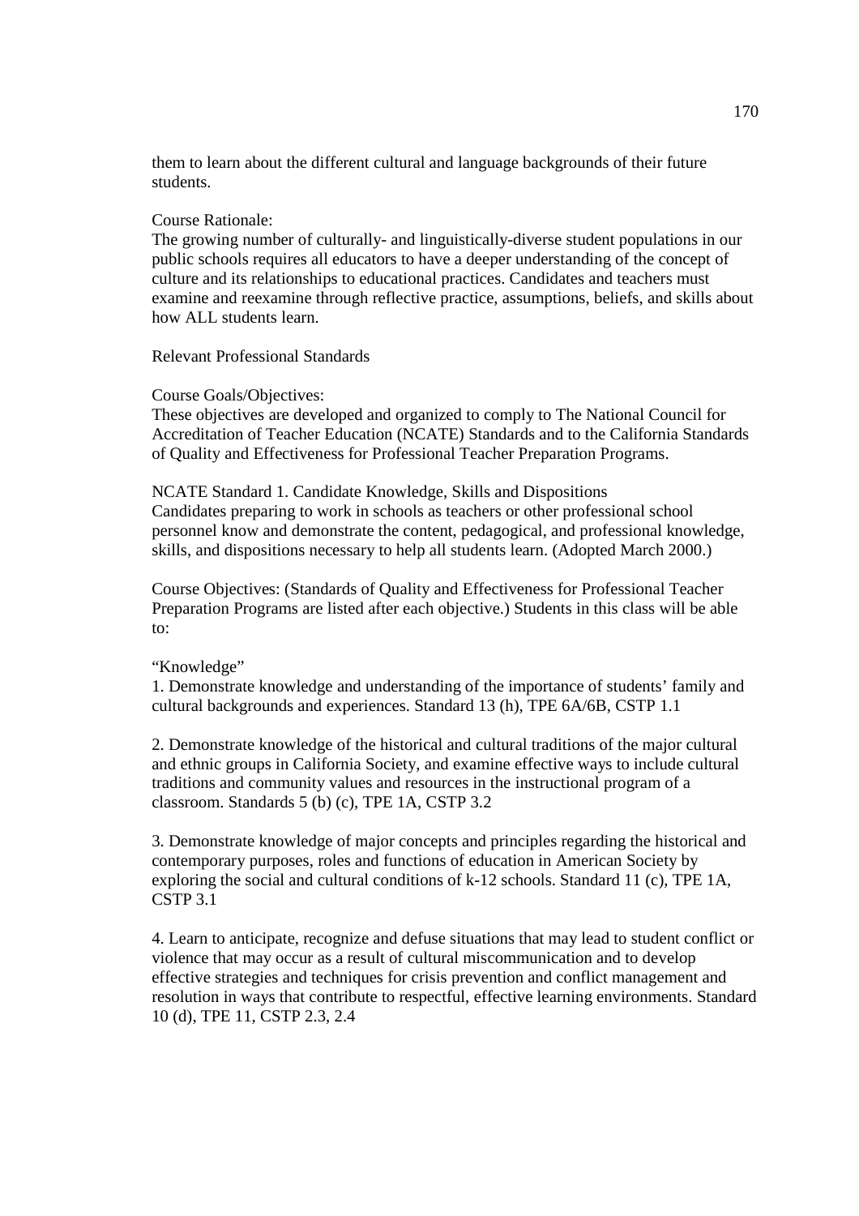them to learn about the different cultural and language backgrounds of their future students.

Course Rationale:
The growing number of culturally- and linguistically-diverse student populations in our public schools requires all educators to have a deeper understanding of the concept of culture and its relationships to educational practices. Candidates and teachers must examine and reexamine through reflective practice, assumptions, beliefs, and skills about how ALL students learn.

Relevant Professional Standards

Course Goals/Objectives:
These objectives are developed and organized to comply to The National Council for Accreditation of Teacher Education (NCATE) Standards and to the California Standards of Quality and Effectiveness for Professional Teacher Preparation Programs.

NCATE Standard 1. Candidate Knowledge, Skills and Dispositions
Candidates preparing to work in schools as teachers or other professional school personnel know and demonstrate the content, pedagogical, and professional knowledge, skills, and dispositions necessary to help all students learn. (Adopted March 2000.)

Course Objectives: (Standards of Quality and Effectiveness for Professional Teacher Preparation Programs are listed after each objective.) Students in this class will be able to:

"Knowledge"

1. Demonstrate knowledge and understanding of the importance of students' family and cultural backgrounds and experiences. Standard 13 (h), TPE 6A/6B, CSTP 1.1

2. Demonstrate knowledge of the historical and cultural traditions of the major cultural and ethnic groups in California Society, and examine effective ways to include cultural traditions and community values and resources in the instructional program of a classroom. Standards 5 (b) (c), TPE 1A, CSTP 3.2

3. Demonstrate knowledge of major concepts and principles regarding the historical and contemporary purposes, roles and functions of education in American Society by exploring the social and cultural conditions of k-12 schools. Standard 11 (c), TPE 1A, CSTP 3.1

4. Learn to anticipate, recognize and defuse situations that may lead to student conflict or violence that may occur as a result of cultural miscommunication and to develop effective strategies and techniques for crisis prevention and conflict management and resolution in ways that contribute to respectful, effective learning environments. Standard 10 (d), TPE 11, CSTP 2.3, 2.4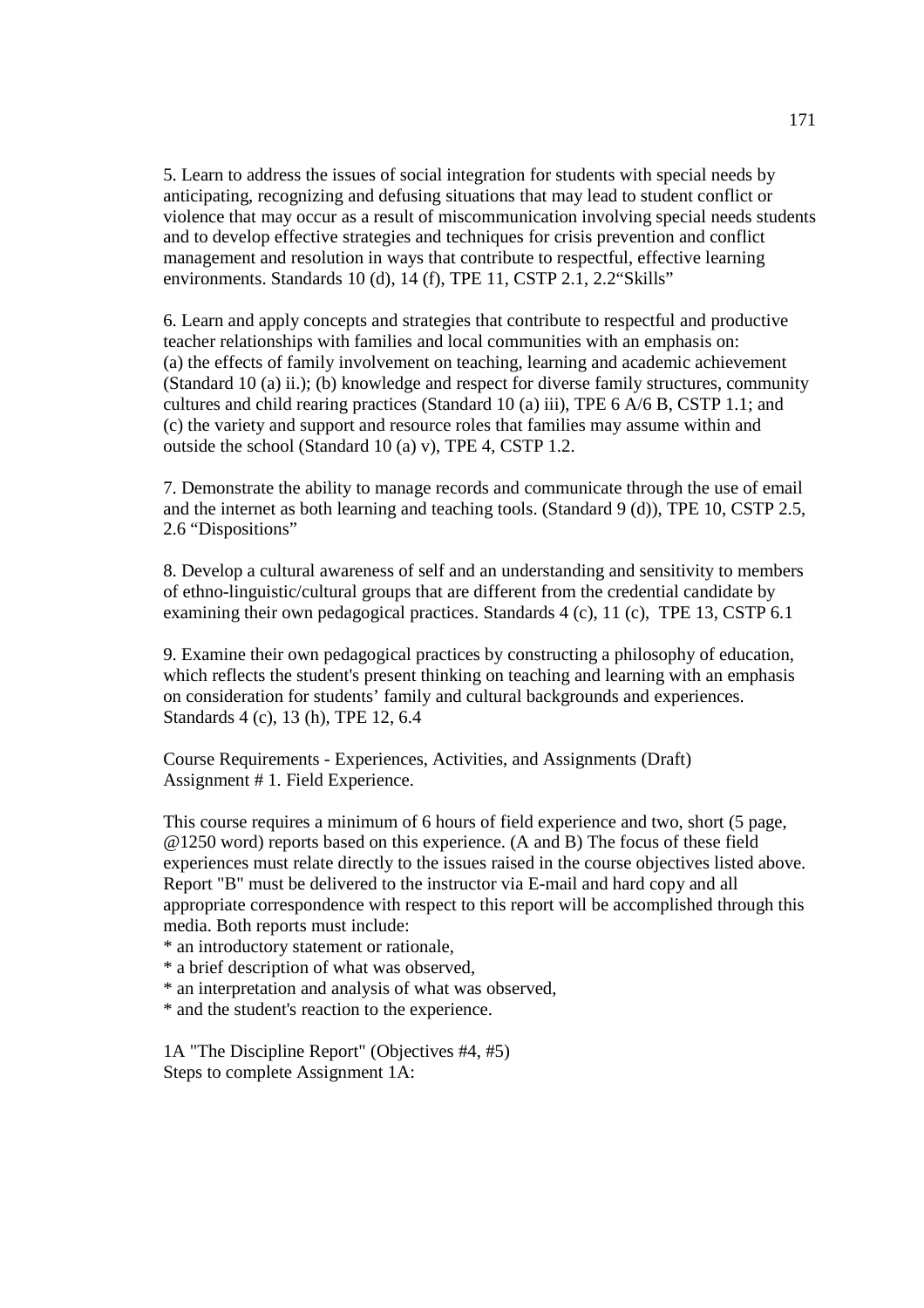5. Learn to address the issues of social integration for students with special needs by anticipating, recognizing and defusing situations that may lead to student conflict or violence that may occur as a result of miscommunication involving special needs students and to develop effective strategies and techniques for crisis prevention and conflict management and resolution in ways that contribute to respectful, effective learning environments. Standards 10 (d), 14 (f), TPE 11, CSTP 2.1, 2.2"Skills"

6. Learn and apply concepts and strategies that contribute to respectful and productive teacher relationships with families and local communities with an emphasis on:
(a) the effects of family involvement on teaching, learning and academic achievement (Standard 10 (a) ii.); (b) knowledge and respect for diverse family structures, community cultures and child rearing practices (Standard 10 (a) iii), TPE 6 A/6 B, CSTP 1.1; and (c) the variety and support and resource roles that families may assume within and outside the school (Standard 10 (a) v), TPE 4, CSTP 1.2.

7. Demonstrate the ability to manage records and communicate through the use of email and the internet as both learning and teaching tools. (Standard 9 (d)), TPE 10, CSTP 2.5, 2.6 "Dispositions"

8. Develop a cultural awareness of self and an understanding and sensitivity to members of ethno-linguistic/cultural groups that are different from the credential candidate by examining their own pedagogical practices. Standards 4 (c), 11 (c), TPE 13, CSTP 6.1

9. Examine their own pedagogical practices by constructing a philosophy of education, which reflects the student's present thinking on teaching and learning with an emphasis on consideration for students' family and cultural backgrounds and experiences. Standards 4 (c), 13 (h), TPE 12, 6.4

Course Requirements - Experiences, Activities, and Assignments (Draft)
Assignment # 1. Field Experience.

This course requires a minimum of 6 hours of field experience and two, short (5 page, @1250 word) reports based on this experience. (A and B) The focus of these field experiences must relate directly to the issues raised in the course objectives listed above. Report "B" must be delivered to the instructor via E-mail and hard copy and all appropriate correspondence with respect to this report will be accomplished through this media. Both reports must include:

* an introductory statement or rationale,
* a brief description of what was observed,
* an interpretation and analysis of what was observed,
* and the student's reaction to the experience.

1A "The Discipline Report" (Objectives #4, #5)
Steps to complete Assignment 1A: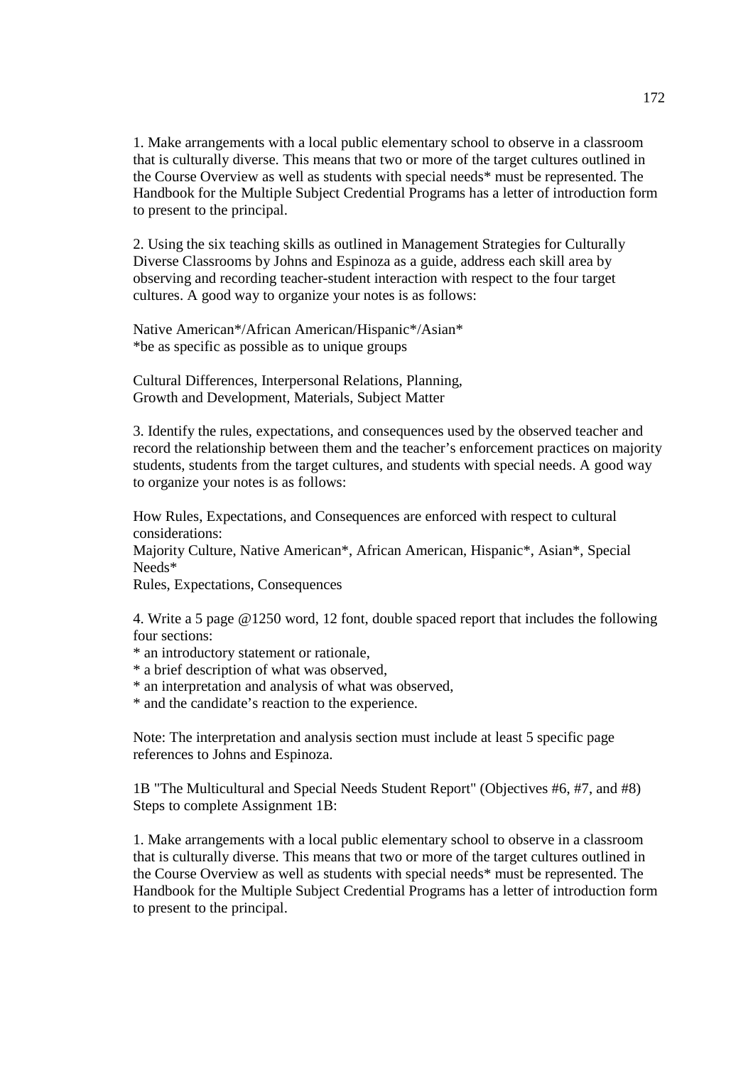1. Make arrangements with a local public elementary school to observe in a classroom that is culturally diverse. This means that two or more of the target cultures outlined in the Course Overview as well as students with special needs* must be represented. The Handbook for the Multiple Subject Credential Programs has a letter of introduction form to present to the principal.

2. Using the six teaching skills as outlined in Management Strategies for Culturally Diverse Classrooms by Johns and Espinoza as a guide, address each skill area by observing and recording teacher-student interaction with respect to the four target cultures. A good way to organize your notes is as follows:

Native American*/African American/Hispanic*/Asian*
*be as specific as possible as to unique groups

Cultural Differences, Interpersonal Relations, Planning,
Growth and Development, Materials, Subject Matter

3. Identify the rules, expectations, and consequences used by the observed teacher and record the relationship between them and the teacher's enforcement practices on majority students, students from the target cultures, and students with special needs. A good way to organize your notes is as follows:

How Rules, Expectations, and Consequences are enforced with respect to cultural considerations:
Majority Culture, Native American*, African American, Hispanic*, Asian*, Special Needs*
Rules, Expectations, Consequences

4. Write a 5 page @1250 word, 12 font, double spaced report that includes the following four sections:
* an introductory statement or rationale,
* a brief description of what was observed,
* an interpretation and analysis of what was observed,
* and the candidate's reaction to the experience.

Note: The interpretation and analysis section must include at least 5 specific page references to Johns and Espinoza.

1B "The Multicultural and Special Needs Student Report" (Objectives #6, #7, and #8)
Steps to complete Assignment 1B:

1. Make arrangements with a local public elementary school to observe in a classroom that is culturally diverse. This means that two or more of the target cultures outlined in the Course Overview as well as students with special needs* must be represented. The Handbook for the Multiple Subject Credential Programs has a letter of introduction form to present to the principal.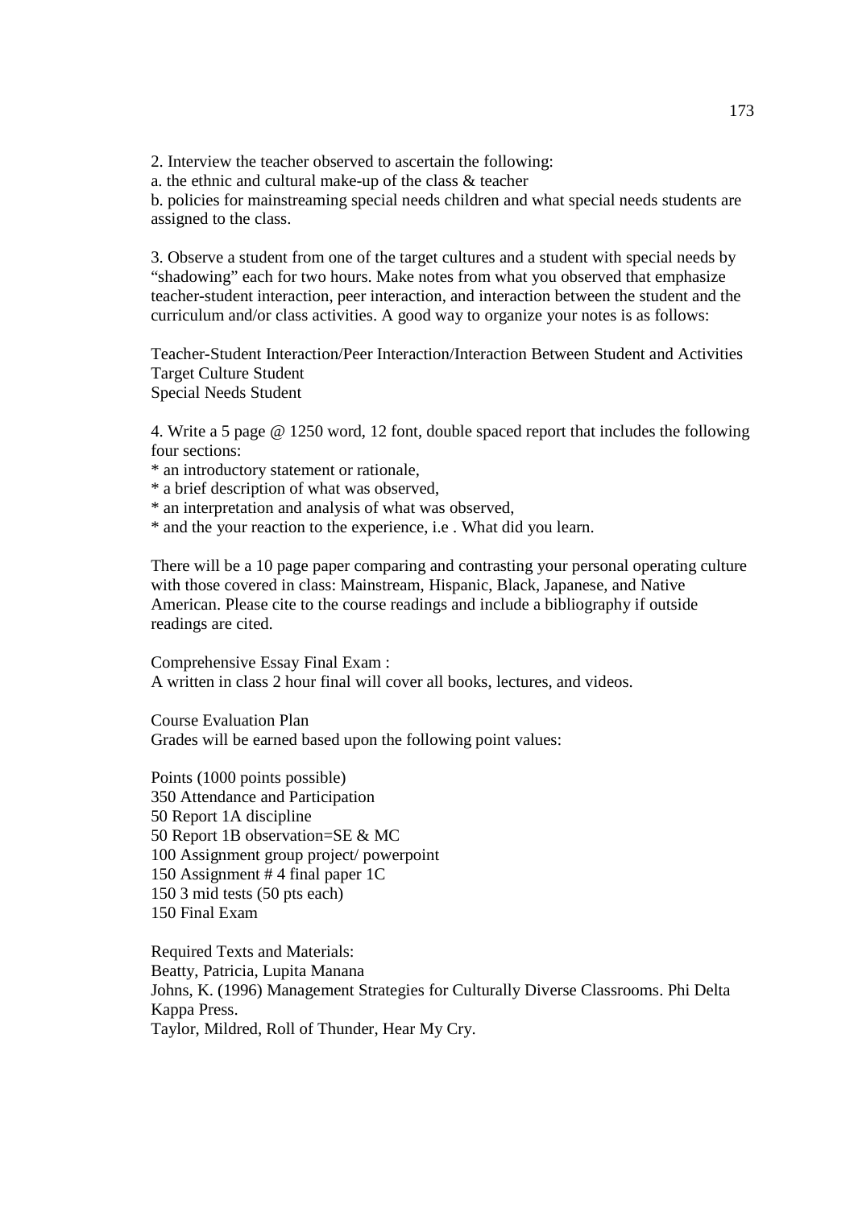2. Interview the teacher observed to ascertain the following:

a. the ethnic and cultural make-up of the class & teacher

b. policies for mainstreaming special needs children and what special needs students are assigned to the class.

3. Observe a student from one of the target cultures and a student with special needs by "shadowing" each for two hours. Make notes from what you observed that emphasize teacher-student interaction, peer interaction, and interaction between the student and the curriculum and/or class activities. A good way to organize your notes is as follows:

Teacher-Student Interaction/Peer Interaction/Interaction Between Student and Activities
Target Culture Student
Special Needs Student

4. Write a 5 page @ 1250 word, 12 font, double spaced report that includes the following four sections:

* an introductory statement or rationale,
* a brief description of what was observed,
* an interpretation and analysis of what was observed,
* and the your reaction to the experience, i.e . What did you learn.

There will be a 10 page paper comparing and contrasting your personal operating culture with those covered in class: Mainstream, Hispanic, Black, Japanese, and Native American. Please cite to the course readings and include a bibliography if outside readings are cited.

Comprehensive Essay Final Exam :
A written in class 2 hour final will cover all books, lectures, and videos.

Course Evaluation Plan
Grades will be earned based upon the following point values:

Points (1000 points possible)
350 Attendance and Participation
50 Report 1A discipline
50 Report 1B observation=SE & MC
100 Assignment group project/ powerpoint
150 Assignment # 4 final paper 1C
150 3 mid tests (50 pts each)
150 Final Exam

Required Texts and Materials:
Beatty, Patricia, Lupita Manana
Johns, K. (1996) Management Strategies for Culturally Diverse Classrooms. Phi Delta Kappa Press.
Taylor, Mildred, Roll of Thunder, Hear My Cry.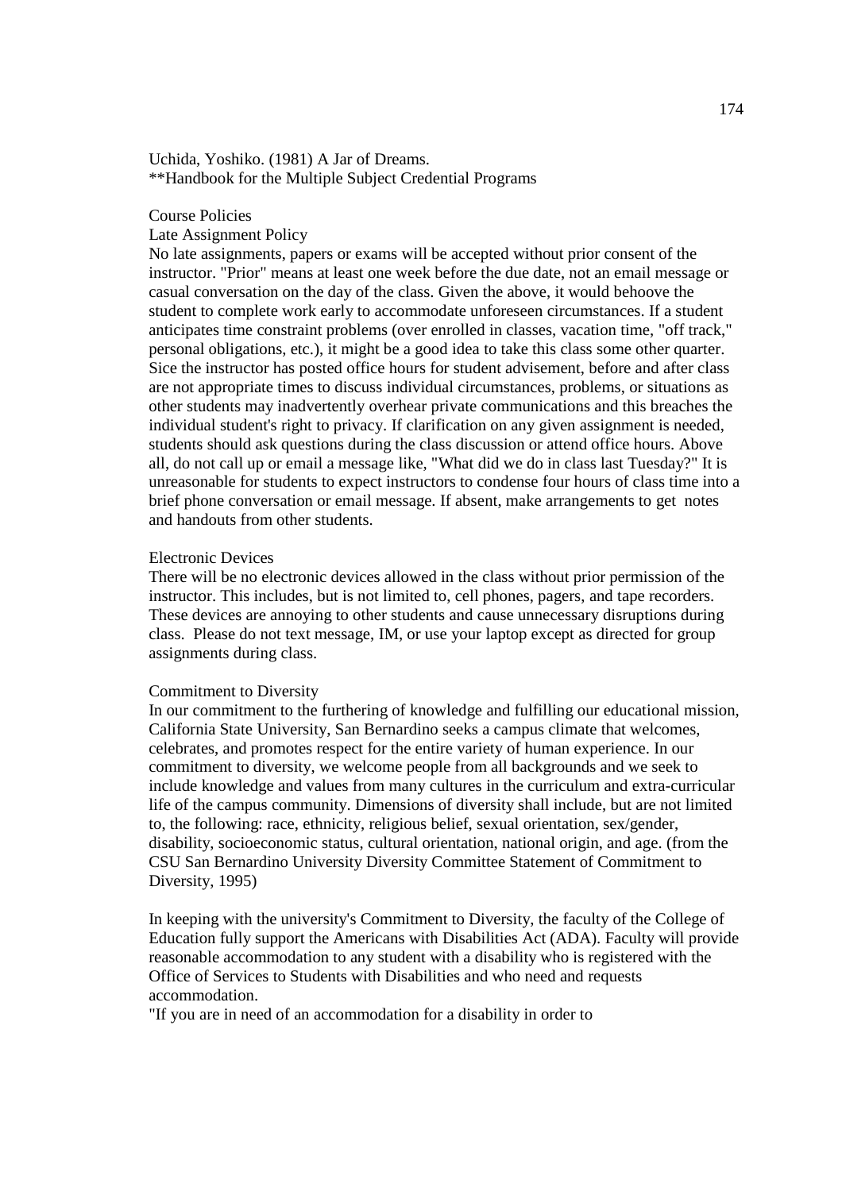Uchida, Yoshiko. (1981) A Jar of Dreams.
**Handbook for the Multiple Subject Credential Programs

Course Policies

Late Assignment Policy

No late assignments, papers or exams will be accepted without prior consent of the instructor. "Prior" means at least one week before the due date, not an email message or casual conversation on the day of the class. Given the above, it would behoove the student to complete work early to accommodate unforeseen circumstances. If a student anticipates time constraint problems (over enrolled in classes, vacation time, "off track," personal obligations, etc.), it might be a good idea to take this class some other quarter. Sice the instructor has posted office hours for student advisement, before and after class are not appropriate times to discuss individual circumstances, problems, or situations as other students may inadvertently overhear private communications and this breaches the individual student's right to privacy. If clarification on any given assignment is needed, students should ask questions during the class discussion or attend office hours. Above all, do not call up or email a message like, "What did we do in class last Tuesday?" It is unreasonable for students to expect instructors to condense four hours of class time into a brief phone conversation or email message. If absent, make arrangements to get notes and handouts from other students.

Electronic Devices

There will be no electronic devices allowed in the class without prior permission of the instructor. This includes, but is not limited to, cell phones, pagers, and tape recorders. These devices are annoying to other students and cause unnecessary disruptions during class. Please do not text message, IM, or use your laptop except as directed for group assignments during class.

Commitment to Diversity

In our commitment to the furthering of knowledge and fulfilling our educational mission, California State University, San Bernardino seeks a campus climate that welcomes, celebrates, and promotes respect for the entire variety of human experience. In our commitment to diversity, we welcome people from all backgrounds and we seek to include knowledge and values from many cultures in the curriculum and extra-curricular life of the campus community. Dimensions of diversity shall include, but are not limited to, the following: race, ethnicity, religious belief, sexual orientation, sex/gender, disability, socioeconomic status, cultural orientation, national origin, and age. (from the CSU San Bernardino University Diversity Committee Statement of Commitment to Diversity, 1995)

In keeping with the university's Commitment to Diversity, the faculty of the College of Education fully support the Americans with Disabilities Act (ADA). Faculty will provide reasonable accommodation to any student with a disability who is registered with the Office of Services to Students with Disabilities and who need and requests accommodation.

"If you are in need of an accommodation for a disability in order to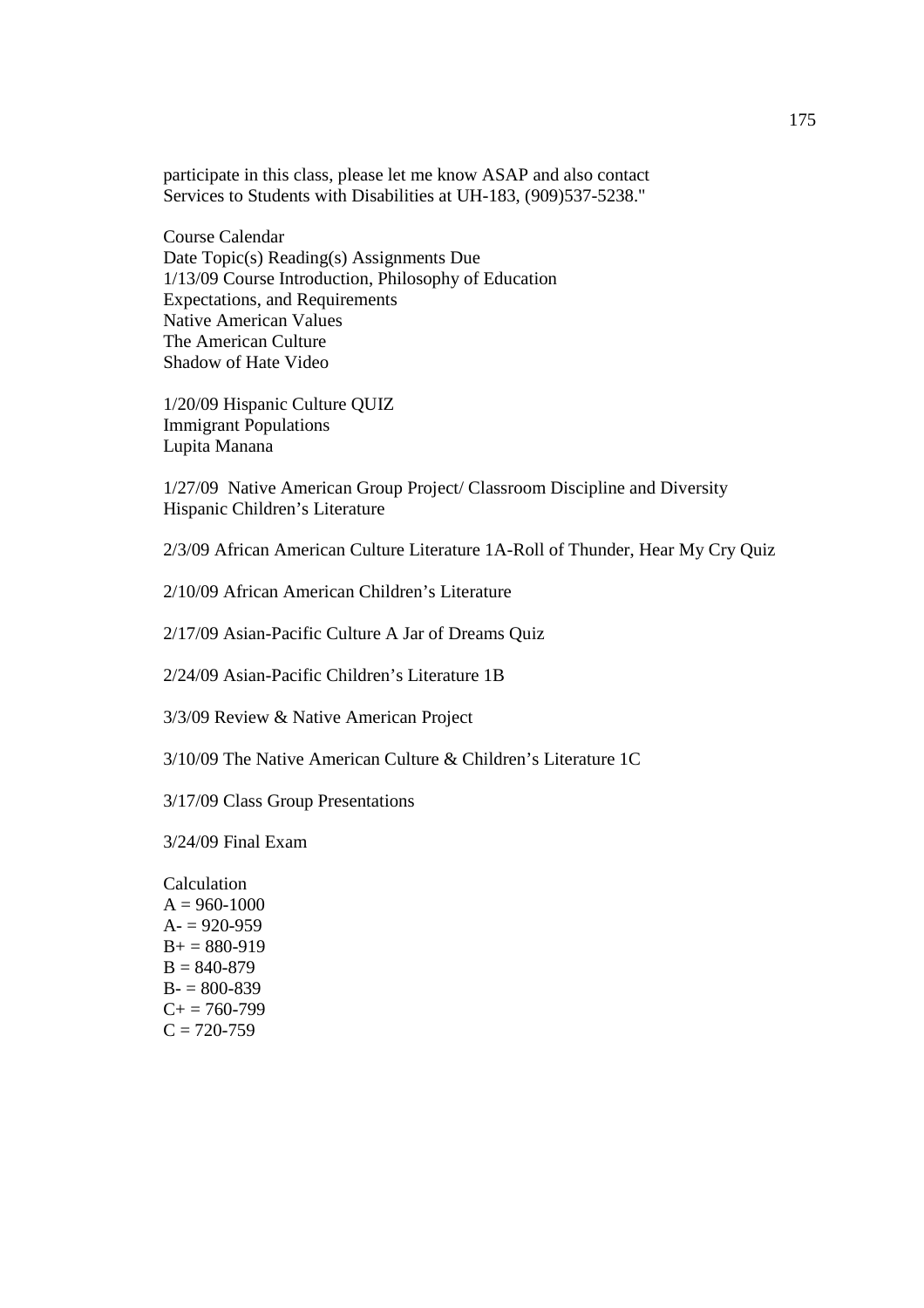participate in this class, please let me know ASAP and also contact Services to Students with Disabilities at UH-183, (909)537-5238."

Course Calendar
Date Topic(s) Reading(s) Assignments Due
1/13/09 Course Introduction, Philosophy of Education
Expectations, and Requirements
Native American Values
The American Culture
Shadow of Hate Video

1/20/09 Hispanic Culture QUIZ
Immigrant Populations
Lupita Manana

1/27/09 Native American Group Project/ Classroom Discipline and Diversity
Hispanic Children's Literature

2/3/09 African American Culture Literature 1A-Roll of Thunder, Hear My Cry Quiz

2/10/09 African American Children's Literature

2/17/09 Asian-Pacific Culture A Jar of Dreams Quiz

2/24/09 Asian-Pacific Children's Literature 1B

3/3/09 Review & Native American Project

3/10/09 The Native American Culture & Children's Literature 1C

3/17/09 Class Group Presentations

3/24/09 Final Exam

Calculation
A = 960-1000
A- = 920-959
B+ = 880-919
B = 840-879
B- = 800-839
C+ = 760-799
C = 720-759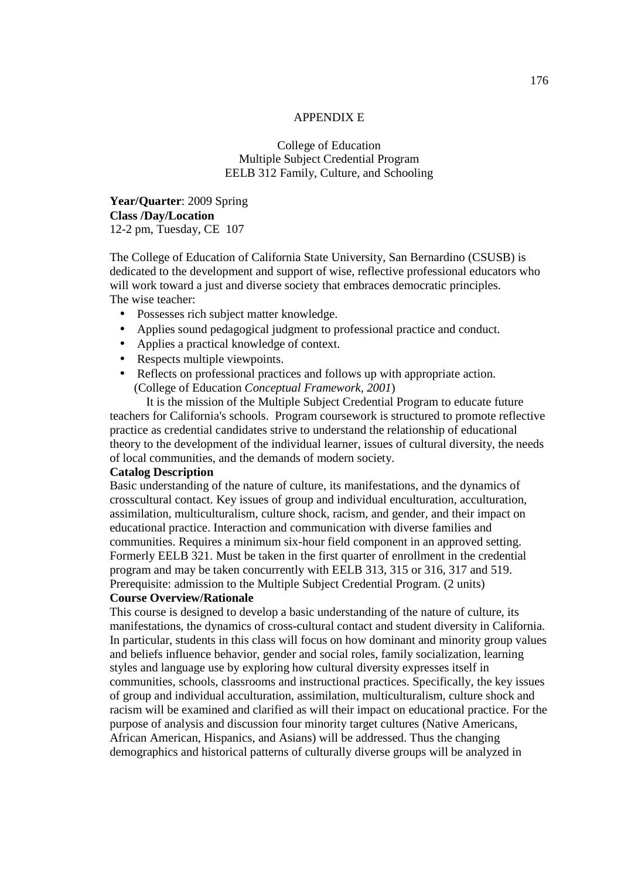APPENDIX E

College of Education
Multiple Subject Credential Program
EELB 312 Family, Culture, and Schooling

**Year/Quarter**: 2009 Spring
**Class /Day/Location**
12-2 pm, Tuesday, CE 107

The College of Education of California State University, San Bernardino (CSUSB) is dedicated to the development and support of wise, reflective professional educators who will work toward a just and diverse society that embraces democratic principles.
The wise teacher:

- Possesses rich subject matter knowledge.
- Applies sound pedagogical judgment to professional practice and conduct.
- Applies a practical knowledge of context.
- Respects multiple viewpoints.
- Reflects on professional practices and follows up with appropriate action.
  (College of Education *Conceptual Framework, 2001*)

It is the mission of the Multiple Subject Credential Program to educate future teachers for California's schools. Program coursework is structured to promote reflective practice as credential candidates strive to understand the relationship of educational theory to the development of the individual learner, issues of cultural diversity, the needs of local communities, and the demands of modern society.

**Catalog Description**

Basic understanding of the nature of culture, its manifestations, and the dynamics of crosscultural contact. Key issues of group and individual enculturation, acculturation, assimilation, multiculturalism, culture shock, racism, and gender, and their impact on educational practice. Interaction and communication with diverse families and communities. Requires a minimum six-hour field component in an approved setting. Formerly EELB 321. Must be taken in the first quarter of enrollment in the credential program and may be taken concurrently with EELB 313, 315 or 316, 317 and 519. Prerequisite: admission to the Multiple Subject Credential Program. (2 units)

**Course Overview/Rationale**

This course is designed to develop a basic understanding of the nature of culture, its manifestations, the dynamics of cross-cultural contact and student diversity in California. In particular, students in this class will focus on how dominant and minority group values and beliefs influence behavior, gender and social roles, family socialization, learning styles and language use by exploring how cultural diversity expresses itself in communities, schools, classrooms and instructional practices. Specifically, the key issues of group and individual acculturation, assimilation, multiculturalism, culture shock and racism will be examined and clarified as will their impact on educational practice. For the purpose of analysis and discussion four minority target cultures (Native Americans, African American, Hispanics, and Asians) will be addressed. Thus the changing demographics and historical patterns of culturally diverse groups will be analyzed in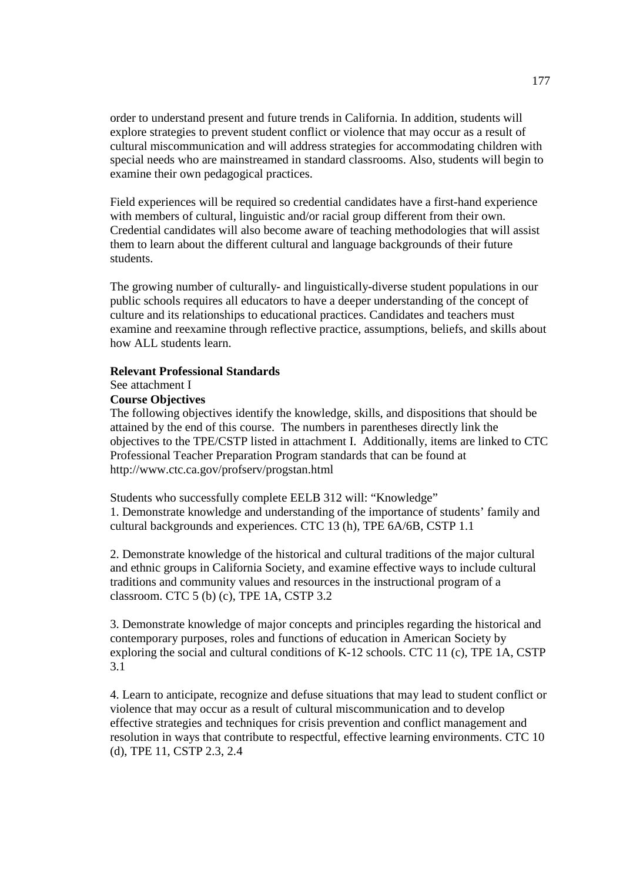order to understand present and future trends in California. In addition, students will explore strategies to prevent student conflict or violence that may occur as a result of cultural miscommunication and will address strategies for accommodating children with special needs who are mainstreamed in standard classrooms. Also, students will begin to examine their own pedagogical practices.

Field experiences will be required so credential candidates have a first-hand experience with members of cultural, linguistic and/or racial group different from their own. Credential candidates will also become aware of teaching methodologies that will assist them to learn about the different cultural and language backgrounds of their future students.

The growing number of culturally- and linguistically-diverse student populations in our public schools requires all educators to have a deeper understanding of the concept of culture and its relationships to educational practices. Candidates and teachers must examine and reexamine through reflective practice, assumptions, beliefs, and skills about how ALL students learn.

**Relevant Professional Standards**

See attachment I

**Course Objectives**

The following objectives identify the knowledge, skills, and dispositions that should be attained by the end of this course. The numbers in parentheses directly link the objectives to the TPE/CSTP listed in attachment I. Additionally, items are linked to CTC Professional Teacher Preparation Program standards that can be found at http://www.ctc.ca.gov/profserv/progstan.html

Students who successfully complete EELB 312 will: "Knowledge"

1. Demonstrate knowledge and understanding of the importance of students' family and cultural backgrounds and experiences. CTC 13 (h), TPE 6A/6B, CSTP 1.1

2. Demonstrate knowledge of the historical and cultural traditions of the major cultural and ethnic groups in California Society, and examine effective ways to include cultural traditions and community values and resources in the instructional program of a classroom. CTC 5 (b) (c), TPE 1A, CSTP 3.2

3. Demonstrate knowledge of major concepts and principles regarding the historical and contemporary purposes, roles and functions of education in American Society by exploring the social and cultural conditions of K-12 schools. CTC 11 (c), TPE 1A, CSTP 3.1

4. Learn to anticipate, recognize and defuse situations that may lead to student conflict or violence that may occur as a result of cultural miscommunication and to develop effective strategies and techniques for crisis prevention and conflict management and resolution in ways that contribute to respectful, effective learning environments. CTC 10 (d), TPE 11, CSTP 2.3, 2.4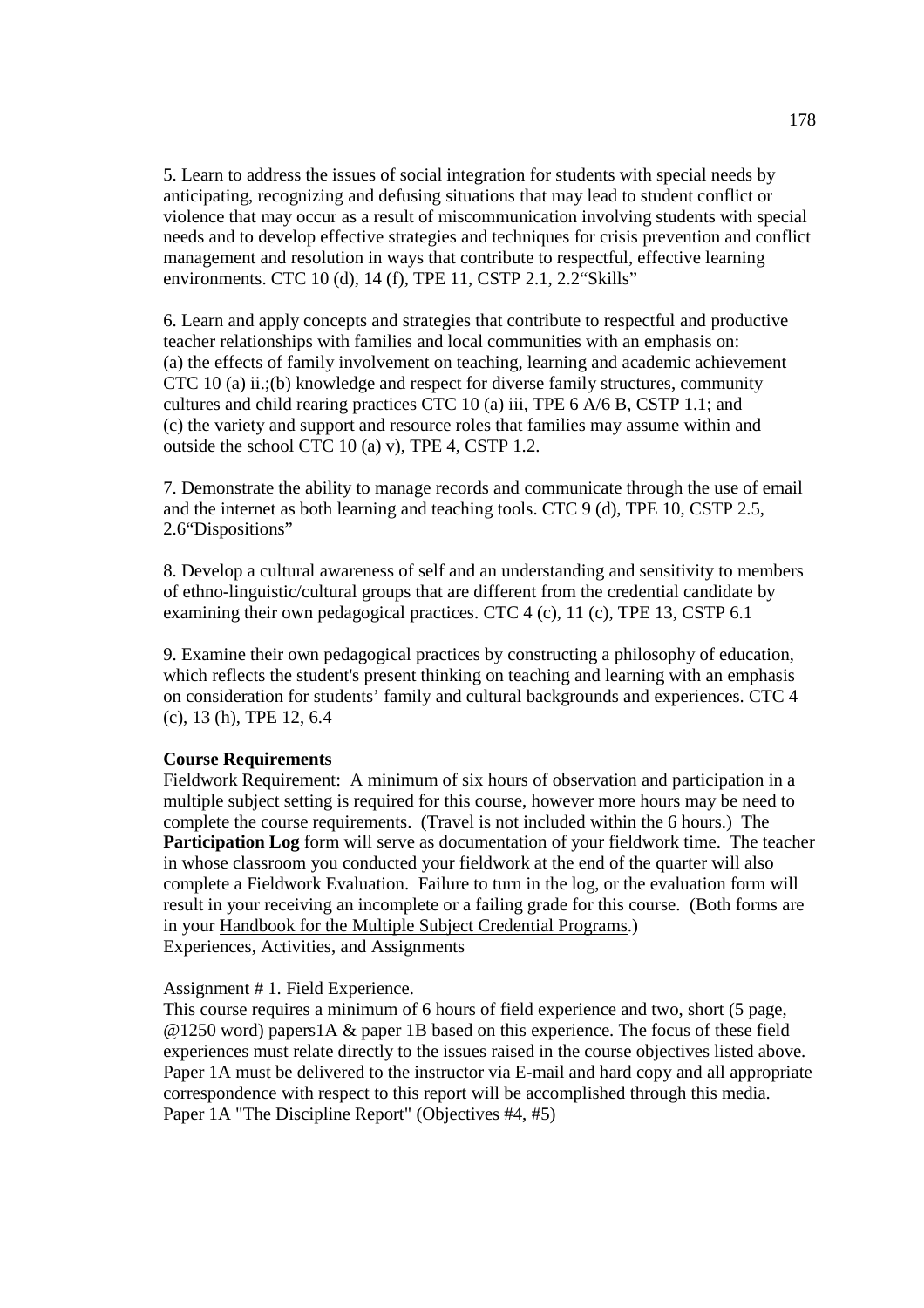5. Learn to address the issues of social integration for students with special needs by anticipating, recognizing and defusing situations that may lead to student conflict or violence that may occur as a result of miscommunication involving students with special needs and to develop effective strategies and techniques for crisis prevention and conflict management and resolution in ways that contribute to respectful, effective learning environments. CTC 10 (d), 14 (f), TPE 11, CSTP 2.1, 2.2"Skills"

6. Learn and apply concepts and strategies that contribute to respectful and productive teacher relationships with families and local communities with an emphasis on:
(a) the effects of family involvement on teaching, learning and academic achievement CTC 10 (a) ii.;(b) knowledge and respect for diverse family structures, community cultures and child rearing practices CTC 10 (a) iii, TPE 6 A/6 B, CSTP 1.1; and
(c) the variety and support and resource roles that families may assume within and outside the school CTC 10 (a) v), TPE 4, CSTP 1.2.

7. Demonstrate the ability to manage records and communicate through the use of email and the internet as both learning and teaching tools. CTC 9 (d), TPE 10, CSTP 2.5, 2.6"Dispositions"

8. Develop a cultural awareness of self and an understanding and sensitivity to members of ethno-linguistic/cultural groups that are different from the credential candidate by examining their own pedagogical practices. CTC 4 (c), 11 (c), TPE 13, CSTP 6.1

9. Examine their own pedagogical practices by constructing a philosophy of education, which reflects the student's present thinking on teaching and learning with an emphasis on consideration for students' family and cultural backgrounds and experiences. CTC 4 (c), 13 (h), TPE 12, 6.4

**Course Requirements**

Fieldwork Requirement: A minimum of six hours of observation and participation in a multiple subject setting is required for this course, however more hours may be need to complete the course requirements. (Travel is not included within the 6 hours.) The **Participation Log** form will serve as documentation of your fieldwork time. The teacher in whose classroom you conducted your fieldwork at the end of the quarter will also complete a Fieldwork Evaluation. Failure to turn in the log, or the evaluation form will result in your receiving an incomplete or a failing grade for this course. (Both forms are in your Handbook for the Multiple Subject Credential Programs.)

Experiences, Activities, and Assignments

Assignment # 1. Field Experience.

This course requires a minimum of 6 hours of field experience and two, short (5 page, @1250 word) papers1A & paper 1B based on this experience. The focus of these field experiences must relate directly to the issues raised in the course objectives listed above. Paper 1A must be delivered to the instructor via E-mail and hard copy and all appropriate correspondence with respect to this report will be accomplished through this media.

Paper 1A "The Discipline Report" (Objectives #4, #5)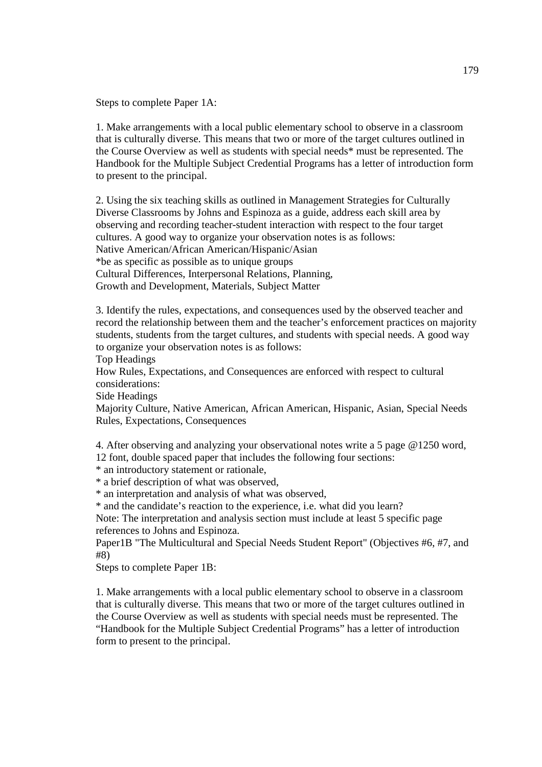Steps to complete Paper 1A:

1. Make arrangements with a local public elementary school to observe in a classroom that is culturally diverse. This means that two or more of the target cultures outlined in the Course Overview as well as students with special needs* must be represented. The Handbook for the Multiple Subject Credential Programs has a letter of introduction form to present to the principal.

2. Using the six teaching skills as outlined in Management Strategies for Culturally Diverse Classrooms by Johns and Espinoza as a guide, address each skill area by observing and recording teacher-student interaction with respect to the four target cultures. A good way to organize your observation notes is as follows:
Native American/African American/Hispanic/Asian
*be as specific as possible as to unique groups
Cultural Differences, Interpersonal Relations, Planning,
Growth and Development, Materials, Subject Matter

3. Identify the rules, expectations, and consequences used by the observed teacher and record the relationship between them and the teacher's enforcement practices on majority students, students from the target cultures, and students with special needs. A good way to organize your observation notes is as follows:
Top Headings
How Rules, Expectations, and Consequences are enforced with respect to cultural considerations:
Side Headings
Majority Culture, Native American, African American, Hispanic, Asian, Special Needs
Rules, Expectations, Consequences

4. After observing and analyzing your observational notes write a 5 page @1250 word, 12 font, double spaced paper that includes the following four sections:
* an introductory statement or rationale,
* a brief description of what was observed,
* an interpretation and analysis of what was observed,
* and the candidate's reaction to the experience, i.e. what did you learn?

Note: The interpretation and analysis section must include at least 5 specific page references to Johns and Espinoza.

Paper1B "The Multicultural and Special Needs Student Report" (Objectives #6, #7, and #8)

Steps to complete Paper 1B:

1. Make arrangements with a local public elementary school to observe in a classroom that is culturally diverse. This means that two or more of the target cultures outlined in the Course Overview as well as students with special needs must be represented. The "Handbook for the Multiple Subject Credential Programs" has a letter of introduction form to present to the principal.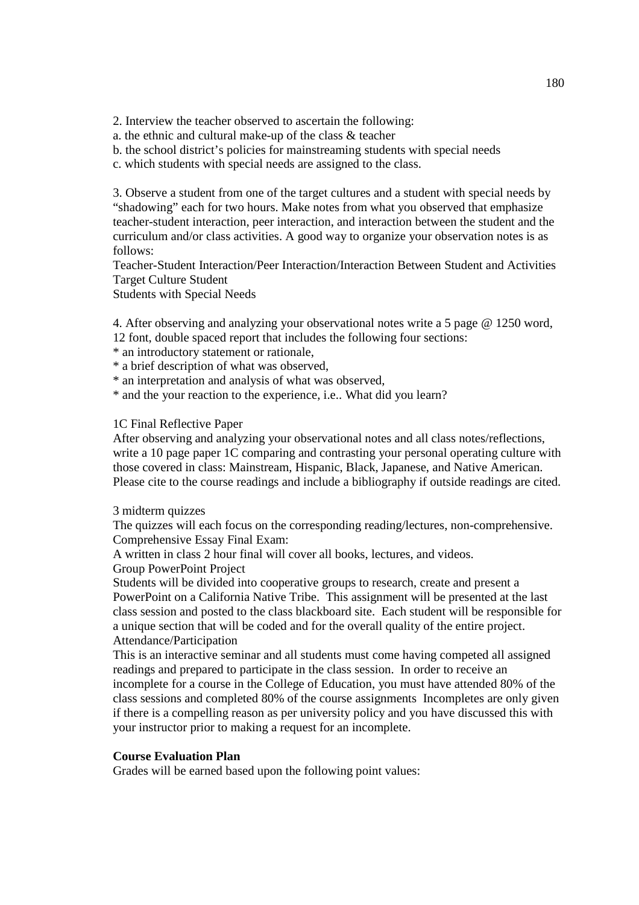2. Interview the teacher observed to ascertain the following:
a. the ethnic and cultural make-up of the class & teacher
b. the school district's policies for mainstreaming students with special needs
c. which students with special needs are assigned to the class.

3. Observe a student from one of the target cultures and a student with special needs by "shadowing" each for two hours. Make notes from what you observed that emphasize teacher-student interaction, peer interaction, and interaction between the student and the curriculum and/or class activities. A good way to organize your observation notes is as follows:
Teacher-Student Interaction/Peer Interaction/Interaction Between Student and Activities
Target Culture Student
Students with Special Needs

4. After observing and analyzing your observational notes write a 5 page @ 1250 word, 12 font, double spaced report that includes the following four sections:
* an introductory statement or rationale,
* a brief description of what was observed,
* an interpretation and analysis of what was observed,
* and the your reaction to the experience, i.e.. What did you learn?

1C Final Reflective Paper
After observing and analyzing your observational notes and all class notes/reflections, write a 10 page paper 1C comparing and contrasting your personal operating culture with those covered in class: Mainstream, Hispanic, Black, Japanese, and Native American. Please cite to the course readings and include a bibliography if outside readings are cited.

3 midterm quizzes
The quizzes will each focus on the corresponding reading/lectures, non-comprehensive.
Comprehensive Essay Final Exam:
A written in class 2 hour final will cover all books, lectures, and videos.
Group PowerPoint Project
Students will be divided into cooperative groups to research, create and present a PowerPoint on a California Native Tribe. This assignment will be presented at the last class session and posted to the class blackboard site. Each student will be responsible for a unique section that will be coded and for the overall quality of the entire project.
Attendance/Participation
This is an interactive seminar and all students must come having competed all assigned readings and prepared to participate in the class session. In order to receive an incomplete for a course in the College of Education, you must have attended 80% of the class sessions and completed 80% of the course assignments Incompletes are only given if there is a compelling reason as per university policy and you have discussed this with your instructor prior to making a request for an incomplete.

**Course Evaluation Plan**
Grades will be earned based upon the following point values: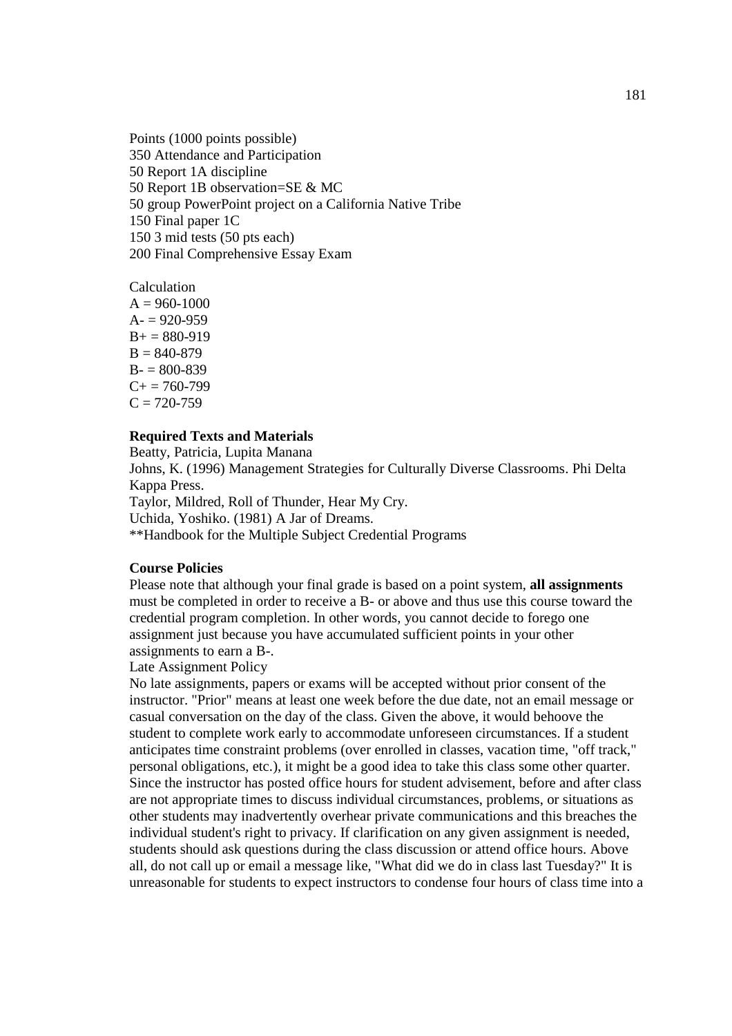Points (1000 points possible)
350 Attendance and Participation
50 Report 1A discipline
50 Report 1B observation=SE & MC
50 group PowerPoint project on a California Native Tribe
150 Final paper 1C
150 3 mid tests (50 pts each)
200 Final Comprehensive Essay Exam

Calculation
A = 960-1000
A- = 920-959
B+ = 880-919
B = 840-879
B- = 800-839
C+ = 760-799
C = 720-759

**Required Texts and Materials**
Beatty, Patricia, Lupita Manana
Johns, K. (1996) Management Strategies for Culturally Diverse Classrooms. Phi Delta Kappa Press.
Taylor, Mildred, Roll of Thunder, Hear My Cry.
Uchida, Yoshiko. (1981) A Jar of Dreams.
**Handbook for the Multiple Subject Credential Programs

**Course Policies**
Please note that although your final grade is based on a point system, **all assignments** must be completed in order to receive a B- or above and thus use this course toward the credential program completion. In other words, you cannot decide to forego one assignment just because you have accumulated sufficient points in your other assignments to earn a B-.
Late Assignment Policy
No late assignments, papers or exams will be accepted without prior consent of the instructor. "Prior" means at least one week before the due date, not an email message or casual conversation on the day of the class. Given the above, it would behoove the student to complete work early to accommodate unforeseen circumstances. If a student anticipates time constraint problems (over enrolled in classes, vacation time, "off track," personal obligations, etc.), it might be a good idea to take this class some other quarter. Since the instructor has posted office hours for student advisement, before and after class are not appropriate times to discuss individual circumstances, problems, or situations as other students may inadvertently overhear private communications and this breaches the individual student's right to privacy. If clarification on any given assignment is needed, students should ask questions during the class discussion or attend office hours. Above all, do not call up or email a message like, "What did we do in class last Tuesday?" It is unreasonable for students to expect instructors to condense four hours of class time into a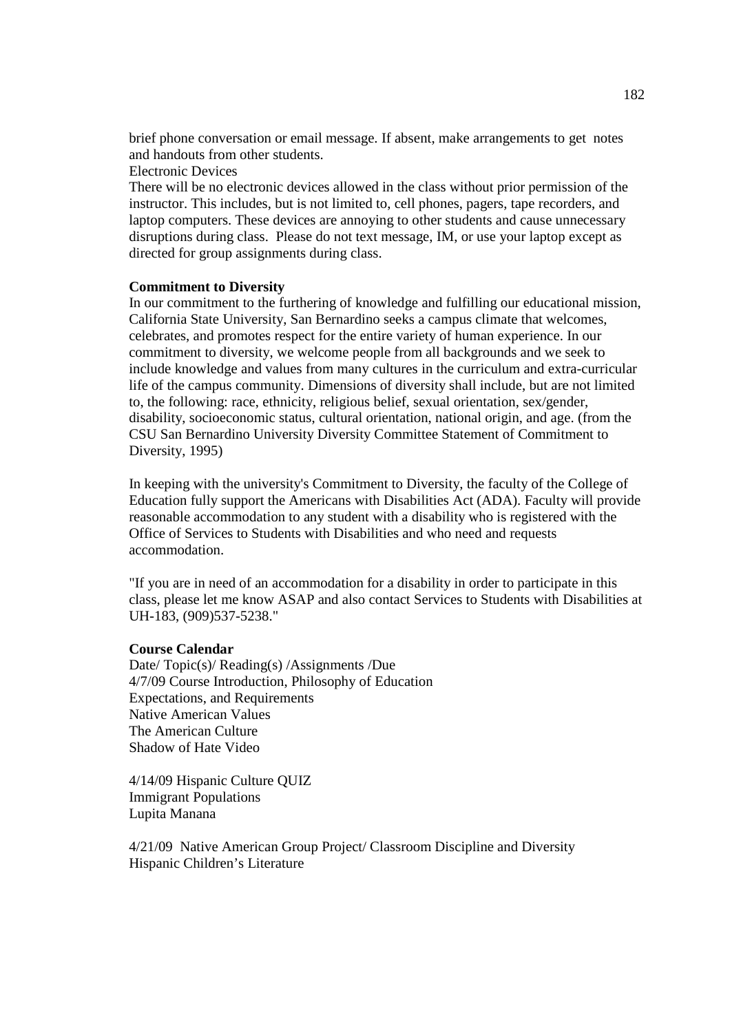brief phone conversation or email message. If absent, make arrangements to get notes and handouts from other students.

Electronic Devices

There will be no electronic devices allowed in the class without prior permission of the instructor. This includes, but is not limited to, cell phones, pagers, tape recorders, and laptop computers. These devices are annoying to other students and cause unnecessary disruptions during class. Please do not text message, IM, or use your laptop except as directed for group assignments during class.

**Commitment to Diversity**

In our commitment to the furthering of knowledge and fulfilling our educational mission, California State University, San Bernardino seeks a campus climate that welcomes, celebrates, and promotes respect for the entire variety of human experience. In our commitment to diversity, we welcome people from all backgrounds and we seek to include knowledge and values from many cultures in the curriculum and extra-curricular life of the campus community. Dimensions of diversity shall include, but are not limited to, the following: race, ethnicity, religious belief, sexual orientation, sex/gender, disability, socioeconomic status, cultural orientation, national origin, and age. (from the CSU San Bernardino University Diversity Committee Statement of Commitment to Diversity, 1995)

In keeping with the university's Commitment to Diversity, the faculty of the College of Education fully support the Americans with Disabilities Act (ADA). Faculty will provide reasonable accommodation to any student with a disability who is registered with the Office of Services to Students with Disabilities and who need and requests accommodation.

"If you are in need of an accommodation for a disability in order to participate in this class, please let me know ASAP and also contact Services to Students with Disabilities at UH-183, (909)537-5238."

**Course Calendar**

Date/ Topic(s)/ Reading(s) /Assignments /Due

4/7/09 Course Introduction, Philosophy of Education
Expectations, and Requirements
Native American Values
The American Culture
Shadow of Hate Video

4/14/09 Hispanic Culture QUIZ
Immigrant Populations
Lupita Manana

4/21/09 Native American Group Project/ Classroom Discipline and Diversity
Hispanic Children's Literature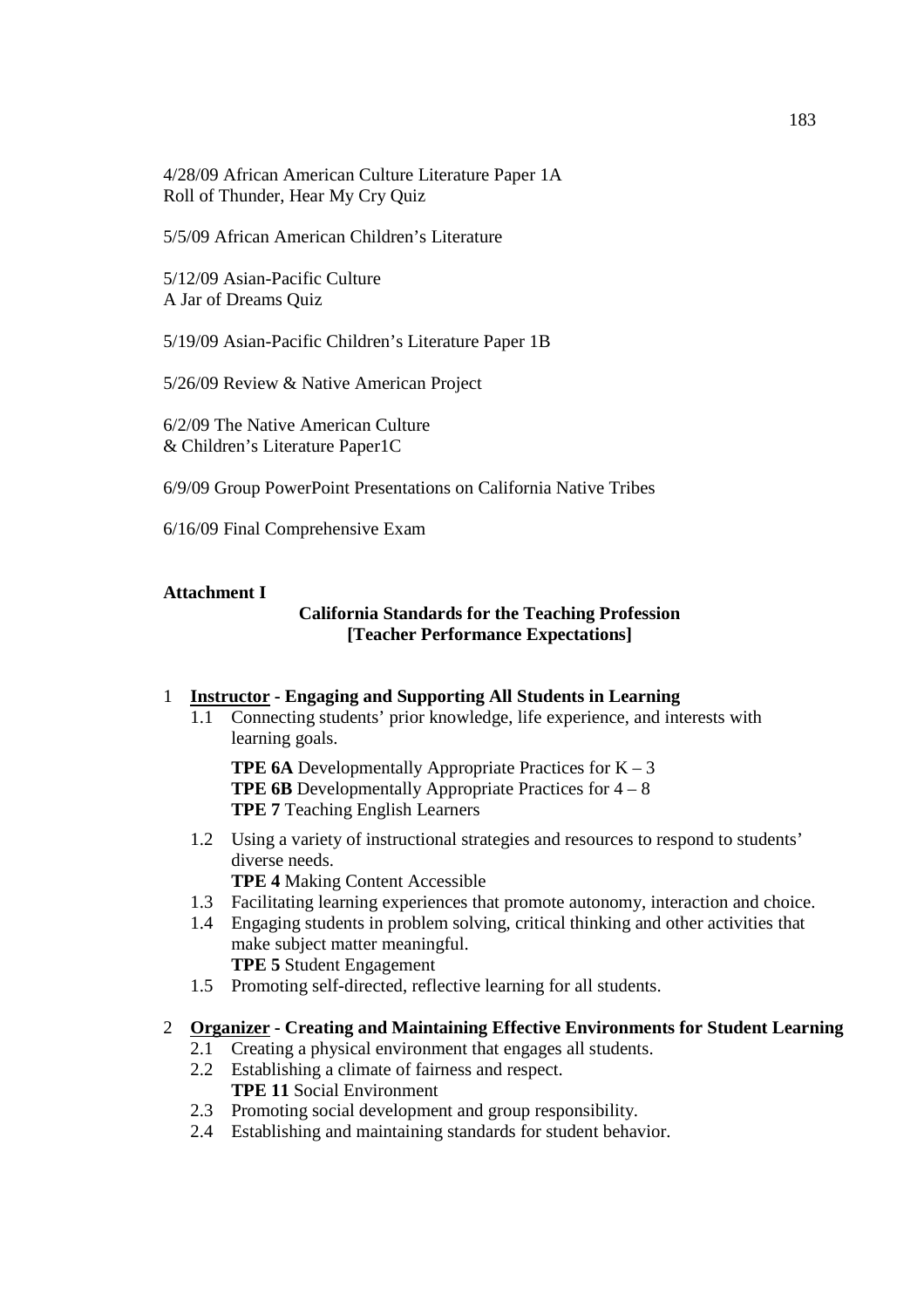4/28/09 African American Culture Literature Paper 1A
Roll of Thunder, Hear My Cry Quiz

5/5/09 African American Children's Literature

5/12/09 Asian-Pacific Culture
A Jar of Dreams Quiz

5/19/09 Asian-Pacific Children's Literature Paper 1B

5/26/09 Review & Native American Project

6/2/09 The Native American Culture
& Children's Literature Paper1C

6/9/09 Group PowerPoint Presentations on California Native Tribes

6/16/09 Final Comprehensive Exam

**Attachment I**

**California Standards for the Teaching Profession**
**[Teacher Performance Expectations]**

1 **Instructor - Engaging and Supporting All Students in Learning**

- 1.1 Connecting students' prior knowledge, life experience, and interests with learning goals.

  **TPE 6A** Developmentally Appropriate Practices for K – 3
  **TPE 6B** Developmentally Appropriate Practices for 4 – 8
  **TPE 7** Teaching English Learners

- 1.2 Using a variety of instructional strategies and resources to respond to students' diverse needs.
  **TPE 4** Making Content Accessible
- 1.3 Facilitating learning experiences that promote autonomy, interaction and choice.
- 1.4 Engaging students in problem solving, critical thinking and other activities that make subject matter meaningful.
  **TPE 5** Student Engagement
- 1.5 Promoting self-directed, reflective learning for all students.

2 **Organizer - Creating and Maintaining Effective Environments for Student Learning**

- 2.1 Creating a physical environment that engages all students.
- 2.2 Establishing a climate of fairness and respect.
  **TPE 11** Social Environment
- 2.3 Promoting social development and group responsibility.
- 2.4 Establishing and maintaining standards for student behavior.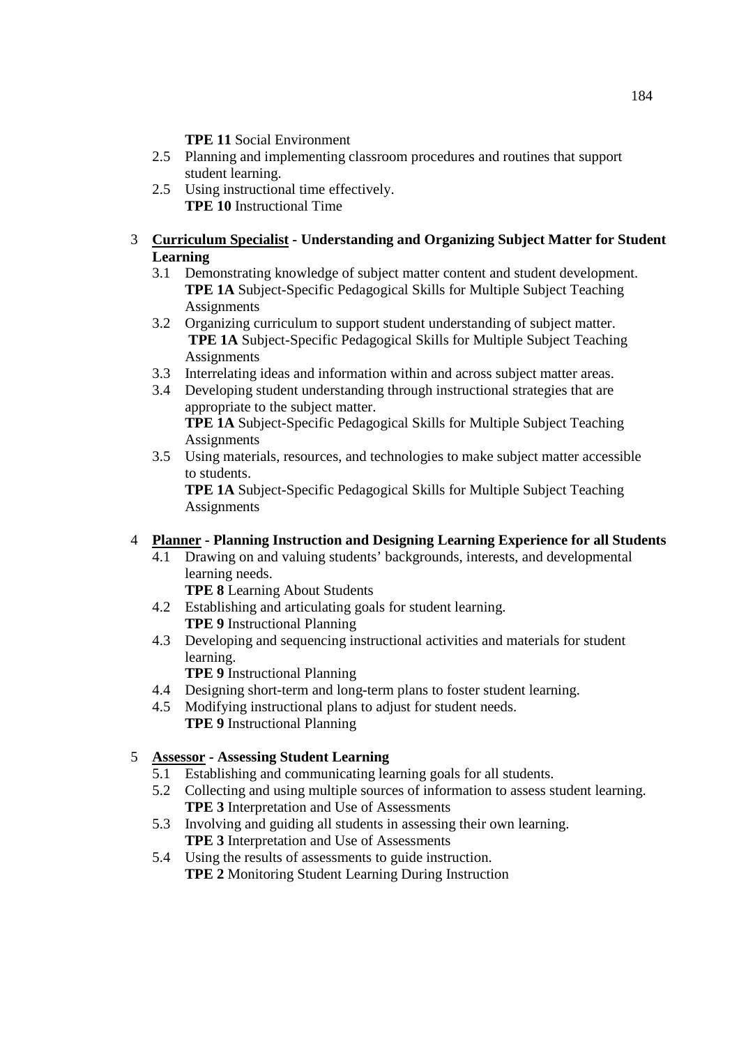**TPE 11** Social Environment

2.5 Planning and implementing classroom procedures and routines that support student learning.

2.5 Using instructional time effectively.
**TPE 10** Instructional Time

3 **<u>Curriculum Specialist</u> - Understanding and Organizing Subject Matter for Student Learning**

3.1 Demonstrating knowledge of subject matter content and student development.
**TPE 1A** Subject-Specific Pedagogical Skills for Multiple Subject Teaching Assignments

3.2 Organizing curriculum to support student understanding of subject matter.
**TPE 1A** Subject-Specific Pedagogical Skills for Multiple Subject Teaching Assignments

3.3 Interrelating ideas and information within and across subject matter areas.

3.4 Developing student understanding through instructional strategies that are appropriate to the subject matter.
**TPE 1A** Subject-Specific Pedagogical Skills for Multiple Subject Teaching Assignments

3.5 Using materials, resources, and technologies to make subject matter accessible to students.
**TPE 1A** Subject-Specific Pedagogical Skills for Multiple Subject Teaching Assignments

4 **<u>Planner</u> - Planning Instruction and Designing Learning Experience for all Students**

4.1 Drawing on and valuing students' backgrounds, interests, and developmental learning needs.
**TPE 8** Learning About Students

4.2 Establishing and articulating goals for student learning.
**TPE 9** Instructional Planning

4.3 Developing and sequencing instructional activities and materials for student learning.
**TPE 9** Instructional Planning

4.4 Designing short-term and long-term plans to foster student learning.

4.5 Modifying instructional plans to adjust for student needs.
**TPE 9** Instructional Planning

5 **<u>Assessor</u> - Assessing Student Learning**

5.1 Establishing and communicating learning goals for all students.

5.2 Collecting and using multiple sources of information to assess student learning.
**TPE 3** Interpretation and Use of Assessments

5.3 Involving and guiding all students in assessing their own learning.
**TPE 3** Interpretation and Use of Assessments

5.4 Using the results of assessments to guide instruction.
**TPE 2** Monitoring Student Learning During Instruction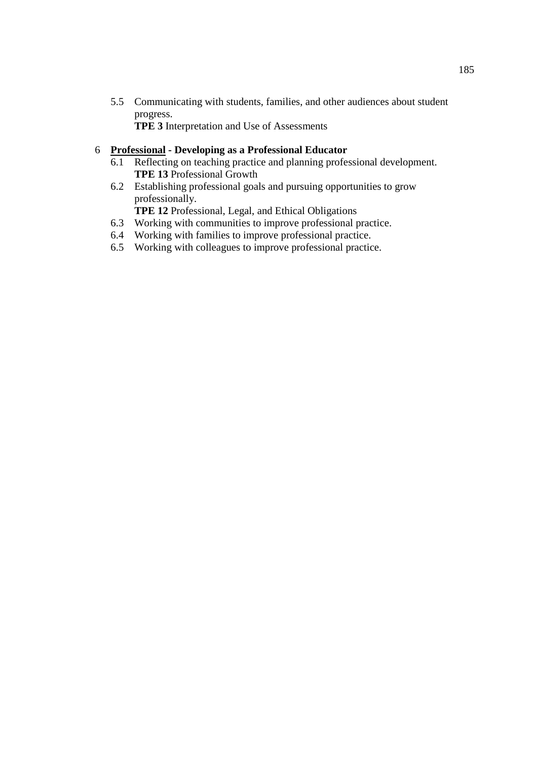5.5 Communicating with students, families, and other audiences about student progress.
**TPE 3** Interpretation and Use of Assessments

6 **Professional - Developing as a Professional Educator**

6.1 Reflecting on teaching practice and planning professional development.
**TPE 13** Professional Growth

6.2 Establishing professional goals and pursuing opportunities to grow professionally.
**TPE 12** Professional, Legal, and Ethical Obligations

6.3 Working with communities to improve professional practice.

6.4 Working with families to improve professional practice.

6.5 Working with colleagues to improve professional practice.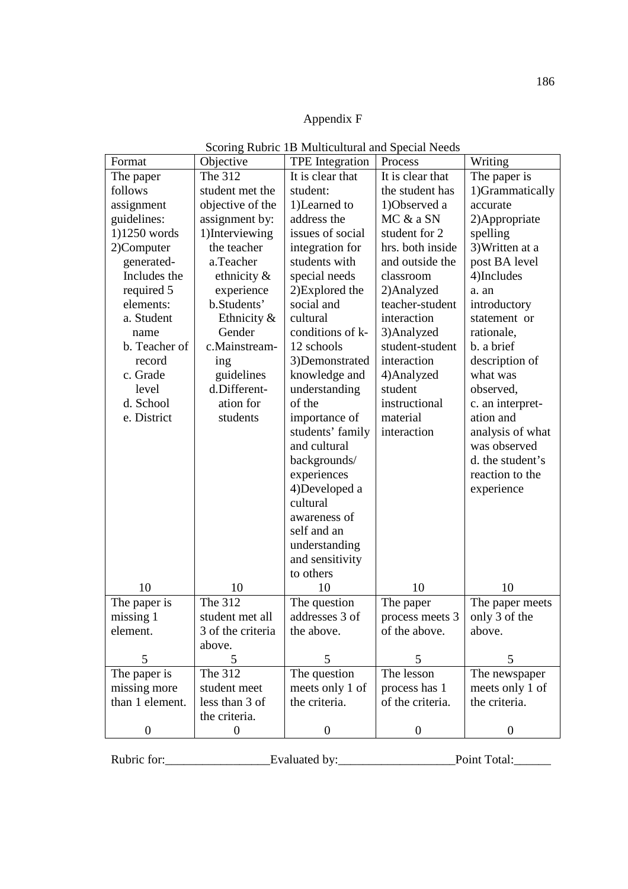# Appendix F

Scoring Rubric 1B Multicultural and Special Needs

| Format | Objective | TPE Integration | Process | Writing |
|---|---|---|---|---|
| The paper follows assignment guidelines: 1)1250 words 2)Computer generated- Includes the required 5 elements: a. Student name b. Teacher of record c. Grade level d. School e. District | The 312 student met the objective of the assignment by: 1)Interviewing the teacher a.Teacher ethnicity & experience b.Students' Ethnicity & Gender c.Mainstream-ing guidelines d.Different-ation for students | It is clear that student: 1)Learned to address the issues of social integration for students with special needs 2)Explored the social and cultural conditions of k-12 schools 3)Demonstrated knowledge and understanding of the importance of students' family and cultural backgrounds/ experiences 4)Developed a cultural awareness of self and an understanding and sensitivity to others | It is clear that the student has 1)Observed a MC & a SN student for 2 hrs. both inside and outside the classroom 2)Analyzed teacher-student interaction 3)Analyzed student-student interaction 4)Analyzed student instructional material interaction | The paper is 1)Grammatically accurate 2)Appropriate spelling 3)Written at a post BA level 4)Includes a. an introductory statement or rationale, b. a brief description of what was observed, c. an interpret-ation and analysis of what was observed d. the student's reaction to the experience |
| 10 | 10 | 10 | 10 | 10 |
| The paper is missing 1 element. | The 312 student met all 3 of the criteria above. | The question addresses 3 of the above. | The paper process meets 3 of the above. | The paper meets only 3 of the above. |
| 5 | 5 | 5 | 5 | 5 |
| The paper is missing more than 1 element. | The 312 student meet less than 3 of the criteria. | The question meets only 1 of the criteria. | The lesson process has 1 of the criteria. | The newspaper meets only 1 of the criteria. |
| 0 | 0 | 0 | 0 | 0 |

Rubric for:_________________Evaluated by:___________________Point Total:______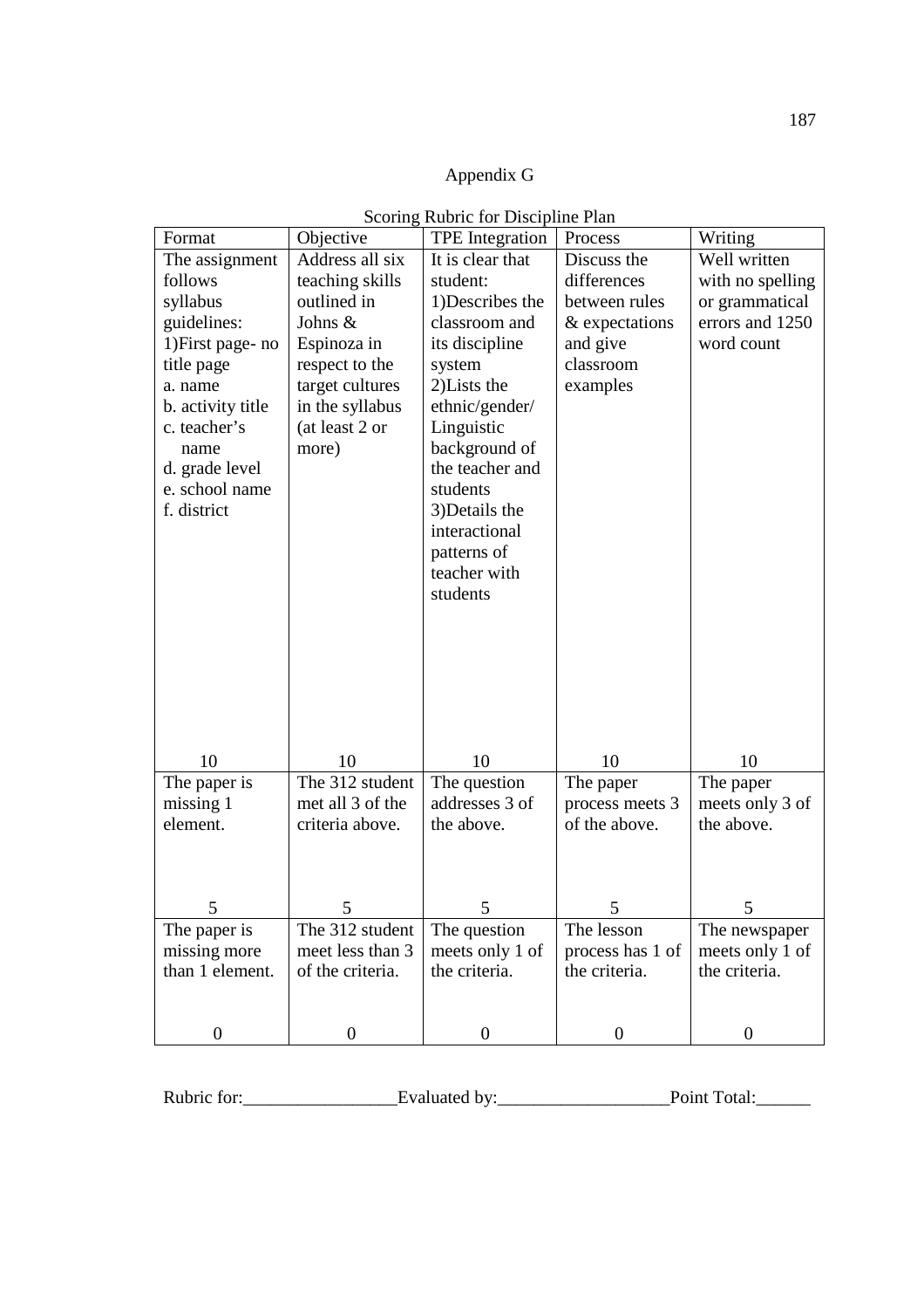Appendix G

Scoring Rubric for Discipline Plan

| Format | Objective | TPE Integration | Process | Writing |
|---|---|---|---|---|
| The assignment follows syllabus guidelines: 1)First page- no title page a. name b. activity title c. teacher's name d. grade level e. school name f. district 10 | Address all six teaching skills outlined in Johns & Espinoza in respect to the target cultures in the syllabus (at least 2 or more) 10 | It is clear that student: 1)Describes the classroom and its discipline system 2)Lists the ethnic/gender/ Linguistic background of the teacher and students 3)Details the interactional patterns of teacher with students 10 | Discuss the differences between rules & expectations and give classroom examples 10 | Well written with no spelling or grammatical errors and 1250 word count 10 |
| The paper is missing 1 element. 5 | The 312 student met all 3 of the criteria above. 5 | The question addresses 3 of the above. 5 | The paper process meets 3 of the above. 5 | The paper meets only 3 of the above. 5 |
| The paper is missing more than 1 element. 0 | The 312 student meet less than 3 of the criteria. 0 | The question meets only 1 of the criteria. 0 | The lesson process has 1 of the criteria. 0 | The newspaper meets only 1 of the criteria. 0 |

Rubric for:_________________Evaluated by:___________________Point Total:______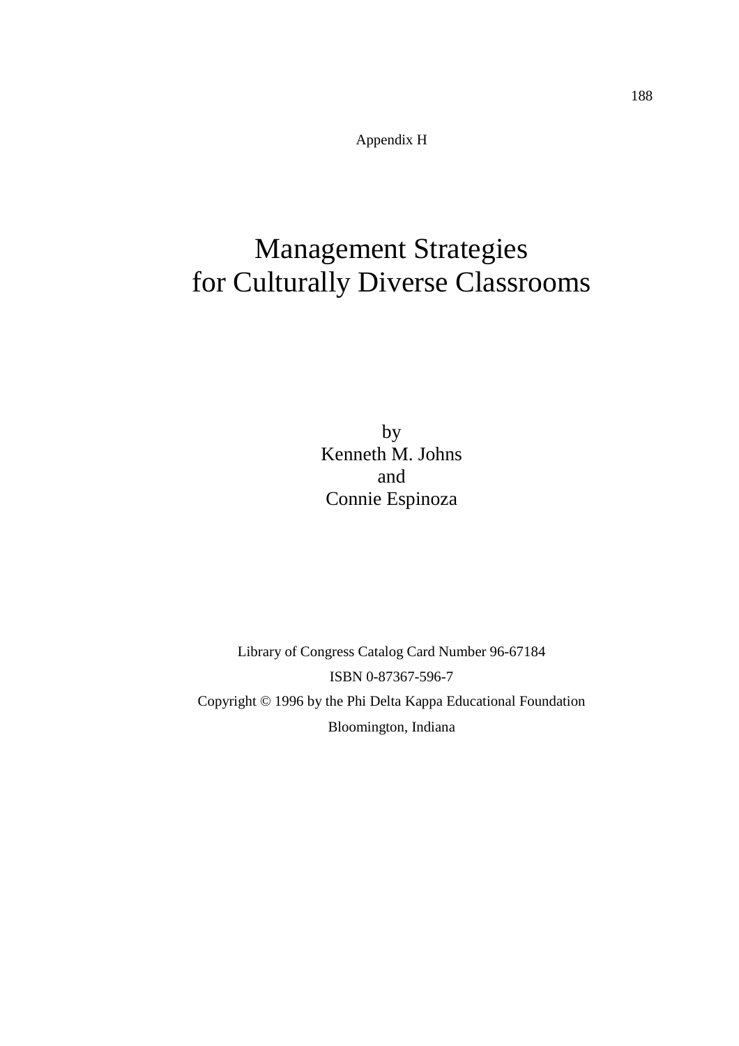Appendix H

# Management Strategies for Culturally Diverse Classrooms

by
Kenneth M. Johns
and
Connie Espinoza

Library of Congress Catalog Card Number 96-67184

ISBN 0-87367-596-7

Copyright © 1996 by the Phi Delta Kappa Educational Foundation

Bloomington, Indiana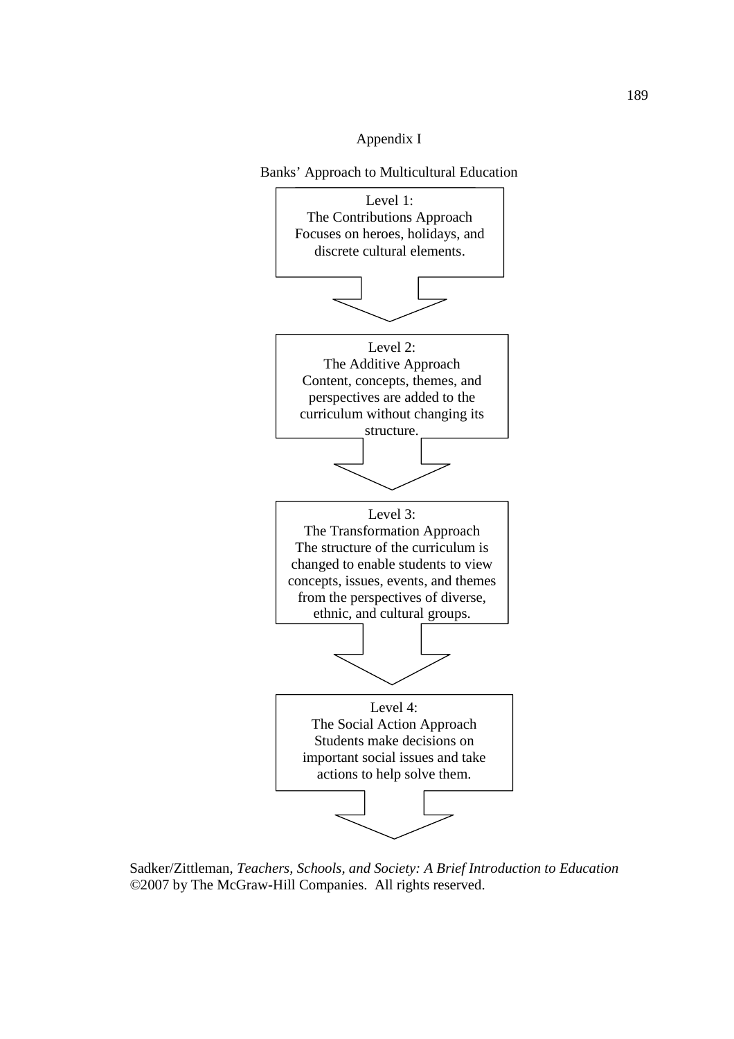Appendix I

Banks' Approach to Multicultural Education

Level 1:
The Contributions Approach
Focuses on heroes, holidays, and discrete cultural elements.

↓

Level 2:
The Additive Approach
Content, concepts, themes, and perspectives are added to the curriculum without changing its structure.

↓

Level 3:
The Transformation Approach
The structure of the curriculum is changed to enable students to view concepts, issues, events, and themes from the perspectives of diverse, ethnic, and cultural groups.

↓

Level 4:
The Social Action Approach
Students make decisions on important social issues and take actions to help solve them.

↓

Sadker/Zittleman, *Teachers, Schools, and Society: A Brief Introduction to Education*
©2007 by The McGraw-Hill Companies. All rights reserved.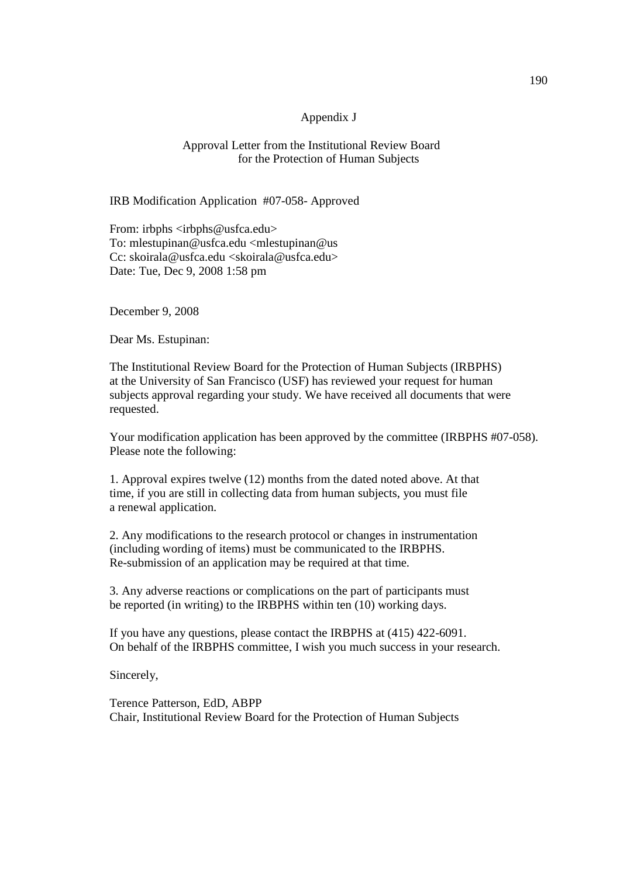## Appendix J

## Approval Letter from the Institutional Review Board for the Protection of Human Subjects

IRB Modification Application #07-058- Approved

From: irbphs <irbphs@usfca.edu>
To: mlestupinan@usfca.edu <mlestupinan@us
Cc: skoirala@usfca.edu <skoirala@usfca.edu>
Date: Tue, Dec 9, 2008 1:58 pm

December 9, 2008

Dear Ms. Estupinan:

The Institutional Review Board for the Protection of Human Subjects (IRBPHS) at the University of San Francisco (USF) has reviewed your request for human subjects approval regarding your study. We have received all documents that were requested.

Your modification application has been approved by the committee (IRBPHS #07-058). Please note the following:

1. Approval expires twelve (12) months from the dated noted above. At that time, if you are still in collecting data from human subjects, you must file a renewal application.

2. Any modifications to the research protocol or changes in instrumentation (including wording of items) must be communicated to the IRBPHS. Re-submission of an application may be required at that time.

3. Any adverse reactions or complications on the part of participants must be reported (in writing) to the IRBPHS within ten (10) working days.

If you have any questions, please contact the IRBPHS at (415) 422-6091. On behalf of the IRBPHS committee, I wish you much success in your research.

Sincerely,

Terence Patterson, EdD, ABPP
Chair, Institutional Review Board for the Protection of Human Subjects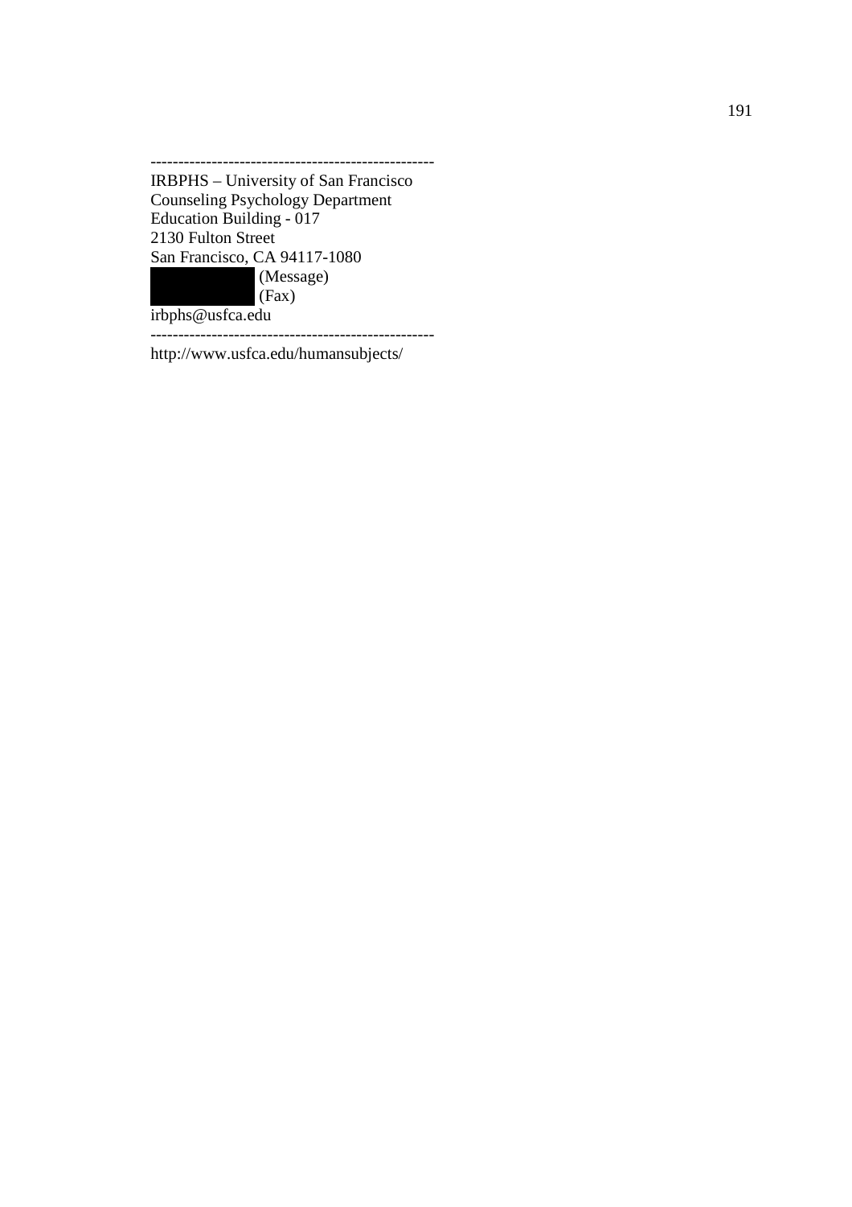---------------------------------------------------
IRBPHS – University of San Francisco
Counseling Psychology Department
Education Building - 017
2130 Fulton Street
San Francisco, CA 94117-1080
(Message)
(Fax)
irbphs@usfca.edu

---------------------------------------------------
http://www.usfca.edu/humansubjects/